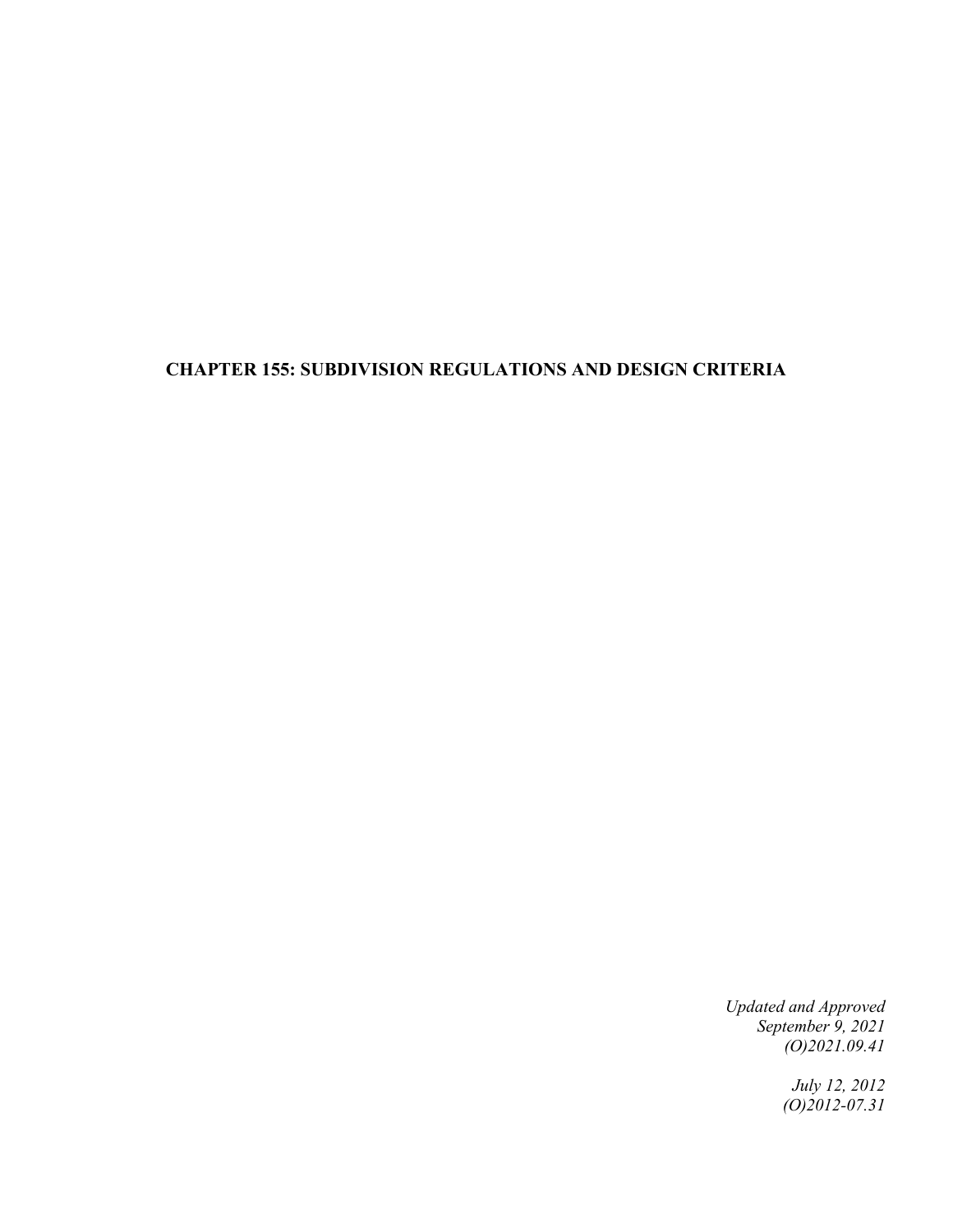# CHAPTER 155: SUBDIVISION REGULATIONS AND DESIGN CRITERIA

*Updated and Approved*
*September 9, 2021*
*(O)2021.09.41*

*July 12, 2012*
*(O)2012-07.31*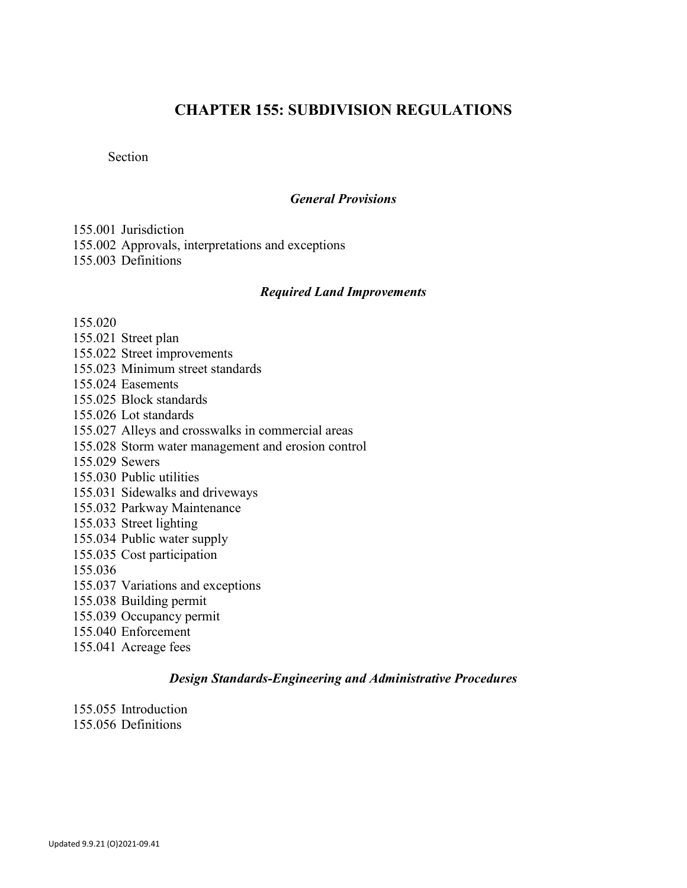# CHAPTER 155: SUBDIVISION REGULATIONS

Section

### *General Provisions*

155.001 Jurisdiction
155.002 Approvals, interpretations and exceptions
155.003 Definitions

### *Required Land Improvements*

155.020
155.021 Street plan
155.022 Street improvements
155.023 Minimum street standards
155.024 Easements
155.025 Block standards
155.026 Lot standards
155.027 Alleys and crosswalks in commercial areas
155.028 Storm water management and erosion control
155.029 Sewers
155.030 Public utilities
155.031 Sidewalks and driveways
155.032 Parkway Maintenance
155.033 Street lighting
155.034 Public water supply
155.035 Cost participation
155.036
155.037 Variations and exceptions
155.038 Building permit
155.039 Occupancy permit
155.040 Enforcement
155.041 Acreage fees

### *Design Standards-Engineering and Administrative Procedures*

155.055 Introduction
155.056 Definitions

Updated 9.9.21 (O)2021-09.41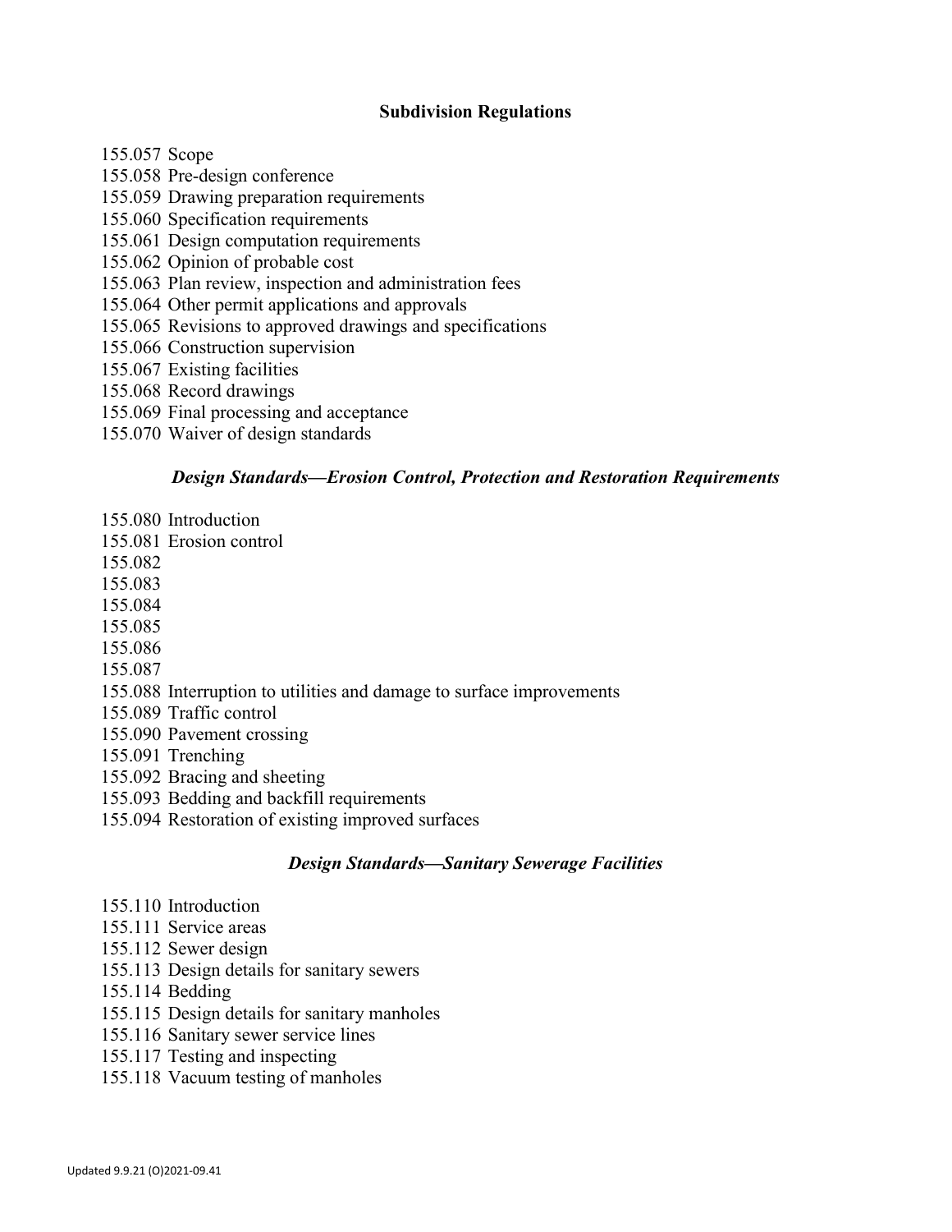**Subdivision Regulations**

155.057 Scope
155.058 Pre-design conference
155.059 Drawing preparation requirements
155.060 Specification requirements
155.061 Design computation requirements
155.062 Opinion of probable cost
155.063 Plan review, inspection and administration fees
155.064 Other permit applications and approvals
155.065 Revisions to approved drawings and specifications
155.066 Construction supervision
155.067 Existing facilities
155.068 Record drawings
155.069 Final processing and acceptance
155.070 Waiver of design standards

***Design Standards—Erosion Control, Protection and Restoration Requirements***

155.080 Introduction
155.081 Erosion control
155.082
155.083
155.084
155.085
155.086
155.087
155.088 Interruption to utilities and damage to surface improvements
155.089 Traffic control
155.090 Pavement crossing
155.091 Trenching
155.092 Bracing and sheeting
155.093 Bedding and backfill requirements
155.094 Restoration of existing improved surfaces

***Design Standards—Sanitary Sewerage Facilities***

155.110 Introduction
155.111 Service areas
155.112 Sewer design
155.113 Design details for sanitary sewers
155.114 Bedding
155.115 Design details for sanitary manholes
155.116 Sanitary sewer service lines
155.117 Testing and inspecting
155.118 Vacuum testing of manholes

Updated 9.9.21 (O)2021-09.41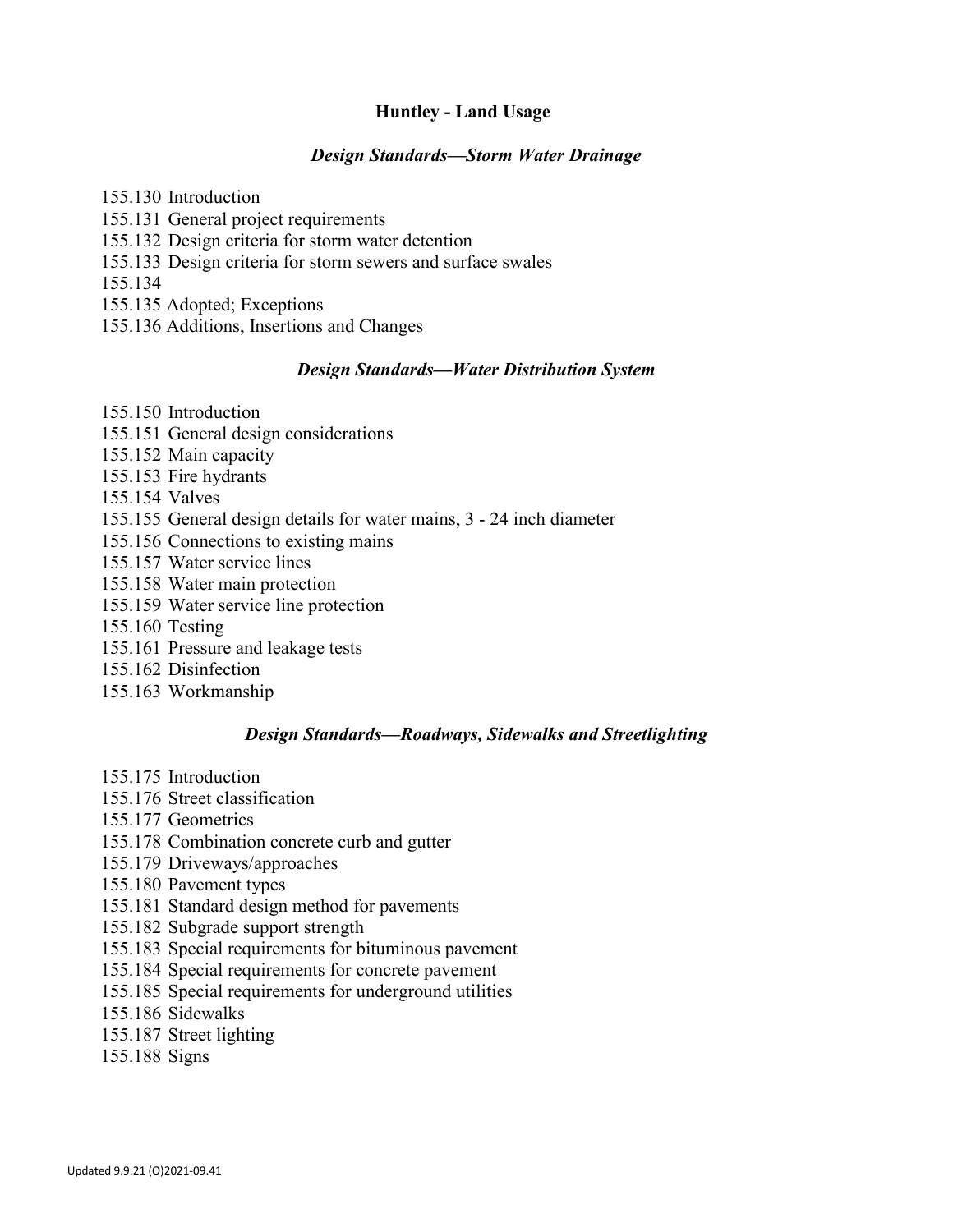# Huntley - Land Usage

## *Design Standards—Storm Water Drainage*

155.130 Introduction
155.131 General project requirements
155.132 Design criteria for storm water detention
155.133 Design criteria for storm sewers and surface swales
155.134
155.135 Adopted; Exceptions
155.136 Additions, Insertions and Changes

## *Design Standards—Water Distribution System*

155.150 Introduction
155.151 General design considerations
155.152 Main capacity
155.153 Fire hydrants
155.154 Valves
155.155 General design details for water mains, 3 - 24 inch diameter
155.156 Connections to existing mains
155.157 Water service lines
155.158 Water main protection
155.159 Water service line protection
155.160 Testing
155.161 Pressure and leakage tests
155.162 Disinfection
155.163 Workmanship

## *Design Standards—Roadways, Sidewalks and Streetlighting*

155.175 Introduction
155.176 Street classification
155.177 Geometrics
155.178 Combination concrete curb and gutter
155.179 Driveways/approaches
155.180 Pavement types
155.181 Standard design method for pavements
155.182 Subgrade support strength
155.183 Special requirements for bituminous pavement
155.184 Special requirements for concrete pavement
155.185 Special requirements for underground utilities
155.186 Sidewalks
155.187 Street lighting
155.188 Signs

Updated 9.9.21 (O)2021-09.41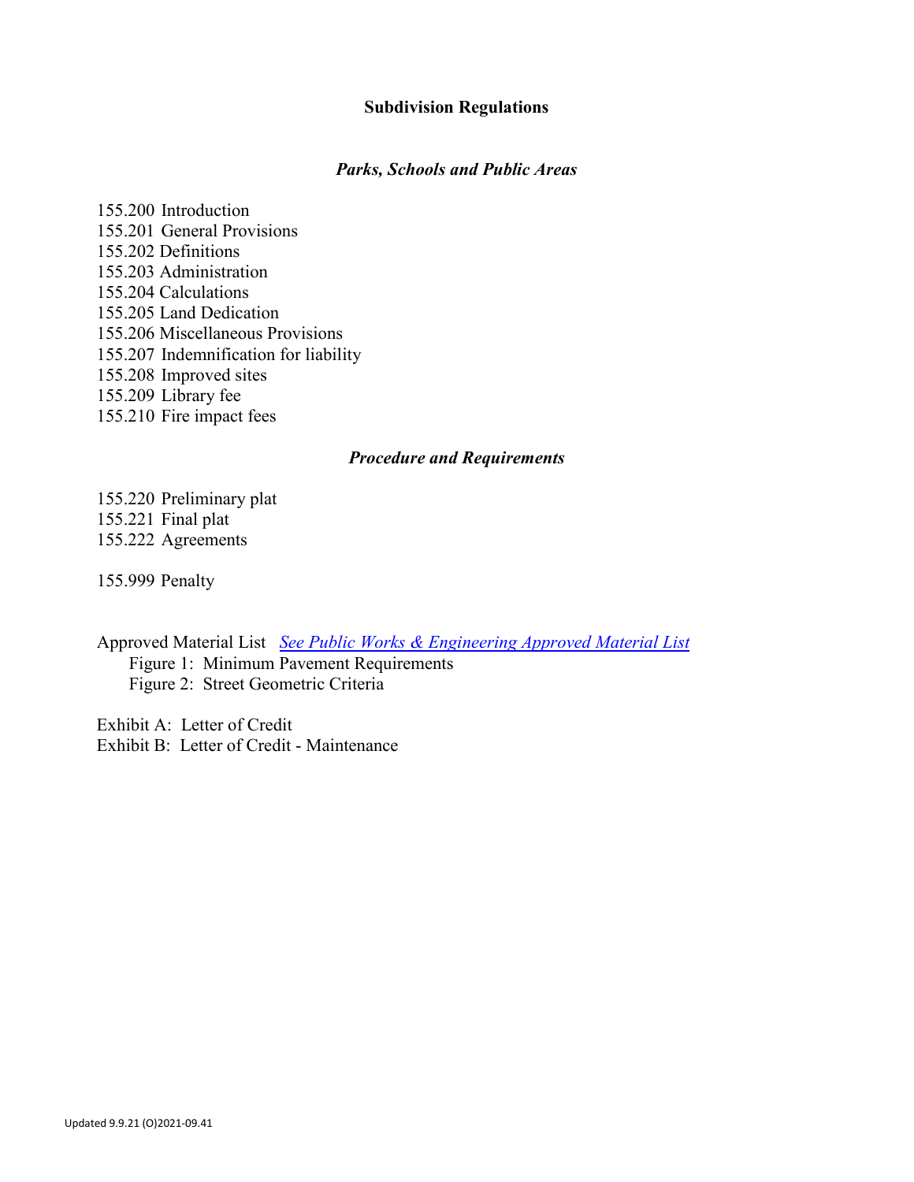# Subdivision Regulations

## *Parks, Schools and Public Areas*

155.200 Introduction
155.201 General Provisions
155.202 Definitions
155.203 Administration
155.204 Calculations
155.205 Land Dedication
155.206 Miscellaneous Provisions
155.207 Indemnification for liability
155.208 Improved sites
155.209 Library fee
155.210 Fire impact fees

## *Procedure and Requirements*

155.220 Preliminary plat
155.221 Final plat
155.222 Agreements

155.999 Penalty

Approved Material List *See Public Works & Engineering Approved Material List*
- Figure 1: Minimum Pavement Requirements
- Figure 2: Street Geometric Criteria

Exhibit A: Letter of Credit
Exhibit B: Letter of Credit - Maintenance

Updated 9.9.21 (O)2021-09.41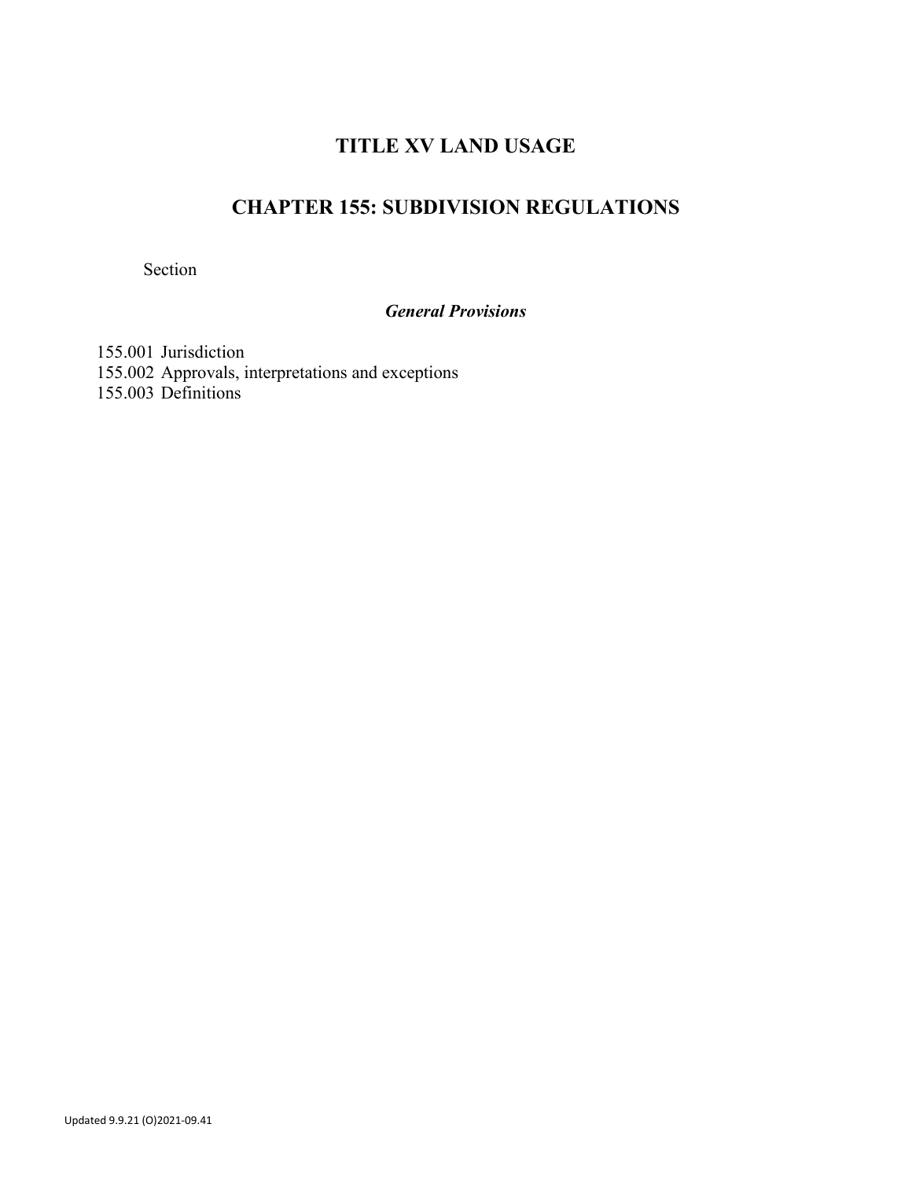# TITLE XV LAND USAGE

## CHAPTER 155: SUBDIVISION REGULATIONS

Section

***General Provisions***

155.001 Jurisdiction
155.002 Approvals, interpretations and exceptions
155.003 Definitions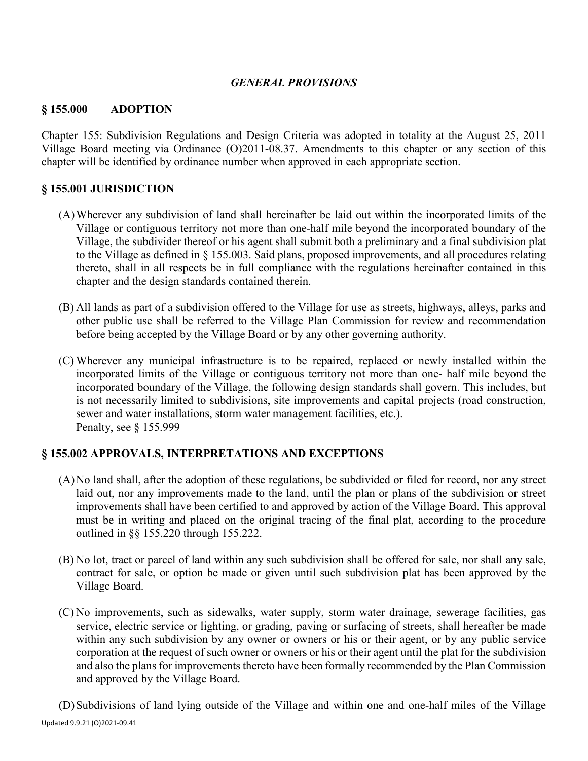## *GENERAL PROVISIONS*

### § 155.000 ADOPTION

Chapter 155: Subdivision Regulations and Design Criteria was adopted in totality at the August 25, 2011 Village Board meeting via Ordinance (O)2011-08.37. Amendments to this chapter or any section of this chapter will be identified by ordinance number when approved in each appropriate section.

### § 155.001 JURISDICTION

(A) Wherever any subdivision of land shall hereinafter be laid out within the incorporated limits of the Village or contiguous territory not more than one-half mile beyond the incorporated boundary of the Village, the subdivider thereof or his agent shall submit both a preliminary and a final subdivision plat to the Village as defined in § 155.003. Said plans, proposed improvements, and all procedures relating thereto, shall in all respects be in full compliance with the regulations hereinafter contained in this chapter and the design standards contained therein.

(B) All lands as part of a subdivision offered to the Village for use as streets, highways, alleys, parks and other public use shall be referred to the Village Plan Commission for review and recommendation before being accepted by the Village Board or by any other governing authority.

(C) Wherever any municipal infrastructure is to be repaired, replaced or newly installed within the incorporated limits of the Village or contiguous territory not more than one- half mile beyond the incorporated boundary of the Village, the following design standards shall govern. This includes, but is not necessarily limited to subdivisions, site improvements and capital projects (road construction, sewer and water installations, storm water management facilities, etc.).
Penalty, see § 155.999

### § 155.002 APPROVALS, INTERPRETATIONS AND EXCEPTIONS

(A) No land shall, after the adoption of these regulations, be subdivided or filed for record, nor any street laid out, nor any improvements made to the land, until the plan or plans of the subdivision or street improvements shall have been certified to and approved by action of the Village Board. This approval must be in writing and placed on the original tracing of the final plat, according to the procedure outlined in §§ 155.220 through 155.222.

(B) No lot, tract or parcel of land within any such subdivision shall be offered for sale, nor shall any sale, contract for sale, or option be made or given until such subdivision plat has been approved by the Village Board.

(C) No improvements, such as sidewalks, water supply, storm water drainage, sewerage facilities, gas service, electric service or lighting, or grading, paving or surfacing of streets, shall hereafter be made within any such subdivision by any owner or owners or his or their agent, or by any public service corporation at the request of such owner or owners or his or their agent until the plat for the subdivision and also the plans for improvements thereto have been formally recommended by the Plan Commission and approved by the Village Board.

(D) Subdivisions of land lying outside of the Village and within one and one-half miles of the Village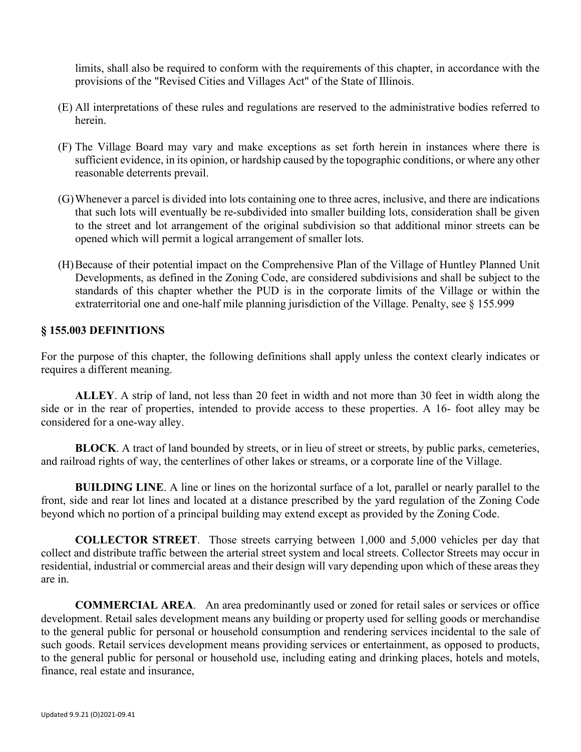limits, shall also be required to conform with the requirements of this chapter, in accordance with the provisions of the "Revised Cities and Villages Act" of the State of Illinois.

(E) All interpretations of these rules and regulations are reserved to the administrative bodies referred to herein.

(F) The Village Board may vary and make exceptions as set forth herein in instances where there is sufficient evidence, in its opinion, or hardship caused by the topographic conditions, or where any other reasonable deterrents prevail.

(G) Whenever a parcel is divided into lots containing one to three acres, inclusive, and there are indications that such lots will eventually be re-subdivided into smaller building lots, consideration shall be given to the street and lot arrangement of the original subdivision so that additional minor streets can be opened which will permit a logical arrangement of smaller lots.

(H) Because of their potential impact on the Comprehensive Plan of the Village of Huntley Planned Unit Developments, as defined in the Zoning Code, are considered subdivisions and shall be subject to the standards of this chapter whether the PUD is in the corporate limits of the Village or within the extraterritorial one and one-half mile planning jurisdiction of the Village. Penalty, see § 155.999

### § 155.003 DEFINITIONS

For the purpose of this chapter, the following definitions shall apply unless the context clearly indicates or requires a different meaning.

**ALLEY**. A strip of land, not less than 20 feet in width and not more than 30 feet in width along the side or in the rear of properties, intended to provide access to these properties. A 16- foot alley may be considered for a one-way alley.

**BLOCK**. A tract of land bounded by streets, or in lieu of street or streets, by public parks, cemeteries, and railroad rights of way, the centerlines of other lakes or streams, or a corporate line of the Village.

**BUILDING LINE**. A line or lines on the horizontal surface of a lot, parallel or nearly parallel to the front, side and rear lot lines and located at a distance prescribed by the yard regulation of the Zoning Code beyond which no portion of a principal building may extend except as provided by the Zoning Code.

**COLLECTOR STREET**. Those streets carrying between 1,000 and 5,000 vehicles per day that collect and distribute traffic between the arterial street system and local streets. Collector Streets may occur in residential, industrial or commercial areas and their design will vary depending upon which of these areas they are in.

**COMMERCIAL AREA**. An area predominantly used or zoned for retail sales or services or office development. Retail sales development means any building or property used for selling goods or merchandise to the general public for personal or household consumption and rendering services incidental to the sale of such goods. Retail services development means providing services or entertainment, as opposed to products, to the general public for personal or household use, including eating and drinking places, hotels and motels, finance, real estate and insurance,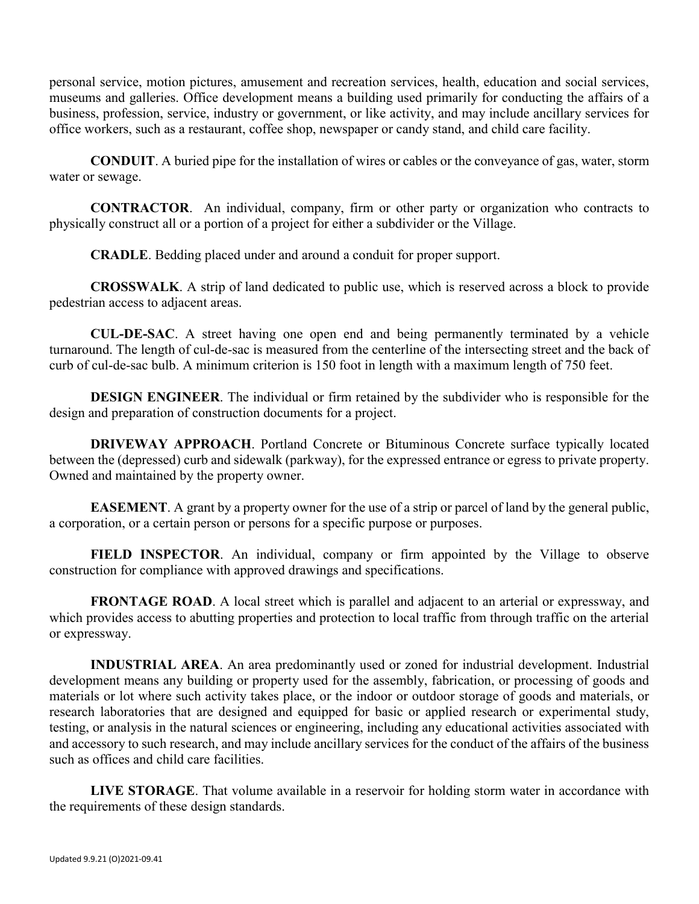personal service, motion pictures, amusement and recreation services, health, education and social services, museums and galleries. Office development means a building used primarily for conducting the affairs of a business, profession, service, industry or government, or like activity, and may include ancillary services for office workers, such as a restaurant, coffee shop, newspaper or candy stand, and child care facility.

**CONDUIT**. A buried pipe for the installation of wires or cables or the conveyance of gas, water, storm water or sewage.

**CONTRACTOR**. An individual, company, firm or other party or organization who contracts to physically construct all or a portion of a project for either a subdivider or the Village.

**CRADLE**. Bedding placed under and around a conduit for proper support.

**CROSSWALK**. A strip of land dedicated to public use, which is reserved across a block to provide pedestrian access to adjacent areas.

**CUL-DE-SAC**. A street having one open end and being permanently terminated by a vehicle turnaround. The length of cul-de-sac is measured from the centerline of the intersecting street and the back of curb of cul-de-sac bulb. A minimum criterion is 150 foot in length with a maximum length of 750 feet.

**DESIGN ENGINEER**. The individual or firm retained by the subdivider who is responsible for the design and preparation of construction documents for a project.

**DRIVEWAY APPROACH**. Portland Concrete or Bituminous Concrete surface typically located between the (depressed) curb and sidewalk (parkway), for the expressed entrance or egress to private property. Owned and maintained by the property owner.

**EASEMENT**. A grant by a property owner for the use of a strip or parcel of land by the general public, a corporation, or a certain person or persons for a specific purpose or purposes.

**FIELD INSPECTOR**. An individual, company or firm appointed by the Village to observe construction for compliance with approved drawings and specifications.

**FRONTAGE ROAD**. A local street which is parallel and adjacent to an arterial or expressway, and which provides access to abutting properties and protection to local traffic from through traffic on the arterial or expressway.

**INDUSTRIAL AREA**. An area predominantly used or zoned for industrial development. Industrial development means any building or property used for the assembly, fabrication, or processing of goods and materials or lot where such activity takes place, or the indoor or outdoor storage of goods and materials, or research laboratories that are designed and equipped for basic or applied research or experimental study, testing, or analysis in the natural sciences or engineering, including any educational activities associated with and accessory to such research, and may include ancillary services for the conduct of the affairs of the business such as offices and child care facilities.

**LIVE STORAGE**. That volume available in a reservoir for holding storm water in accordance with the requirements of these design standards.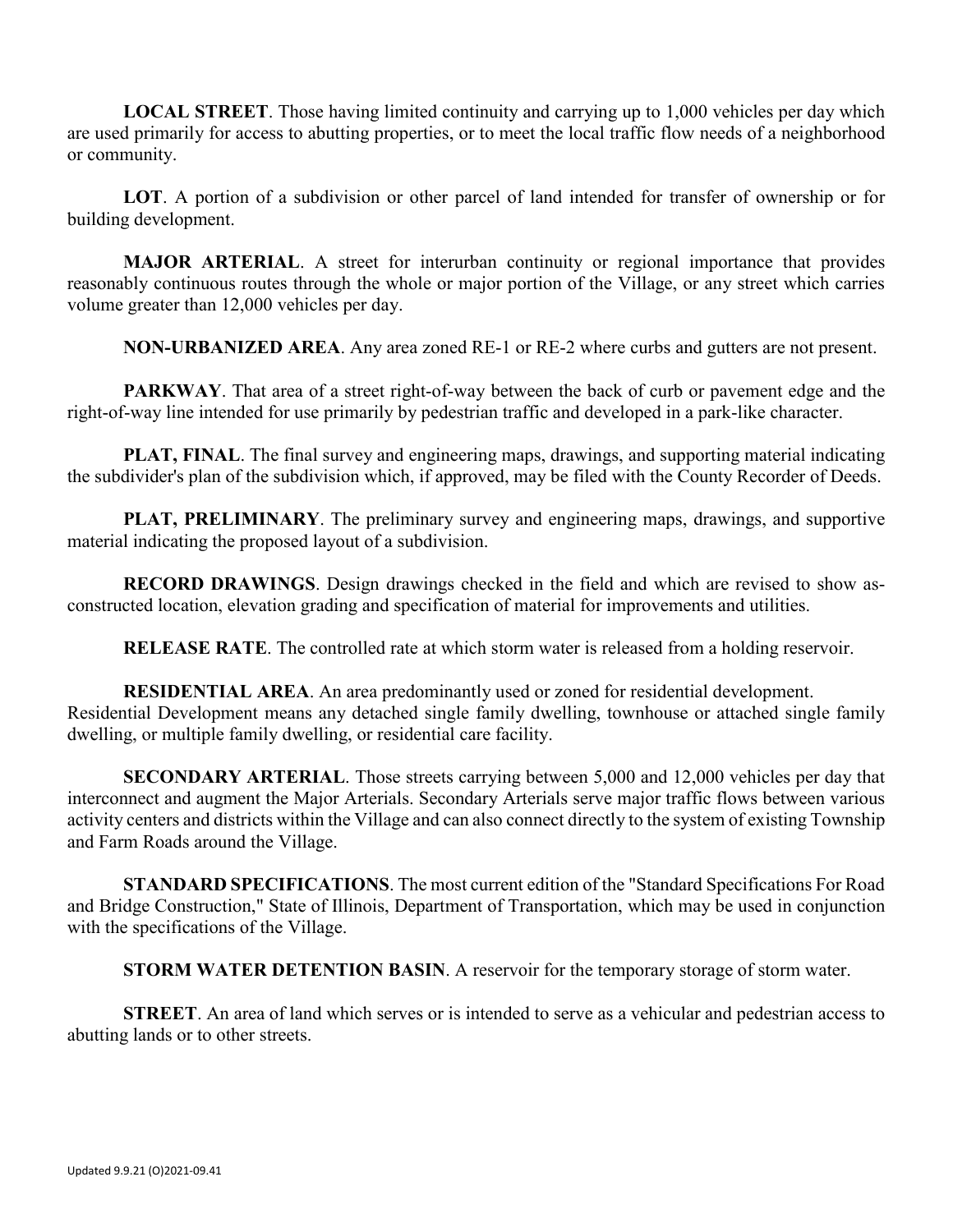**LOCAL STREET**. Those having limited continuity and carrying up to 1,000 vehicles per day which are used primarily for access to abutting properties, or to meet the local traffic flow needs of a neighborhood or community.

**LOT**. A portion of a subdivision or other parcel of land intended for transfer of ownership or for building development.

**MAJOR ARTERIAL**. A street for interurban continuity or regional importance that provides reasonably continuous routes through the whole or major portion of the Village, or any street which carries volume greater than 12,000 vehicles per day.

**NON-URBANIZED AREA**. Any area zoned RE-1 or RE-2 where curbs and gutters are not present.

**PARKWAY**. That area of a street right-of-way between the back of curb or pavement edge and the right-of-way line intended for use primarily by pedestrian traffic and developed in a park-like character.

**PLAT, FINAL**. The final survey and engineering maps, drawings, and supporting material indicating the subdivider's plan of the subdivision which, if approved, may be filed with the County Recorder of Deeds.

**PLAT, PRELIMINARY**. The preliminary survey and engineering maps, drawings, and supportive material indicating the proposed layout of a subdivision.

**RECORD DRAWINGS**. Design drawings checked in the field and which are revised to show as-constructed location, elevation grading and specification of material for improvements and utilities.

**RELEASE RATE**. The controlled rate at which storm water is released from a holding reservoir.

**RESIDENTIAL AREA**. An area predominantly used or zoned for residential development. Residential Development means any detached single family dwelling, townhouse or attached single family dwelling, or multiple family dwelling, or residential care facility.

**SECONDARY ARTERIAL**. Those streets carrying between 5,000 and 12,000 vehicles per day that interconnect and augment the Major Arterials. Secondary Arterials serve major traffic flows between various activity centers and districts within the Village and can also connect directly to the system of existing Township and Farm Roads around the Village.

**STANDARD SPECIFICATIONS**. The most current edition of the "Standard Specifications For Road and Bridge Construction," State of Illinois, Department of Transportation, which may be used in conjunction with the specifications of the Village.

**STORM WATER DETENTION BASIN**. A reservoir for the temporary storage of storm water.

**STREET**. An area of land which serves or is intended to serve as a vehicular and pedestrian access to abutting lands or to other streets.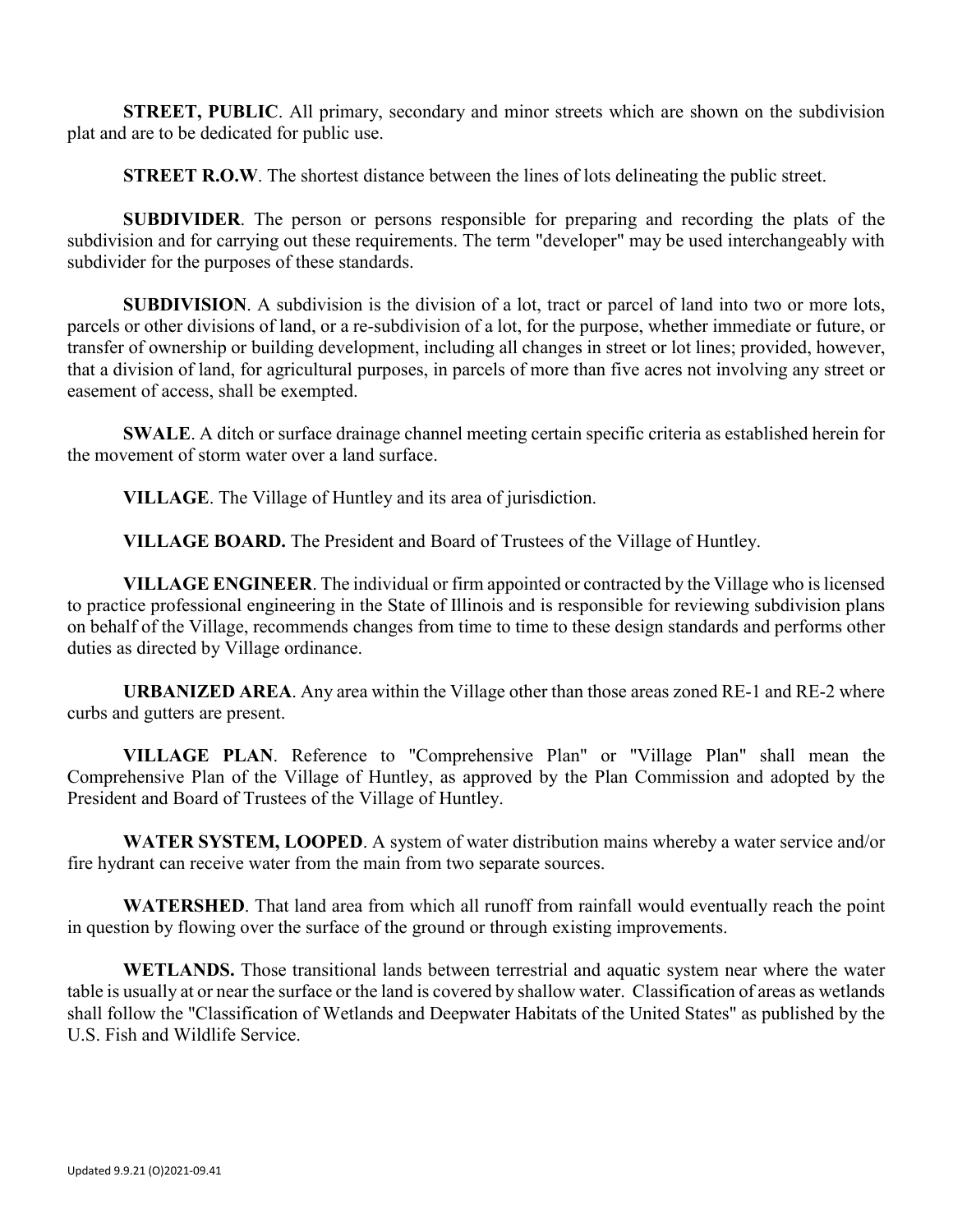**STREET, PUBLIC**. All primary, secondary and minor streets which are shown on the subdivision plat and are to be dedicated for public use.

**STREET R.O.W**. The shortest distance between the lines of lots delineating the public street.

**SUBDIVIDER**. The person or persons responsible for preparing and recording the plats of the subdivision and for carrying out these requirements. The term "developer" may be used interchangeably with subdivider for the purposes of these standards.

**SUBDIVISION**. A subdivision is the division of a lot, tract or parcel of land into two or more lots, parcels or other divisions of land, or a re-subdivision of a lot, for the purpose, whether immediate or future, or transfer of ownership or building development, including all changes in street or lot lines; provided, however, that a division of land, for agricultural purposes, in parcels of more than five acres not involving any street or easement of access, shall be exempted.

**SWALE**. A ditch or surface drainage channel meeting certain specific criteria as established herein for the movement of storm water over a land surface.

**VILLAGE**. The Village of Huntley and its area of jurisdiction.

**VILLAGE BOARD.** The President and Board of Trustees of the Village of Huntley.

**VILLAGE ENGINEER**. The individual or firm appointed or contracted by the Village who is licensed to practice professional engineering in the State of Illinois and is responsible for reviewing subdivision plans on behalf of the Village, recommends changes from time to time to these design standards and performs other duties as directed by Village ordinance.

**URBANIZED AREA**. Any area within the Village other than those areas zoned RE-1 and RE-2 where curbs and gutters are present.

**VILLAGE PLAN**. Reference to "Comprehensive Plan" or "Village Plan" shall mean the Comprehensive Plan of the Village of Huntley, as approved by the Plan Commission and adopted by the President and Board of Trustees of the Village of Huntley.

**WATER SYSTEM, LOOPED**. A system of water distribution mains whereby a water service and/or fire hydrant can receive water from the main from two separate sources.

**WATERSHED**. That land area from which all runoff from rainfall would eventually reach the point in question by flowing over the surface of the ground or through existing improvements.

**WETLANDS.** Those transitional lands between terrestrial and aquatic system near where the water table is usually at or near the surface or the land is covered by shallow water. Classification of areas as wetlands shall follow the "Classification of Wetlands and Deepwater Habitats of the United States" as published by the U.S. Fish and Wildlife Service.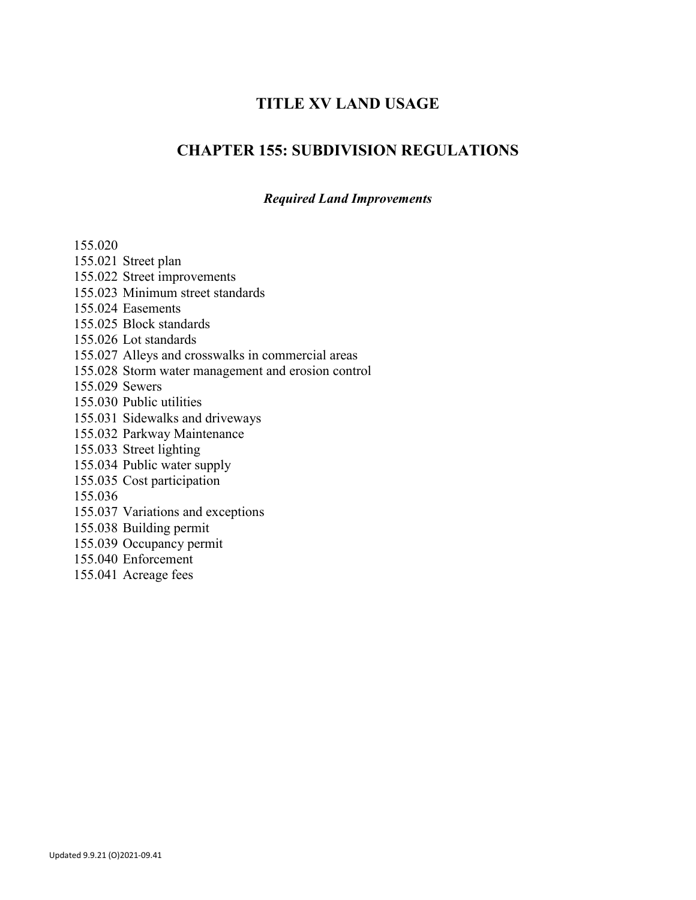# TITLE XV LAND USAGE

## CHAPTER 155: SUBDIVISION REGULATIONS

### *Required Land Improvements*

155.020
155.021 Street plan
155.022 Street improvements
155.023 Minimum street standards
155.024 Easements
155.025 Block standards
155.026 Lot standards
155.027 Alleys and crosswalks in commercial areas
155.028 Storm water management and erosion control
155.029 Sewers
155.030 Public utilities
155.031 Sidewalks and driveways
155.032 Parkway Maintenance
155.033 Street lighting
155.034 Public water supply
155.035 Cost participation
155.036
155.037 Variations and exceptions
155.038 Building permit
155.039 Occupancy permit
155.040 Enforcement
155.041 Acreage fees

Updated 9.9.21 (O)2021-09.41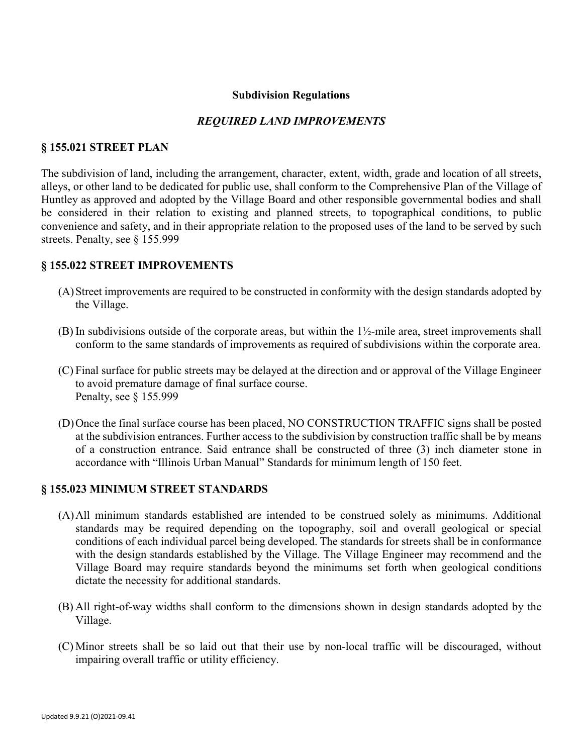**Subdivision Regulations**

***REQUIRED LAND IMPROVEMENTS***

### § 155.021 STREET PLAN

The subdivision of land, including the arrangement, character, extent, width, grade and location of all streets, alleys, or other land to be dedicated for public use, shall conform to the Comprehensive Plan of the Village of Huntley as approved and adopted by the Village Board and other responsible governmental bodies and shall be considered in their relation to existing and planned streets, to topographical conditions, to public convenience and safety, and in their appropriate relation to the proposed uses of the land to be served by such streets. Penalty, see § 155.999

### § 155.022 STREET IMPROVEMENTS

(A) Street improvements are required to be constructed in conformity with the design standards adopted by the Village.

(B) In subdivisions outside of the corporate areas, but within the 1½-mile area, street improvements shall conform to the same standards of improvements as required of subdivisions within the corporate area.

(C) Final surface for public streets may be delayed at the direction and or approval of the Village Engineer to avoid premature damage of final surface course.
Penalty, see § 155.999

(D) Once the final surface course has been placed, NO CONSTRUCTION TRAFFIC signs shall be posted at the subdivision entrances. Further access to the subdivision by construction traffic shall be by means of a construction entrance. Said entrance shall be constructed of three (3) inch diameter stone in accordance with "Illinois Urban Manual" Standards for minimum length of 150 feet.

### § 155.023 MINIMUM STREET STANDARDS

(A) All minimum standards established are intended to be construed solely as minimums. Additional standards may be required depending on the topography, soil and overall geological or special conditions of each individual parcel being developed. The standards for streets shall be in conformance with the design standards established by the Village. The Village Engineer may recommend and the Village Board may require standards beyond the minimums set forth when geological conditions dictate the necessity for additional standards.

(B) All right-of-way widths shall conform to the dimensions shown in design standards adopted by the Village.

(C) Minor streets shall be so laid out that their use by non-local traffic will be discouraged, without impairing overall traffic or utility efficiency.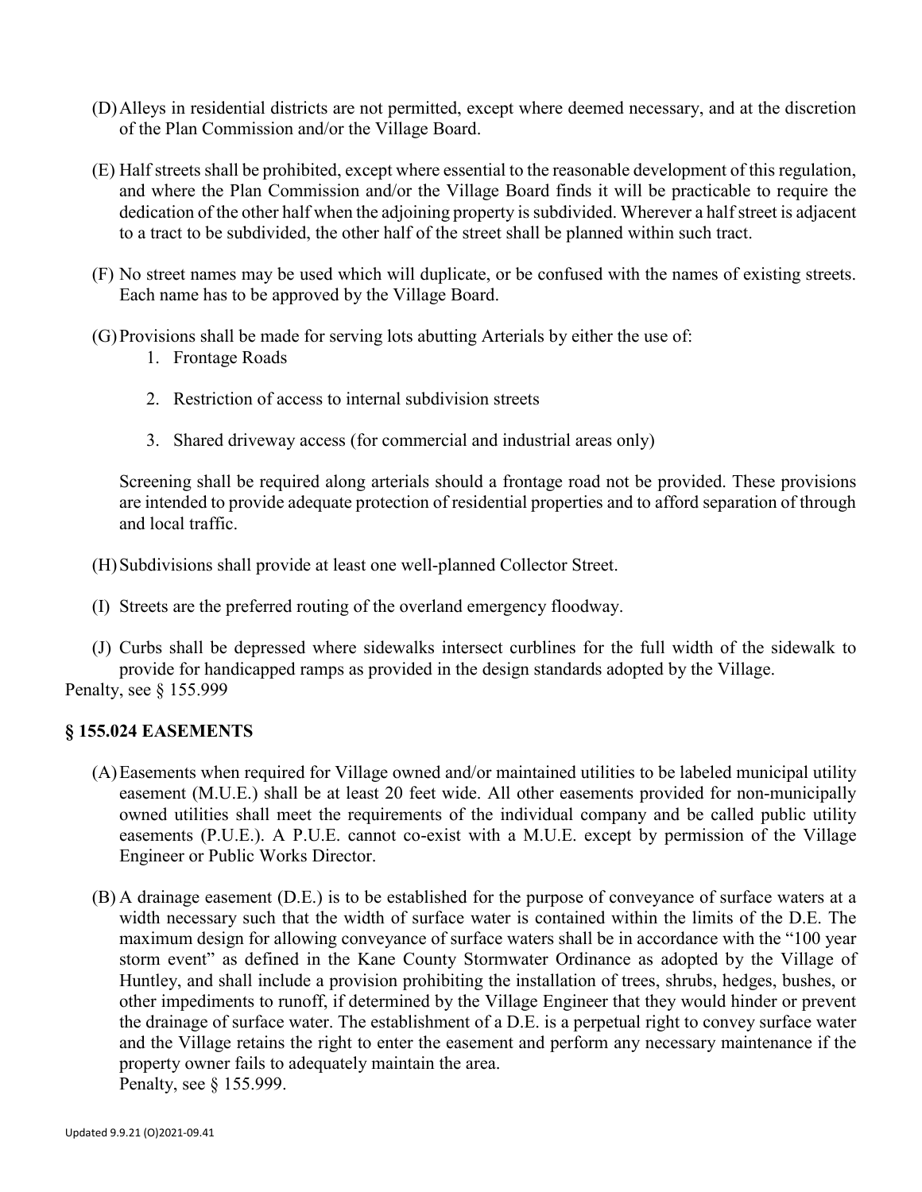(D) Alleys in residential districts are not permitted, except where deemed necessary, and at the discretion of the Plan Commission and/or the Village Board.

(E) Half streets shall be prohibited, except where essential to the reasonable development of this regulation, and where the Plan Commission and/or the Village Board finds it will be practicable to require the dedication of the other half when the adjoining property is subdivided. Wherever a half street is adjacent to a tract to be subdivided, the other half of the street shall be planned within such tract.

(F) No street names may be used which will duplicate, or be confused with the names of existing streets. Each name has to be approved by the Village Board.

(G) Provisions shall be made for serving lots abutting Arterials by either the use of:

1. Frontage Roads
2. Restriction of access to internal subdivision streets
3. Shared driveway access (for commercial and industrial areas only)

Screening shall be required along arterials should a frontage road not be provided. These provisions are intended to provide adequate protection of residential properties and to afford separation of through and local traffic.

(H) Subdivisions shall provide at least one well-planned Collector Street.

(I) Streets are the preferred routing of the overland emergency floodway.

(J) Curbs shall be depressed where sidewalks intersect curblines for the full width of the sidewalk to provide for handicapped ramps as provided in the design standards adopted by the Village.

Penalty, see § 155.999

## § 155.024 EASEMENTS

(A) Easements when required for Village owned and/or maintained utilities to be labeled municipal utility easement (M.U.E.) shall be at least 20 feet wide. All other easements provided for non-municipally owned utilities shall meet the requirements of the individual company and be called public utility easements (P.U.E.). A P.U.E. cannot co-exist with a M.U.E. except by permission of the Village Engineer or Public Works Director.

(B) A drainage easement (D.E.) is to be established for the purpose of conveyance of surface waters at a width necessary such that the width of surface water is contained within the limits of the D.E. The maximum design for allowing conveyance of surface waters shall be in accordance with the "100 year storm event" as defined in the Kane County Stormwater Ordinance as adopted by the Village of Huntley, and shall include a provision prohibiting the installation of trees, shrubs, hedges, bushes, or other impediments to runoff, if determined by the Village Engineer that they would hinder or prevent the drainage of surface water. The establishment of a D.E. is a perpetual right to convey surface water and the Village retains the right to enter the easement and perform any necessary maintenance if the property owner fails to adequately maintain the area.

Penalty, see § 155.999.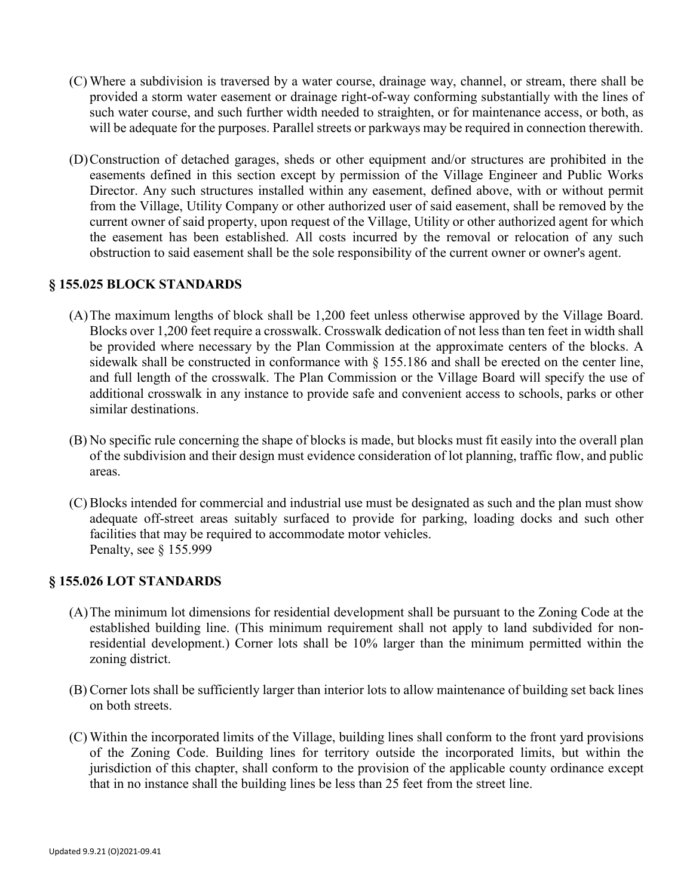(C) Where a subdivision is traversed by a water course, drainage way, channel, or stream, there shall be provided a storm water easement or drainage right-of-way conforming substantially with the lines of such water course, and such further width needed to straighten, or for maintenance access, or both, as will be adequate for the purposes. Parallel streets or parkways may be required in connection therewith.

(D) Construction of detached garages, sheds or other equipment and/or structures are prohibited in the easements defined in this section except by permission of the Village Engineer and Public Works Director. Any such structures installed within any easement, defined above, with or without permit from the Village, Utility Company or other authorized user of said easement, shall be removed by the current owner of said property, upon request of the Village, Utility or other authorized agent for which the easement has been established. All costs incurred by the removal or relocation of any such obstruction to said easement shall be the sole responsibility of the current owner or owner's agent.

## § 155.025 BLOCK STANDARDS

(A) The maximum lengths of block shall be 1,200 feet unless otherwise approved by the Village Board. Blocks over 1,200 feet require a crosswalk. Crosswalk dedication of not less than ten feet in width shall be provided where necessary by the Plan Commission at the approximate centers of the blocks. A sidewalk shall be constructed in conformance with § 155.186 and shall be erected on the center line, and full length of the crosswalk. The Plan Commission or the Village Board will specify the use of additional crosswalk in any instance to provide safe and convenient access to schools, parks or other similar destinations.

(B) No specific rule concerning the shape of blocks is made, but blocks must fit easily into the overall plan of the subdivision and their design must evidence consideration of lot planning, traffic flow, and public areas.

(C) Blocks intended for commercial and industrial use must be designated as such and the plan must show adequate off-street areas suitably surfaced to provide for parking, loading docks and such other facilities that may be required to accommodate motor vehicles.
Penalty, see § 155.999

## § 155.026 LOT STANDARDS

(A) The minimum lot dimensions for residential development shall be pursuant to the Zoning Code at the established building line. (This minimum requirement shall not apply to land subdivided for non-residential development.) Corner lots shall be 10% larger than the minimum permitted within the zoning district.

(B) Corner lots shall be sufficiently larger than interior lots to allow maintenance of building set back lines on both streets.

(C) Within the incorporated limits of the Village, building lines shall conform to the front yard provisions of the Zoning Code. Building lines for territory outside the incorporated limits, but within the jurisdiction of this chapter, shall conform to the provision of the applicable county ordinance except that in no instance shall the building lines be less than 25 feet from the street line.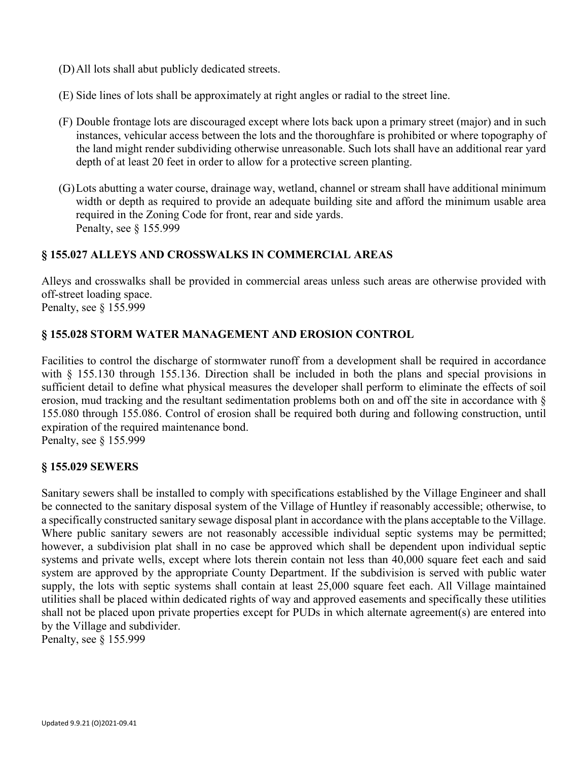(D) All lots shall abut publicly dedicated streets.

(E) Side lines of lots shall be approximately at right angles or radial to the street line.

(F) Double frontage lots are discouraged except where lots back upon a primary street (major) and in such instances, vehicular access between the lots and the thoroughfare is prohibited or where topography of the land might render subdividing otherwise unreasonable. Such lots shall have an additional rear yard depth of at least 20 feet in order to allow for a protective screen planting.

(G) Lots abutting a water course, drainage way, wetland, channel or stream shall have additional minimum width or depth as required to provide an adequate building site and afford the minimum usable area required in the Zoning Code for front, rear and side yards.
Penalty, see § 155.999

### § 155.027 ALLEYS AND CROSSWALKS IN COMMERCIAL AREAS

Alleys and crosswalks shall be provided in commercial areas unless such areas are otherwise provided with off-street loading space.
Penalty, see § 155.999

### § 155.028 STORM WATER MANAGEMENT AND EROSION CONTROL

Facilities to control the discharge of stormwater runoff from a development shall be required in accordance with § 155.130 through 155.136. Direction shall be included in both the plans and special provisions in sufficient detail to define what physical measures the developer shall perform to eliminate the effects of soil erosion, mud tracking and the resultant sedimentation problems both on and off the site in accordance with § 155.080 through 155.086. Control of erosion shall be required both during and following construction, until expiration of the required maintenance bond.
Penalty, see § 155.999

### § 155.029 SEWERS

Sanitary sewers shall be installed to comply with specifications established by the Village Engineer and shall be connected to the sanitary disposal system of the Village of Huntley if reasonably accessible; otherwise, to a specifically constructed sanitary sewage disposal plant in accordance with the plans acceptable to the Village. Where public sanitary sewers are not reasonably accessible individual septic systems may be permitted; however, a subdivision plat shall in no case be approved which shall be dependent upon individual septic systems and private wells, except where lots therein contain not less than 40,000 square feet each and said system are approved by the appropriate County Department. If the subdivision is served with public water supply, the lots with septic systems shall contain at least 25,000 square feet each. All Village maintained utilities shall be placed within dedicated rights of way and approved easements and specifically these utilities shall not be placed upon private properties except for PUDs in which alternate agreement(s) are entered into by the Village and subdivider.
Penalty, see § 155.999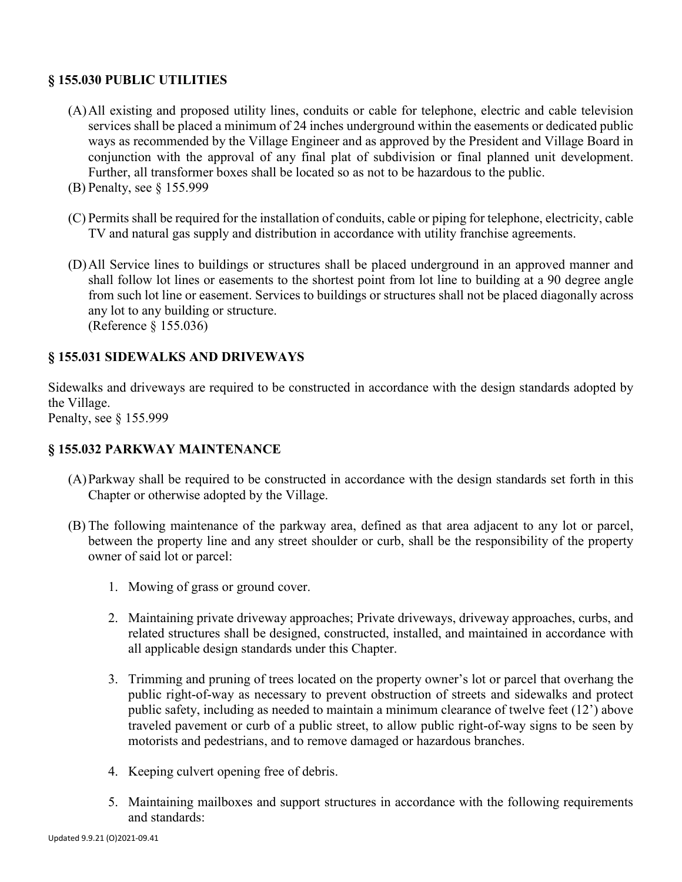## § 155.030 PUBLIC UTILITIES

(A) All existing and proposed utility lines, conduits or cable for telephone, electric and cable television services shall be placed a minimum of 24 inches underground within the easements or dedicated public ways as recommended by the Village Engineer and as approved by the President and Village Board in conjunction with the approval of any final plat of subdivision or final planned unit development. Further, all transformer boxes shall be located so as not to be hazardous to the public.

(B) Penalty, see § 155.999

(C) Permits shall be required for the installation of conduits, cable or piping for telephone, electricity, cable TV and natural gas supply and distribution in accordance with utility franchise agreements.

(D) All Service lines to buildings or structures shall be placed underground in an approved manner and shall follow lot lines or easements to the shortest point from lot line to building at a 90 degree angle from such lot line or easement. Services to buildings or structures shall not be placed diagonally across any lot to any building or structure.
(Reference § 155.036)

## § 155.031 SIDEWALKS AND DRIVEWAYS

Sidewalks and driveways are required to be constructed in accordance with the design standards adopted by the Village.
Penalty, see § 155.999

## § 155.032 PARKWAY MAINTENANCE

(A) Parkway shall be required to be constructed in accordance with the design standards set forth in this Chapter or otherwise adopted by the Village.

(B) The following maintenance of the parkway area, defined as that area adjacent to any lot or parcel, between the property line and any street shoulder or curb, shall be the responsibility of the property owner of said lot or parcel:

1. Mowing of grass or ground cover.

2. Maintaining private driveway approaches; Private driveways, driveway approaches, curbs, and related structures shall be designed, constructed, installed, and maintained in accordance with all applicable design standards under this Chapter.

3. Trimming and pruning of trees located on the property owner's lot or parcel that overhang the public right-of-way as necessary to prevent obstruction of streets and sidewalks and protect public safety, including as needed to maintain a minimum clearance of twelve feet (12') above traveled pavement or curb of a public street, to allow public right-of-way signs to be seen by motorists and pedestrians, and to remove damaged or hazardous branches.

4. Keeping culvert opening free of debris.

5. Maintaining mailboxes and support structures in accordance with the following requirements and standards:

Updated 9.9.21 (O)2021-09.41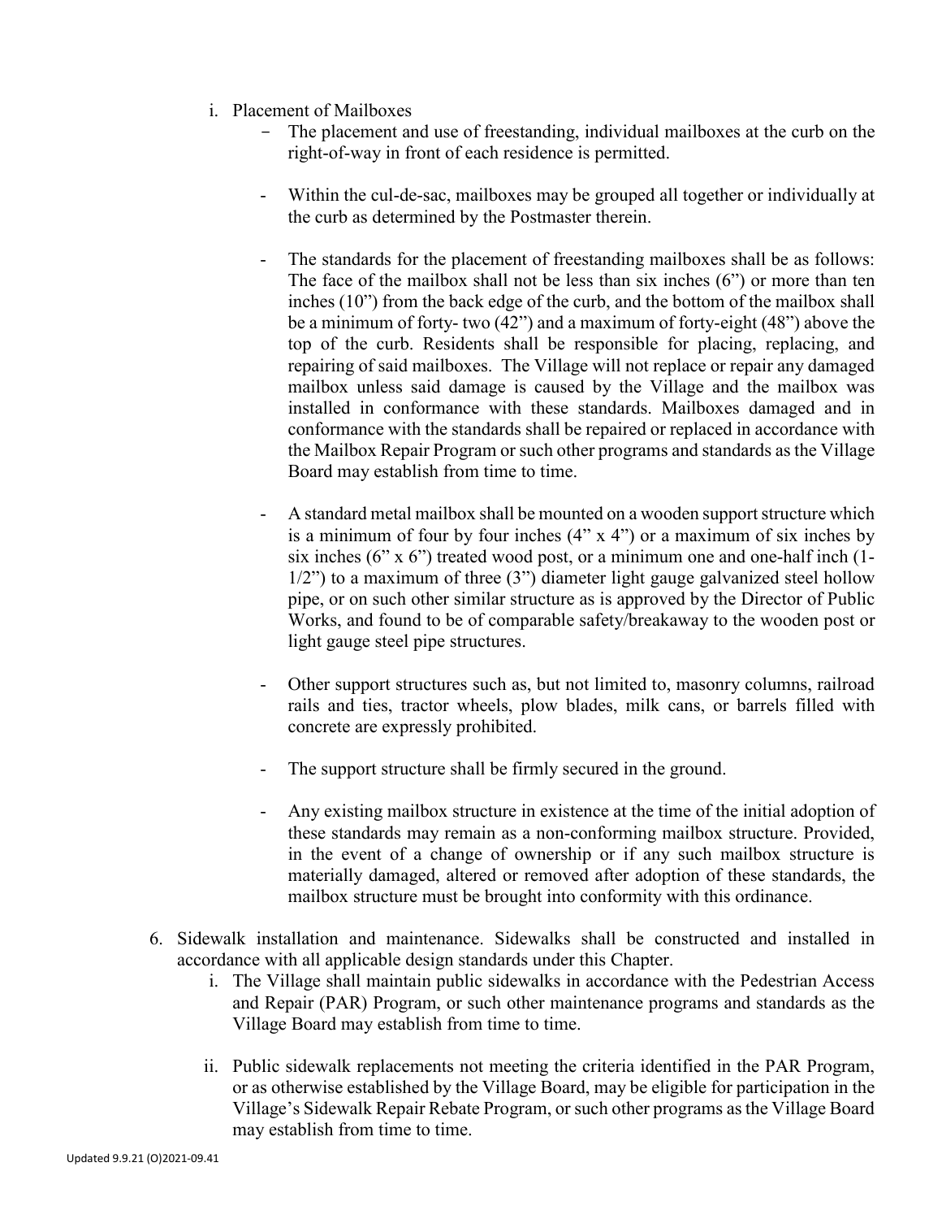i. Placement of Mailboxes

   - The placement and use of freestanding, individual mailboxes at the curb on the right-of-way in front of each residence is permitted.

   - Within the cul-de-sac, mailboxes may be grouped all together or individually at the curb as determined by the Postmaster therein.

   - The standards for the placement of freestanding mailboxes shall be as follows: The face of the mailbox shall not be less than six inches (6") or more than ten inches (10") from the back edge of the curb, and the bottom of the mailbox shall be a minimum of forty- two (42") and a maximum of forty-eight (48") above the top of the curb. Residents shall be responsible for placing, replacing, and repairing of said mailboxes. The Village will not replace or repair any damaged mailbox unless said damage is caused by the Village and the mailbox was installed in conformance with these standards. Mailboxes damaged and in conformance with the standards shall be repaired or replaced in accordance with the Mailbox Repair Program or such other programs and standards as the Village Board may establish from time to time.

   - A standard metal mailbox shall be mounted on a wooden support structure which is a minimum of four by four inches (4" x 4") or a maximum of six inches by six inches (6" x 6") treated wood post, or a minimum one and one-half inch (1-1/2") to a maximum of three (3") diameter light gauge galvanized steel hollow pipe, or on such other similar structure as is approved by the Director of Public Works, and found to be of comparable safety/breakaway to the wooden post or light gauge steel pipe structures.

   - Other support structures such as, but not limited to, masonry columns, railroad rails and ties, tractor wheels, plow blades, milk cans, or barrels filled with concrete are expressly prohibited.

   - The support structure shall be firmly secured in the ground.

   - Any existing mailbox structure in existence at the time of the initial adoption of these standards may remain as a non-conforming mailbox structure. Provided, in the event of a change of ownership or if any such mailbox structure is materially damaged, altered or removed after adoption of these standards, the mailbox structure must be brought into conformity with this ordinance.

6. Sidewalk installation and maintenance. Sidewalks shall be constructed and installed in accordance with all applicable design standards under this Chapter.

   i. The Village shall maintain public sidewalks in accordance with the Pedestrian Access and Repair (PAR) Program, or such other maintenance programs and standards as the Village Board may establish from time to time.

   ii. Public sidewalk replacements not meeting the criteria identified in the PAR Program, or as otherwise established by the Village Board, may be eligible for participation in the Village's Sidewalk Repair Rebate Program, or such other programs as the Village Board may establish from time to time.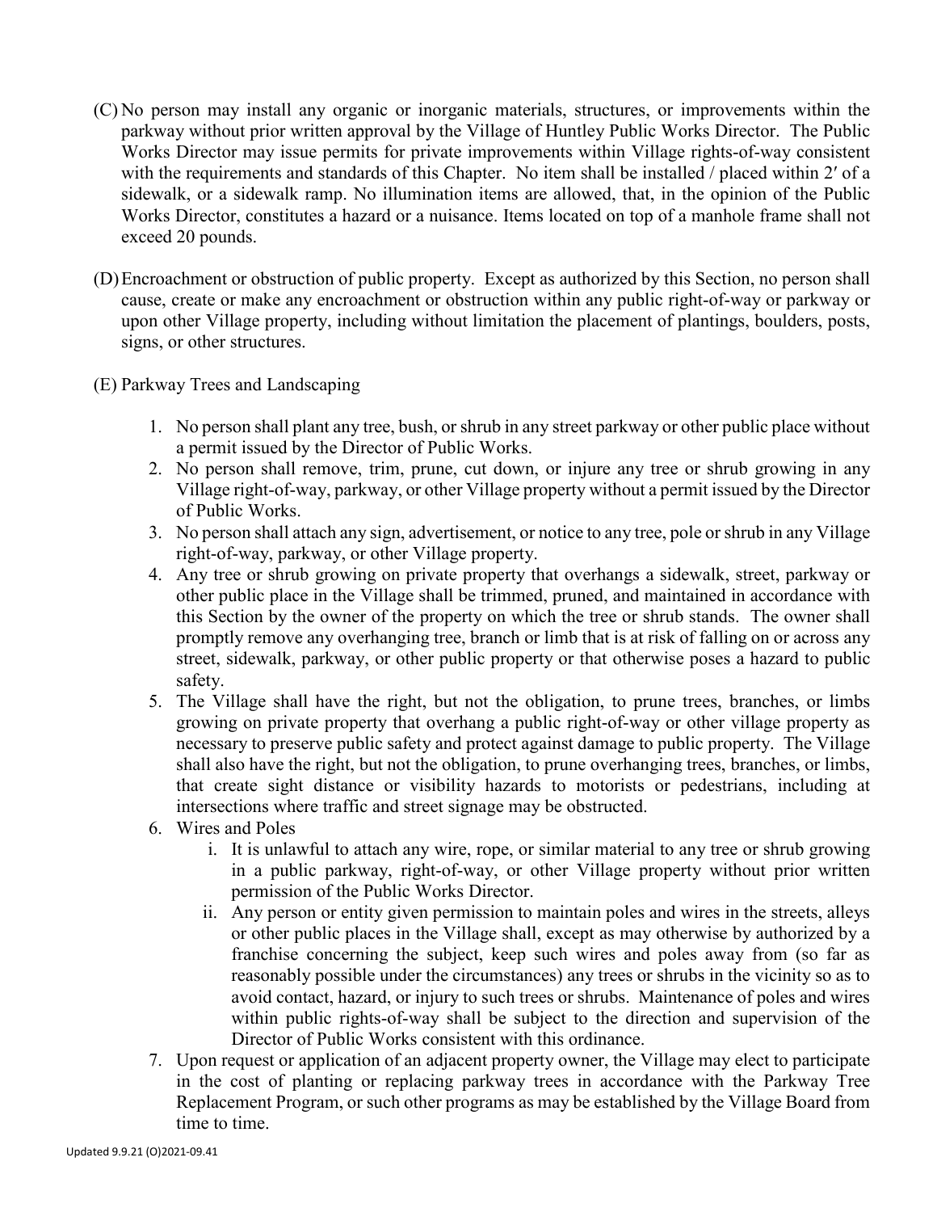(C) No person may install any organic or inorganic materials, structures, or improvements within the parkway without prior written approval by the Village of Huntley Public Works Director. The Public Works Director may issue permits for private improvements within Village rights-of-way consistent with the requirements and standards of this Chapter. No item shall be installed / placed within 2′ of a sidewalk, or a sidewalk ramp. No illumination items are allowed, that, in the opinion of the Public Works Director, constitutes a hazard or a nuisance. Items located on top of a manhole frame shall not exceed 20 pounds.

(D) Encroachment or obstruction of public property. Except as authorized by this Section, no person shall cause, create or make any encroachment or obstruction within any public right-of-way or parkway or upon other Village property, including without limitation the placement of plantings, boulders, posts, signs, or other structures.

(E) Parkway Trees and Landscaping

1. No person shall plant any tree, bush, or shrub in any street parkway or other public place without a permit issued by the Director of Public Works.
2. No person shall remove, trim, prune, cut down, or injure any tree or shrub growing in any Village right-of-way, parkway, or other Village property without a permit issued by the Director of Public Works.
3. No person shall attach any sign, advertisement, or notice to any tree, pole or shrub in any Village right-of-way, parkway, or other Village property.
4. Any tree or shrub growing on private property that overhangs a sidewalk, street, parkway or other public place in the Village shall be trimmed, pruned, and maintained in accordance with this Section by the owner of the property on which the tree or shrub stands. The owner shall promptly remove any overhanging tree, branch or limb that is at risk of falling on or across any street, sidewalk, parkway, or other public property or that otherwise poses a hazard to public safety.
5. The Village shall have the right, but not the obligation, to prune trees, branches, or limbs growing on private property that overhang a public right-of-way or other village property as necessary to preserve public safety and protect against damage to public property. The Village shall also have the right, but not the obligation, to prune overhanging trees, branches, or limbs, that create sight distance or visibility hazards to motorists or pedestrians, including at intersections where traffic and street signage may be obstructed.
6. Wires and Poles
    i. It is unlawful to attach any wire, rope, or similar material to any tree or shrub growing in a public parkway, right-of-way, or other Village property without prior written permission of the Public Works Director.
    ii. Any person or entity given permission to maintain poles and wires in the streets, alleys or other public places in the Village shall, except as may otherwise by authorized by a franchise concerning the subject, keep such wires and poles away from (so far as reasonably possible under the circumstances) any trees or shrubs in the vicinity so as to avoid contact, hazard, or injury to such trees or shrubs. Maintenance of poles and wires within public rights-of-way shall be subject to the direction and supervision of the Director of Public Works consistent with this ordinance.
7. Upon request or application of an adjacent property owner, the Village may elect to participate in the cost of planting or replacing parkway trees in accordance with the Parkway Tree Replacement Program, or such other programs as may be established by the Village Board from time to time.

Updated 9.9.21 (O)2021-09.41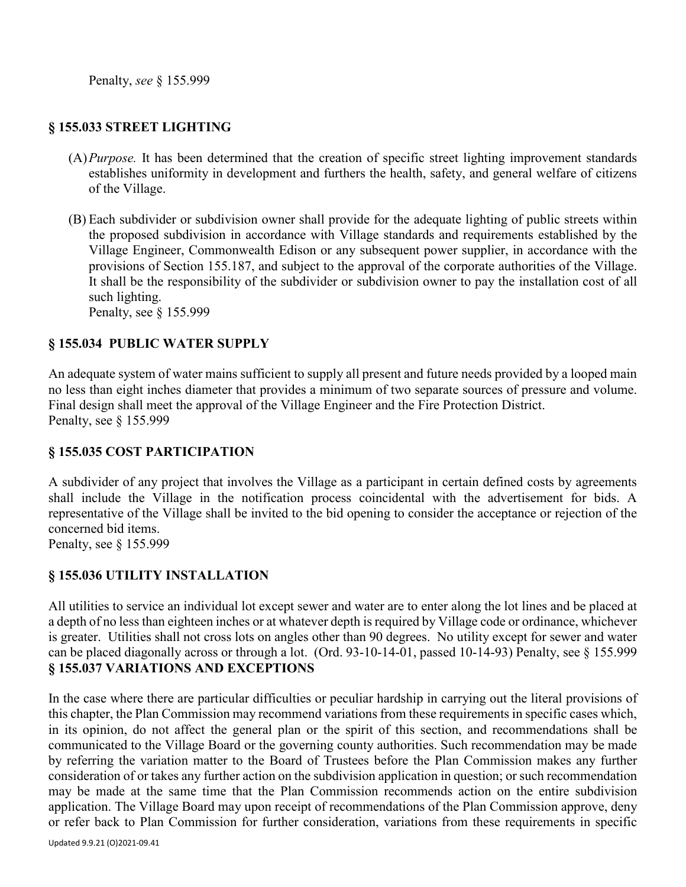Penalty, *see* § 155.999

## § 155.033 STREET LIGHTING

(A) *Purpose.* It has been determined that the creation of specific street lighting improvement standards establishes uniformity in development and furthers the health, safety, and general welfare of citizens of the Village.

(B) Each subdivider or subdivision owner shall provide for the adequate lighting of public streets within the proposed subdivision in accordance with Village standards and requirements established by the Village Engineer, Commonwealth Edison or any subsequent power supplier, in accordance with the provisions of Section 155.187, and subject to the approval of the corporate authorities of the Village. It shall be the responsibility of the subdivider or subdivision owner to pay the installation cost of all such lighting.
Penalty, see § 155.999

## § 155.034 PUBLIC WATER SUPPLY

An adequate system of water mains sufficient to supply all present and future needs provided by a looped main no less than eight inches diameter that provides a minimum of two separate sources of pressure and volume. Final design shall meet the approval of the Village Engineer and the Fire Protection District.
Penalty, see § 155.999

## § 155.035 COST PARTICIPATION

A subdivider of any project that involves the Village as a participant in certain defined costs by agreements shall include the Village in the notification process coincidental with the advertisement for bids. A representative of the Village shall be invited to the bid opening to consider the acceptance or rejection of the concerned bid items.
Penalty, see § 155.999

## § 155.036 UTILITY INSTALLATION

All utilities to service an individual lot except sewer and water are to enter along the lot lines and be placed at a depth of no less than eighteen inches or at whatever depth is required by Village code or ordinance, whichever is greater. Utilities shall not cross lots on angles other than 90 degrees. No utility except for sewer and water can be placed diagonally across or through a lot. (Ord. 93-10-14-01, passed 10-14-93) Penalty, see § 155.999

## § 155.037 VARIATIONS AND EXCEPTIONS

In the case where there are particular difficulties or peculiar hardship in carrying out the literal provisions of this chapter, the Plan Commission may recommend variations from these requirements in specific cases which, in its opinion, do not affect the general plan or the spirit of this section, and recommendations shall be communicated to the Village Board or the governing county authorities. Such recommendation may be made by referring the variation matter to the Board of Trustees before the Plan Commission makes any further consideration of or takes any further action on the subdivision application in question; or such recommendation may be made at the same time that the Plan Commission recommends action on the entire subdivision application. The Village Board may upon receipt of recommendations of the Plan Commission approve, deny or refer back to Plan Commission for further consideration, variations from these requirements in specific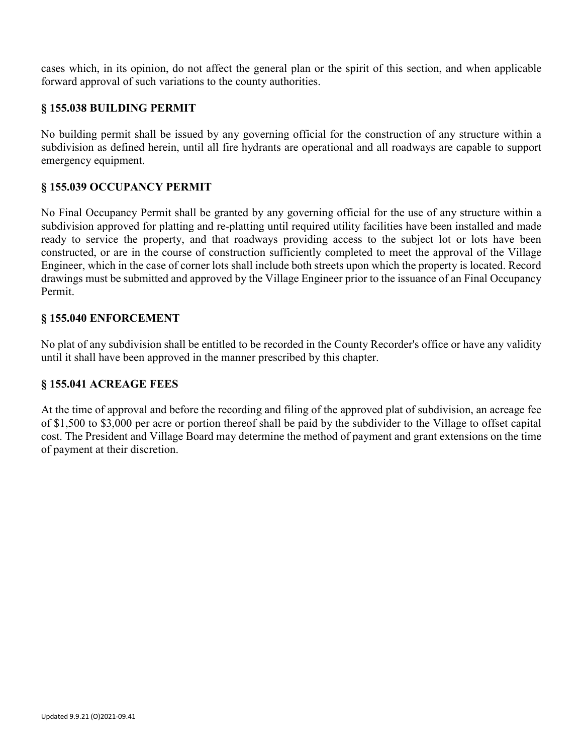cases which, in its opinion, do not affect the general plan or the spirit of this section, and when applicable forward approval of such variations to the county authorities.

### § 155.038 BUILDING PERMIT

No building permit shall be issued by any governing official for the construction of any structure within a subdivision as defined herein, until all fire hydrants are operational and all roadways are capable to support emergency equipment.

### § 155.039 OCCUPANCY PERMIT

No Final Occupancy Permit shall be granted by any governing official for the use of any structure within a subdivision approved for platting and re-platting until required utility facilities have been installed and made ready to service the property, and that roadways providing access to the subject lot or lots have been constructed, or are in the course of construction sufficiently completed to meet the approval of the Village Engineer, which in the case of corner lots shall include both streets upon which the property is located. Record drawings must be submitted and approved by the Village Engineer prior to the issuance of an Final Occupancy Permit.

### § 155.040 ENFORCEMENT

No plat of any subdivision shall be entitled to be recorded in the County Recorder's office or have any validity until it shall have been approved in the manner prescribed by this chapter.

### § 155.041 ACREAGE FEES

At the time of approval and before the recording and filing of the approved plat of subdivision, an acreage fee of $1,500 to $3,000 per acre or portion thereof shall be paid by the subdivider to the Village to offset capital cost. The President and Village Board may determine the method of payment and grant extensions on the time of payment at their discretion.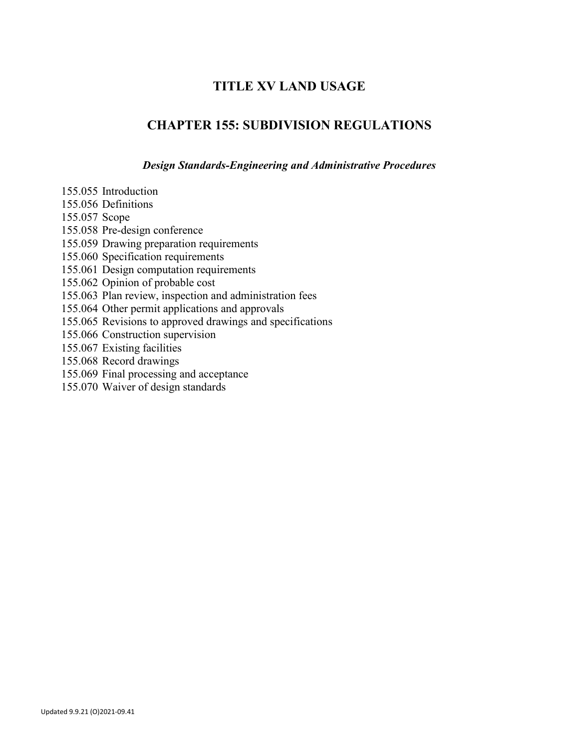# TITLE XV LAND USAGE

## CHAPTER 155: SUBDIVISION REGULATIONS

### *Design Standards-Engineering and Administrative Procedures*

155.055 Introduction
155.056 Definitions
155.057 Scope
155.058 Pre-design conference
155.059 Drawing preparation requirements
155.060 Specification requirements
155.061 Design computation requirements
155.062 Opinion of probable cost
155.063 Plan review, inspection and administration fees
155.064 Other permit applications and approvals
155.065 Revisions to approved drawings and specifications
155.066 Construction supervision
155.067 Existing facilities
155.068 Record drawings
155.069 Final processing and acceptance
155.070 Waiver of design standards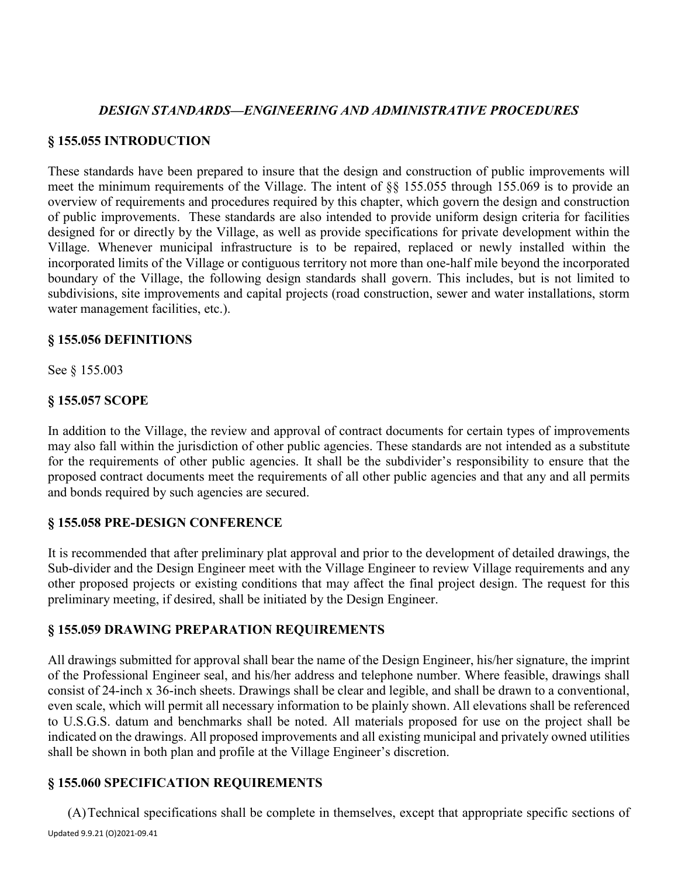### *DESIGN STANDARDS—ENGINEERING AND ADMINISTRATIVE PROCEDURES*

## § 155.055 INTRODUCTION

These standards have been prepared to insure that the design and construction of public improvements will meet the minimum requirements of the Village. The intent of §§ 155.055 through 155.069 is to provide an overview of requirements and procedures required by this chapter, which govern the design and construction of public improvements. These standards are also intended to provide uniform design criteria for facilities designed for or directly by the Village, as well as provide specifications for private development within the Village. Whenever municipal infrastructure is to be repaired, replaced or newly installed within the incorporated limits of the Village or contiguous territory not more than one-half mile beyond the incorporated boundary of the Village, the following design standards shall govern. This includes, but is not limited to subdivisions, site improvements and capital projects (road construction, sewer and water installations, storm water management facilities, etc.).

## § 155.056 DEFINITIONS

See § 155.003

## § 155.057 SCOPE

In addition to the Village, the review and approval of contract documents for certain types of improvements may also fall within the jurisdiction of other public agencies. These standards are not intended as a substitute for the requirements of other public agencies. It shall be the subdivider's responsibility to ensure that the proposed contract documents meet the requirements of all other public agencies and that any and all permits and bonds required by such agencies are secured.

## § 155.058 PRE-DESIGN CONFERENCE

It is recommended that after preliminary plat approval and prior to the development of detailed drawings, the Sub-divider and the Design Engineer meet with the Village Engineer to review Village requirements and any other proposed projects or existing conditions that may affect the final project design. The request for this preliminary meeting, if desired, shall be initiated by the Design Engineer.

## § 155.059 DRAWING PREPARATION REQUIREMENTS

All drawings submitted for approval shall bear the name of the Design Engineer, his/her signature, the imprint of the Professional Engineer seal, and his/her address and telephone number. Where feasible, drawings shall consist of 24-inch x 36-inch sheets. Drawings shall be clear and legible, and shall be drawn to a conventional, even scale, which will permit all necessary information to be plainly shown. All elevations shall be referenced to U.S.G.S. datum and benchmarks shall be noted. All materials proposed for use on the project shall be indicated on the drawings. All proposed improvements and all existing municipal and privately owned utilities shall be shown in both plan and profile at the Village Engineer's discretion.

## § 155.060 SPECIFICATION REQUIREMENTS

(A) Technical specifications shall be complete in themselves, except that appropriate specific sections of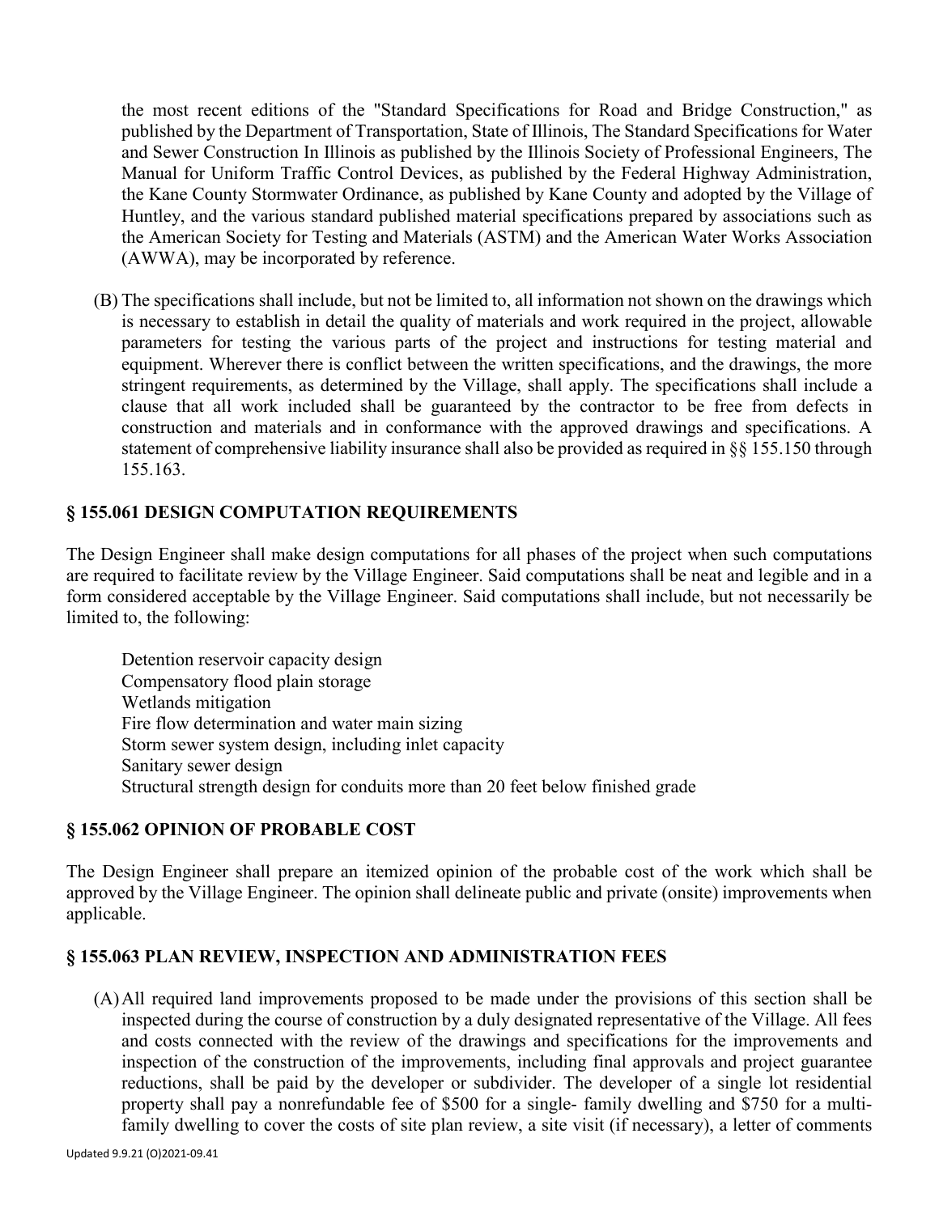the most recent editions of the "Standard Specifications for Road and Bridge Construction," as published by the Department of Transportation, State of Illinois, The Standard Specifications for Water and Sewer Construction In Illinois as published by the Illinois Society of Professional Engineers, The Manual for Uniform Traffic Control Devices, as published by the Federal Highway Administration, the Kane County Stormwater Ordinance, as published by Kane County and adopted by the Village of Huntley, and the various standard published material specifications prepared by associations such as the American Society for Testing and Materials (ASTM) and the American Water Works Association (AWWA), may be incorporated by reference.

(B) The specifications shall include, but not be limited to, all information not shown on the drawings which is necessary to establish in detail the quality of materials and work required in the project, allowable parameters for testing the various parts of the project and instructions for testing material and equipment. Wherever there is conflict between the written specifications, and the drawings, the more stringent requirements, as determined by the Village, shall apply. The specifications shall include a clause that all work included shall be guaranteed by the contractor to be free from defects in construction and materials and in conformance with the approved drawings and specifications. A statement of comprehensive liability insurance shall also be provided as required in §§ 155.150 through 155.163.

### § 155.061 DESIGN COMPUTATION REQUIREMENTS

The Design Engineer shall make design computations for all phases of the project when such computations are required to facilitate review by the Village Engineer. Said computations shall be neat and legible and in a form considered acceptable by the Village Engineer. Said computations shall include, but not necessarily be limited to, the following:

Detention reservoir capacity design
Compensatory flood plain storage
Wetlands mitigation
Fire flow determination and water main sizing
Storm sewer system design, including inlet capacity
Sanitary sewer design
Structural strength design for conduits more than 20 feet below finished grade

### § 155.062 OPINION OF PROBABLE COST

The Design Engineer shall prepare an itemized opinion of the probable cost of the work which shall be approved by the Village Engineer. The opinion shall delineate public and private (onsite) improvements when applicable.

### § 155.063 PLAN REVIEW, INSPECTION AND ADMINISTRATION FEES

(A) All required land improvements proposed to be made under the provisions of this section shall be inspected during the course of construction by a duly designated representative of the Village. All fees and costs connected with the review of the drawings and specifications for the improvements and inspection of the construction of the improvements, including final approvals and project guarantee reductions, shall be paid by the developer or subdivider. The developer of a single lot residential property shall pay a nonrefundable fee of $500 for a single- family dwelling and $750 for a multi-family dwelling to cover the costs of site plan review, a site visit (if necessary), a letter of comments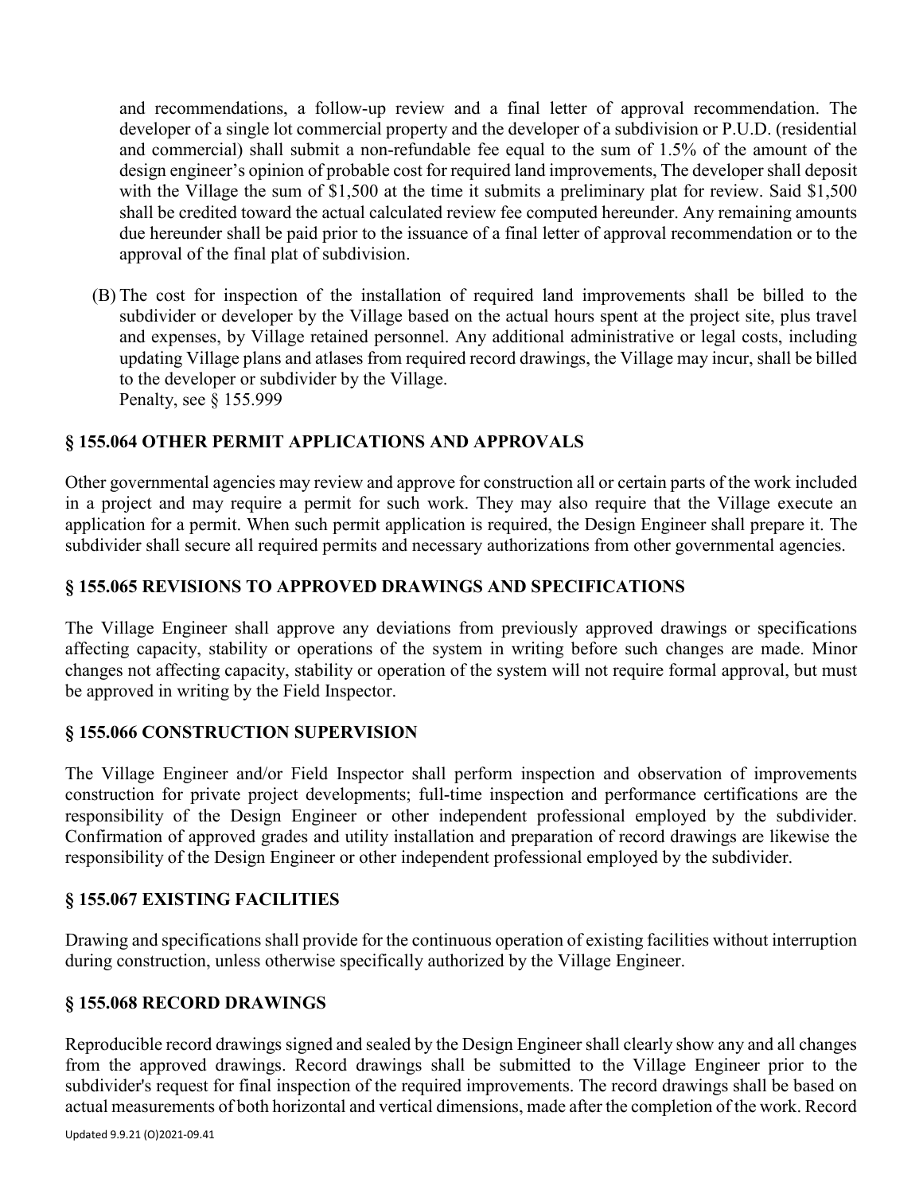and recommendations, a follow-up review and a final letter of approval recommendation. The developer of a single lot commercial property and the developer of a subdivision or P.U.D. (residential and commercial) shall submit a non-refundable fee equal to the sum of 1.5% of the amount of the design engineer's opinion of probable cost for required land improvements, The developer shall deposit with the Village the sum of $1,500 at the time it submits a preliminary plat for review. Said $1,500 shall be credited toward the actual calculated review fee computed hereunder. Any remaining amounts due hereunder shall be paid prior to the issuance of a final letter of approval recommendation or to the approval of the final plat of subdivision.

(B) The cost for inspection of the installation of required land improvements shall be billed to the subdivider or developer by the Village based on the actual hours spent at the project site, plus travel and expenses, by Village retained personnel. Any additional administrative or legal costs, including updating Village plans and atlases from required record drawings, the Village may incur, shall be billed to the developer or subdivider by the Village.
Penalty, see § 155.999

### § 155.064 OTHER PERMIT APPLICATIONS AND APPROVALS

Other governmental agencies may review and approve for construction all or certain parts of the work included in a project and may require a permit for such work. They may also require that the Village execute an application for a permit. When such permit application is required, the Design Engineer shall prepare it. The subdivider shall secure all required permits and necessary authorizations from other governmental agencies.

### § 155.065 REVISIONS TO APPROVED DRAWINGS AND SPECIFICATIONS

The Village Engineer shall approve any deviations from previously approved drawings or specifications affecting capacity, stability or operations of the system in writing before such changes are made. Minor changes not affecting capacity, stability or operation of the system will not require formal approval, but must be approved in writing by the Field Inspector.

### § 155.066 CONSTRUCTION SUPERVISION

The Village Engineer and/or Field Inspector shall perform inspection and observation of improvements construction for private project developments; full-time inspection and performance certifications are the responsibility of the Design Engineer or other independent professional employed by the subdivider. Confirmation of approved grades and utility installation and preparation of record drawings are likewise the responsibility of the Design Engineer or other independent professional employed by the subdivider.

### § 155.067 EXISTING FACILITIES

Drawing and specifications shall provide for the continuous operation of existing facilities without interruption during construction, unless otherwise specifically authorized by the Village Engineer.

### § 155.068 RECORD DRAWINGS

Reproducible record drawings signed and sealed by the Design Engineer shall clearly show any and all changes from the approved drawings. Record drawings shall be submitted to the Village Engineer prior to the subdivider's request for final inspection of the required improvements. The record drawings shall be based on actual measurements of both horizontal and vertical dimensions, made after the completion of the work. Record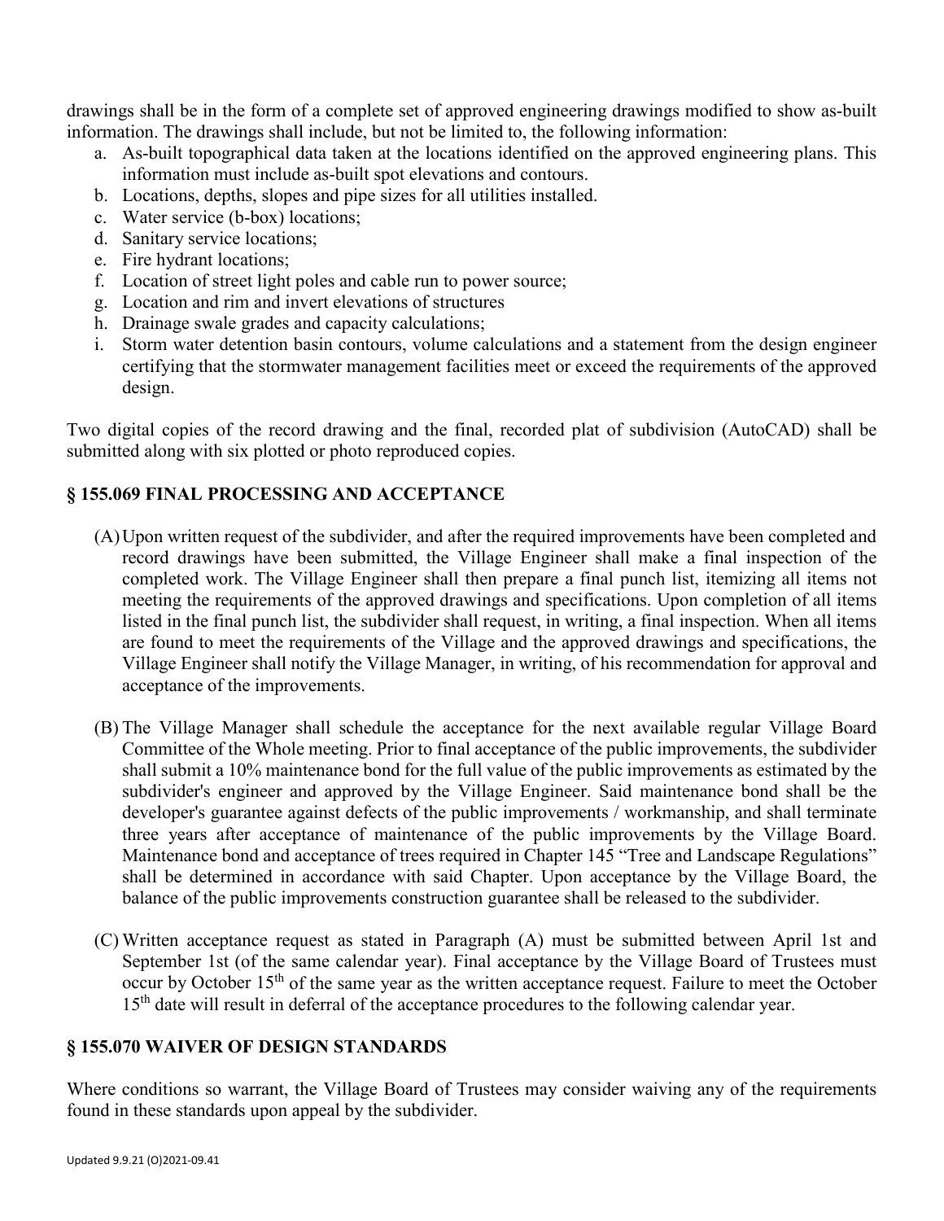drawings shall be in the form of a complete set of approved engineering drawings modified to show as-built information. The drawings shall include, but not be limited to, the following information:

a. As-built topographical data taken at the locations identified on the approved engineering plans. This information must include as-built spot elevations and contours.
b. Locations, depths, slopes and pipe sizes for all utilities installed.
c. Water service (b-box) locations;
d. Sanitary service locations;
e. Fire hydrant locations;
f. Location of street light poles and cable run to power source;
g. Location and rim and invert elevations of structures
h. Drainage swale grades and capacity calculations;
i. Storm water detention basin contours, volume calculations and a statement from the design engineer certifying that the stormwater management facilities meet or exceed the requirements of the approved design.

Two digital copies of the record drawing and the final, recorded plat of subdivision (AutoCAD) shall be submitted along with six plotted or photo reproduced copies.

## § 155.069 FINAL PROCESSING AND ACCEPTANCE

(A) Upon written request of the subdivider, and after the required improvements have been completed and record drawings have been submitted, the Village Engineer shall make a final inspection of the completed work. The Village Engineer shall then prepare a final punch list, itemizing all items not meeting the requirements of the approved drawings and specifications. Upon completion of all items listed in the final punch list, the subdivider shall request, in writing, a final inspection. When all items are found to meet the requirements of the Village and the approved drawings and specifications, the Village Engineer shall notify the Village Manager, in writing, of his recommendation for approval and acceptance of the improvements.

(B) The Village Manager shall schedule the acceptance for the next available regular Village Board Committee of the Whole meeting. Prior to final acceptance of the public improvements, the subdivider shall submit a 10% maintenance bond for the full value of the public improvements as estimated by the subdivider's engineer and approved by the Village Engineer. Said maintenance bond shall be the developer's guarantee against defects of the public improvements / workmanship, and shall terminate three years after acceptance of maintenance of the public improvements by the Village Board. Maintenance bond and acceptance of trees required in Chapter 145 "Tree and Landscape Regulations" shall be determined in accordance with said Chapter. Upon acceptance by the Village Board, the balance of the public improvements construction guarantee shall be released to the subdivider.

(C) Written acceptance request as stated in Paragraph (A) must be submitted between April 1st and September 1st (of the same calendar year). Final acceptance by the Village Board of Trustees must occur by October 15th of the same year as the written acceptance request. Failure to meet the October 15th date will result in deferral of the acceptance procedures to the following calendar year.

## § 155.070 WAIVER OF DESIGN STANDARDS

Where conditions so warrant, the Village Board of Trustees may consider waiving any of the requirements found in these standards upon appeal by the subdivider.

Updated 9.9.21 (O)2021-09.41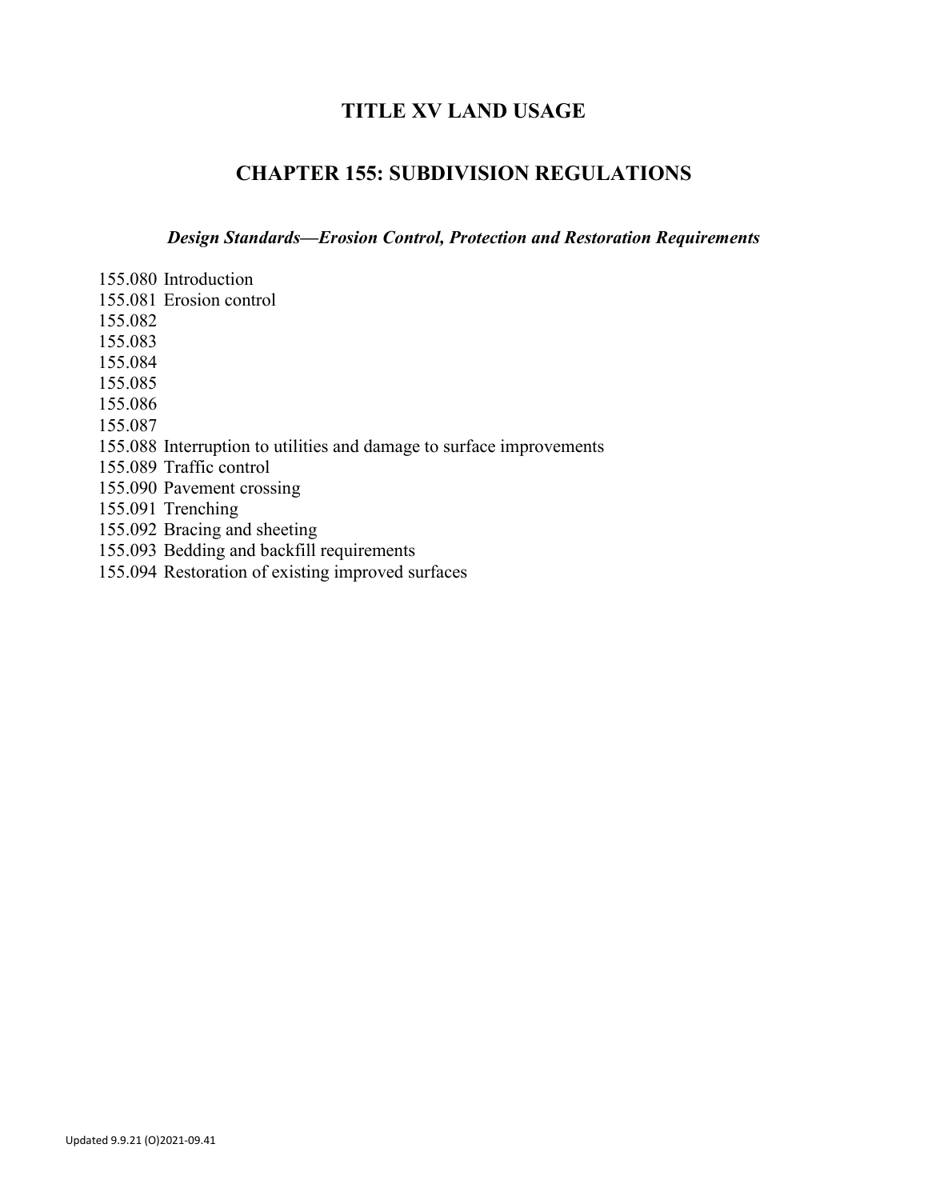# TITLE XV LAND USAGE

## CHAPTER 155: SUBDIVISION REGULATIONS

### *Design Standards—Erosion Control, Protection and Restoration Requirements*

155.080 Introduction
155.081 Erosion control
155.082
155.083
155.084
155.085
155.086
155.087
155.088 Interruption to utilities and damage to surface improvements
155.089 Traffic control
155.090 Pavement crossing
155.091 Trenching
155.092 Bracing and sheeting
155.093 Bedding and backfill requirements
155.094 Restoration of existing improved surfaces

Updated 9.9.21 (O)2021-09.41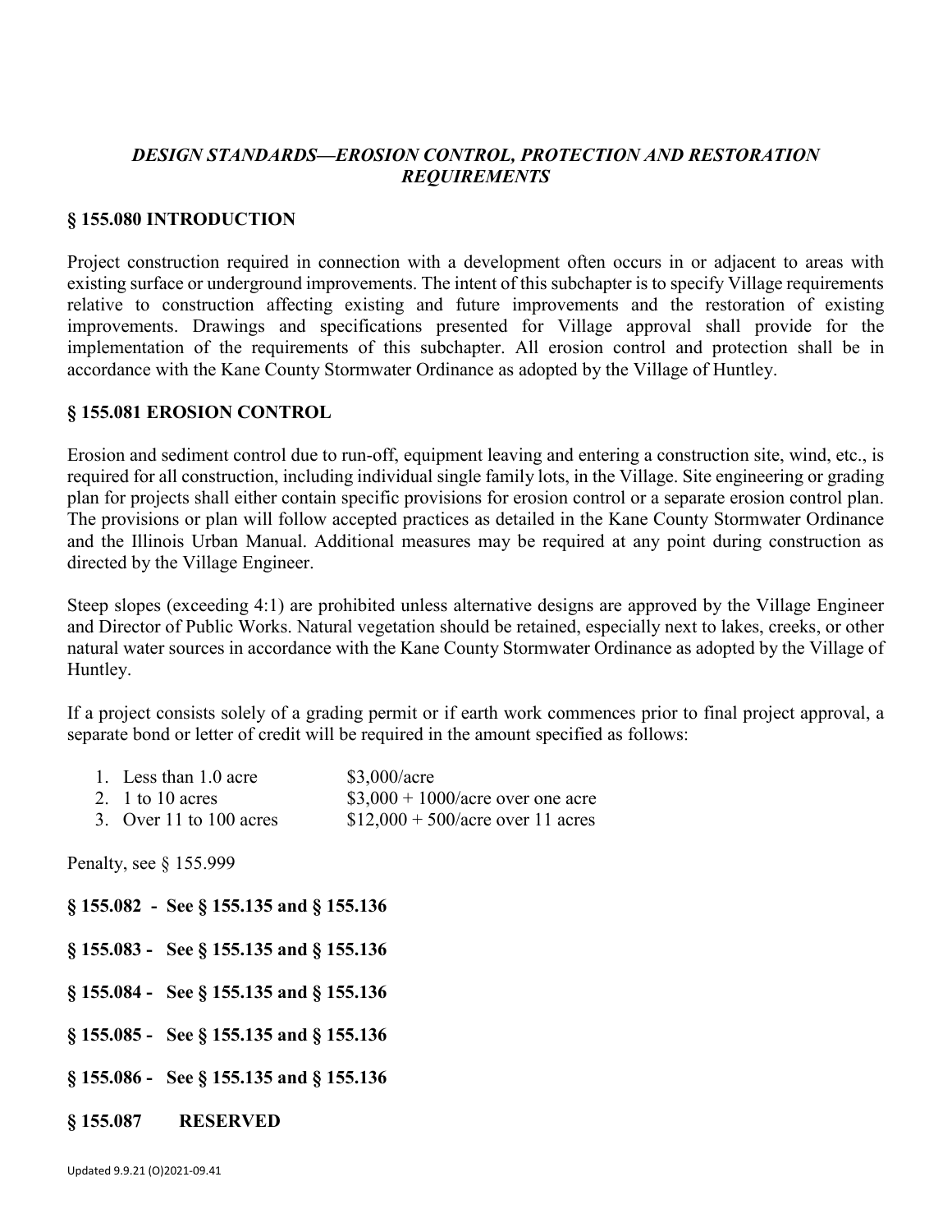## *DESIGN STANDARDS—EROSION CONTROL, PROTECTION AND RESTORATION REQUIREMENTS*

### § 155.080 INTRODUCTION

Project construction required in connection with a development often occurs in or adjacent to areas with existing surface or underground improvements. The intent of this subchapter is to specify Village requirements relative to construction affecting existing and future improvements and the restoration of existing improvements. Drawings and specifications presented for Village approval shall provide for the implementation of the requirements of this subchapter. All erosion control and protection shall be in accordance with the Kane County Stormwater Ordinance as adopted by the Village of Huntley.

### § 155.081 EROSION CONTROL

Erosion and sediment control due to run-off, equipment leaving and entering a construction site, wind, etc., is required for all construction, including individual single family lots, in the Village. Site engineering or grading plan for projects shall either contain specific provisions for erosion control or a separate erosion control plan. The provisions or plan will follow accepted practices as detailed in the Kane County Stormwater Ordinance and the Illinois Urban Manual. Additional measures may be required at any point during construction as directed by the Village Engineer.

Steep slopes (exceeding 4:1) are prohibited unless alternative designs are approved by the Village Engineer and Director of Public Works. Natural vegetation should be retained, especially next to lakes, creeks, or other natural water sources in accordance with the Kane County Stormwater Ordinance as adopted by the Village of Huntley.

If a project consists solely of a grading permit or if earth work commences prior to final project approval, a separate bond or letter of credit will be required in the amount specified as follows:

1. Less than 1.0 acre — $3,000/acre
2. 1 to 10 acres — $3,000 + 1000/acre over one acre
3. Over 11 to 100 acres — $12,000 + 500/acre over 11 acres

Penalty, see § 155.999

**§ 155.082 - See § 155.135 and § 155.136**

**§ 155.083 - See § 155.135 and § 155.136**

**§ 155.084 - See § 155.135 and § 155.136**

**§ 155.085 - See § 155.135 and § 155.136**

**§ 155.086 - See § 155.135 and § 155.136**

**§ 155.087 RESERVED**

Updated 9.9.21 (O)2021-09.41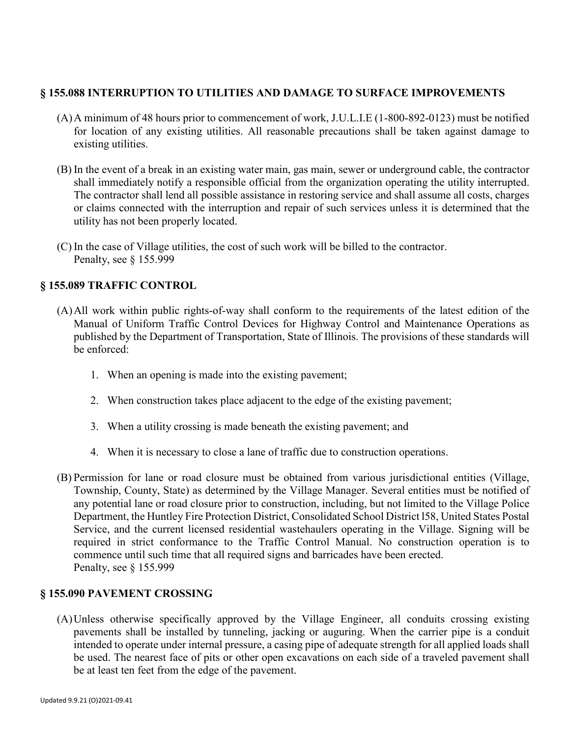## § 155.088 INTERRUPTION TO UTILITIES AND DAMAGE TO SURFACE IMPROVEMENTS

(A) A minimum of 48 hours prior to commencement of work, J.U.L.I.E (1-800-892-0123) must be notified for location of any existing utilities. All reasonable precautions shall be taken against damage to existing utilities.

(B) In the event of a break in an existing water main, gas main, sewer or underground cable, the contractor shall immediately notify a responsible official from the organization operating the utility interrupted. The contractor shall lend all possible assistance in restoring service and shall assume all costs, charges or claims connected with the interruption and repair of such services unless it is determined that the utility has not been properly located.

(C) In the case of Village utilities, the cost of such work will be billed to the contractor.
Penalty, see § 155.999

## § 155.089 TRAFFIC CONTROL

(A) All work within public rights-of-way shall conform to the requirements of the latest edition of the Manual of Uniform Traffic Control Devices for Highway Control and Maintenance Operations as published by the Department of Transportation, State of Illinois. The provisions of these standards will be enforced:

1. When an opening is made into the existing pavement;
2. When construction takes place adjacent to the edge of the existing pavement;
3. When a utility crossing is made beneath the existing pavement; and
4. When it is necessary to close a lane of traffic due to construction operations.

(B) Permission for lane or road closure must be obtained from various jurisdictional entities (Village, Township, County, State) as determined by the Village Manager. Several entities must be notified of any potential lane or road closure prior to construction, including, but not limited to the Village Police Department, the Huntley Fire Protection District, Consolidated School District l58, United States Postal Service, and the current licensed residential wastehaulers operating in the Village. Signing will be required in strict conformance to the Traffic Control Manual. No construction operation is to commence until such time that all required signs and barricades have been erected.
Penalty, see § 155.999

## § 155.090 PAVEMENT CROSSING

(A) Unless otherwise specifically approved by the Village Engineer, all conduits crossing existing pavements shall be installed by tunneling, jacking or auguring. When the carrier pipe is a conduit intended to operate under internal pressure, a casing pipe of adequate strength for all applied loads shall be used. The nearest face of pits or other open excavations on each side of a traveled pavement shall be at least ten feet from the edge of the pavement.

Updated 9.9.21 (O)2021-09.41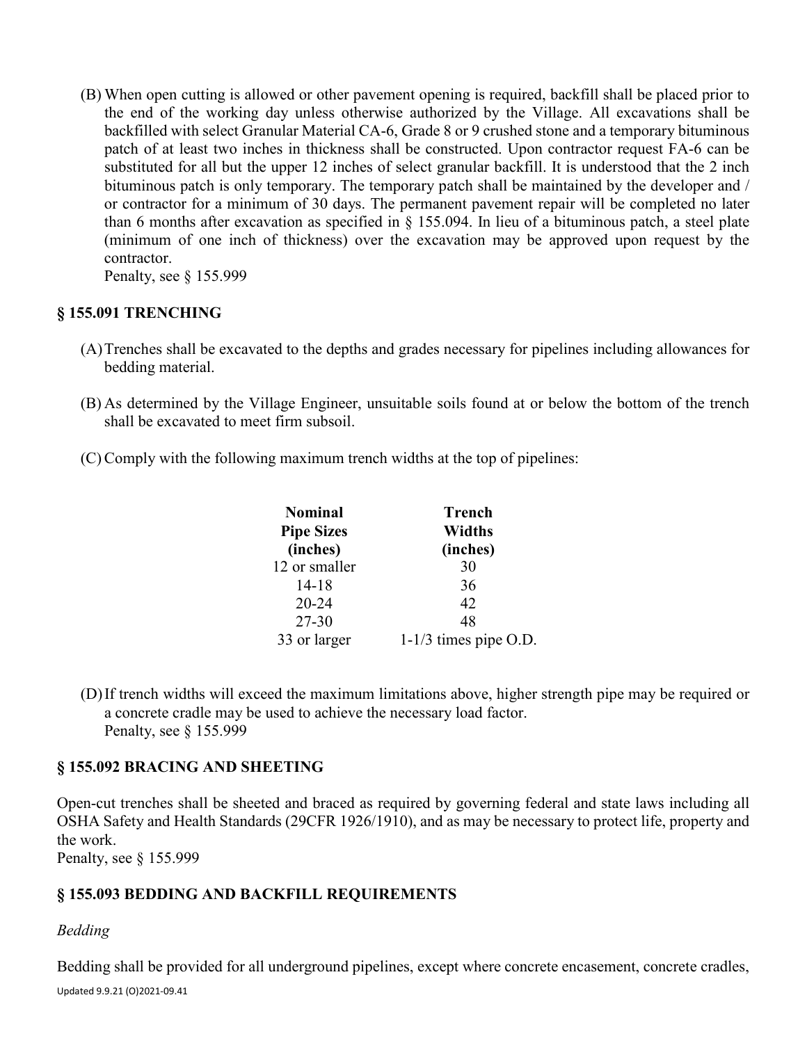(B) When open cutting is allowed or other pavement opening is required, backfill shall be placed prior to the end of the working day unless otherwise authorized by the Village. All excavations shall be backfilled with select Granular Material CA-6, Grade 8 or 9 crushed stone and a temporary bituminous patch of at least two inches in thickness shall be constructed. Upon contractor request FA-6 can be substituted for all but the upper 12 inches of select granular backfill. It is understood that the 2 inch bituminous patch is only temporary. The temporary patch shall be maintained by the developer and / or contractor for a minimum of 30 days. The permanent pavement repair will be completed no later than 6 months after excavation as specified in § 155.094. In lieu of a bituminous patch, a steel plate (minimum of one inch of thickness) over the excavation may be approved upon request by the contractor.
Penalty, see § 155.999

## § 155.091 TRENCHING

(A) Trenches shall be excavated to the depths and grades necessary for pipelines including allowances for bedding material.

(B) As determined by the Village Engineer, unsuitable soils found at or below the bottom of the trench shall be excavated to meet firm subsoil.

(C) Comply with the following maximum trench widths at the top of pipelines:

| Nominal Pipe Sizes (inches) | Trench Widths (inches) |
|---|---|
| 12 or smaller | 30 |
| 14-18 | 36 |
| 20-24 | 42 |
| 27-30 | 48 |
| 33 or larger | 1-1/3 times pipe O.D. |

(D) If trench widths will exceed the maximum limitations above, higher strength pipe may be required or a concrete cradle may be used to achieve the necessary load factor.
Penalty, see § 155.999

## § 155.092 BRACING AND SHEETING

Open-cut trenches shall be sheeted and braced as required by governing federal and state laws including all OSHA Safety and Health Standards (29CFR 1926/1910), and as may be necessary to protect life, property and the work.
Penalty, see § 155.999

## § 155.093 BEDDING AND BACKFILL REQUIREMENTS

*Bedding*

Bedding shall be provided for all underground pipelines, except where concrete encasement, concrete cradles,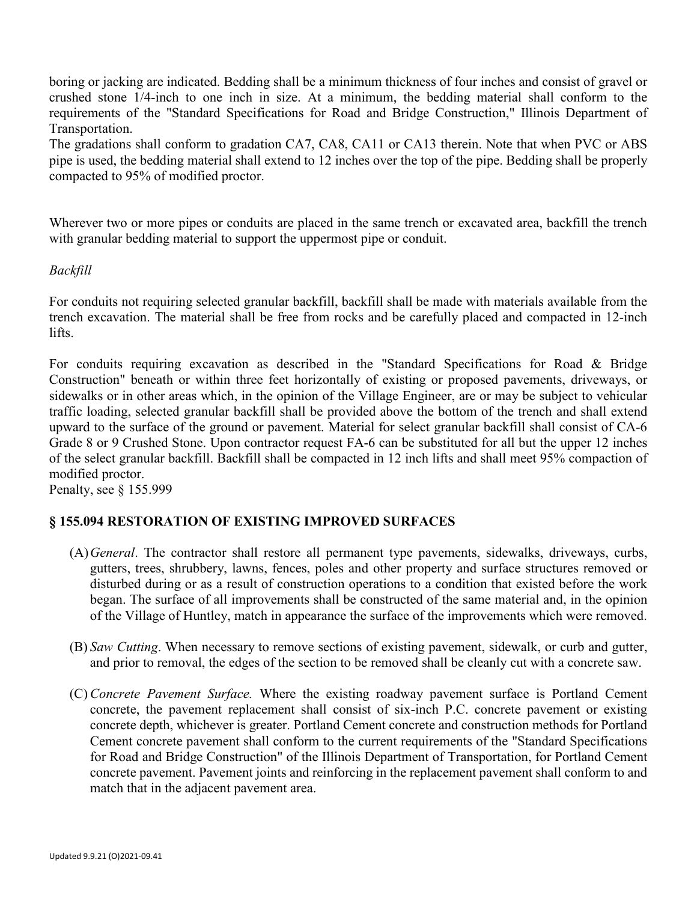boring or jacking are indicated. Bedding shall be a minimum thickness of four inches and consist of gravel or crushed stone 1/4-inch to one inch in size. At a minimum, the bedding material shall conform to the requirements of the "Standard Specifications for Road and Bridge Construction," Illinois Department of Transportation.
The gradations shall conform to gradation CA7, CA8, CA11 or CA13 therein. Note that when PVC or ABS pipe is used, the bedding material shall extend to 12 inches over the top of the pipe. Bedding shall be properly compacted to 95% of modified proctor.

Wherever two or more pipes or conduits are placed in the same trench or excavated area, backfill the trench with granular bedding material to support the uppermost pipe or conduit.

*Backfill*

For conduits not requiring selected granular backfill, backfill shall be made with materials available from the trench excavation. The material shall be free from rocks and be carefully placed and compacted in 12-inch lifts.

For conduits requiring excavation as described in the "Standard Specifications for Road & Bridge Construction" beneath or within three feet horizontally of existing or proposed pavements, driveways, or sidewalks or in other areas which, in the opinion of the Village Engineer, are or may be subject to vehicular traffic loading, selected granular backfill shall be provided above the bottom of the trench and shall extend upward to the surface of the ground or pavement. Material for select granular backfill shall consist of CA-6 Grade 8 or 9 Crushed Stone. Upon contractor request FA-6 can be substituted for all but the upper 12 inches of the select granular backfill. Backfill shall be compacted in 12 inch lifts and shall meet 95% compaction of modified proctor.
Penalty, see § 155.999

## § 155.094 RESTORATION OF EXISTING IMPROVED SURFACES

(A) *General*. The contractor shall restore all permanent type pavements, sidewalks, driveways, curbs, gutters, trees, shrubbery, lawns, fences, poles and other property and surface structures removed or disturbed during or as a result of construction operations to a condition that existed before the work began. The surface of all improvements shall be constructed of the same material and, in the opinion of the Village of Huntley, match in appearance the surface of the improvements which were removed.

(B) *Saw Cutting*. When necessary to remove sections of existing pavement, sidewalk, or curb and gutter, and prior to removal, the edges of the section to be removed shall be cleanly cut with a concrete saw.

(C) *Concrete Pavement Surface.* Where the existing roadway pavement surface is Portland Cement concrete, the pavement replacement shall consist of six-inch P.C. concrete pavement or existing concrete depth, whichever is greater. Portland Cement concrete and construction methods for Portland Cement concrete pavement shall conform to the current requirements of the "Standard Specifications for Road and Bridge Construction" of the Illinois Department of Transportation, for Portland Cement concrete pavement. Pavement joints and reinforcing in the replacement pavement shall conform to and match that in the adjacent pavement area.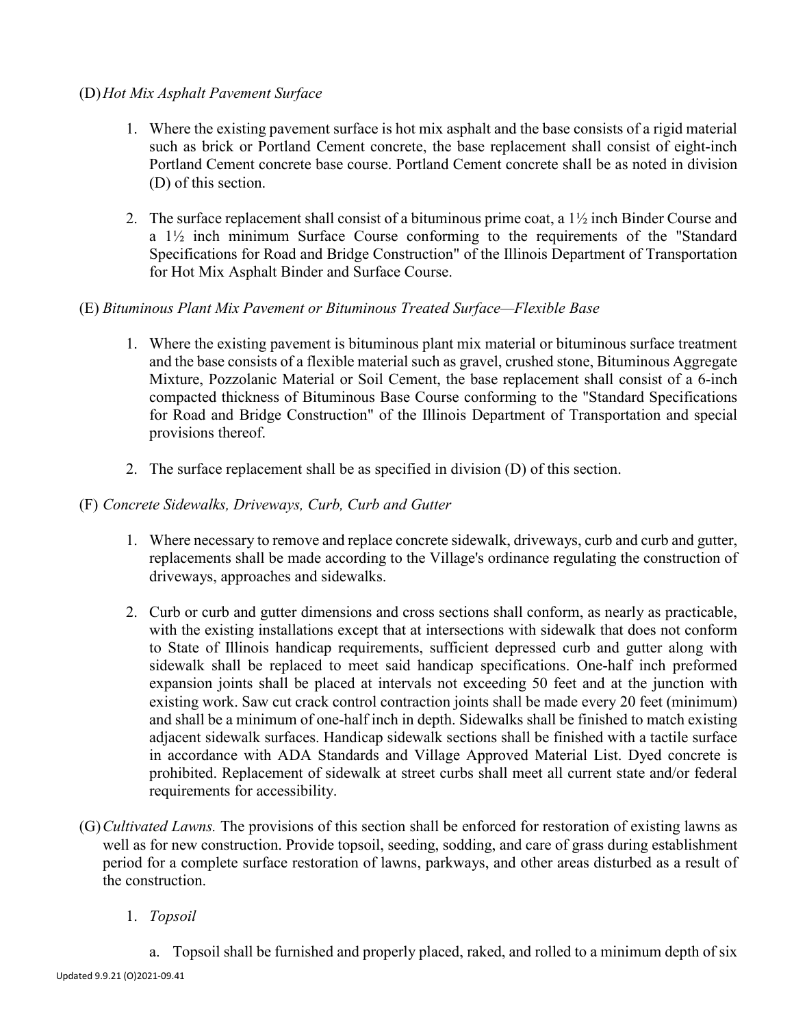(D) *Hot Mix Asphalt Pavement Surface*

1. Where the existing pavement surface is hot mix asphalt and the base consists of a rigid material such as brick or Portland Cement concrete, the base replacement shall consist of eight-inch Portland Cement concrete base course. Portland Cement concrete shall be as noted in division (D) of this section.

2. The surface replacement shall consist of a bituminous prime coat, a 1½ inch Binder Course and a 1½ inch minimum Surface Course conforming to the requirements of the "Standard Specifications for Road and Bridge Construction" of the Illinois Department of Transportation for Hot Mix Asphalt Binder and Surface Course.

(E) *Bituminous Plant Mix Pavement or Bituminous Treated Surface—Flexible Base*

1. Where the existing pavement is bituminous plant mix material or bituminous surface treatment and the base consists of a flexible material such as gravel, crushed stone, Bituminous Aggregate Mixture, Pozzolanic Material or Soil Cement, the base replacement shall consist of a 6-inch compacted thickness of Bituminous Base Course conforming to the "Standard Specifications for Road and Bridge Construction" of the Illinois Department of Transportation and special provisions thereof.

2. The surface replacement shall be as specified in division (D) of this section.

(F) *Concrete Sidewalks, Driveways, Curb, Curb and Gutter*

1. Where necessary to remove and replace concrete sidewalk, driveways, curb and curb and gutter, replacements shall be made according to the Village's ordinance regulating the construction of driveways, approaches and sidewalks.

2. Curb or curb and gutter dimensions and cross sections shall conform, as nearly as practicable, with the existing installations except that at intersections with sidewalk that does not conform to State of Illinois handicap requirements, sufficient depressed curb and gutter along with sidewalk shall be replaced to meet said handicap specifications. One-half inch preformed expansion joints shall be placed at intervals not exceeding 50 feet and at the junction with existing work. Saw cut crack control contraction joints shall be made every 20 feet (minimum) and shall be a minimum of one-half inch in depth. Sidewalks shall be finished to match existing adjacent sidewalk surfaces. Handicap sidewalk sections shall be finished with a tactile surface in accordance with ADA Standards and Village Approved Material List. Dyed concrete is prohibited. Replacement of sidewalk at street curbs shall meet all current state and/or federal requirements for accessibility.

(G) *Cultivated Lawns.* The provisions of this section shall be enforced for restoration of existing lawns as well as for new construction. Provide topsoil, seeding, sodding, and care of grass during establishment period for a complete surface restoration of lawns, parkways, and other areas disturbed as a result of the construction.

1. *Topsoil*

   a. Topsoil shall be furnished and properly placed, raked, and rolled to a minimum depth of six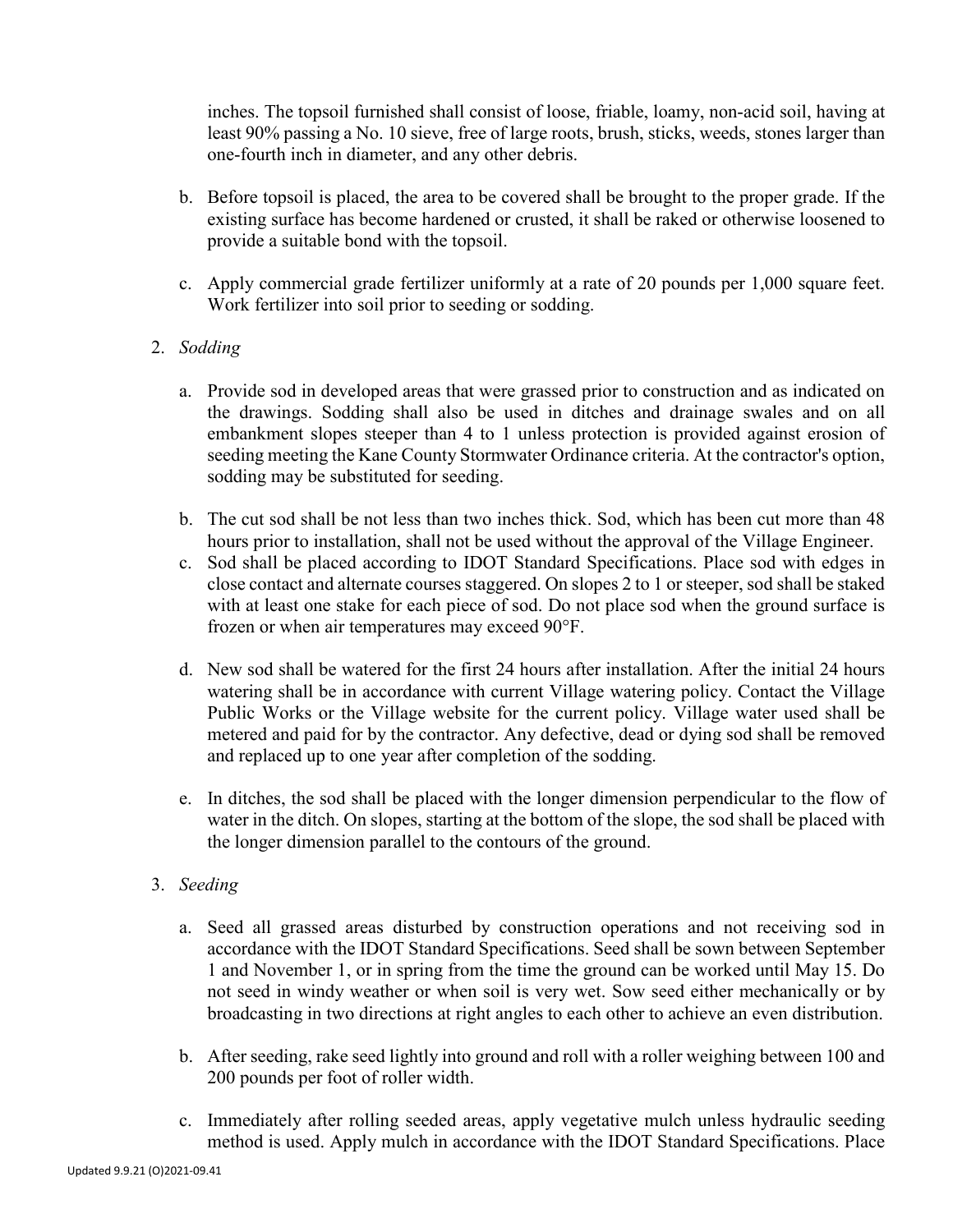inches. The topsoil furnished shall consist of loose, friable, loamy, non-acid soil, having at least 90% passing a No. 10 sieve, free of large roots, brush, sticks, weeds, stones larger than one-fourth inch in diameter, and any other debris.

b. Before topsoil is placed, the area to be covered shall be brought to the proper grade. If the existing surface has become hardened or crusted, it shall be raked or otherwise loosened to provide a suitable bond with the topsoil.

c. Apply commercial grade fertilizer uniformly at a rate of 20 pounds per 1,000 square feet. Work fertilizer into soil prior to seeding or sodding.

2. *Sodding*

   a. Provide sod in developed areas that were grassed prior to construction and as indicated on the drawings. Sodding shall also be used in ditches and drainage swales and on all embankment slopes steeper than 4 to 1 unless protection is provided against erosion of seeding meeting the Kane County Stormwater Ordinance criteria. At the contractor's option, sodding may be substituted for seeding.

   b. The cut sod shall be not less than two inches thick. Sod, which has been cut more than 48 hours prior to installation, shall not be used without the approval of the Village Engineer.

   c. Sod shall be placed according to IDOT Standard Specifications. Place sod with edges in close contact and alternate courses staggered. On slopes 2 to 1 or steeper, sod shall be staked with at least one stake for each piece of sod. Do not place sod when the ground surface is frozen or when air temperatures may exceed 90°F.

   d. New sod shall be watered for the first 24 hours after installation. After the initial 24 hours watering shall be in accordance with current Village watering policy. Contact the Village Public Works or the Village website for the current policy. Village water used shall be metered and paid for by the contractor. Any defective, dead or dying sod shall be removed and replaced up to one year after completion of the sodding.

   e. In ditches, the sod shall be placed with the longer dimension perpendicular to the flow of water in the ditch. On slopes, starting at the bottom of the slope, the sod shall be placed with the longer dimension parallel to the contours of the ground.

3. *Seeding*

   a. Seed all grassed areas disturbed by construction operations and not receiving sod in accordance with the IDOT Standard Specifications. Seed shall be sown between September 1 and November 1, or in spring from the time the ground can be worked until May 15. Do not seed in windy weather or when soil is very wet. Sow seed either mechanically or by broadcasting in two directions at right angles to each other to achieve an even distribution.

   b. After seeding, rake seed lightly into ground and roll with a roller weighing between 100 and 200 pounds per foot of roller width.

   c. Immediately after rolling seeded areas, apply vegetative mulch unless hydraulic seeding method is used. Apply mulch in accordance with the IDOT Standard Specifications. Place

Updated 9.9.21 (O)2021-09.41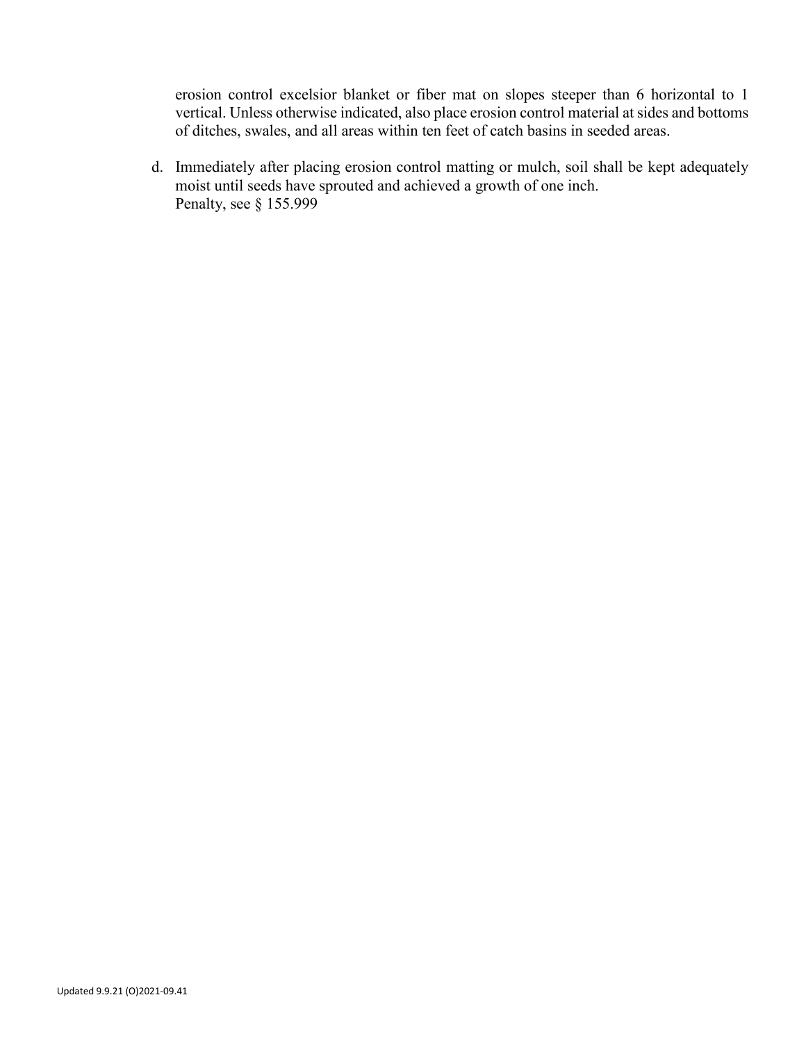erosion control excelsior blanket or fiber mat on slopes steeper than 6 horizontal to 1 vertical. Unless otherwise indicated, also place erosion control material at sides and bottoms of ditches, swales, and all areas within ten feet of catch basins in seeded areas.

d. Immediately after placing erosion control matting or mulch, soil shall be kept adequately moist until seeds have sprouted and achieved a growth of one inch.
   Penalty, see § 155.999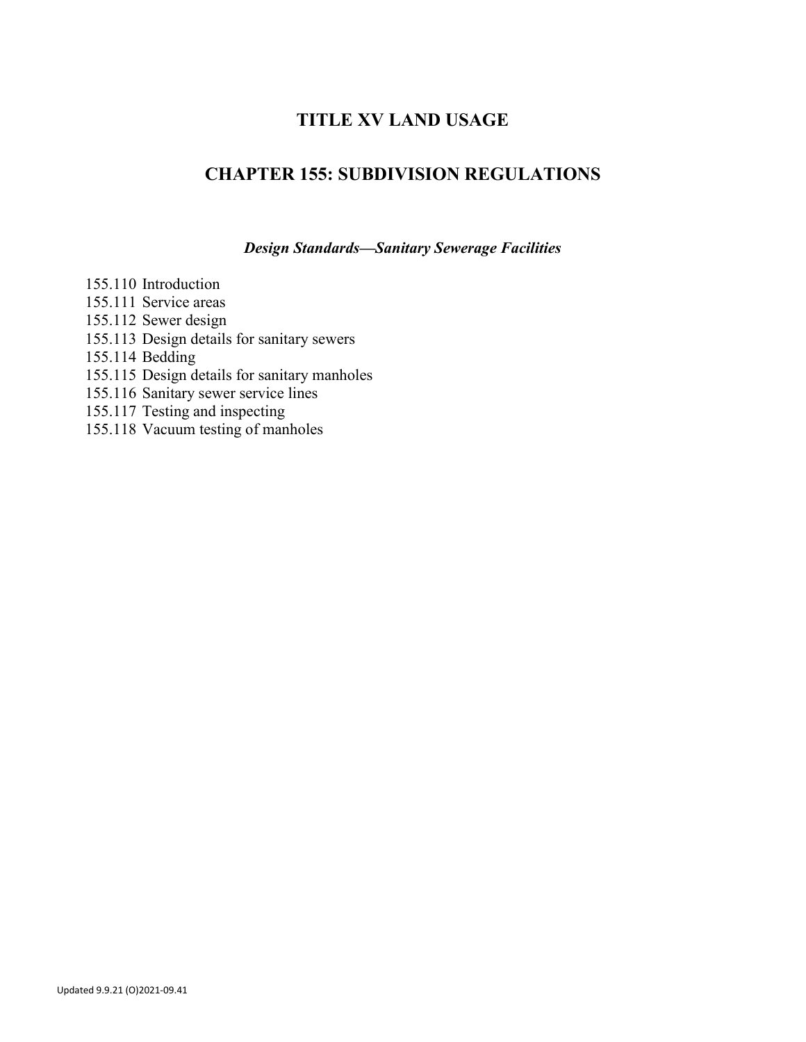# TITLE XV LAND USAGE

## CHAPTER 155: SUBDIVISION REGULATIONS

### *Design Standards—Sanitary Sewerage Facilities*

155.110 Introduction
155.111 Service areas
155.112 Sewer design
155.113 Design details for sanitary sewers
155.114 Bedding
155.115 Design details for sanitary manholes
155.116 Sanitary sewer service lines
155.117 Testing and inspecting
155.118 Vacuum testing of manholes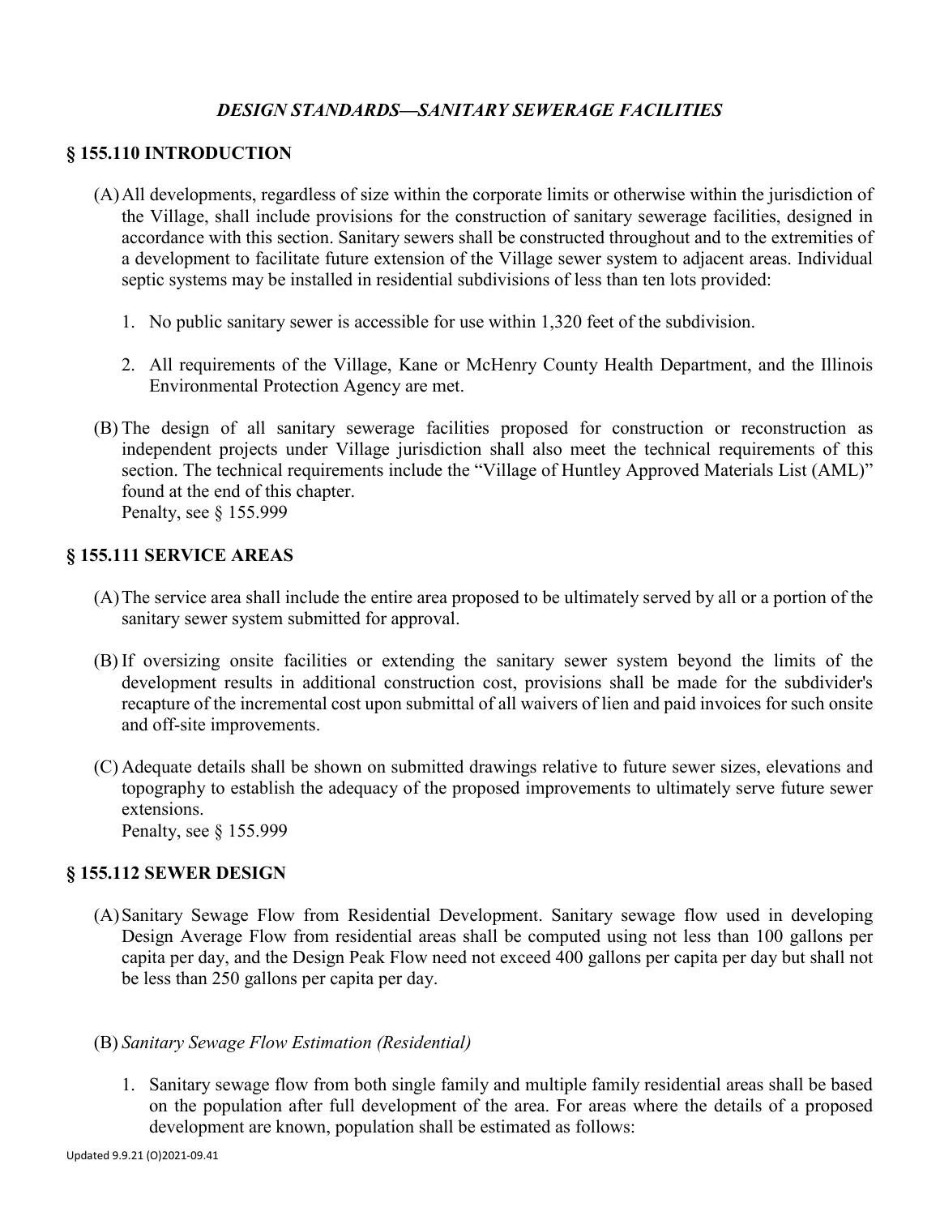***DESIGN STANDARDS—SANITARY SEWERAGE FACILITIES***

## § 155.110 INTRODUCTION

(A) All developments, regardless of size within the corporate limits or otherwise within the jurisdiction of the Village, shall include provisions for the construction of sanitary sewerage facilities, designed in accordance with this section. Sanitary sewers shall be constructed throughout and to the extremities of a development to facilitate future extension of the Village sewer system to adjacent areas. Individual septic systems may be installed in residential subdivisions of less than ten lots provided:

1. No public sanitary sewer is accessible for use within 1,320 feet of the subdivision.

2. All requirements of the Village, Kane or McHenry County Health Department, and the Illinois Environmental Protection Agency are met.

(B) The design of all sanitary sewerage facilities proposed for construction or reconstruction as independent projects under Village jurisdiction shall also meet the technical requirements of this section. The technical requirements include the "Village of Huntley Approved Materials List (AML)" found at the end of this chapter.
Penalty, see § 155.999

## § 155.111 SERVICE AREAS

(A) The service area shall include the entire area proposed to be ultimately served by all or a portion of the sanitary sewer system submitted for approval.

(B) If oversizing onsite facilities or extending the sanitary sewer system beyond the limits of the development results in additional construction cost, provisions shall be made for the subdivider's recapture of the incremental cost upon submittal of all waivers of lien and paid invoices for such onsite and off-site improvements.

(C) Adequate details shall be shown on submitted drawings relative to future sewer sizes, elevations and topography to establish the adequacy of the proposed improvements to ultimately serve future sewer extensions.
Penalty, see § 155.999

## § 155.112 SEWER DESIGN

(A) Sanitary Sewage Flow from Residential Development. Sanitary sewage flow used in developing Design Average Flow from residential areas shall be computed using not less than 100 gallons per capita per day, and the Design Peak Flow need not exceed 400 gallons per capita per day but shall not be less than 250 gallons per capita per day.

(B) *Sanitary Sewage Flow Estimation (Residential)*

1. Sanitary sewage flow from both single family and multiple family residential areas shall be based on the population after full development of the area. For areas where the details of a proposed development are known, population shall be estimated as follows: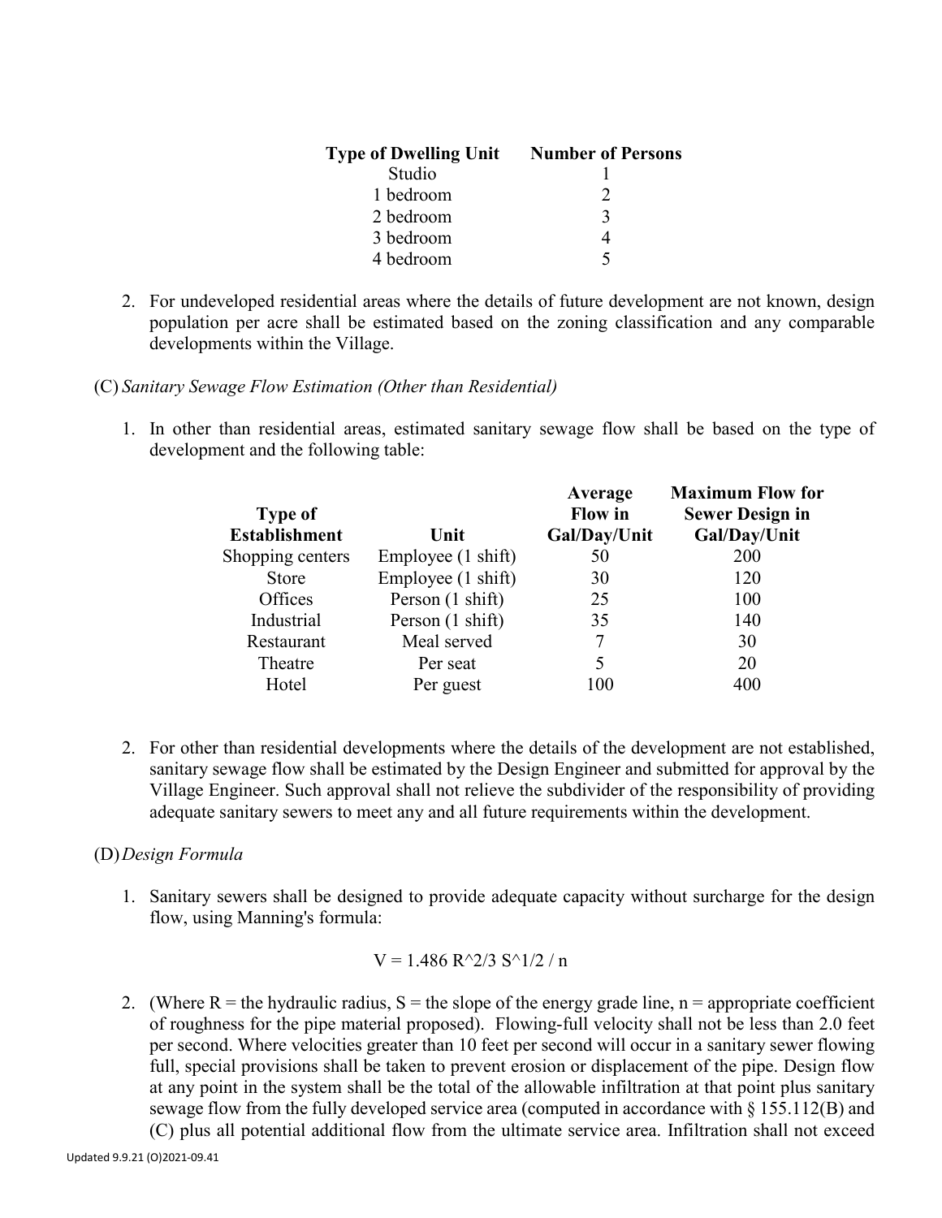| Type of Dwelling Unit | Number of Persons |
|---|---|
| Studio | 1 |
| 1 bedroom | 2 |
| 2 bedroom | 3 |
| 3 bedroom | 4 |
| 4 bedroom | 5 |

2. For undeveloped residential areas where the details of future development are not known, design population per acre shall be estimated based on the zoning classification and any comparable developments within the Village.

(C) *Sanitary Sewage Flow Estimation (Other than Residential)*

1. In other than residential areas, estimated sanitary sewage flow shall be based on the type of development and the following table:

| Type of Establishment | Unit | Average Flow in Gal/Day/Unit | Maximum Flow for Sewer Design in Gal/Day/Unit |
|---|---|---|---|
| Shopping centers | Employee (1 shift) | 50 | 200 |
| Store | Employee (1 shift) | 30 | 120 |
| Offices | Person (1 shift) | 25 | 100 |
| Industrial | Person (1 shift) | 35 | 140 |
| Restaurant | Meal served | 7 | 30 |
| Theatre | Per seat | 5 | 20 |
| Hotel | Per guest | 100 | 400 |

2. For other than residential developments where the details of the development are not established, sanitary sewage flow shall be estimated by the Design Engineer and submitted for approval by the Village Engineer. Such approval shall not relieve the subdivider of the responsibility of providing adequate sanitary sewers to meet any and all future requirements within the development.

(D) *Design Formula*

1. Sanitary sewers shall be designed to provide adequate capacity without surcharge for the design flow, using Manning's formula:

$$V = 1.486 R^{2/3} S^{1/2} / n$$

2. (Where R = the hydraulic radius, S = the slope of the energy grade line, n = appropriate coefficient of roughness for the pipe material proposed). Flowing-full velocity shall not be less than 2.0 feet per second. Where velocities greater than 10 feet per second will occur in a sanitary sewer flowing full, special provisions shall be taken to prevent erosion or displacement of the pipe. Design flow at any point in the system shall be the total of the allowable infiltration at that point plus sanitary sewage flow from the fully developed service area (computed in accordance with § 155.112(B) and (C) plus all potential additional flow from the ultimate service area. Infiltration shall not exceed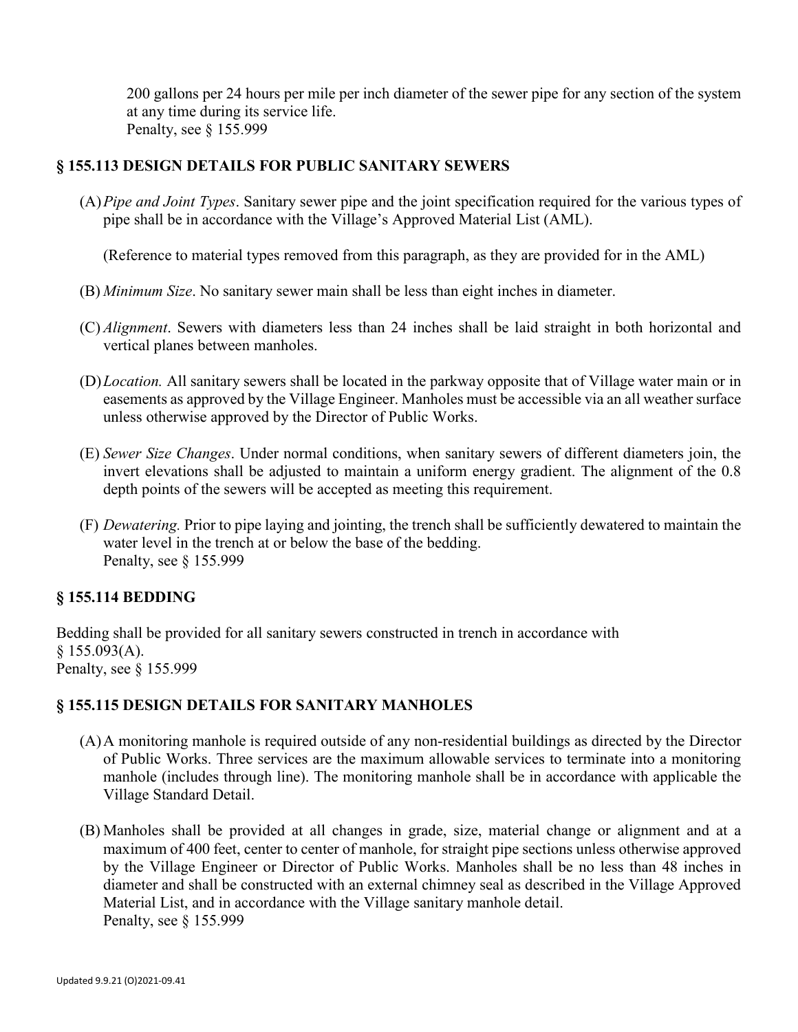200 gallons per 24 hours per mile per inch diameter of the sewer pipe for any section of the system at any time during its service life.
Penalty, see § 155.999

## § 155.113 DESIGN DETAILS FOR PUBLIC SANITARY SEWERS

(A) *Pipe and Joint Types*. Sanitary sewer pipe and the joint specification required for the various types of pipe shall be in accordance with the Village's Approved Material List (AML).

(Reference to material types removed from this paragraph, as they are provided for in the AML)

(B) *Minimum Size*. No sanitary sewer main shall be less than eight inches in diameter.

(C) *Alignment*. Sewers with diameters less than 24 inches shall be laid straight in both horizontal and vertical planes between manholes.

(D) *Location.* All sanitary sewers shall be located in the parkway opposite that of Village water main or in easements as approved by the Village Engineer. Manholes must be accessible via an all weather surface unless otherwise approved by the Director of Public Works.

(E) *Sewer Size Changes*. Under normal conditions, when sanitary sewers of different diameters join, the invert elevations shall be adjusted to maintain a uniform energy gradient. The alignment of the 0.8 depth points of the sewers will be accepted as meeting this requirement.

(F) *Dewatering.* Prior to pipe laying and jointing, the trench shall be sufficiently dewatered to maintain the water level in the trench at or below the base of the bedding.
Penalty, see § 155.999

## § 155.114 BEDDING

Bedding shall be provided for all sanitary sewers constructed in trench in accordance with § 155.093(A).
Penalty, see § 155.999

## § 155.115 DESIGN DETAILS FOR SANITARY MANHOLES

(A) A monitoring manhole is required outside of any non-residential buildings as directed by the Director of Public Works. Three services are the maximum allowable services to terminate into a monitoring manhole (includes through line). The monitoring manhole shall be in accordance with applicable the Village Standard Detail.

(B) Manholes shall be provided at all changes in grade, size, material change or alignment and at a maximum of 400 feet, center to center of manhole, for straight pipe sections unless otherwise approved by the Village Engineer or Director of Public Works. Manholes shall be no less than 48 inches in diameter and shall be constructed with an external chimney seal as described in the Village Approved Material List, and in accordance with the Village sanitary manhole detail.
Penalty, see § 155.999

Updated 9.9.21 (O)2021-09.41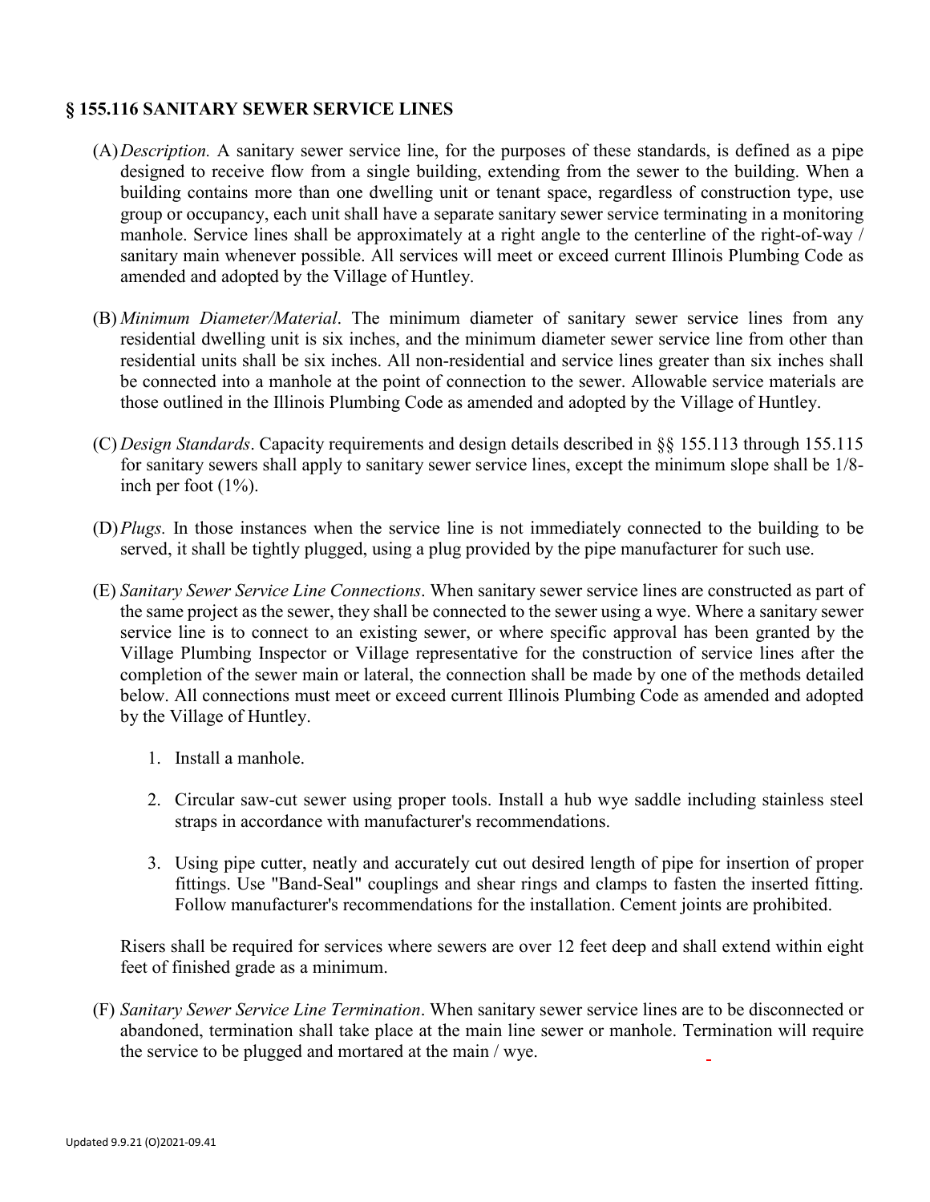## § 155.116 SANITARY SEWER SERVICE LINES

(A) *Description.* A sanitary sewer service line, for the purposes of these standards, is defined as a pipe designed to receive flow from a single building, extending from the sewer to the building. When a building contains more than one dwelling unit or tenant space, regardless of construction type, use group or occupancy, each unit shall have a separate sanitary sewer service terminating in a monitoring manhole. Service lines shall be approximately at a right angle to the centerline of the right-of-way / sanitary main whenever possible. All services will meet or exceed current Illinois Plumbing Code as amended and adopted by the Village of Huntley.

(B) *Minimum Diameter/Material*. The minimum diameter of sanitary sewer service lines from any residential dwelling unit is six inches, and the minimum diameter sewer service line from other than residential units shall be six inches. All non-residential and service lines greater than six inches shall be connected into a manhole at the point of connection to the sewer. Allowable service materials are those outlined in the Illinois Plumbing Code as amended and adopted by the Village of Huntley.

(C) *Design Standards*. Capacity requirements and design details described in §§ 155.113 through 155.115 for sanitary sewers shall apply to sanitary sewer service lines, except the minimum slope shall be 1/8-inch per foot (1%).

(D) *Plugs.* In those instances when the service line is not immediately connected to the building to be served, it shall be tightly plugged, using a plug provided by the pipe manufacturer for such use.

(E) *Sanitary Sewer Service Line Connections*. When sanitary sewer service lines are constructed as part of the same project as the sewer, they shall be connected to the sewer using a wye. Where a sanitary sewer service line is to connect to an existing sewer, or where specific approval has been granted by the Village Plumbing Inspector or Village representative for the construction of service lines after the completion of the sewer main or lateral, the connection shall be made by one of the methods detailed below. All connections must meet or exceed current Illinois Plumbing Code as amended and adopted by the Village of Huntley.

1. Install a manhole.
2. Circular saw-cut sewer using proper tools. Install a hub wye saddle including stainless steel straps in accordance with manufacturer's recommendations.
3. Using pipe cutter, neatly and accurately cut out desired length of pipe for insertion of proper fittings. Use "Band-Seal" couplings and shear rings and clamps to fasten the inserted fitting. Follow manufacturer's recommendations for the installation. Cement joints are prohibited.

Risers shall be required for services where sewers are over 12 feet deep and shall extend within eight feet of finished grade as a minimum.

(F) *Sanitary Sewer Service Line Termination*. When sanitary sewer service lines are to be disconnected or abandoned, termination shall take place at the main line sewer or manhole. Termination will require the service to be plugged and mortared at the main / wye.

Updated 9.9.21 (O)2021-09.41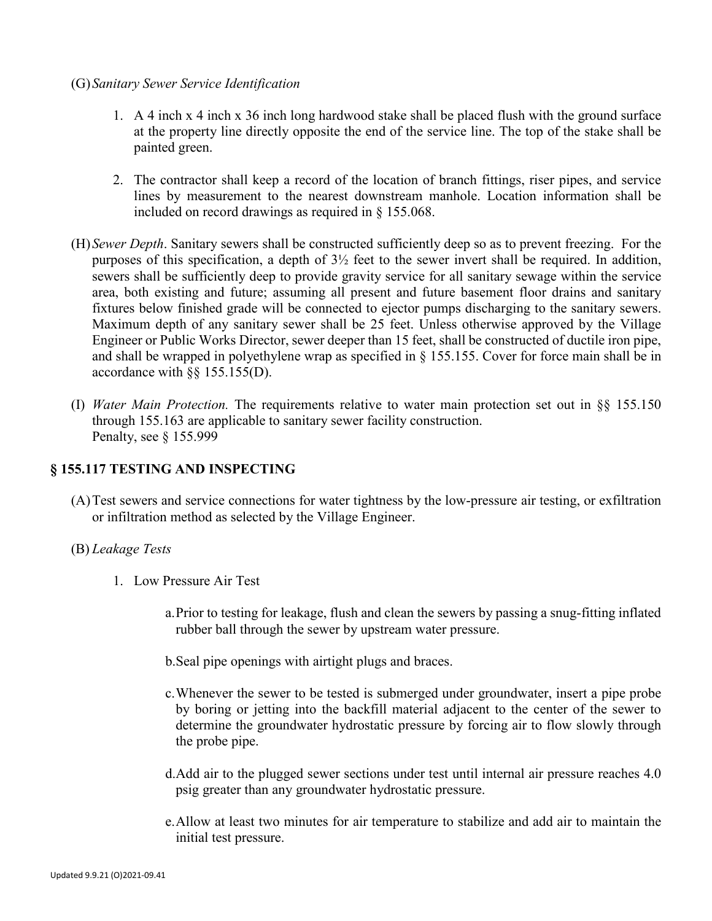(G) *Sanitary Sewer Service Identification*

1. A 4 inch x 4 inch x 36 inch long hardwood stake shall be placed flush with the ground surface at the property line directly opposite the end of the service line. The top of the stake shall be painted green.

2. The contractor shall keep a record of the location of branch fittings, riser pipes, and service lines by measurement to the nearest downstream manhole. Location information shall be included on record drawings as required in § 155.068.

(H) *Sewer Depth*. Sanitary sewers shall be constructed sufficiently deep so as to prevent freezing. For the purposes of this specification, a depth of 3½ feet to the sewer invert shall be required. In addition, sewers shall be sufficiently deep to provide gravity service for all sanitary sewage within the service area, both existing and future; assuming all present and future basement floor drains and sanitary fixtures below finished grade will be connected to ejector pumps discharging to the sanitary sewers. Maximum depth of any sanitary sewer shall be 25 feet. Unless otherwise approved by the Village Engineer or Public Works Director, sewer deeper than 15 feet, shall be constructed of ductile iron pipe, and shall be wrapped in polyethylene wrap as specified in § 155.155. Cover for force main shall be in accordance with §§ 155.155(D).

(I) *Water Main Protection.* The requirements relative to water main protection set out in §§ 155.150 through 155.163 are applicable to sanitary sewer facility construction.
Penalty, see § 155.999

## § 155.117 TESTING AND INSPECTING

(A) Test sewers and service connections for water tightness by the low-pressure air testing, or exfiltration or infiltration method as selected by the Village Engineer.

(B) *Leakage Tests*

1. Low Pressure Air Test

    a. Prior to testing for leakage, flush and clean the sewers by passing a snug-fitting inflated rubber ball through the sewer by upstream water pressure.

    b. Seal pipe openings with airtight plugs and braces.

    c. Whenever the sewer to be tested is submerged under groundwater, insert a pipe probe by boring or jetting into the backfill material adjacent to the center of the sewer to determine the groundwater hydrostatic pressure by forcing air to flow slowly through the probe pipe.

    d. Add air to the plugged sewer sections under test until internal air pressure reaches 4.0 psig greater than any groundwater hydrostatic pressure.

    e. Allow at least two minutes for air temperature to stabilize and add air to maintain the initial test pressure.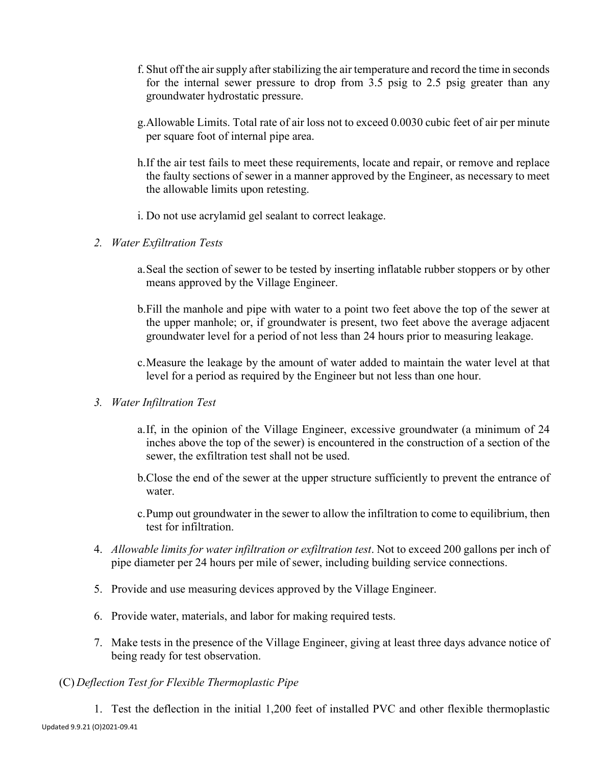f. Shut off the air supply after stabilizing the air temperature and record the time in seconds for the internal sewer pressure to drop from 3.5 psig to 2.5 psig greater than any groundwater hydrostatic pressure.

g. Allowable Limits. Total rate of air loss not to exceed 0.0030 cubic feet of air per minute per square foot of internal pipe area.

h. If the air test fails to meet these requirements, locate and repair, or remove and replace the faulty sections of sewer in a manner approved by the Engineer, as necessary to meet the allowable limits upon retesting.

i. Do not use acrylamid gel sealant to correct leakage.

2. *Water Exfiltration Tests*

   a. Seal the section of sewer to be tested by inserting inflatable rubber stoppers or by other means approved by the Village Engineer.

   b. Fill the manhole and pipe with water to a point two feet above the top of the sewer at the upper manhole; or, if groundwater is present, two feet above the average adjacent groundwater level for a period of not less than 24 hours prior to measuring leakage.

   c. Measure the leakage by the amount of water added to maintain the water level at that level for a period as required by the Engineer but not less than one hour.

3. *Water Infiltration Test*

   a. If, in the opinion of the Village Engineer, excessive groundwater (a minimum of 24 inches above the top of the sewer) is encountered in the construction of a section of the sewer, the exfiltration test shall not be used.

   b. Close the end of the sewer at the upper structure sufficiently to prevent the entrance of water.

   c. Pump out groundwater in the sewer to allow the infiltration to come to equilibrium, then test for infiltration.

4. *Allowable limits for water infiltration or exfiltration test*. Not to exceed 200 gallons per inch of pipe diameter per 24 hours per mile of sewer, including building service connections.

5. Provide and use measuring devices approved by the Village Engineer.

6. Provide water, materials, and labor for making required tests.

7. Make tests in the presence of the Village Engineer, giving at least three days advance notice of being ready for test observation.

(C) *Deflection Test for Flexible Thermoplastic Pipe*

1. Test the deflection in the initial 1,200 feet of installed PVC and other flexible thermoplastic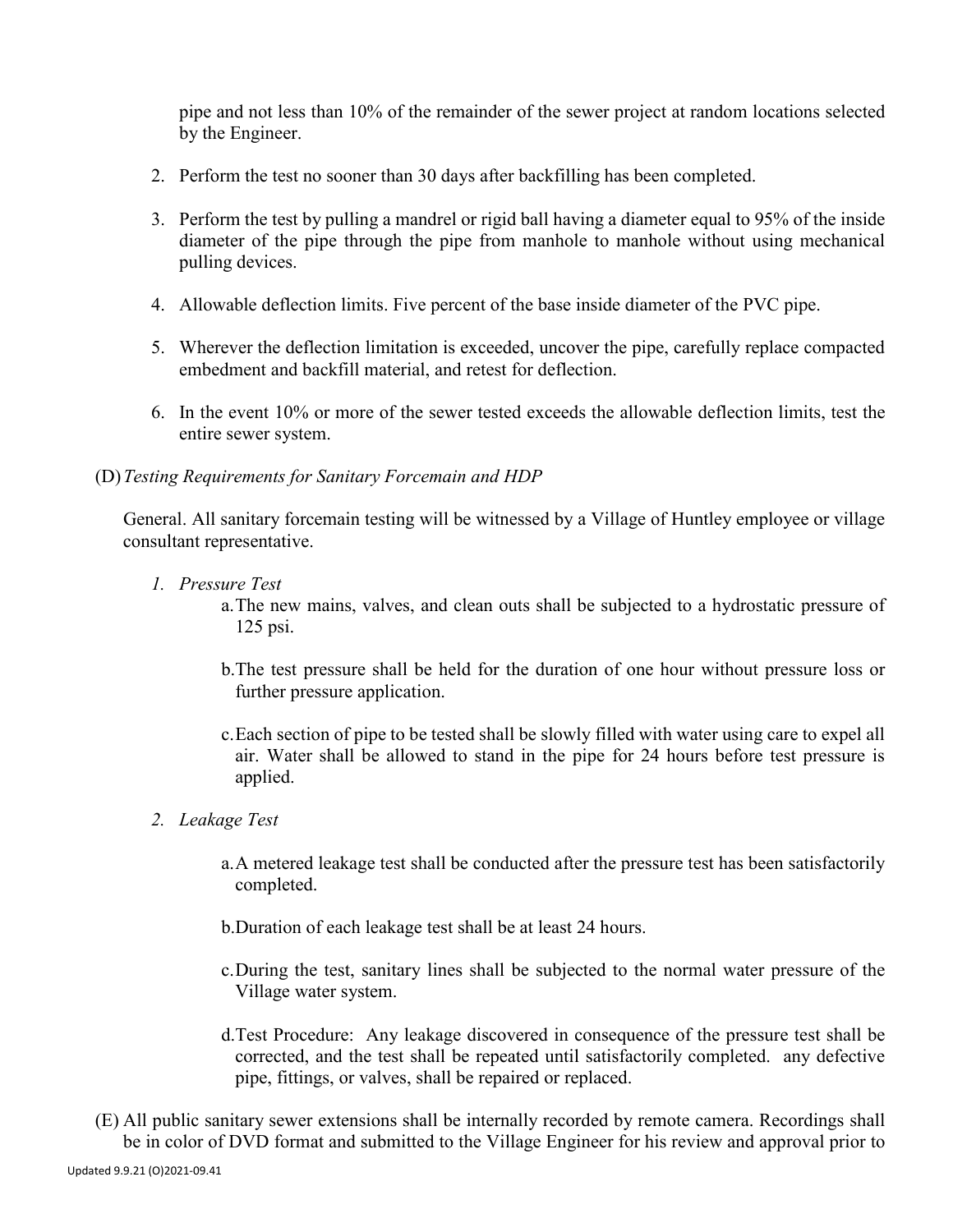pipe and not less than 10% of the remainder of the sewer project at random locations selected by the Engineer.

2. Perform the test no sooner than 30 days after backfilling has been completed.

3. Perform the test by pulling a mandrel or rigid ball having a diameter equal to 95% of the inside diameter of the pipe through the pipe from manhole to manhole without using mechanical pulling devices.

4. Allowable deflection limits. Five percent of the base inside diameter of the PVC pipe.

5. Wherever the deflection limitation is exceeded, uncover the pipe, carefully replace compacted embedment and backfill material, and retest for deflection.

6. In the event 10% or more of the sewer tested exceeds the allowable deflection limits, test the entire sewer system.

(D) *Testing Requirements for Sanitary Forcemain and HDP*

General. All sanitary forcemain testing will be witnessed by a Village of Huntley employee or village consultant representative.

1. *Pressure Test*
   a. The new mains, valves, and clean outs shall be subjected to a hydrostatic pressure of 125 psi.

   b. The test pressure shall be held for the duration of one hour without pressure loss or further pressure application.

   c. Each section of pipe to be tested shall be slowly filled with water using care to expel all air. Water shall be allowed to stand in the pipe for 24 hours before test pressure is applied.

2. *Leakage Test*

   a. A metered leakage test shall be conducted after the pressure test has been satisfactorily completed.

   b. Duration of each leakage test shall be at least 24 hours.

   c. During the test, sanitary lines shall be subjected to the normal water pressure of the Village water system.

   d. Test Procedure: Any leakage discovered in consequence of the pressure test shall be corrected, and the test shall be repeated until satisfactorily completed. any defective pipe, fittings, or valves, shall be repaired or replaced.

(E) All public sanitary sewer extensions shall be internally recorded by remote camera. Recordings shall be in color of DVD format and submitted to the Village Engineer for his review and approval prior to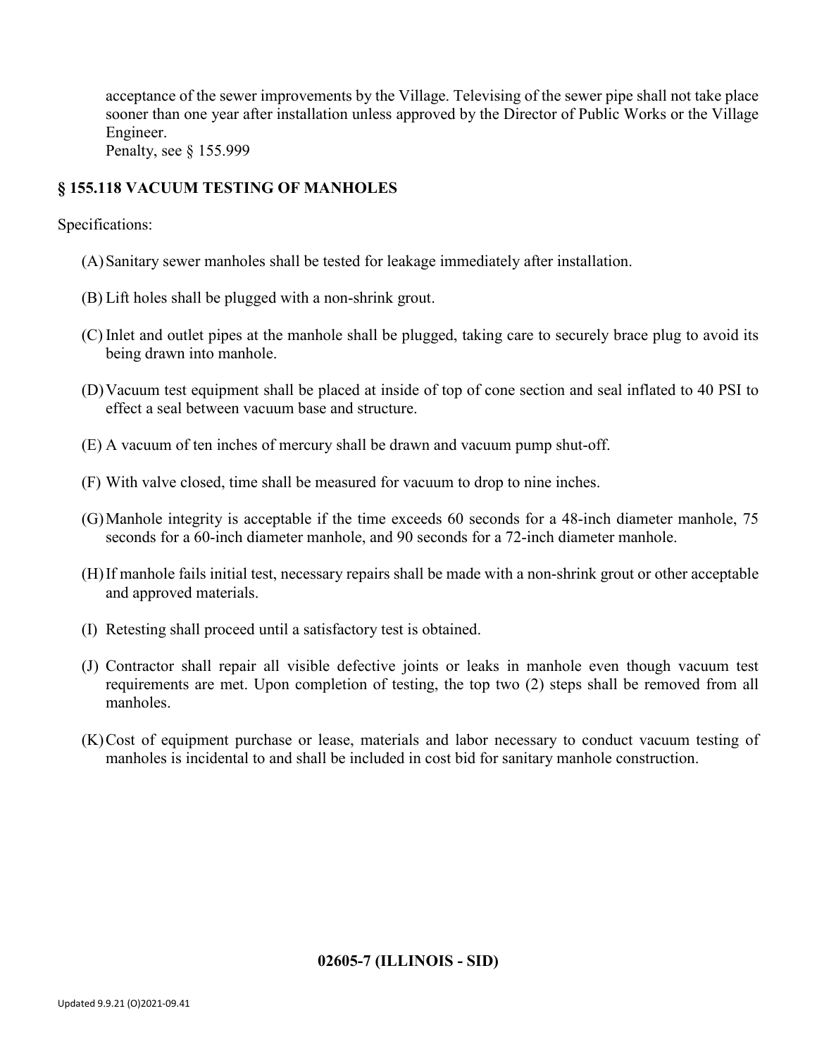acceptance of the sewer improvements by the Village. Televising of the sewer pipe shall not take place sooner than one year after installation unless approved by the Director of Public Works or the Village Engineer.
Penalty, see § 155.999

### § 155.118 VACUUM TESTING OF MANHOLES

Specifications:

(A) Sanitary sewer manholes shall be tested for leakage immediately after installation.

(B) Lift holes shall be plugged with a non-shrink grout.

(C) Inlet and outlet pipes at the manhole shall be plugged, taking care to securely brace plug to avoid its being drawn into manhole.

(D) Vacuum test equipment shall be placed at inside of top of cone section and seal inflated to 40 PSI to effect a seal between vacuum base and structure.

(E) A vacuum of ten inches of mercury shall be drawn and vacuum pump shut-off.

(F) With valve closed, time shall be measured for vacuum to drop to nine inches.

(G) Manhole integrity is acceptable if the time exceeds 60 seconds for a 48-inch diameter manhole, 75 seconds for a 60-inch diameter manhole, and 90 seconds for a 72-inch diameter manhole.

(H) If manhole fails initial test, necessary repairs shall be made with a non-shrink grout or other acceptable and approved materials.

(I) Retesting shall proceed until a satisfactory test is obtained.

(J) Contractor shall repair all visible defective joints or leaks in manhole even though vacuum test requirements are met. Upon completion of testing, the top two (2) steps shall be removed from all manholes.

(K) Cost of equipment purchase or lease, materials and labor necessary to conduct vacuum testing of manholes is incidental to and shall be included in cost bid for sanitary manhole construction.

**02605-7 (ILLINOIS - SID)**

Updated 9.9.21 (O)2021-09.41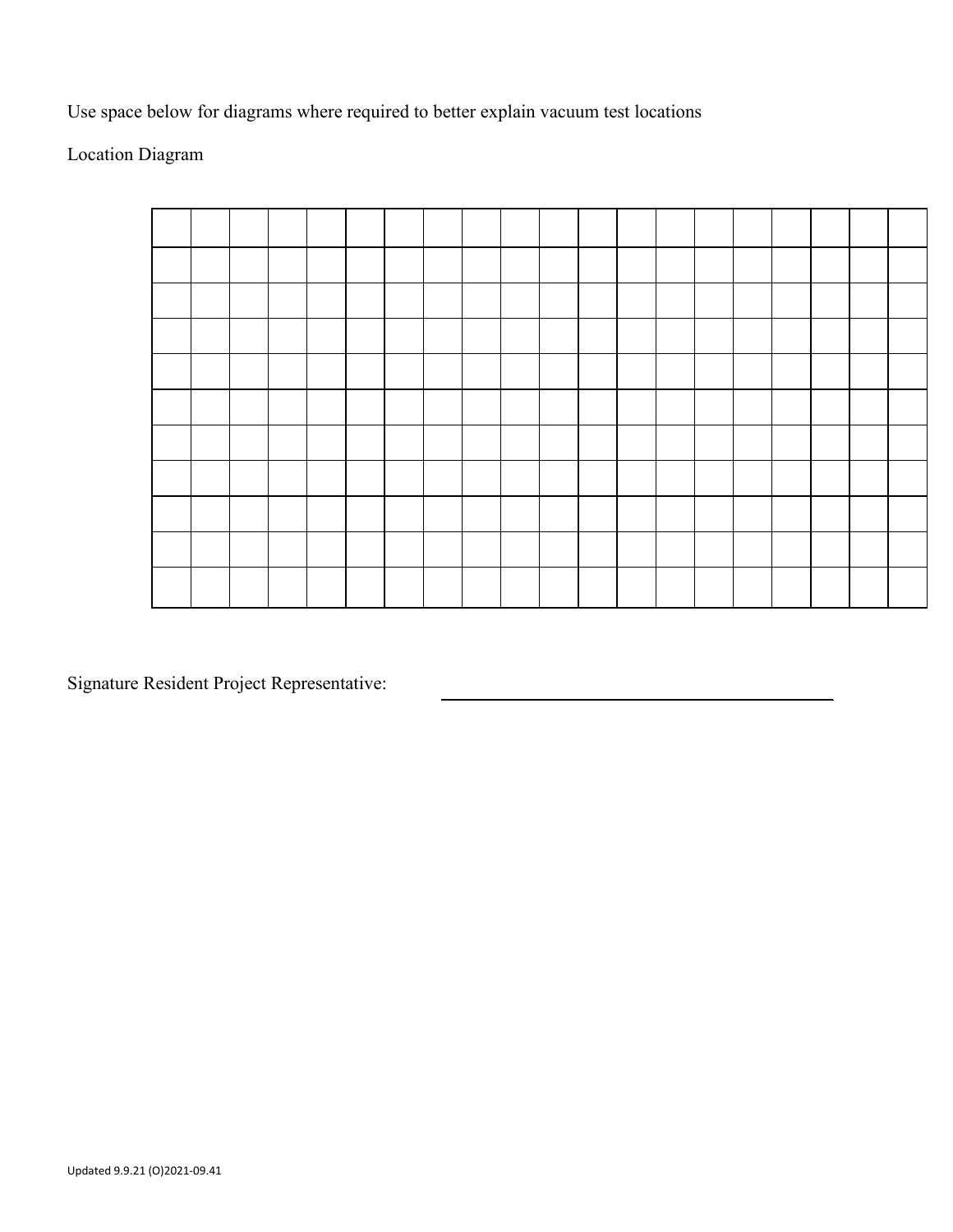Use space below for diagrams where required to better explain vacuum test locations

Location Diagram

| | | | | | | | | | | | | | | | | | | | |
|---|---|---|---|---|---|---|---|---|---|---|---|---|---|---|---|---|---|---|---|
| | | | | | | | | | | | | | | | | | | | |
| | | | | | | | | | | | | | | | | | | | |
| | | | | | | | | | | | | | | | | | | | |
| | | | | | | | | | | | | | | | | | | | |
| | | | | | | | | | | | | | | | | | | | |
| | | | | | | | | | | | | | | | | | | | |
| | | | | | | | | | | | | | | | | | | | |
| | | | | | | | | | | | | | | | | | | | |
| | | | | | | | | | | | | | | | | | | | |
| | | | | | | | | | | | | | | | | | | | |

Signature Resident Project Representative: ______________________________

Updated 9.9.21 (O)2021-09.41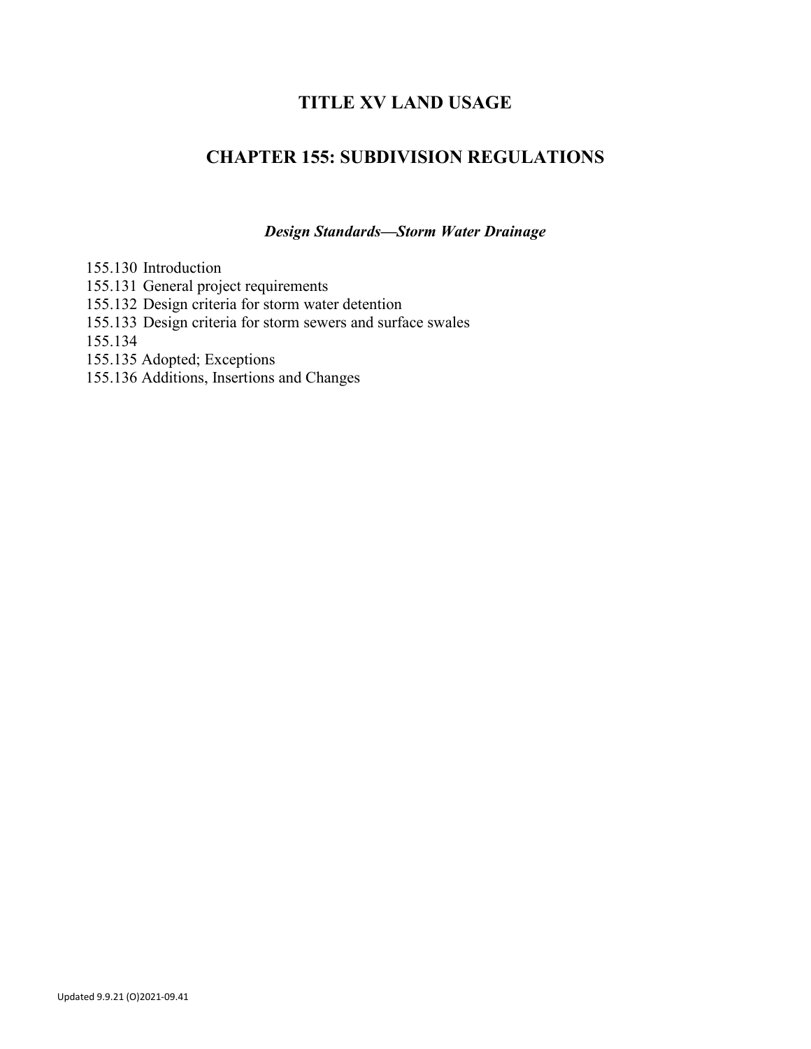# TITLE XV LAND USAGE

## CHAPTER 155: SUBDIVISION REGULATIONS

### *Design Standards—Storm Water Drainage*

155.130 Introduction
155.131 General project requirements
155.132 Design criteria for storm water detention
155.133 Design criteria for storm sewers and surface swales
155.134
155.135 Adopted; Exceptions
155.136 Additions, Insertions and Changes

Updated 9.9.21 (O)2021-09.41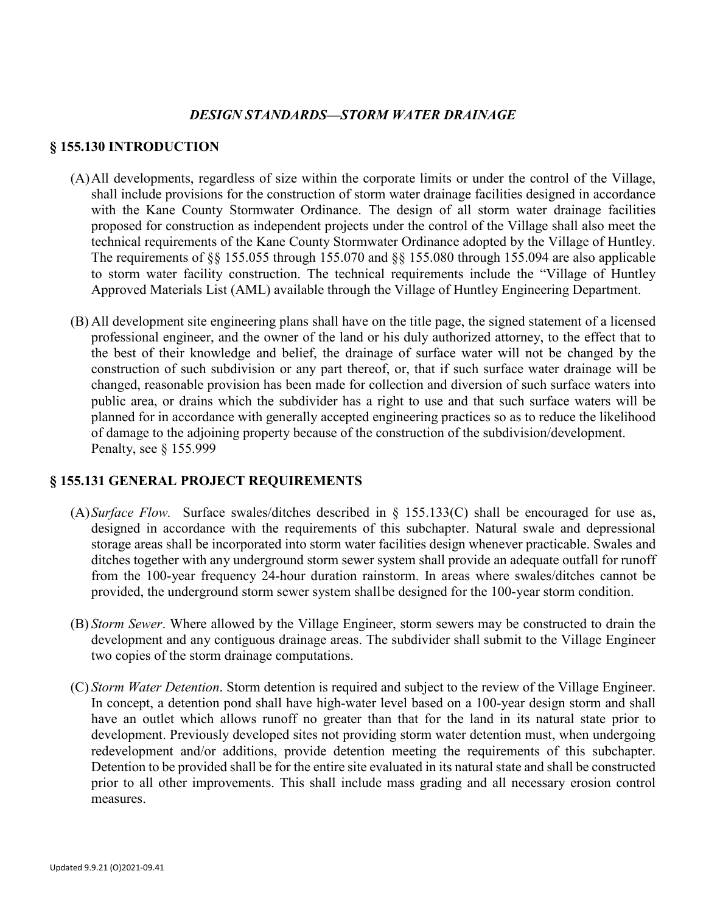### *DESIGN STANDARDS—STORM WATER DRAINAGE*

## § 155.130 INTRODUCTION

(A) All developments, regardless of size within the corporate limits or under the control of the Village, shall include provisions for the construction of storm water drainage facilities designed in accordance with the Kane County Stormwater Ordinance. The design of all storm water drainage facilities proposed for construction as independent projects under the control of the Village shall also meet the technical requirements of the Kane County Stormwater Ordinance adopted by the Village of Huntley. The requirements of §§ 155.055 through 155.070 and §§ 155.080 through 155.094 are also applicable to storm water facility construction. The technical requirements include the "Village of Huntley Approved Materials List (AML) available through the Village of Huntley Engineering Department.

(B) All development site engineering plans shall have on the title page, the signed statement of a licensed professional engineer, and the owner of the land or his duly authorized attorney, to the effect that to the best of their knowledge and belief, the drainage of surface water will not be changed by the construction of such subdivision or any part thereof, or, that if such surface water drainage will be changed, reasonable provision has been made for collection and diversion of such surface waters into public area, or drains which the subdivider has a right to use and that such surface waters will be planned for in accordance with generally accepted engineering practices so as to reduce the likelihood of damage to the adjoining property because of the construction of the subdivision/development.
Penalty, see § 155.999

## § 155.131 GENERAL PROJECT REQUIREMENTS

(A) *Surface Flow.* Surface swales/ditches described in § 155.133(C) shall be encouraged for use as, designed in accordance with the requirements of this subchapter. Natural swale and depressional storage areas shall be incorporated into storm water facilities design whenever practicable. Swales and ditches together with any underground storm sewer system shall provide an adequate outfall for runoff from the 100-year frequency 24-hour duration rainstorm. In areas where swales/ditches cannot be provided, the underground storm sewer system shall be designed for the 100-year storm condition.

(B) *Storm Sewer*. Where allowed by the Village Engineer, storm sewers may be constructed to drain the development and any contiguous drainage areas. The subdivider shall submit to the Village Engineer two copies of the storm drainage computations.

(C) *Storm Water Detention*. Storm detention is required and subject to the review of the Village Engineer. In concept, a detention pond shall have high-water level based on a 100-year design storm and shall have an outlet which allows runoff no greater than that for the land in its natural state prior to development. Previously developed sites not providing storm water detention must, when undergoing redevelopment and/or additions, provide detention meeting the requirements of this subchapter. Detention to be provided shall be for the entire site evaluated in its natural state and shall be constructed prior to all other improvements. This shall include mass grading and all necessary erosion control measures.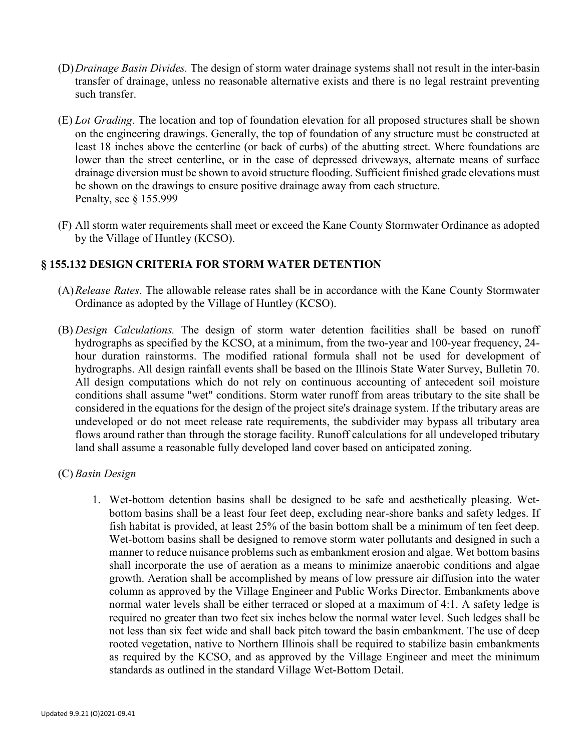(D) *Drainage Basin Divides.* The design of storm water drainage systems shall not result in the inter-basin transfer of drainage, unless no reasonable alternative exists and there is no legal restraint preventing such transfer.

(E) *Lot Grading*. The location and top of foundation elevation for all proposed structures shall be shown on the engineering drawings. Generally, the top of foundation of any structure must be constructed at least 18 inches above the centerline (or back of curbs) of the abutting street. Where foundations are lower than the street centerline, or in the case of depressed driveways, alternate means of surface drainage diversion must be shown to avoid structure flooding. Sufficient finished grade elevations must be shown on the drawings to ensure positive drainage away from each structure.
Penalty, see § 155.999

(F) All storm water requirements shall meet or exceed the Kane County Stormwater Ordinance as adopted by the Village of Huntley (KCSO).

## § 155.132 DESIGN CRITERIA FOR STORM WATER DETENTION

(A) *Release Rates*. The allowable release rates shall be in accordance with the Kane County Stormwater Ordinance as adopted by the Village of Huntley (KCSO).

(B) *Design Calculations.* The design of storm water detention facilities shall be based on runoff hydrographs as specified by the KCSO, at a minimum, from the two-year and 100-year frequency, 24-hour duration rainstorms. The modified rational formula shall not be used for development of hydrographs. All design rainfall events shall be based on the Illinois State Water Survey, Bulletin 70. All design computations which do not rely on continuous accounting of antecedent soil moisture conditions shall assume "wet" conditions. Storm water runoff from areas tributary to the site shall be considered in the equations for the design of the project site's drainage system. If the tributary areas are undeveloped or do not meet release rate requirements, the subdivider may bypass all tributary area flows around rather than through the storage facility. Runoff calculations for all undeveloped tributary land shall assume a reasonable fully developed land cover based on anticipated zoning.

(C) *Basin Design*

1. Wet-bottom detention basins shall be designed to be safe and aesthetically pleasing. Wet-bottom basins shall be a least four feet deep, excluding near-shore banks and safety ledges. If fish habitat is provided, at least 25% of the basin bottom shall be a minimum of ten feet deep. Wet-bottom basins shall be designed to remove storm water pollutants and designed in such a manner to reduce nuisance problems such as embankment erosion and algae. Wet bottom basins shall incorporate the use of aeration as a means to minimize anaerobic conditions and algae growth. Aeration shall be accomplished by means of low pressure air diffusion into the water column as approved by the Village Engineer and Public Works Director. Embankments above normal water levels shall be either terraced or sloped at a maximum of 4:1. A safety ledge is required no greater than two feet six inches below the normal water level. Such ledges shall be not less than six feet wide and shall back pitch toward the basin embankment. The use of deep rooted vegetation, native to Northern Illinois shall be required to stabilize basin embankments as required by the KCSO, and as approved by the Village Engineer and meet the minimum standards as outlined in the standard Village Wet-Bottom Detail.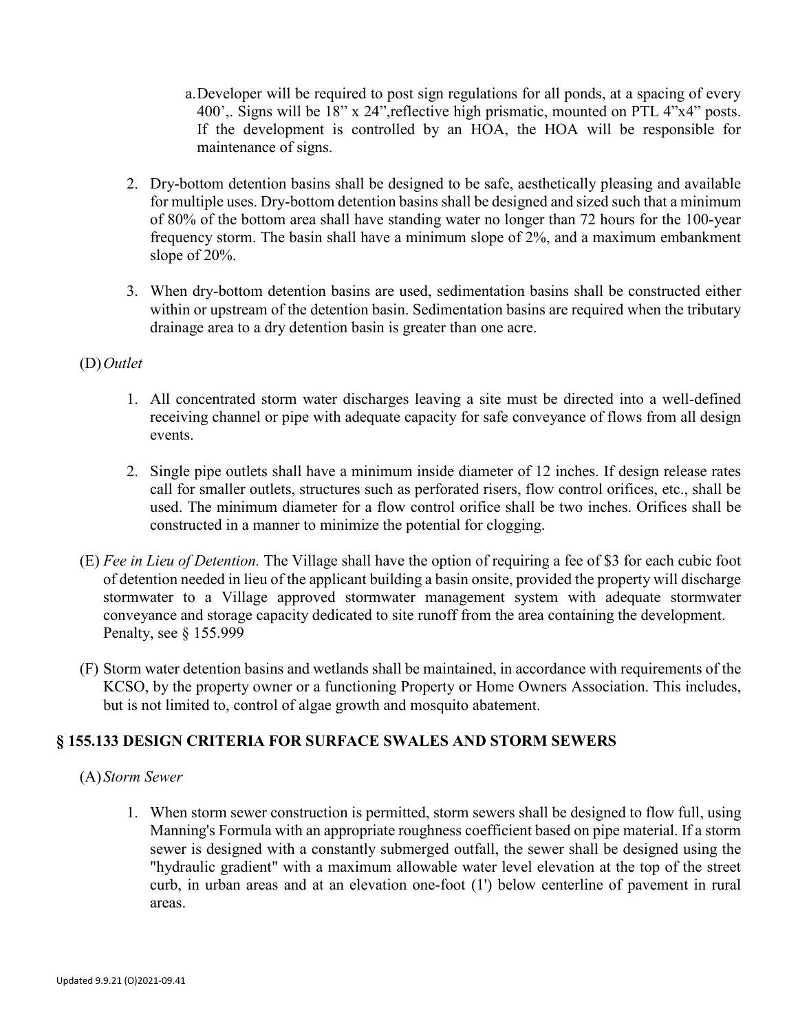a. Developer will be required to post sign regulations for all ponds, at a spacing of every 400',. Signs will be 18" x 24",reflective high prismatic, mounted on PTL 4"x4" posts. If the development is controlled by an HOA, the HOA will be responsible for maintenance of signs.

2. Dry-bottom detention basins shall be designed to be safe, aesthetically pleasing and available for multiple uses. Dry-bottom detention basins shall be designed and sized such that a minimum of 80% of the bottom area shall have standing water no longer than 72 hours for the 100-year frequency storm. The basin shall have a minimum slope of 2%, and a maximum embankment slope of 20%.

3. When dry-bottom detention basins are used, sedimentation basins shall be constructed either within or upstream of the detention basin. Sedimentation basins are required when the tributary drainage area to a dry detention basin is greater than one acre.

(D) *Outlet*

1. All concentrated storm water discharges leaving a site must be directed into a well-defined receiving channel or pipe with adequate capacity for safe conveyance of flows from all design events.

2. Single pipe outlets shall have a minimum inside diameter of 12 inches. If design release rates call for smaller outlets, structures such as perforated risers, flow control orifices, etc., shall be used. The minimum diameter for a flow control orifice shall be two inches. Orifices shall be constructed in a manner to minimize the potential for clogging.

(E) *Fee in Lieu of Detention.* The Village shall have the option of requiring a fee of $3 for each cubic foot of detention needed in lieu of the applicant building a basin onsite, provided the property will discharge stormwater to a Village approved stormwater management system with adequate stormwater conveyance and storage capacity dedicated to site runoff from the area containing the development. Penalty, see § 155.999

(F) Storm water detention basins and wetlands shall be maintained, in accordance with requirements of the KCSO, by the property owner or a functioning Property or Home Owners Association. This includes, but is not limited to, control of algae growth and mosquito abatement.

## § 155.133 DESIGN CRITERIA FOR SURFACE SWALES AND STORM SEWERS

(A) *Storm Sewer*

1. When storm sewer construction is permitted, storm sewers shall be designed to flow full, using Manning's Formula with an appropriate roughness coefficient based on pipe material. If a storm sewer is designed with a constantly submerged outfall, the sewer shall be designed using the "hydraulic gradient" with a maximum allowable water level elevation at the top of the street curb, in urban areas and at an elevation one-foot (1') below centerline of pavement in rural areas.

Updated 9.9.21 (O)2021-09.41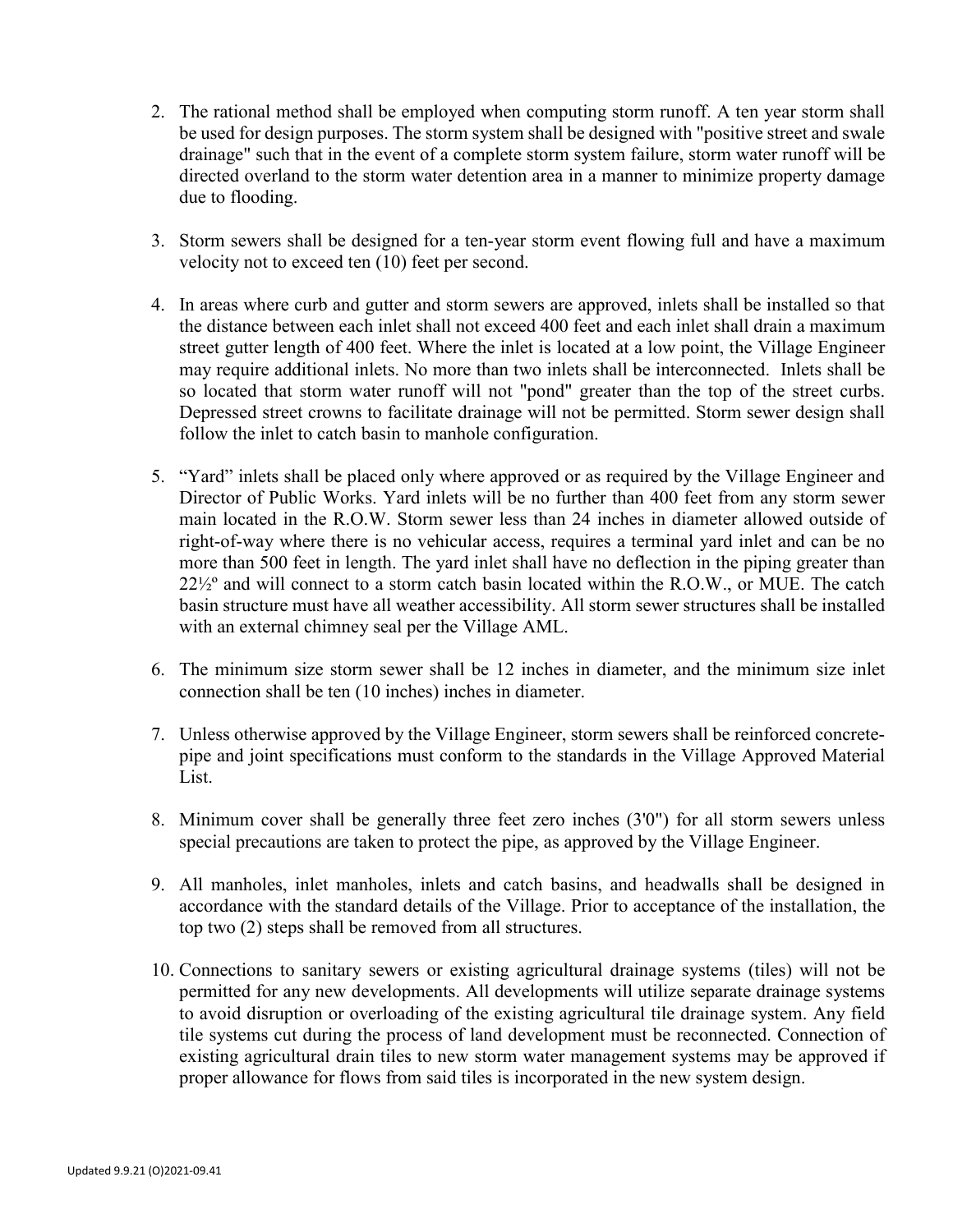2. The rational method shall be employed when computing storm runoff. A ten year storm shall be used for design purposes. The storm system shall be designed with "positive street and swale drainage" such that in the event of a complete storm system failure, storm water runoff will be directed overland to the storm water detention area in a manner to minimize property damage due to flooding.

3. Storm sewers shall be designed for a ten-year storm event flowing full and have a maximum velocity not to exceed ten (10) feet per second.

4. In areas where curb and gutter and storm sewers are approved, inlets shall be installed so that the distance between each inlet shall not exceed 400 feet and each inlet shall drain a maximum street gutter length of 400 feet. Where the inlet is located at a low point, the Village Engineer may require additional inlets. No more than two inlets shall be interconnected. Inlets shall be so located that storm water runoff will not "pond" greater than the top of the street curbs. Depressed street crowns to facilitate drainage will not be permitted. Storm sewer design shall follow the inlet to catch basin to manhole configuration.

5. "Yard" inlets shall be placed only where approved or as required by the Village Engineer and Director of Public Works. Yard inlets will be no further than 400 feet from any storm sewer main located in the R.O.W. Storm sewer less than 24 inches in diameter allowed outside of right-of-way where there is no vehicular access, requires a terminal yard inlet and can be no more than 500 feet in length. The yard inlet shall have no deflection in the piping greater than 22½º and will connect to a storm catch basin located within the R.O.W., or MUE. The catch basin structure must have all weather accessibility. All storm sewer structures shall be installed with an external chimney seal per the Village AML.

6. The minimum size storm sewer shall be 12 inches in diameter, and the minimum size inlet connection shall be ten (10 inches) inches in diameter.

7. Unless otherwise approved by the Village Engineer, storm sewers shall be reinforced concrete-pipe and joint specifications must conform to the standards in the Village Approved Material List.

8. Minimum cover shall be generally three feet zero inches (3'0") for all storm sewers unless special precautions are taken to protect the pipe, as approved by the Village Engineer.

9. All manholes, inlet manholes, inlets and catch basins, and headwalls shall be designed in accordance with the standard details of the Village. Prior to acceptance of the installation, the top two (2) steps shall be removed from all structures.

10. Connections to sanitary sewers or existing agricultural drainage systems (tiles) will not be permitted for any new developments. All developments will utilize separate drainage systems to avoid disruption or overloading of the existing agricultural tile drainage system. Any field tile systems cut during the process of land development must be reconnected. Connection of existing agricultural drain tiles to new storm water management systems may be approved if proper allowance for flows from said tiles is incorporated in the new system design.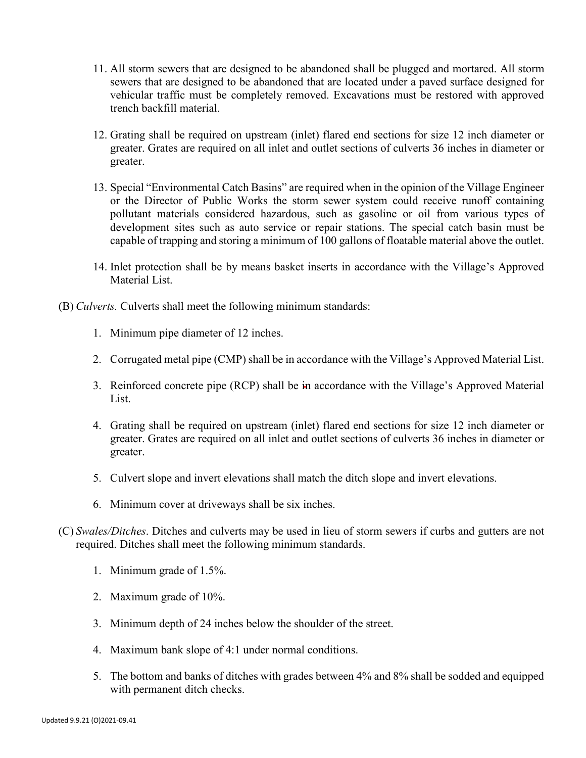11. All storm sewers that are designed to be abandoned shall be plugged and mortared. All storm sewers that are designed to be abandoned that are located under a paved surface designed for vehicular traffic must be completely removed. Excavations must be restored with approved trench backfill material.

12. Grating shall be required on upstream (inlet) flared end sections for size 12 inch diameter or greater. Grates are required on all inlet and outlet sections of culverts 36 inches in diameter or greater.

13. Special "Environmental Catch Basins" are required when in the opinion of the Village Engineer or the Director of Public Works the storm sewer system could receive runoff containing pollutant materials considered hazardous, such as gasoline or oil from various types of development sites such as auto service or repair stations. The special catch basin must be capable of trapping and storing a minimum of 100 gallons of floatable material above the outlet.

14. Inlet protection shall be by means basket inserts in accordance with the Village's Approved Material List.

(B) *Culverts.* Culverts shall meet the following minimum standards:

1. Minimum pipe diameter of 12 inches.

2. Corrugated metal pipe (CMP) shall be in accordance with the Village's Approved Material List.

3. Reinforced concrete pipe (RCP) shall be in accordance with the Village's Approved Material List.

4. Grating shall be required on upstream (inlet) flared end sections for size 12 inch diameter or greater. Grates are required on all inlet and outlet sections of culverts 36 inches in diameter or greater.

5. Culvert slope and invert elevations shall match the ditch slope and invert elevations.

6. Minimum cover at driveways shall be six inches.

(C) *Swales/Ditches*. Ditches and culverts may be used in lieu of storm sewers if curbs and gutters are not required. Ditches shall meet the following minimum standards.

1. Minimum grade of 1.5%.

2. Maximum grade of 10%.

3. Minimum depth of 24 inches below the shoulder of the street.

4. Maximum bank slope of 4:1 under normal conditions.

5. The bottom and banks of ditches with grades between 4% and 8% shall be sodded and equipped with permanent ditch checks.

Updated 9.9.21 (O)2021-09.41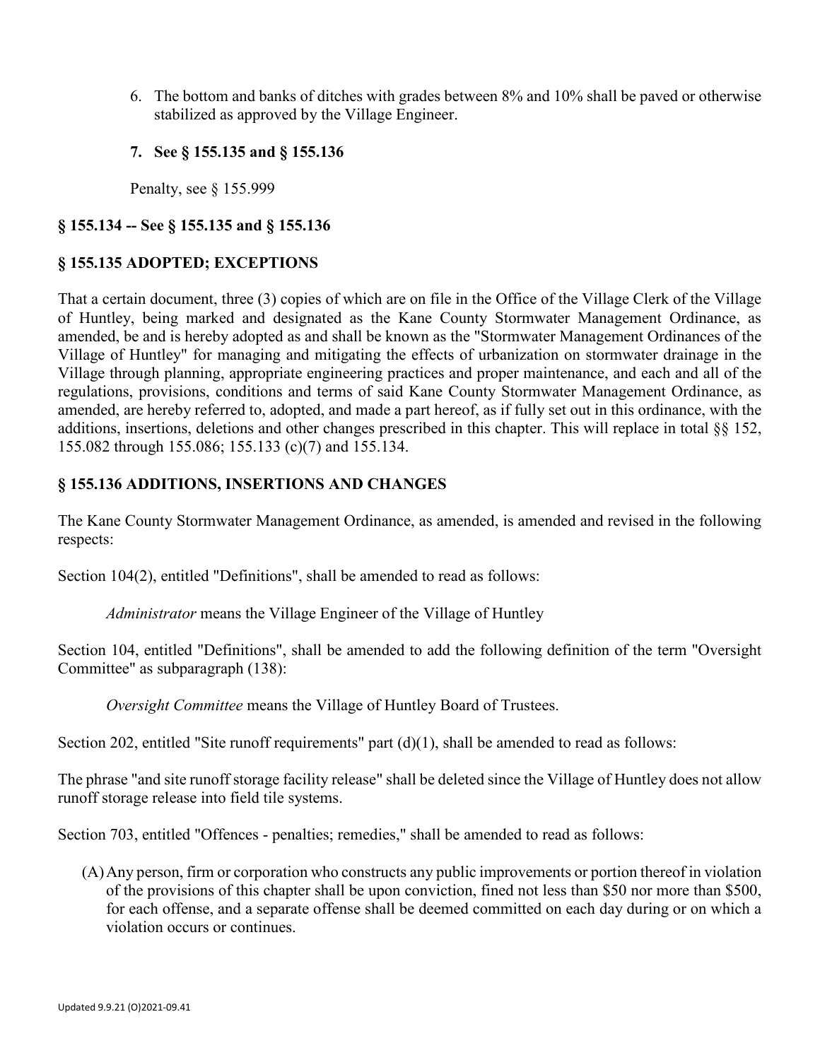6. The bottom and banks of ditches with grades between 8% and 10% shall be paved or otherwise stabilized as approved by the Village Engineer.

7. **See § 155.135 and § 155.136**

Penalty, see § 155.999

### § 155.134 -- See § 155.135 and § 155.136

### § 155.135 ADOPTED; EXCEPTIONS

That a certain document, three (3) copies of which are on file in the Office of the Village Clerk of the Village of Huntley, being marked and designated as the Kane County Stormwater Management Ordinance, as amended, be and is hereby adopted as and shall be known as the "Stormwater Management Ordinances of the Village of Huntley" for managing and mitigating the effects of urbanization on stormwater drainage in the Village through planning, appropriate engineering practices and proper maintenance, and each and all of the regulations, provisions, conditions and terms of said Kane County Stormwater Management Ordinance, as amended, are hereby referred to, adopted, and made a part hereof, as if fully set out in this ordinance, with the additions, insertions, deletions and other changes prescribed in this chapter. This will replace in total §§ 152, 155.082 through 155.086; 155.133 (c)(7) and 155.134.

### § 155.136 ADDITIONS, INSERTIONS AND CHANGES

The Kane County Stormwater Management Ordinance, as amended, is amended and revised in the following respects:

Section 104(2), entitled "Definitions", shall be amended to read as follows:

*Administrator* means the Village Engineer of the Village of Huntley

Section 104, entitled "Definitions", shall be amended to add the following definition of the term "Oversight Committee" as subparagraph (138):

*Oversight Committee* means the Village of Huntley Board of Trustees.

Section 202, entitled "Site runoff requirements" part (d)(1), shall be amended to read as follows:

The phrase "and site runoff storage facility release" shall be deleted since the Village of Huntley does not allow runoff storage release into field tile systems.

Section 703, entitled "Offences - penalties; remedies," shall be amended to read as follows:

(A) Any person, firm or corporation who constructs any public improvements or portion thereof in violation of the provisions of this chapter shall be upon conviction, fined not less than $50 nor more than $500, for each offense, and a separate offense shall be deemed committed on each day during or on which a violation occurs or continues.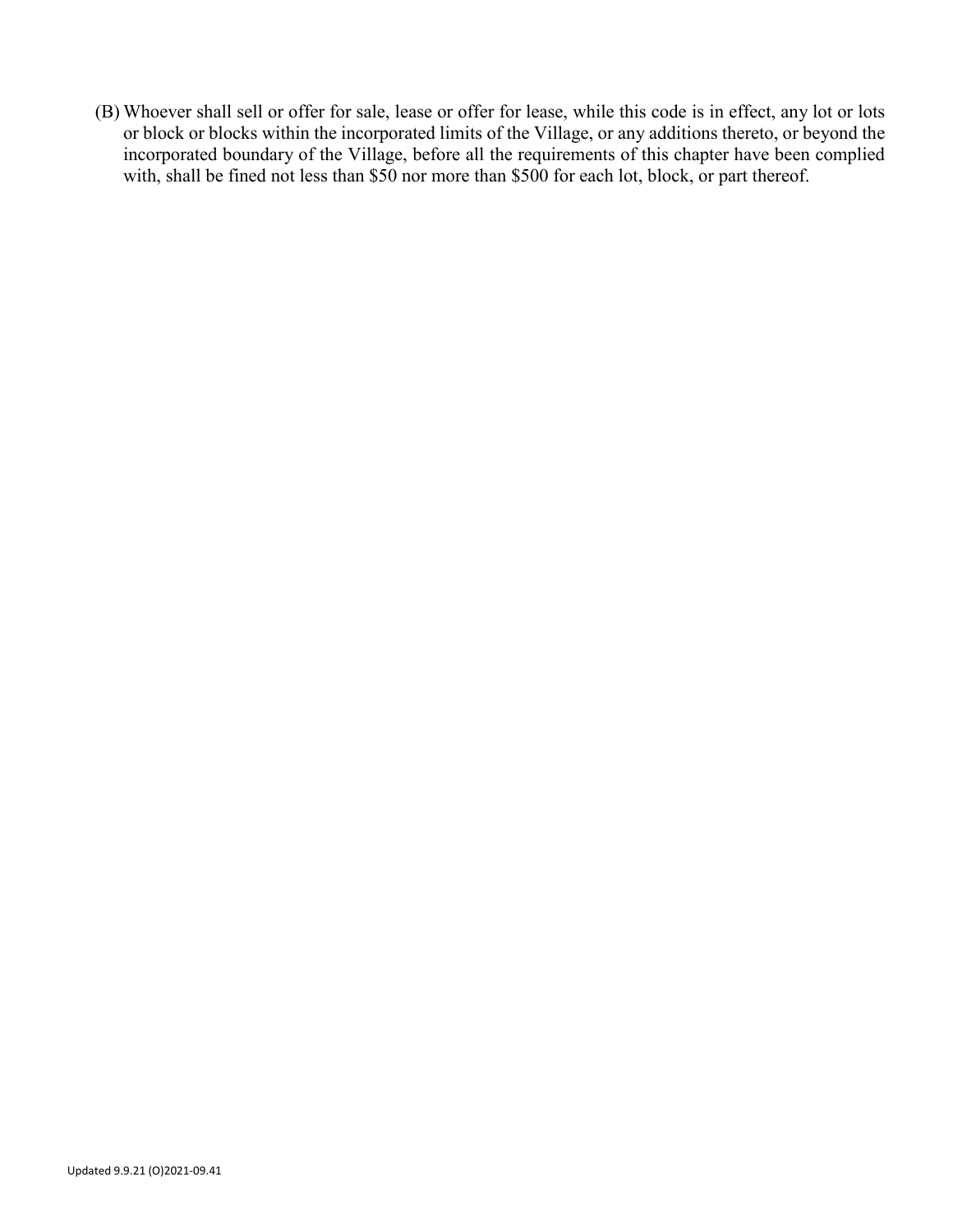(B) Whoever shall sell or offer for sale, lease or offer for lease, while this code is in effect, any lot or lots or block or blocks within the incorporated limits of the Village, or any additions thereto, or beyond the incorporated boundary of the Village, before all the requirements of this chapter have been complied with, shall be fined not less than $50 nor more than $500 for each lot, block, or part thereof.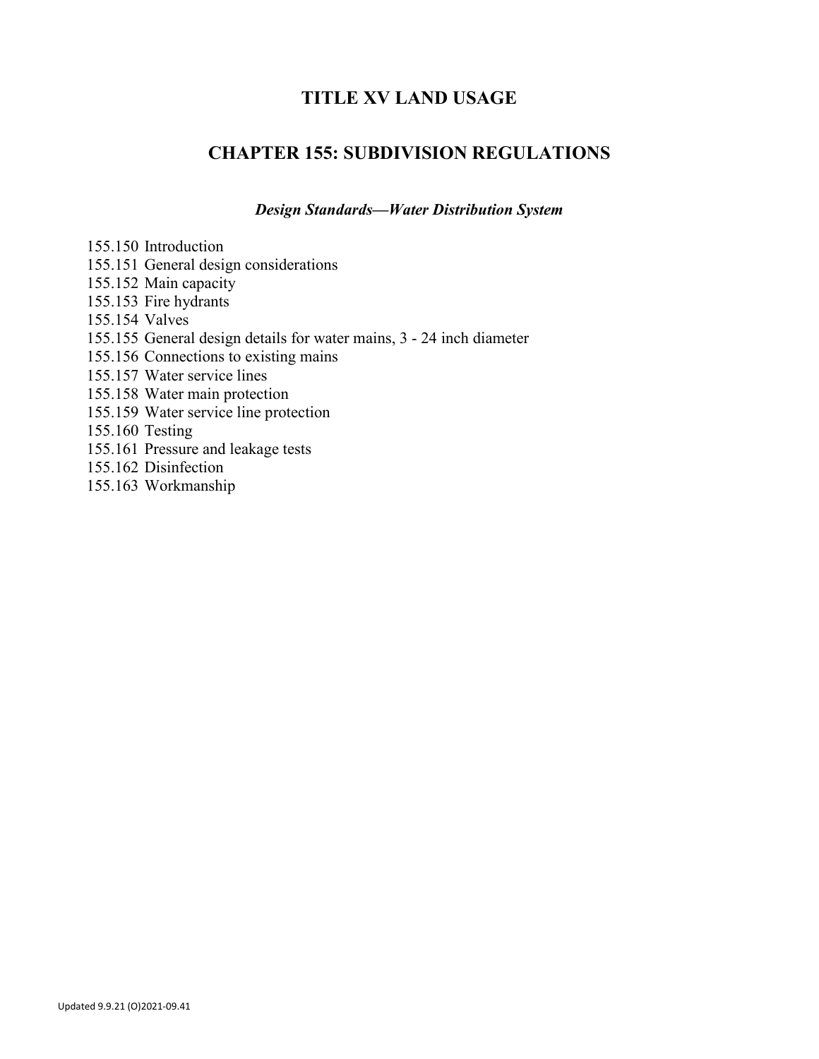# TITLE XV LAND USAGE

## CHAPTER 155: SUBDIVISION REGULATIONS

***Design Standards—Water Distribution System***

155.150 Introduction
155.151 General design considerations
155.152 Main capacity
155.153 Fire hydrants
155.154 Valves
155.155 General design details for water mains, 3 - 24 inch diameter
155.156 Connections to existing mains
155.157 Water service lines
155.158 Water main protection
155.159 Water service line protection
155.160 Testing
155.161 Pressure and leakage tests
155.162 Disinfection
155.163 Workmanship

Updated 9.9.21 (O)2021-09.41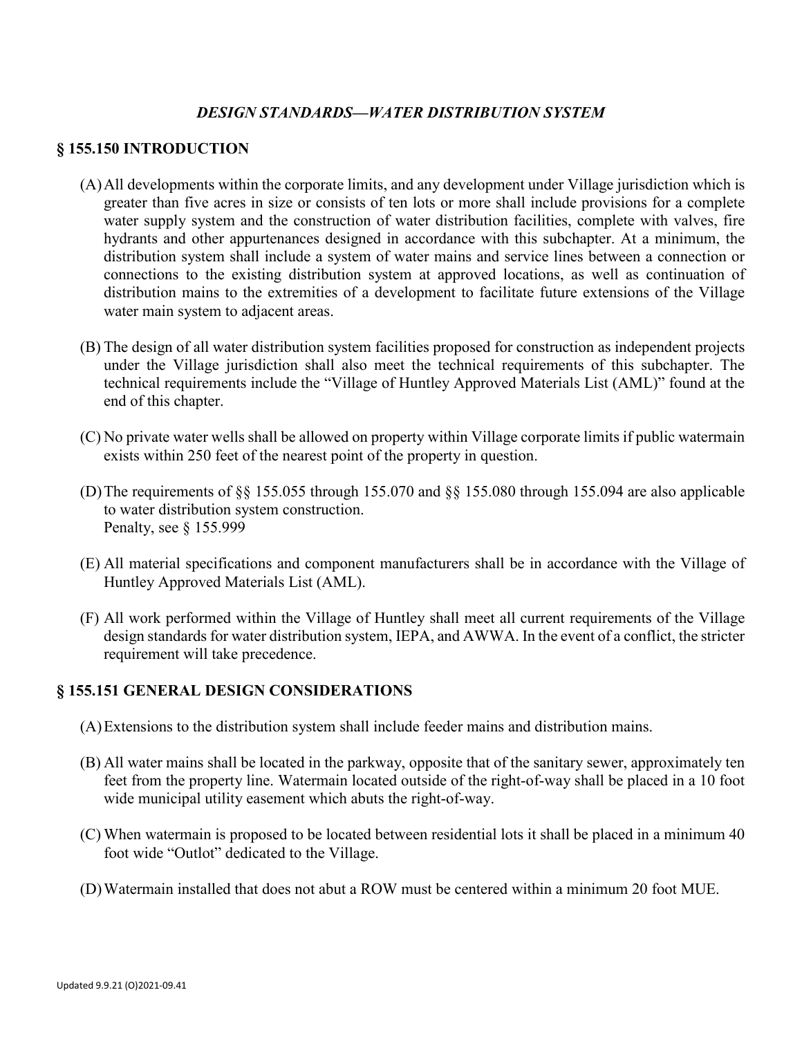## *DESIGN STANDARDS—WATER DISTRIBUTION SYSTEM*

### § 155.150 INTRODUCTION

(A) All developments within the corporate limits, and any development under Village jurisdiction which is greater than five acres in size or consists of ten lots or more shall include provisions for a complete water supply system and the construction of water distribution facilities, complete with valves, fire hydrants and other appurtenances designed in accordance with this subchapter. At a minimum, the distribution system shall include a system of water mains and service lines between a connection or connections to the existing distribution system at approved locations, as well as continuation of distribution mains to the extremities of a development to facilitate future extensions of the Village water main system to adjacent areas.

(B) The design of all water distribution system facilities proposed for construction as independent projects under the Village jurisdiction shall also meet the technical requirements of this subchapter. The technical requirements include the "Village of Huntley Approved Materials List (AML)" found at the end of this chapter.

(C) No private water wells shall be allowed on property within Village corporate limits if public watermain exists within 250 feet of the nearest point of the property in question.

(D) The requirements of §§ 155.055 through 155.070 and §§ 155.080 through 155.094 are also applicable to water distribution system construction.
Penalty, see § 155.999

(E) All material specifications and component manufacturers shall be in accordance with the Village of Huntley Approved Materials List (AML).

(F) All work performed within the Village of Huntley shall meet all current requirements of the Village design standards for water distribution system, IEPA, and AWWA. In the event of a conflict, the stricter requirement will take precedence.

### § 155.151 GENERAL DESIGN CONSIDERATIONS

(A) Extensions to the distribution system shall include feeder mains and distribution mains.

(B) All water mains shall be located in the parkway, opposite that of the sanitary sewer, approximately ten feet from the property line. Watermain located outside of the right-of-way shall be placed in a 10 foot wide municipal utility easement which abuts the right-of-way.

(C) When watermain is proposed to be located between residential lots it shall be placed in a minimum 40 foot wide "Outlot" dedicated to the Village.

(D) Watermain installed that does not abut a ROW must be centered within a minimum 20 foot MUE.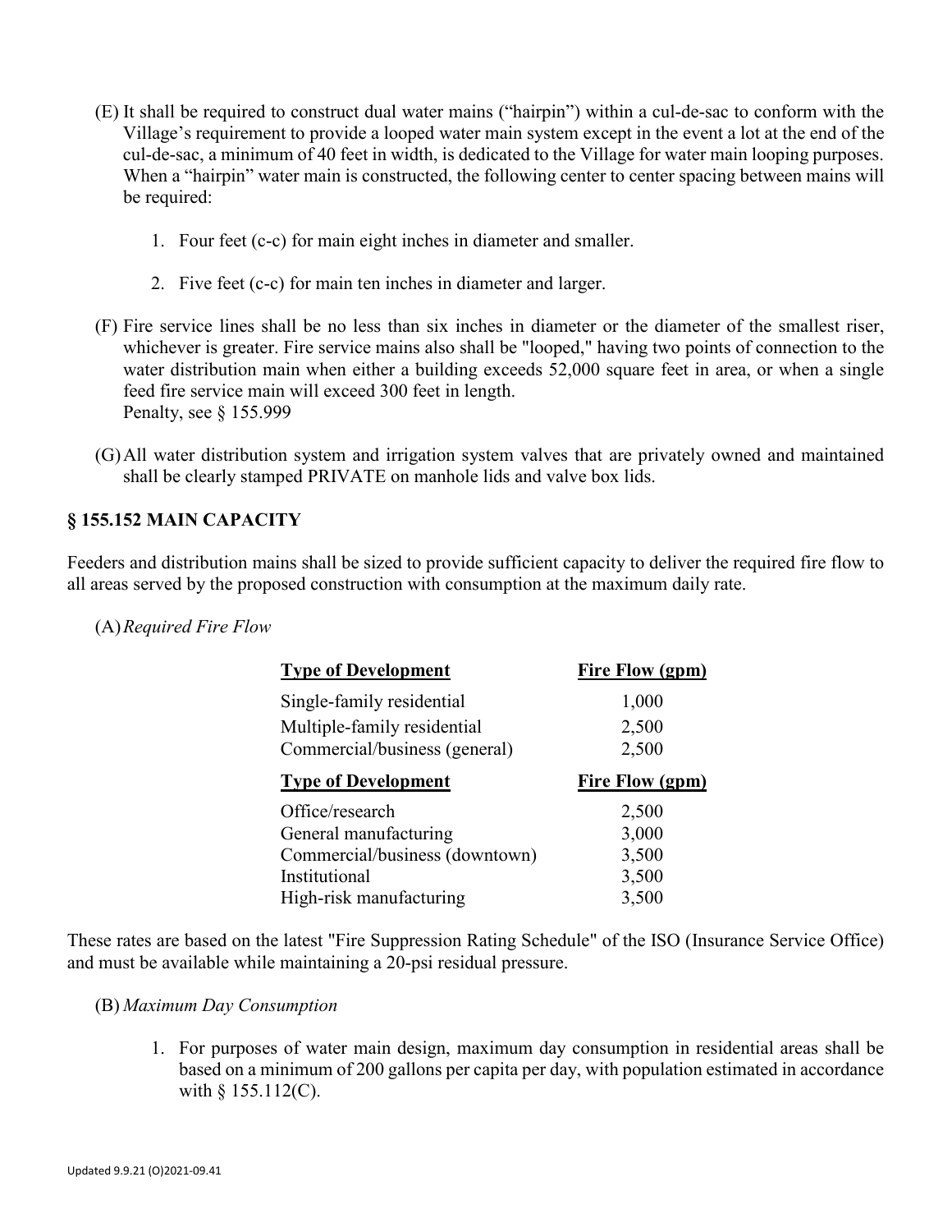(E) It shall be required to construct dual water mains ("hairpin") within a cul-de-sac to conform with the Village's requirement to provide a looped water main system except in the event a lot at the end of the cul-de-sac, a minimum of 40 feet in width, is dedicated to the Village for water main looping purposes. When a "hairpin" water main is constructed, the following center to center spacing between mains will be required:

1. Four feet (c-c) for main eight inches in diameter and smaller.
2. Five feet (c-c) for main ten inches in diameter and larger.

(F) Fire service lines shall be no less than six inches in diameter or the diameter of the smallest riser, whichever is greater. Fire service mains also shall be "looped," having two points of connection to the water distribution main when either a building exceeds 52,000 square feet in area, or when a single feed fire service main will exceed 300 feet in length.
Penalty, see § 155.999

(G) All water distribution system and irrigation system valves that are privately owned and maintained shall be clearly stamped PRIVATE on manhole lids and valve box lids.

## § 155.152 MAIN CAPACITY

Feeders and distribution mains shall be sized to provide sufficient capacity to deliver the required fire flow to all areas served by the proposed construction with consumption at the maximum daily rate.

(A) *Required Fire Flow*

| Type of Development | Fire Flow (gpm) |
|---|---|
| Single-family residential | 1,000 |
| Multiple-family residential | 2,500 |
| Commercial/business (general) | 2,500 |
| Office/research | 2,500 |
| General manufacturing | 3,000 |
| Commercial/business (downtown) | 3,500 |
| Institutional | 3,500 |
| High-risk manufacturing | 3,500 |

These rates are based on the latest "Fire Suppression Rating Schedule" of the ISO (Insurance Service Office) and must be available while maintaining a 20-psi residual pressure.

(B) *Maximum Day Consumption*

1. For purposes of water main design, maximum day consumption in residential areas shall be based on a minimum of 200 gallons per capita per day, with population estimated in accordance with § 155.112(C).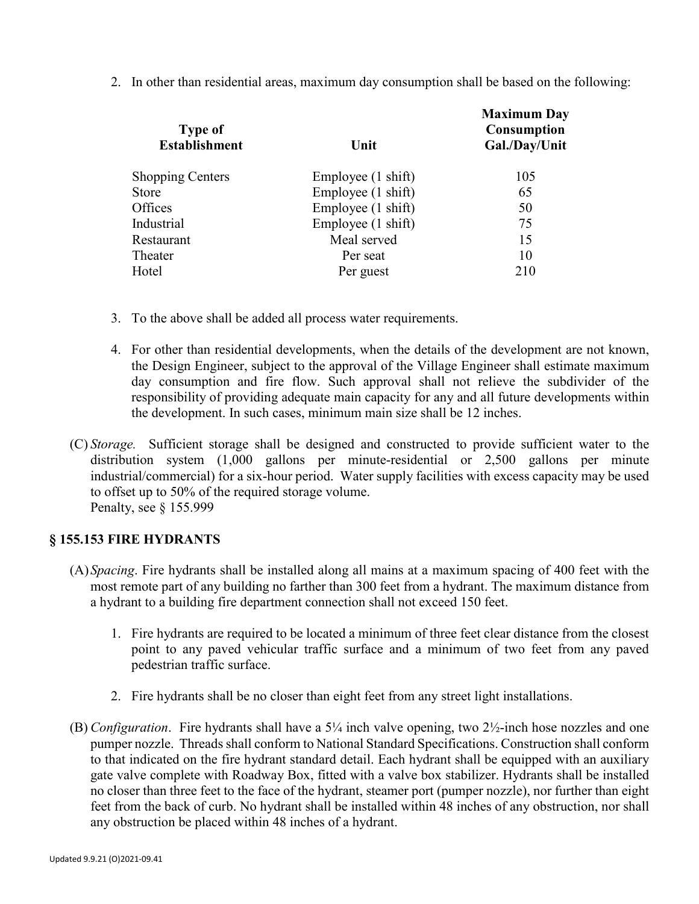2. In other than residential areas, maximum day consumption shall be based on the following:

| Type of Establishment | Unit | Maximum Day Consumption Gal./Day/Unit |
|---|---|---|
| Shopping Centers | Employee (1 shift) | 105 |
| Store | Employee (1 shift) | 65 |
| Offices | Employee (1 shift) | 50 |
| Industrial | Employee (1 shift) | 75 |
| Restaurant | Meal served | 15 |
| Theater | Per seat | 10 |
| Hotel | Per guest | 210 |

3. To the above shall be added all process water requirements.

4. For other than residential developments, when the details of the development are not known, the Design Engineer, subject to the approval of the Village Engineer shall estimate maximum day consumption and fire flow. Such approval shall not relieve the subdivider of the responsibility of providing adequate main capacity for any and all future developments within the development. In such cases, minimum main size shall be 12 inches.

(C) *Storage.* Sufficient storage shall be designed and constructed to provide sufficient water to the distribution system (1,000 gallons per minute-residential or 2,500 gallons per minute industrial/commercial) for a six-hour period. Water supply facilities with excess capacity may be used to offset up to 50% of the required storage volume.
Penalty, see § 155.999

## § 155.153 FIRE HYDRANTS

(A) *Spacing*. Fire hydrants shall be installed along all mains at a maximum spacing of 400 feet with the most remote part of any building no farther than 300 feet from a hydrant. The maximum distance from a hydrant to a building fire department connection shall not exceed 150 feet.

1. Fire hydrants are required to be located a minimum of three feet clear distance from the closest point to any paved vehicular traffic surface and a minimum of two feet from any paved pedestrian traffic surface.

2. Fire hydrants shall be no closer than eight feet from any street light installations.

(B) *Configuration*. Fire hydrants shall have a 5¼ inch valve opening, two 2½-inch hose nozzles and one pumper nozzle. Threads shall conform to National Standard Specifications. Construction shall conform to that indicated on the fire hydrant standard detail. Each hydrant shall be equipped with an auxiliary gate valve complete with Roadway Box, fitted with a valve box stabilizer. Hydrants shall be installed no closer than three feet to the face of the hydrant, steamer port (pumper nozzle), nor further than eight feet from the back of curb. No hydrant shall be installed within 48 inches of any obstruction, nor shall any obstruction be placed within 48 inches of a hydrant.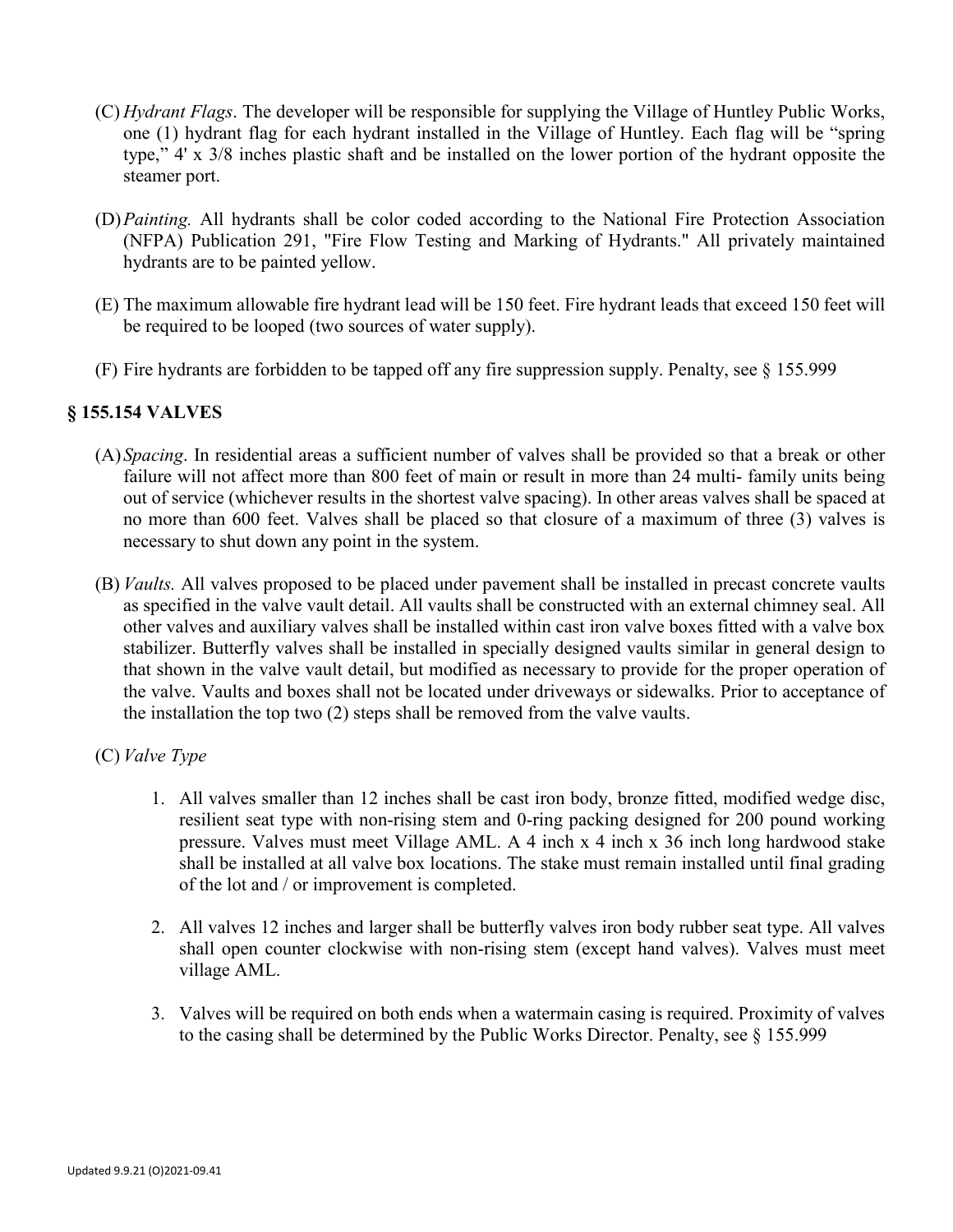(C) *Hydrant Flags*. The developer will be responsible for supplying the Village of Huntley Public Works, one (1) hydrant flag for each hydrant installed in the Village of Huntley. Each flag will be "spring type," 4' x 3/8 inches plastic shaft and be installed on the lower portion of the hydrant opposite the steamer port.

(D) *Painting.* All hydrants shall be color coded according to the National Fire Protection Association (NFPA) Publication 291, "Fire Flow Testing and Marking of Hydrants." All privately maintained hydrants are to be painted yellow.

(E) The maximum allowable fire hydrant lead will be 150 feet. Fire hydrant leads that exceed 150 feet will be required to be looped (two sources of water supply).

(F) Fire hydrants are forbidden to be tapped off any fire suppression supply. Penalty, see § 155.999

## § 155.154 VALVES

(A) *Spacing*. In residential areas a sufficient number of valves shall be provided so that a break or other failure will not affect more than 800 feet of main or result in more than 24 multi- family units being out of service (whichever results in the shortest valve spacing). In other areas valves shall be spaced at no more than 600 feet. Valves shall be placed so that closure of a maximum of three (3) valves is necessary to shut down any point in the system.

(B) *Vaults.* All valves proposed to be placed under pavement shall be installed in precast concrete vaults as specified in the valve vault detail. All vaults shall be constructed with an external chimney seal. All other valves and auxiliary valves shall be installed within cast iron valve boxes fitted with a valve box stabilizer. Butterfly valves shall be installed in specially designed vaults similar in general design to that shown in the valve vault detail, but modified as necessary to provide for the proper operation of the valve. Vaults and boxes shall not be located under driveways or sidewalks. Prior to acceptance of the installation the top two (2) steps shall be removed from the valve vaults.

(C) *Valve Type*

1. All valves smaller than 12 inches shall be cast iron body, bronze fitted, modified wedge disc, resilient seat type with non-rising stem and 0-ring packing designed for 200 pound working pressure. Valves must meet Village AML. A 4 inch x 4 inch x 36 inch long hardwood stake shall be installed at all valve box locations. The stake must remain installed until final grading of the lot and / or improvement is completed.

2. All valves 12 inches and larger shall be butterfly valves iron body rubber seat type. All valves shall open counter clockwise with non-rising stem (except hand valves). Valves must meet village AML.

3. Valves will be required on both ends when a watermain casing is required. Proximity of valves to the casing shall be determined by the Public Works Director. Penalty, see § 155.999

Updated 9.9.21 (O)2021-09.41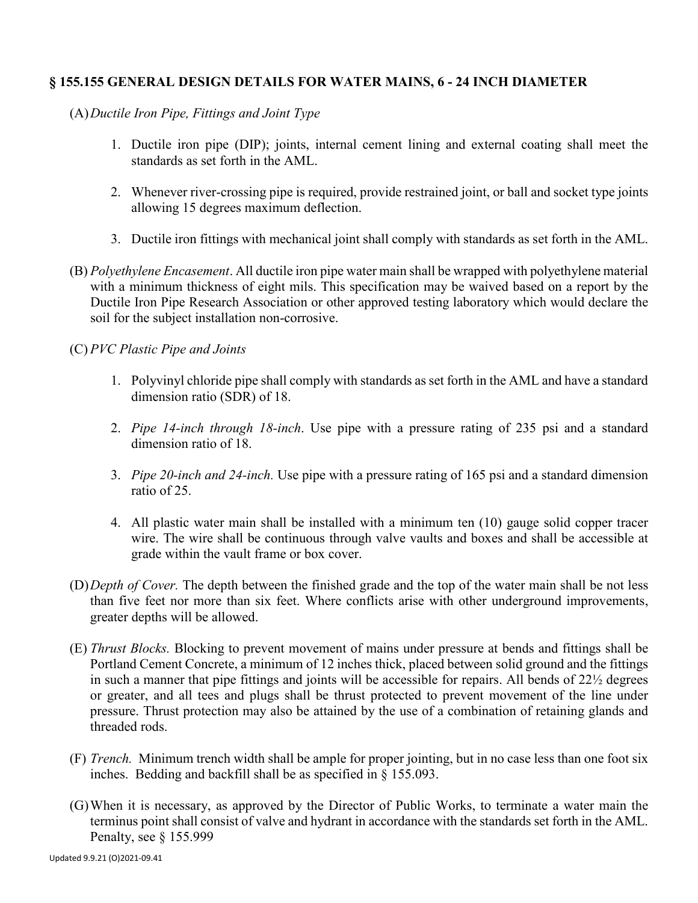## § 155.155 GENERAL DESIGN DETAILS FOR WATER MAINS, 6 - 24 INCH DIAMETER

(A) *Ductile Iron Pipe, Fittings and Joint Type*

1. Ductile iron pipe (DIP); joints, internal cement lining and external coating shall meet the standards as set forth in the AML.

2. Whenever river-crossing pipe is required, provide restrained joint, or ball and socket type joints allowing 15 degrees maximum deflection.

3. Ductile iron fittings with mechanical joint shall comply with standards as set forth in the AML.

(B) *Polyethylene Encasement*. All ductile iron pipe water main shall be wrapped with polyethylene material with a minimum thickness of eight mils. This specification may be waived based on a report by the Ductile Iron Pipe Research Association or other approved testing laboratory which would declare the soil for the subject installation non-corrosive.

(C) *PVC Plastic Pipe and Joints*

1. Polyvinyl chloride pipe shall comply with standards as set forth in the AML and have a standard dimension ratio (SDR) of 18.

2. *Pipe 14-inch through 18-inch*. Use pipe with a pressure rating of 235 psi and a standard dimension ratio of 18.

3. *Pipe 20-inch and 24-inch.* Use pipe with a pressure rating of 165 psi and a standard dimension ratio of 25.

4. All plastic water main shall be installed with a minimum ten (10) gauge solid copper tracer wire. The wire shall be continuous through valve vaults and boxes and shall be accessible at grade within the vault frame or box cover.

(D) *Depth of Cover.* The depth between the finished grade and the top of the water main shall be not less than five feet nor more than six feet. Where conflicts arise with other underground improvements, greater depths will be allowed.

(E) *Thrust Blocks.* Blocking to prevent movement of mains under pressure at bends and fittings shall be Portland Cement Concrete, a minimum of 12 inches thick, placed between solid ground and the fittings in such a manner that pipe fittings and joints will be accessible for repairs. All bends of 22½ degrees or greater, and all tees and plugs shall be thrust protected to prevent movement of the line under pressure. Thrust protection may also be attained by the use of a combination of retaining glands and threaded rods.

(F) *Trench.* Minimum trench width shall be ample for proper jointing, but in no case less than one foot six inches. Bedding and backfill shall be as specified in § 155.093.

(G) When it is necessary, as approved by the Director of Public Works, to terminate a water main the terminus point shall consist of valve and hydrant in accordance with the standards set forth in the AML. Penalty, see § 155.999

Updated 9.9.21 (O)2021-09.41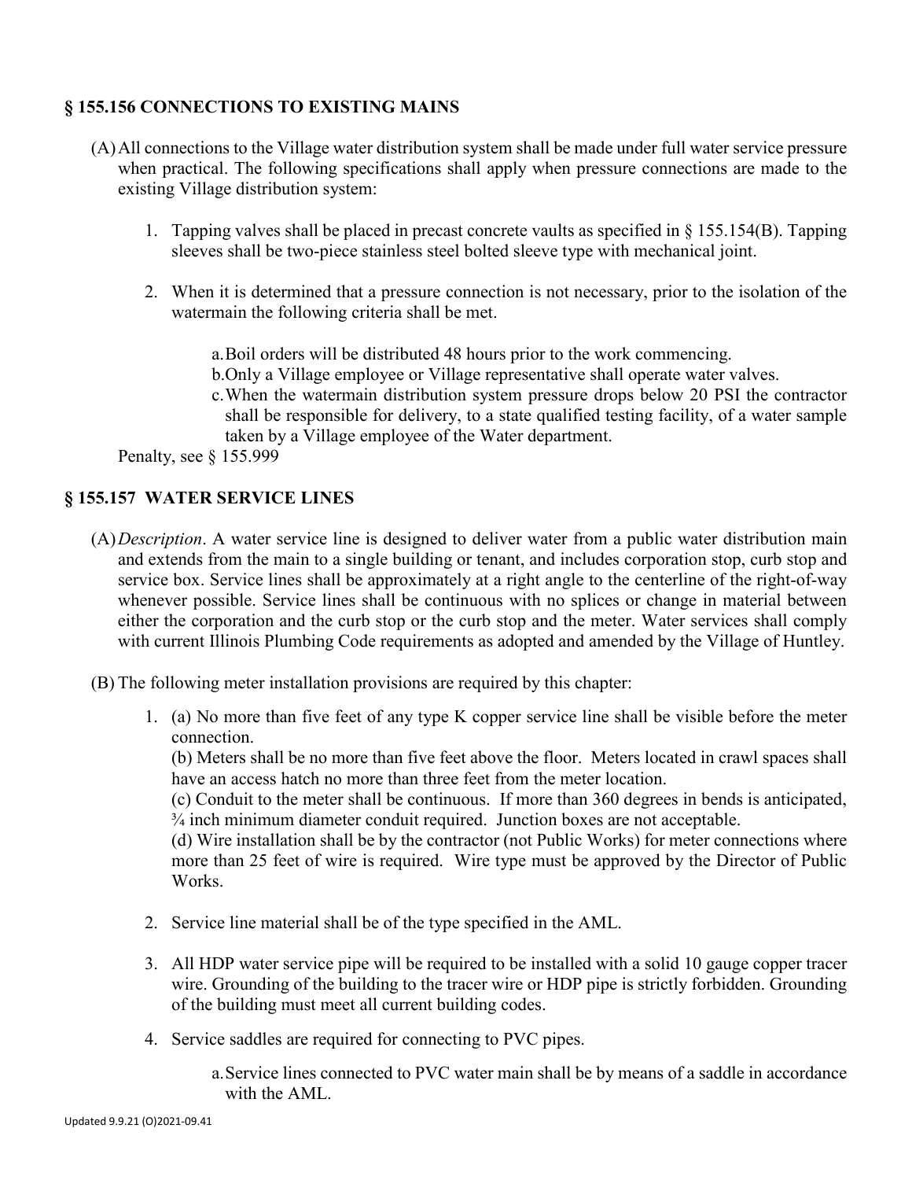## § 155.156 CONNECTIONS TO EXISTING MAINS

(A) All connections to the Village water distribution system shall be made under full water service pressure when practical. The following specifications shall apply when pressure connections are made to the existing Village distribution system:

1. Tapping valves shall be placed in precast concrete vaults as specified in § 155.154(B). Tapping sleeves shall be two-piece stainless steel bolted sleeve type with mechanical joint.

2. When it is determined that a pressure connection is not necessary, prior to the isolation of the watermain the following criteria shall be met.

    a. Boil orders will be distributed 48 hours prior to the work commencing.
    b. Only a Village employee or Village representative shall operate water valves.
    c. When the watermain distribution system pressure drops below 20 PSI the contractor shall be responsible for delivery, to a state qualified testing facility, of a water sample taken by a Village employee of the Water department.

Penalty, see § 155.999

## § 155.157 WATER SERVICE LINES

(A) *Description*. A water service line is designed to deliver water from a public water distribution main and extends from the main to a single building or tenant, and includes corporation stop, curb stop and service box. Service lines shall be approximately at a right angle to the centerline of the right-of-way whenever possible. Service lines shall be continuous with no splices or change in material between either the corporation and the curb stop or the curb stop and the meter. Water services shall comply with current Illinois Plumbing Code requirements as adopted and amended by the Village of Huntley.

(B) The following meter installation provisions are required by this chapter:

1. (a) No more than five feet of any type K copper service line shall be visible before the meter connection.
   (b) Meters shall be no more than five feet above the floor. Meters located in crawl spaces shall have an access hatch no more than three feet from the meter location.
   (c) Conduit to the meter shall be continuous. If more than 360 degrees in bends is anticipated, ¾ inch minimum diameter conduit required. Junction boxes are not acceptable.
   (d) Wire installation shall be by the contractor (not Public Works) for meter connections where more than 25 feet of wire is required. Wire type must be approved by the Director of Public Works.

2. Service line material shall be of the type specified in the AML.

3. All HDP water service pipe will be required to be installed with a solid 10 gauge copper tracer wire. Grounding of the building to the tracer wire or HDP pipe is strictly forbidden. Grounding of the building must meet all current building codes.

4. Service saddles are required for connecting to PVC pipes.

    a. Service lines connected to PVC water main shall be by means of a saddle in accordance with the AML.

Updated 9.9.21 (O)2021-09.41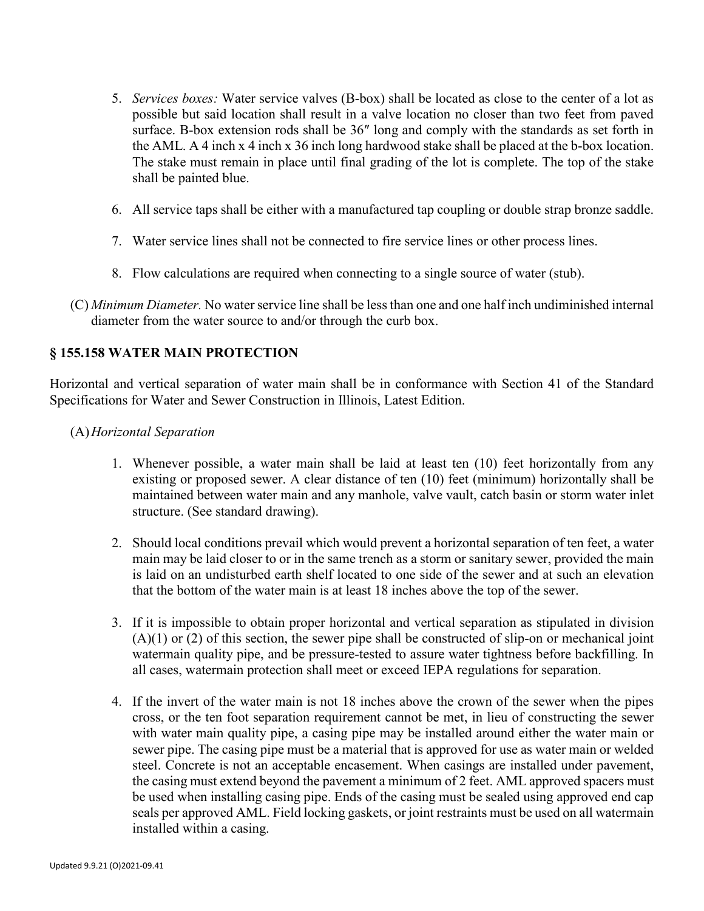5. *Services boxes:* Water service valves (B-box) shall be located as close to the center of a lot as possible but said location shall result in a valve location no closer than two feet from paved surface. B-box extension rods shall be 36″ long and comply with the standards as set forth in the AML. A 4 inch x 4 inch x 36 inch long hardwood stake shall be placed at the b-box location. The stake must remain in place until final grading of the lot is complete. The top of the stake shall be painted blue.

6. All service taps shall be either with a manufactured tap coupling or double strap bronze saddle.

7. Water service lines shall not be connected to fire service lines or other process lines.

8. Flow calculations are required when connecting to a single source of water (stub).

(C) *Minimum Diameter.* No water service line shall be less than one and one half inch undiminished internal diameter from the water source to and/or through the curb box.

## § 155.158 WATER MAIN PROTECTION

Horizontal and vertical separation of water main shall be in conformance with Section 41 of the Standard Specifications for Water and Sewer Construction in Illinois, Latest Edition.

(A) *Horizontal Separation*

1. Whenever possible, a water main shall be laid at least ten (10) feet horizontally from any existing or proposed sewer. A clear distance of ten (10) feet (minimum) horizontally shall be maintained between water main and any manhole, valve vault, catch basin or storm water inlet structure. (See standard drawing).

2. Should local conditions prevail which would prevent a horizontal separation of ten feet, a water main may be laid closer to or in the same trench as a storm or sanitary sewer, provided the main is laid on an undisturbed earth shelf located to one side of the sewer and at such an elevation that the bottom of the water main is at least 18 inches above the top of the sewer.

3. If it is impossible to obtain proper horizontal and vertical separation as stipulated in division (A)(1) or (2) of this section, the sewer pipe shall be constructed of slip-on or mechanical joint watermain quality pipe, and be pressure-tested to assure water tightness before backfilling. In all cases, watermain protection shall meet or exceed IEPA regulations for separation.

4. If the invert of the water main is not 18 inches above the crown of the sewer when the pipes cross, or the ten foot separation requirement cannot be met, in lieu of constructing the sewer with water main quality pipe, a casing pipe may be installed around either the water main or sewer pipe. The casing pipe must be a material that is approved for use as water main or welded steel. Concrete is not an acceptable encasement. When casings are installed under pavement, the casing must extend beyond the pavement a minimum of 2 feet. AML approved spacers must be used when installing casing pipe. Ends of the casing must be sealed using approved end cap seals per approved AML. Field locking gaskets, or joint restraints must be used on all watermain installed within a casing.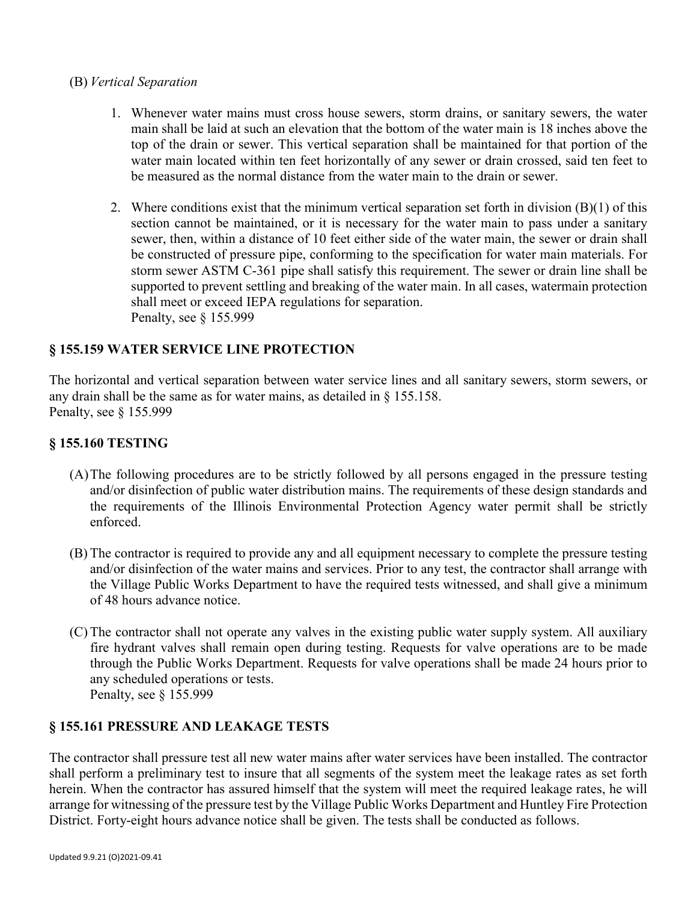(B) *Vertical Separation*

1. Whenever water mains must cross house sewers, storm drains, or sanitary sewers, the water main shall be laid at such an elevation that the bottom of the water main is 18 inches above the top of the drain or sewer. This vertical separation shall be maintained for that portion of the water main located within ten feet horizontally of any sewer or drain crossed, said ten feet to be measured as the normal distance from the water main to the drain or sewer.

2. Where conditions exist that the minimum vertical separation set forth in division (B)(1) of this section cannot be maintained, or it is necessary for the water main to pass under a sanitary sewer, then, within a distance of 10 feet either side of the water main, the sewer or drain shall be constructed of pressure pipe, conforming to the specification for water main materials. For storm sewer ASTM C-361 pipe shall satisfy this requirement. The sewer or drain line shall be supported to prevent settling and breaking of the water main. In all cases, watermain protection shall meet or exceed IEPA regulations for separation.
   Penalty, see § 155.999

## § 155.159 WATER SERVICE LINE PROTECTION

The horizontal and vertical separation between water service lines and all sanitary sewers, storm sewers, or any drain shall be the same as for water mains, as detailed in § 155.158.
Penalty, see § 155.999

## § 155.160 TESTING

(A) The following procedures are to be strictly followed by all persons engaged in the pressure testing and/or disinfection of public water distribution mains. The requirements of these design standards and the requirements of the Illinois Environmental Protection Agency water permit shall be strictly enforced.

(B) The contractor is required to provide any and all equipment necessary to complete the pressure testing and/or disinfection of the water mains and services. Prior to any test, the contractor shall arrange with the Village Public Works Department to have the required tests witnessed, and shall give a minimum of 48 hours advance notice.

(C) The contractor shall not operate any valves in the existing public water supply system. All auxiliary fire hydrant valves shall remain open during testing. Requests for valve operations are to be made through the Public Works Department. Requests for valve operations shall be made 24 hours prior to any scheduled operations or tests.
Penalty, see § 155.999

## § 155.161 PRESSURE AND LEAKAGE TESTS

The contractor shall pressure test all new water mains after water services have been installed. The contractor shall perform a preliminary test to insure that all segments of the system meet the leakage rates as set forth herein. When the contractor has assured himself that the system will meet the required leakage rates, he will arrange for witnessing of the pressure test by the Village Public Works Department and Huntley Fire Protection District. Forty-eight hours advance notice shall be given. The tests shall be conducted as follows.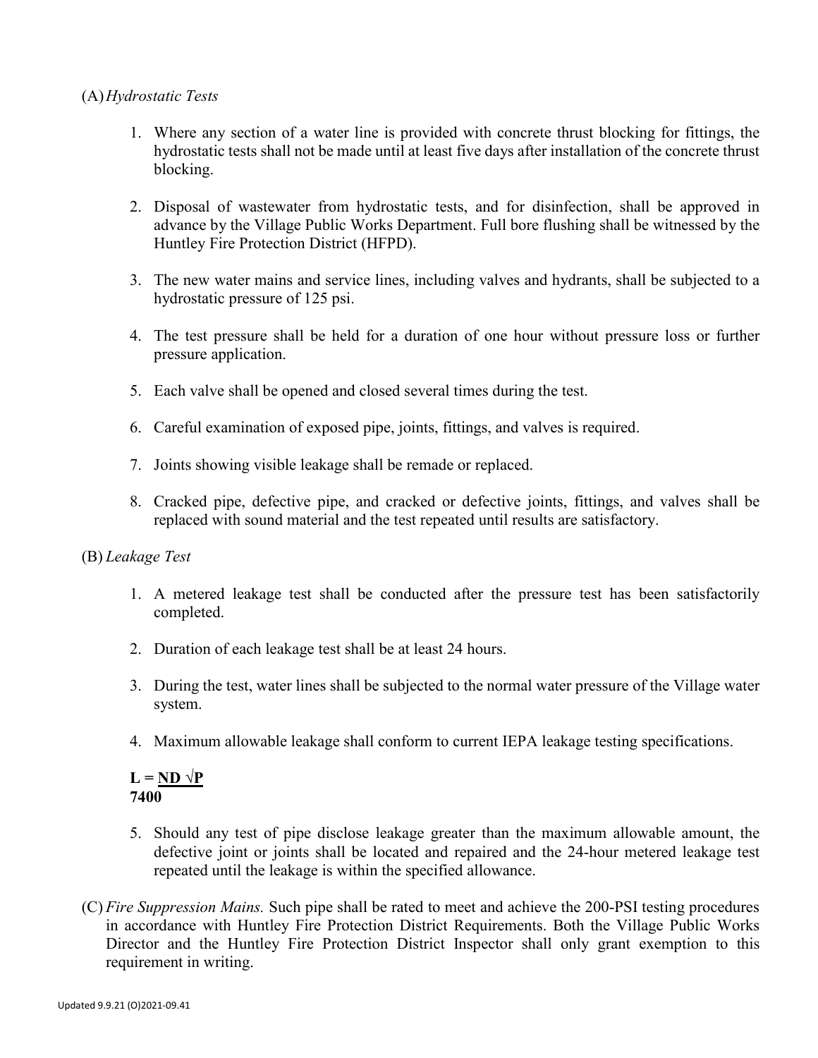(A) *Hydrostatic Tests*

1. Where any section of a water line is provided with concrete thrust blocking for fittings, the hydrostatic tests shall not be made until at least five days after installation of the concrete thrust blocking.

2. Disposal of wastewater from hydrostatic tests, and for disinfection, shall be approved in advance by the Village Public Works Department. Full bore flushing shall be witnessed by the Huntley Fire Protection District (HFPD).

3. The new water mains and service lines, including valves and hydrants, shall be subjected to a hydrostatic pressure of 125 psi.

4. The test pressure shall be held for a duration of one hour without pressure loss or further pressure application.

5. Each valve shall be opened and closed several times during the test.

6. Careful examination of exposed pipe, joints, fittings, and valves is required.

7. Joints showing visible leakage shall be remade or replaced.

8. Cracked pipe, defective pipe, and cracked or defective joints, fittings, and valves shall be replaced with sound material and the test repeated until results are satisfactory.

(B) *Leakage Test*

1. A metered leakage test shall be conducted after the pressure test has been satisfactorily completed.

2. Duration of each leakage test shall be at least 24 hours.

3. During the test, water lines shall be subjected to the normal water pressure of the Village water system.

4. Maximum allowable leakage shall conform to current IEPA leakage testing specifications.

$$\mathbf{L = \frac{ND\sqrt{P}}{7400}}$$

5. Should any test of pipe disclose leakage greater than the maximum allowable amount, the defective joint or joints shall be located and repaired and the 24-hour metered leakage test repeated until the leakage is within the specified allowance.

(C) *Fire Suppression Mains.* Such pipe shall be rated to meet and achieve the 200-PSI testing procedures in accordance with Huntley Fire Protection District Requirements. Both the Village Public Works Director and the Huntley Fire Protection District Inspector shall only grant exemption to this requirement in writing.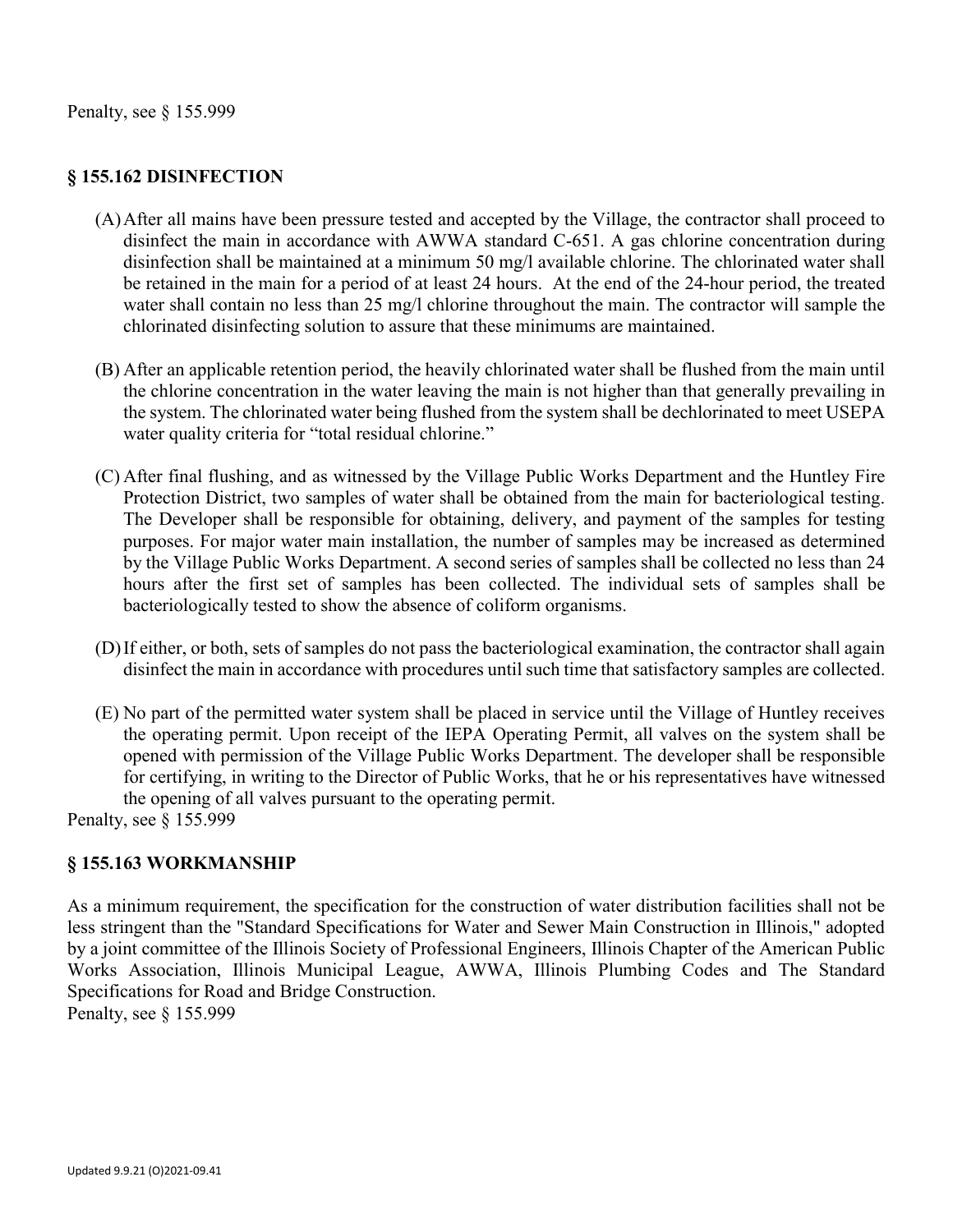Penalty, see § 155.999

## § 155.162 DISINFECTION

(A) After all mains have been pressure tested and accepted by the Village, the contractor shall proceed to disinfect the main in accordance with AWWA standard C-651. A gas chlorine concentration during disinfection shall be maintained at a minimum 50 mg/l available chlorine. The chlorinated water shall be retained in the main for a period of at least 24 hours. At the end of the 24-hour period, the treated water shall contain no less than 25 mg/l chlorine throughout the main. The contractor will sample the chlorinated disinfecting solution to assure that these minimums are maintained.

(B) After an applicable retention period, the heavily chlorinated water shall be flushed from the main until the chlorine concentration in the water leaving the main is not higher than that generally prevailing in the system. The chlorinated water being flushed from the system shall be dechlorinated to meet USEPA water quality criteria for "total residual chlorine."

(C) After final flushing, and as witnessed by the Village Public Works Department and the Huntley Fire Protection District, two samples of water shall be obtained from the main for bacteriological testing. The Developer shall be responsible for obtaining, delivery, and payment of the samples for testing purposes. For major water main installation, the number of samples may be increased as determined by the Village Public Works Department. A second series of samples shall be collected no less than 24 hours after the first set of samples has been collected. The individual sets of samples shall be bacteriologically tested to show the absence of coliform organisms.

(D) If either, or both, sets of samples do not pass the bacteriological examination, the contractor shall again disinfect the main in accordance with procedures until such time that satisfactory samples are collected.

(E) No part of the permitted water system shall be placed in service until the Village of Huntley receives the operating permit. Upon receipt of the IEPA Operating Permit, all valves on the system shall be opened with permission of the Village Public Works Department. The developer shall be responsible for certifying, in writing to the Director of Public Works, that he or his representatives have witnessed the opening of all valves pursuant to the operating permit.

Penalty, see § 155.999

## § 155.163 WORKMANSHIP

As a minimum requirement, the specification for the construction of water distribution facilities shall not be less stringent than the "Standard Specifications for Water and Sewer Main Construction in Illinois," adopted by a joint committee of the Illinois Society of Professional Engineers, Illinois Chapter of the American Public Works Association, Illinois Municipal League, AWWA, Illinois Plumbing Codes and The Standard Specifications for Road and Bridge Construction.

Penalty, see § 155.999

Updated 9.9.21 (O)2021-09.41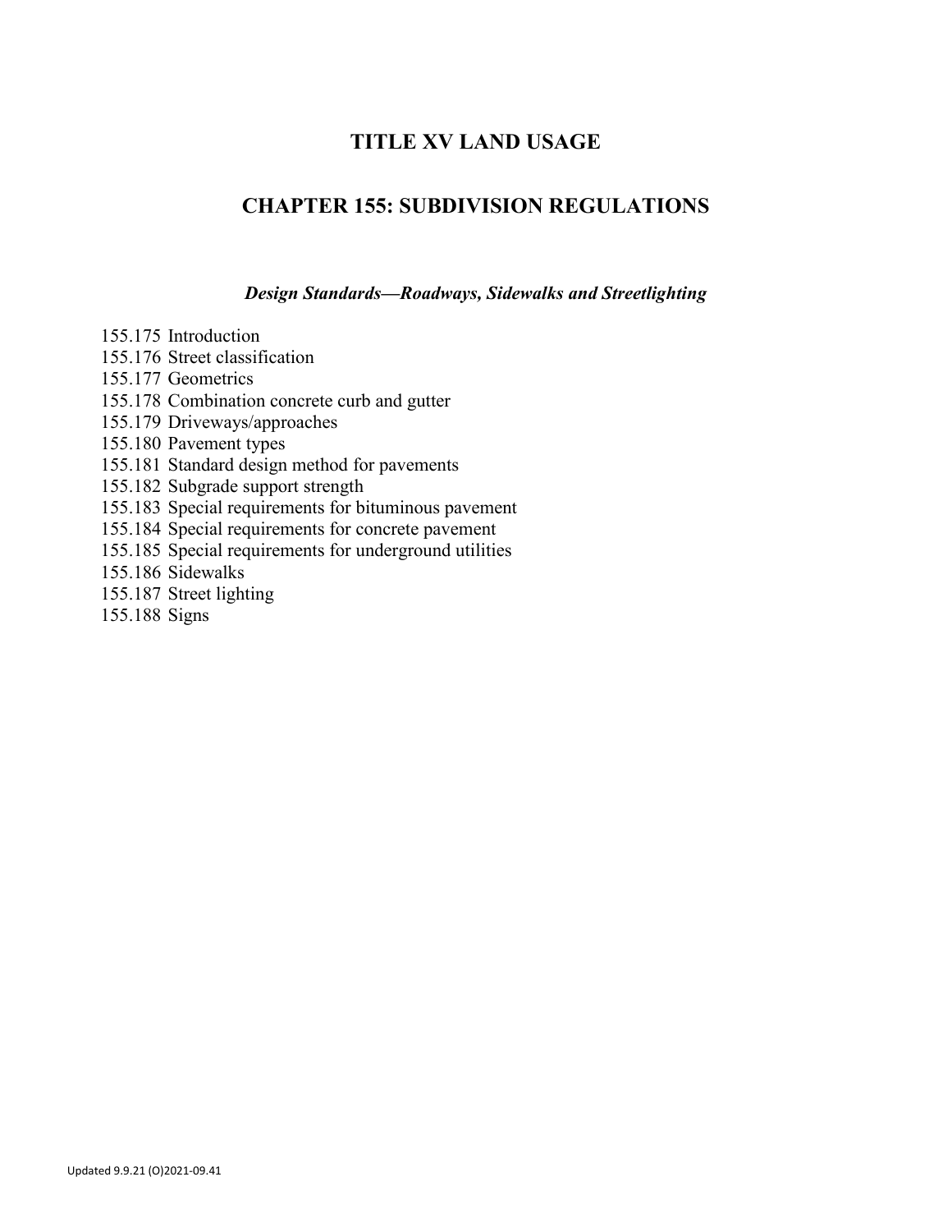# TITLE XV LAND USAGE

## CHAPTER 155: SUBDIVISION REGULATIONS

### *Design Standards—Roadways, Sidewalks and Streetlighting*

155.175 Introduction
155.176 Street classification
155.177 Geometrics
155.178 Combination concrete curb and gutter
155.179 Driveways/approaches
155.180 Pavement types
155.181 Standard design method for pavements
155.182 Subgrade support strength
155.183 Special requirements for bituminous pavement
155.184 Special requirements for concrete pavement
155.185 Special requirements for underground utilities
155.186 Sidewalks
155.187 Street lighting
155.188 Signs

Updated 9.9.21 (O)2021-09.41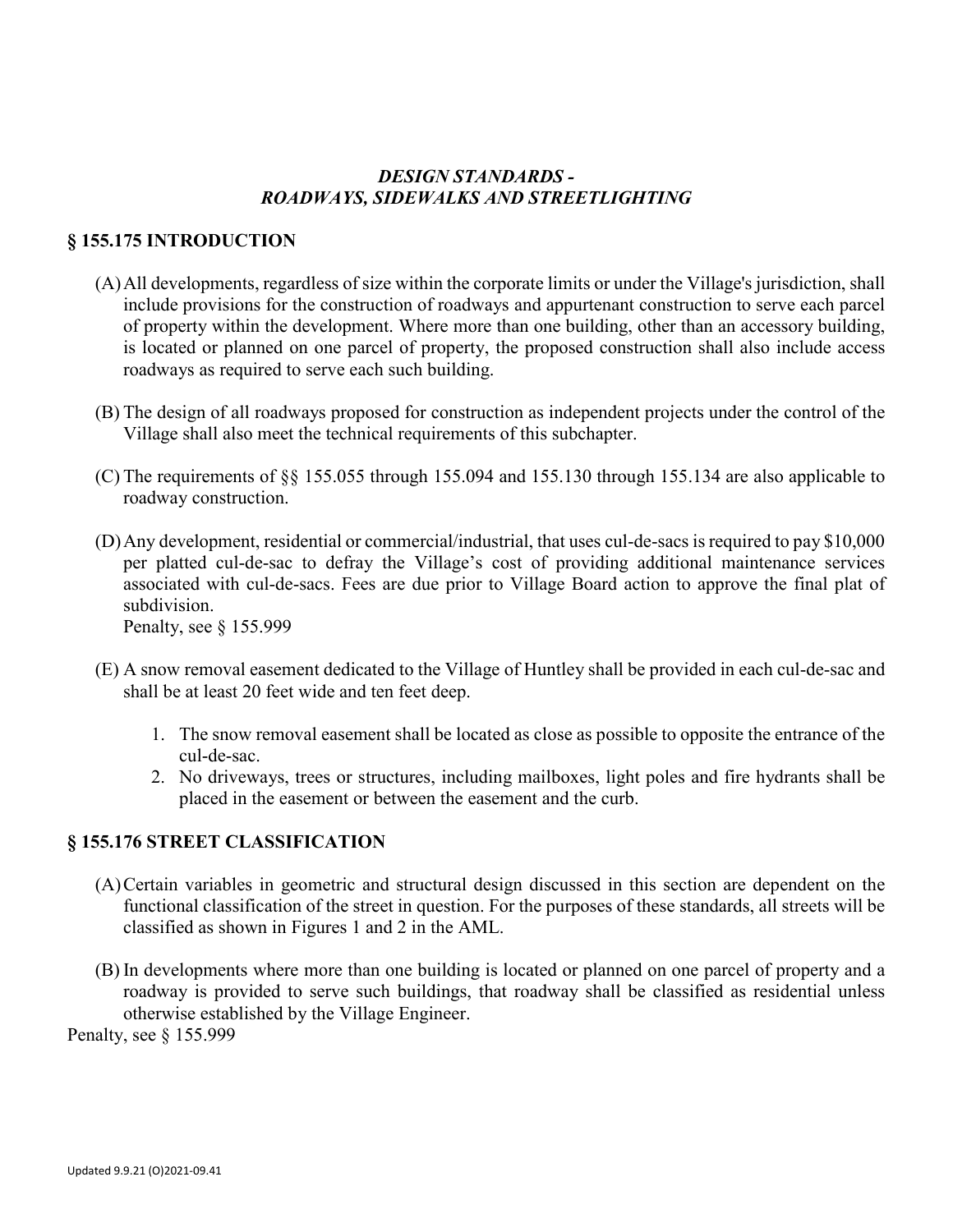## *DESIGN STANDARDS - ROADWAYS, SIDEWALKS AND STREETLIGHTING*

### § 155.175 INTRODUCTION

(A) All developments, regardless of size within the corporate limits or under the Village's jurisdiction, shall include provisions for the construction of roadways and appurtenant construction to serve each parcel of property within the development. Where more than one building, other than an accessory building, is located or planned on one parcel of property, the proposed construction shall also include access roadways as required to serve each such building.

(B) The design of all roadways proposed for construction as independent projects under the control of the Village shall also meet the technical requirements of this subchapter.

(C) The requirements of §§ 155.055 through 155.094 and 155.130 through 155.134 are also applicable to roadway construction.

(D) Any development, residential or commercial/industrial, that uses cul-de-sacs is required to pay $10,000 per platted cul-de-sac to defray the Village's cost of providing additional maintenance services associated with cul-de-sacs. Fees are due prior to Village Board action to approve the final plat of subdivision.
Penalty, see § 155.999

(E) A snow removal easement dedicated to the Village of Huntley shall be provided in each cul-de-sac and shall be at least 20 feet wide and ten feet deep.

1. The snow removal easement shall be located as close as possible to opposite the entrance of the cul-de-sac.
2. No driveways, trees or structures, including mailboxes, light poles and fire hydrants shall be placed in the easement or between the easement and the curb.

### § 155.176 STREET CLASSIFICATION

(A) Certain variables in geometric and structural design discussed in this section are dependent on the functional classification of the street in question. For the purposes of these standards, all streets will be classified as shown in Figures 1 and 2 in the AML.

(B) In developments where more than one building is located or planned on one parcel of property and a roadway is provided to serve such buildings, that roadway shall be classified as residential unless otherwise established by the Village Engineer.

Penalty, see § 155.999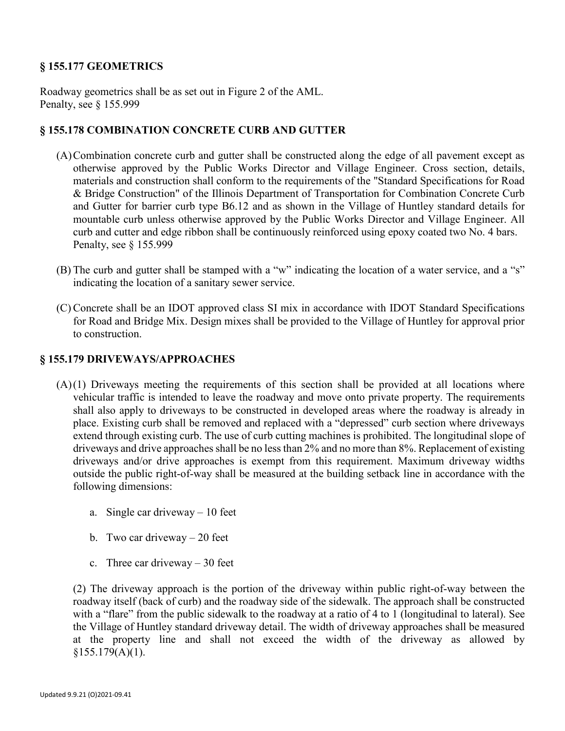### § 155.177 GEOMETRICS

Roadway geometrics shall be as set out in Figure 2 of the AML.
Penalty, see § 155.999

### § 155.178 COMBINATION CONCRETE CURB AND GUTTER

(A) Combination concrete curb and gutter shall be constructed along the edge of all pavement except as otherwise approved by the Public Works Director and Village Engineer. Cross section, details, materials and construction shall conform to the requirements of the "Standard Specifications for Road & Bridge Construction" of the Illinois Department of Transportation for Combination Concrete Curb and Gutter for barrier curb type B6.12 and as shown in the Village of Huntley standard details for mountable curb unless otherwise approved by the Public Works Director and Village Engineer. All curb and cutter and edge ribbon shall be continuously reinforced using epoxy coated two No. 4 bars.
Penalty, see § 155.999

(B) The curb and gutter shall be stamped with a "w" indicating the location of a water service, and a "s" indicating the location of a sanitary sewer service.

(C) Concrete shall be an IDOT approved class SI mix in accordance with IDOT Standard Specifications for Road and Bridge Mix. Design mixes shall be provided to the Village of Huntley for approval prior to construction.

### § 155.179 DRIVEWAYS/APPROACHES

(A)(1) Driveways meeting the requirements of this section shall be provided at all locations where vehicular traffic is intended to leave the roadway and move onto private property. The requirements shall also apply to driveways to be constructed in developed areas where the roadway is already in place. Existing curb shall be removed and replaced with a "depressed" curb section where driveways extend through existing curb. The use of curb cutting machines is prohibited. The longitudinal slope of driveways and drive approaches shall be no less than 2% and no more than 8%. Replacement of existing driveways and/or drive approaches is exempt from this requirement. Maximum driveway widths outside the public right-of-way shall be measured at the building setback line in accordance with the following dimensions:

a. Single car driveway – 10 feet

b. Two car driveway – 20 feet

c. Three car driveway – 30 feet

(2) The driveway approach is the portion of the driveway within public right-of-way between the roadway itself (back of curb) and the roadway side of the sidewalk. The approach shall be constructed with a "flare" from the public sidewalk to the roadway at a ratio of 4 to 1 (longitudinal to lateral). See the Village of Huntley standard driveway detail. The width of driveway approaches shall be measured at the property line and shall not exceed the width of the driveway as allowed by §155.179(A)(1).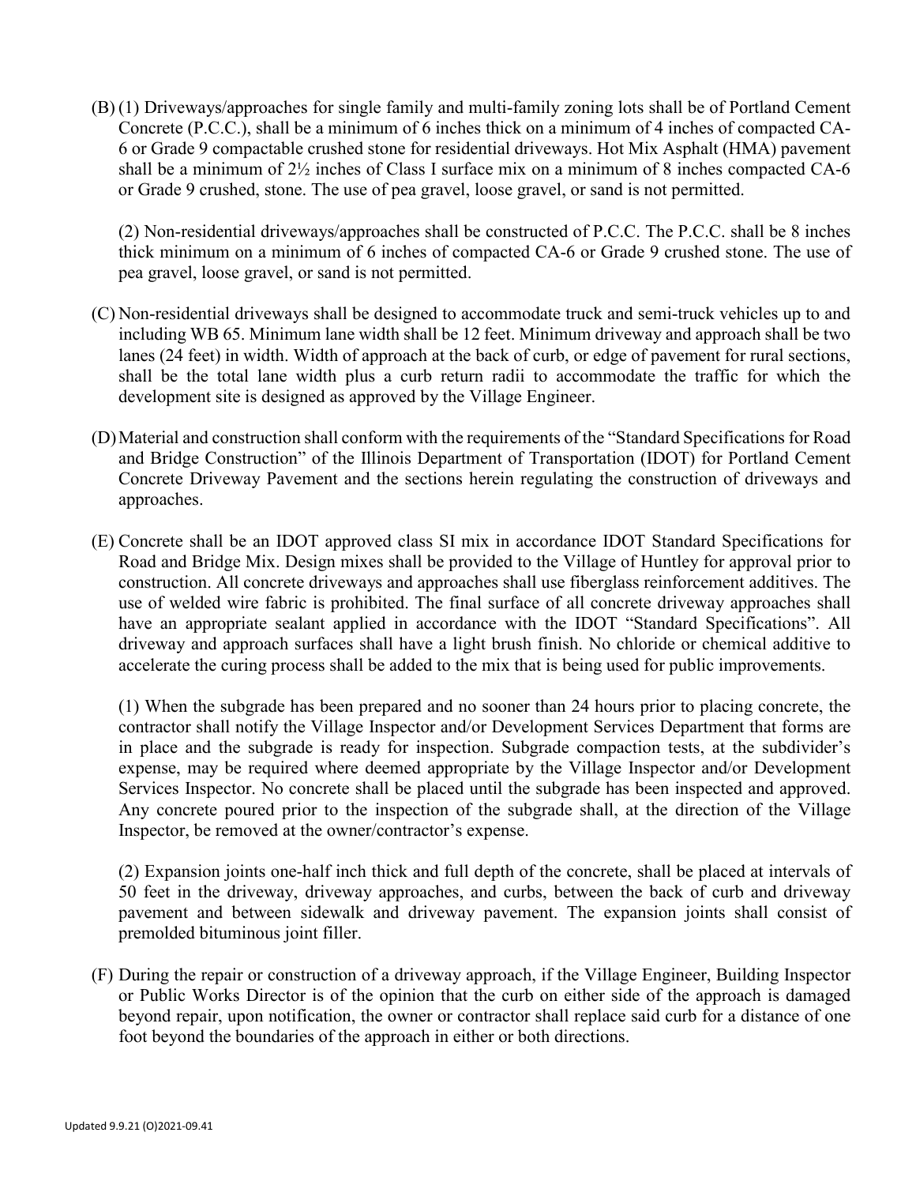(B) (1) Driveways/approaches for single family and multi-family zoning lots shall be of Portland Cement Concrete (P.C.C.), shall be a minimum of 6 inches thick on a minimum of 4 inches of compacted CA-6 or Grade 9 compactable crushed stone for residential driveways. Hot Mix Asphalt (HMA) pavement shall be a minimum of 2½ inches of Class I surface mix on a minimum of 8 inches compacted CA-6 or Grade 9 crushed, stone. The use of pea gravel, loose gravel, or sand is not permitted.

(2) Non-residential driveways/approaches shall be constructed of P.C.C. The P.C.C. shall be 8 inches thick minimum on a minimum of 6 inches of compacted CA-6 or Grade 9 crushed stone. The use of pea gravel, loose gravel, or sand is not permitted.

(C) Non-residential driveways shall be designed to accommodate truck and semi-truck vehicles up to and including WB 65. Minimum lane width shall be 12 feet. Minimum driveway and approach shall be two lanes (24 feet) in width. Width of approach at the back of curb, or edge of pavement for rural sections, shall be the total lane width plus a curb return radii to accommodate the traffic for which the development site is designed as approved by the Village Engineer.

(D) Material and construction shall conform with the requirements of the "Standard Specifications for Road and Bridge Construction" of the Illinois Department of Transportation (IDOT) for Portland Cement Concrete Driveway Pavement and the sections herein regulating the construction of driveways and approaches.

(E) Concrete shall be an IDOT approved class SI mix in accordance IDOT Standard Specifications for Road and Bridge Mix. Design mixes shall be provided to the Village of Huntley for approval prior to construction. All concrete driveways and approaches shall use fiberglass reinforcement additives. The use of welded wire fabric is prohibited. The final surface of all concrete driveway approaches shall have an appropriate sealant applied in accordance with the IDOT "Standard Specifications". All driveway and approach surfaces shall have a light brush finish. No chloride or chemical additive to accelerate the curing process shall be added to the mix that is being used for public improvements.

(1) When the subgrade has been prepared and no sooner than 24 hours prior to placing concrete, the contractor shall notify the Village Inspector and/or Development Services Department that forms are in place and the subgrade is ready for inspection. Subgrade compaction tests, at the subdivider's expense, may be required where deemed appropriate by the Village Inspector and/or Development Services Inspector. No concrete shall be placed until the subgrade has been inspected and approved. Any concrete poured prior to the inspection of the subgrade shall, at the direction of the Village Inspector, be removed at the owner/contractor's expense.

(2) Expansion joints one-half inch thick and full depth of the concrete, shall be placed at intervals of 50 feet in the driveway, driveway approaches, and curbs, between the back of curb and driveway pavement and between sidewalk and driveway pavement. The expansion joints shall consist of premolded bituminous joint filler.

(F) During the repair or construction of a driveway approach, if the Village Engineer, Building Inspector or Public Works Director is of the opinion that the curb on either side of the approach is damaged beyond repair, upon notification, the owner or contractor shall replace said curb for a distance of one foot beyond the boundaries of the approach in either or both directions.

Updated 9.9.21 (O)2021-09.41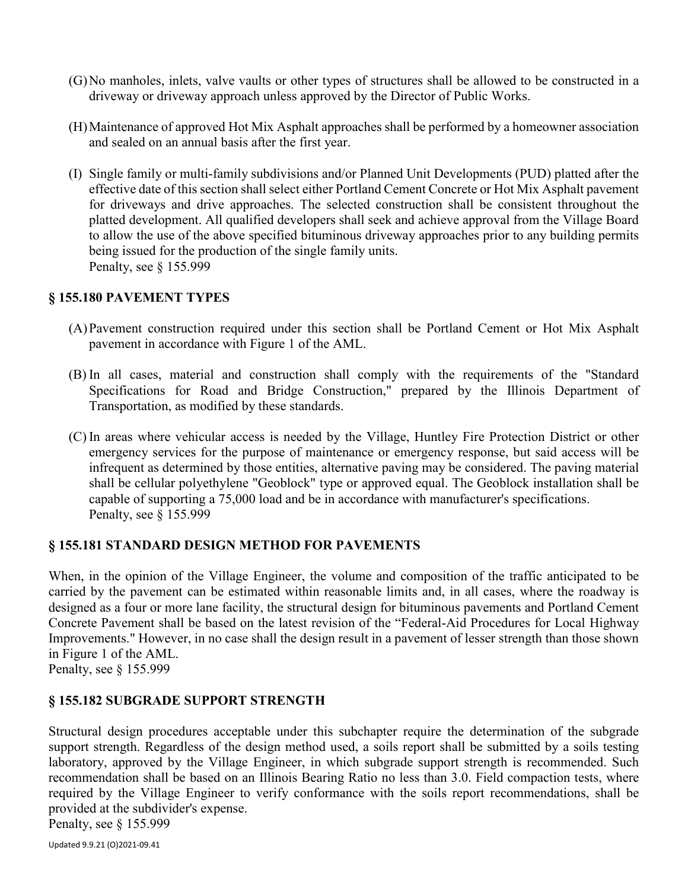(G) No manholes, inlets, valve vaults or other types of structures shall be allowed to be constructed in a driveway or driveway approach unless approved by the Director of Public Works.

(H) Maintenance of approved Hot Mix Asphalt approaches shall be performed by a homeowner association and sealed on an annual basis after the first year.

(I) Single family or multi-family subdivisions and/or Planned Unit Developments (PUD) platted after the effective date of this section shall select either Portland Cement Concrete or Hot Mix Asphalt pavement for driveways and drive approaches. The selected construction shall be consistent throughout the platted development. All qualified developers shall seek and achieve approval from the Village Board to allow the use of the above specified bituminous driveway approaches prior to any building permits being issued for the production of the single family units.
Penalty, see § 155.999

### § 155.180 PAVEMENT TYPES

(A) Pavement construction required under this section shall be Portland Cement or Hot Mix Asphalt pavement in accordance with Figure 1 of the AML.

(B) In all cases, material and construction shall comply with the requirements of the "Standard Specifications for Road and Bridge Construction," prepared by the Illinois Department of Transportation, as modified by these standards.

(C) In areas where vehicular access is needed by the Village, Huntley Fire Protection District or other emergency services for the purpose of maintenance or emergency response, but said access will be infrequent as determined by those entities, alternative paving may be considered. The paving material shall be cellular polyethylene "Geoblock" type or approved equal. The Geoblock installation shall be capable of supporting a 75,000 load and be in accordance with manufacturer's specifications.
Penalty, see § 155.999

### § 155.181 STANDARD DESIGN METHOD FOR PAVEMENTS

When, in the opinion of the Village Engineer, the volume and composition of the traffic anticipated to be carried by the pavement can be estimated within reasonable limits and, in all cases, where the roadway is designed as a four or more lane facility, the structural design for bituminous pavements and Portland Cement Concrete Pavement shall be based on the latest revision of the "Federal-Aid Procedures for Local Highway Improvements." However, in no case shall the design result in a pavement of lesser strength than those shown in Figure 1 of the AML.
Penalty, see § 155.999

### § 155.182 SUBGRADE SUPPORT STRENGTH

Structural design procedures acceptable under this subchapter require the determination of the subgrade support strength. Regardless of the design method used, a soils report shall be submitted by a soils testing laboratory, approved by the Village Engineer, in which subgrade support strength is recommended. Such recommendation shall be based on an Illinois Bearing Ratio no less than 3.0. Field compaction tests, where required by the Village Engineer to verify conformance with the soils report recommendations, shall be provided at the subdivider's expense.
Penalty, see § 155.999

Updated 9.9.21 (O)2021-09.41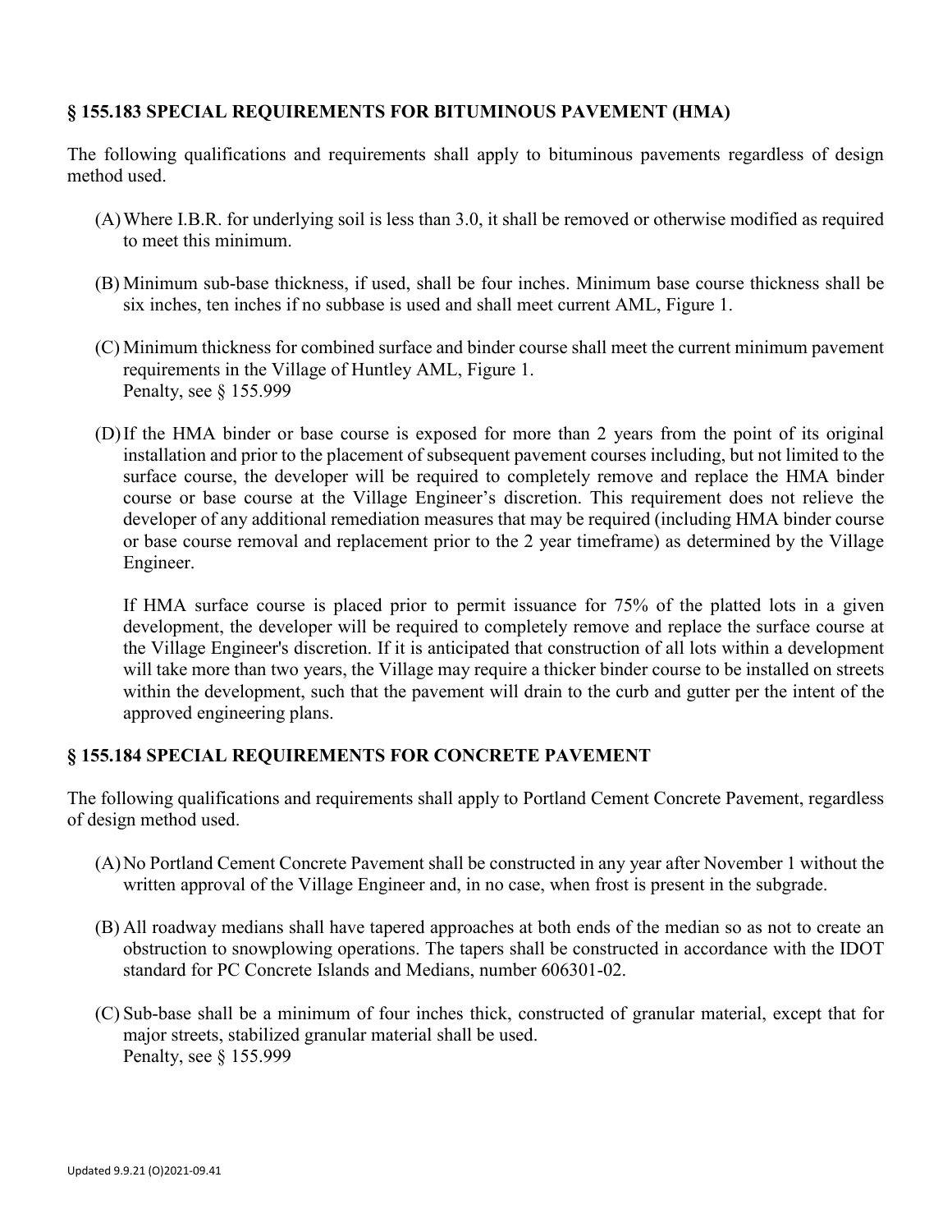## § 155.183 SPECIAL REQUIREMENTS FOR BITUMINOUS PAVEMENT (HMA)

The following qualifications and requirements shall apply to bituminous pavements regardless of design method used.

(A) Where I.B.R. for underlying soil is less than 3.0, it shall be removed or otherwise modified as required to meet this minimum.

(B) Minimum sub-base thickness, if used, shall be four inches. Minimum base course thickness shall be six inches, ten inches if no subbase is used and shall meet current AML, Figure 1.

(C) Minimum thickness for combined surface and binder course shall meet the current minimum pavement requirements in the Village of Huntley AML, Figure 1.
Penalty, see § 155.999

(D) If the HMA binder or base course is exposed for more than 2 years from the point of its original installation and prior to the placement of subsequent pavement courses including, but not limited to the surface course, the developer will be required to completely remove and replace the HMA binder course or base course at the Village Engineer's discretion. This requirement does not relieve the developer of any additional remediation measures that may be required (including HMA binder course or base course removal and replacement prior to the 2 year timeframe) as determined by the Village Engineer.

If HMA surface course is placed prior to permit issuance for 75% of the platted lots in a given development, the developer will be required to completely remove and replace the surface course at the Village Engineer's discretion. If it is anticipated that construction of all lots within a development will take more than two years, the Village may require a thicker binder course to be installed on streets within the development, such that the pavement will drain to the curb and gutter per the intent of the approved engineering plans.

## § 155.184 SPECIAL REQUIREMENTS FOR CONCRETE PAVEMENT

The following qualifications and requirements shall apply to Portland Cement Concrete Pavement, regardless of design method used.

(A) No Portland Cement Concrete Pavement shall be constructed in any year after November 1 without the written approval of the Village Engineer and, in no case, when frost is present in the subgrade.

(B) All roadway medians shall have tapered approaches at both ends of the median so as not to create an obstruction to snowplowing operations. The tapers shall be constructed in accordance with the IDOT standard for PC Concrete Islands and Medians, number 606301-02.

(C) Sub-base shall be a minimum of four inches thick, constructed of granular material, except that for major streets, stabilized granular material shall be used.
Penalty, see § 155.999

Updated 9.9.21 (O)2021-09.41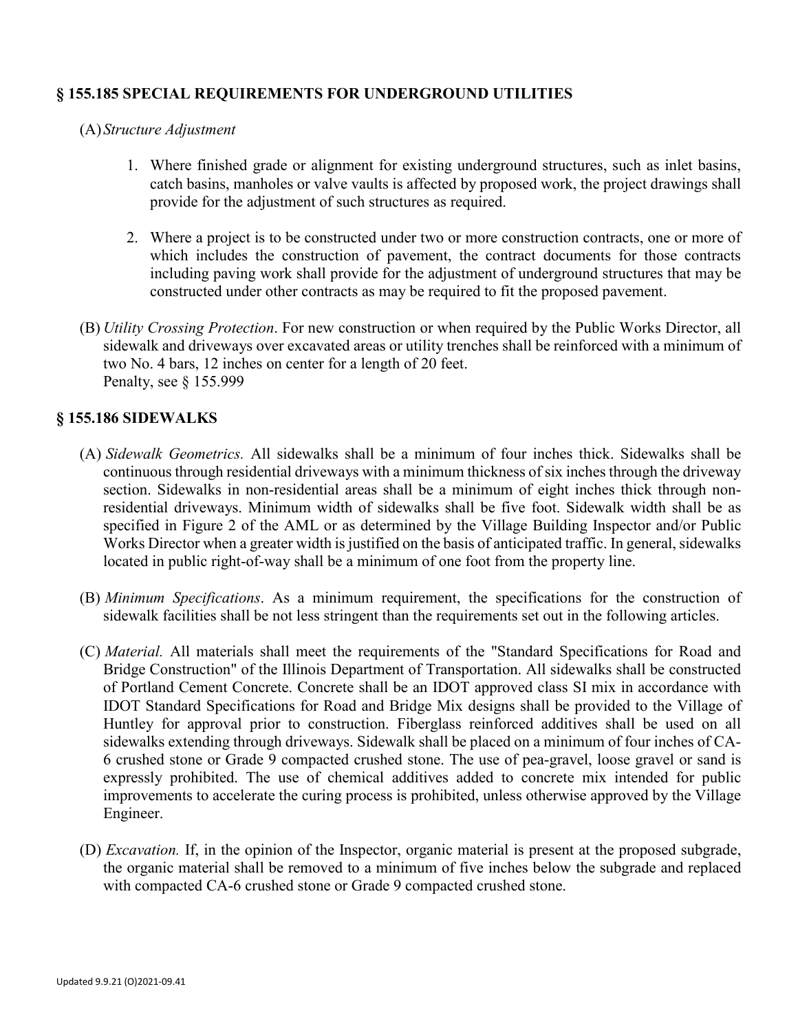## § 155.185 SPECIAL REQUIREMENTS FOR UNDERGROUND UTILITIES

(A) *Structure Adjustment*

1. Where finished grade or alignment for existing underground structures, such as inlet basins, catch basins, manholes or valve vaults is affected by proposed work, the project drawings shall provide for the adjustment of such structures as required.

2. Where a project is to be constructed under two or more construction contracts, one or more of which includes the construction of pavement, the contract documents for those contracts including paving work shall provide for the adjustment of underground structures that may be constructed under other contracts as may be required to fit the proposed pavement.

(B) *Utility Crossing Protection*. For new construction or when required by the Public Works Director, all sidewalk and driveways over excavated areas or utility trenches shall be reinforced with a minimum of two No. 4 bars, 12 inches on center for a length of 20 feet.
Penalty, see § 155.999

## § 155.186 SIDEWALKS

(A) *Sidewalk Geometrics.* All sidewalks shall be a minimum of four inches thick. Sidewalks shall be continuous through residential driveways with a minimum thickness of six inches through the driveway section. Sidewalks in non-residential areas shall be a minimum of eight inches thick through non-residential driveways. Minimum width of sidewalks shall be five foot. Sidewalk width shall be as specified in Figure 2 of the AML or as determined by the Village Building Inspector and/or Public Works Director when a greater width is justified on the basis of anticipated traffic. In general, sidewalks located in public right-of-way shall be a minimum of one foot from the property line.

(B) *Minimum Specifications*. As a minimum requirement, the specifications for the construction of sidewalk facilities shall be not less stringent than the requirements set out in the following articles.

(C) *Material.* All materials shall meet the requirements of the "Standard Specifications for Road and Bridge Construction" of the Illinois Department of Transportation. All sidewalks shall be constructed of Portland Cement Concrete. Concrete shall be an IDOT approved class SI mix in accordance with IDOT Standard Specifications for Road and Bridge Mix designs shall be provided to the Village of Huntley for approval prior to construction. Fiberglass reinforced additives shall be used on all sidewalks extending through driveways. Sidewalk shall be placed on a minimum of four inches of CA-6 crushed stone or Grade 9 compacted crushed stone. The use of pea-gravel, loose gravel or sand is expressly prohibited. The use of chemical additives added to concrete mix intended for public improvements to accelerate the curing process is prohibited, unless otherwise approved by the Village Engineer.

(D) *Excavation.* If, in the opinion of the Inspector, organic material is present at the proposed subgrade, the organic material shall be removed to a minimum of five inches below the subgrade and replaced with compacted CA-6 crushed stone or Grade 9 compacted crushed stone.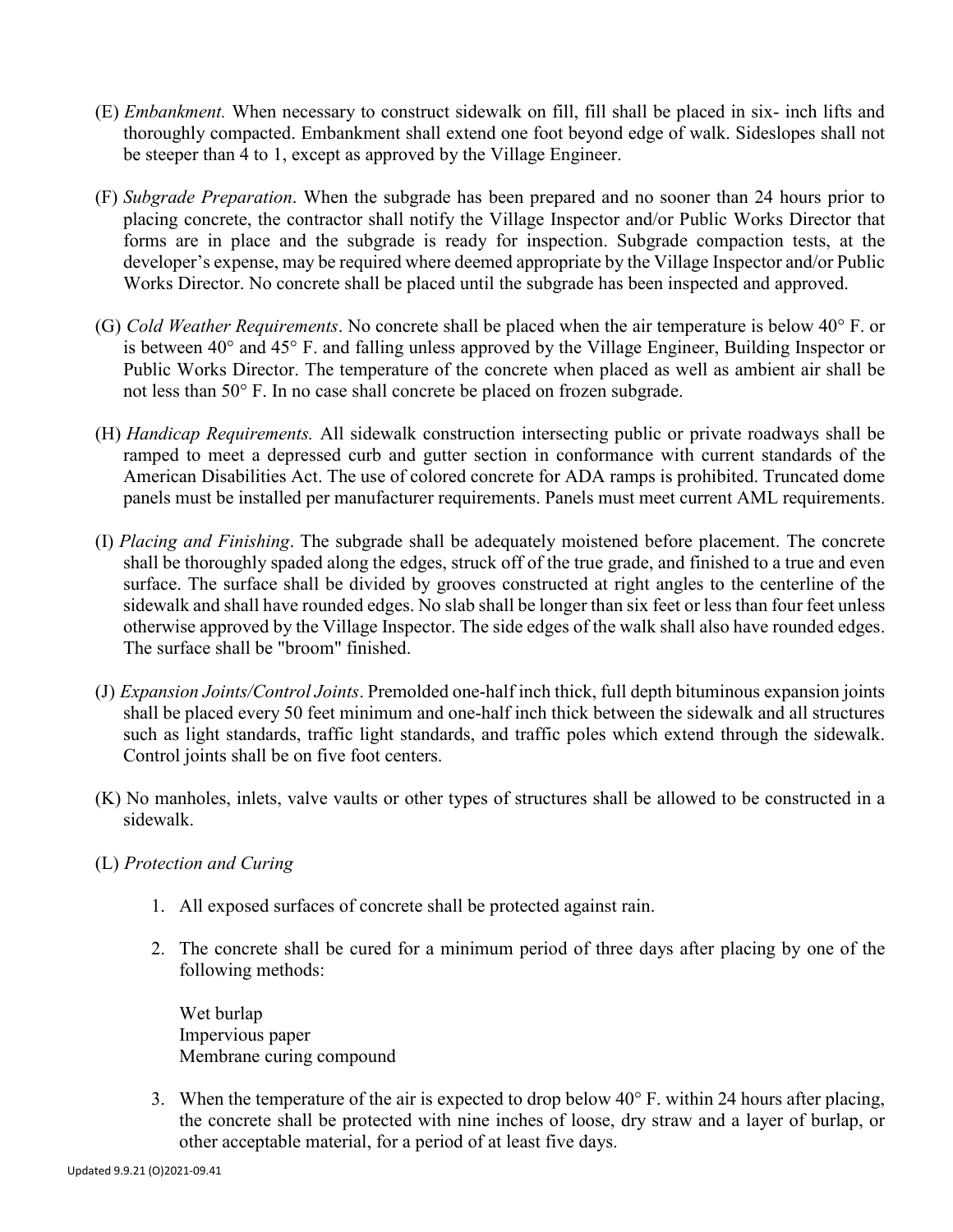(E) *Embankment.* When necessary to construct sidewalk on fill, fill shall be placed in six- inch lifts and thoroughly compacted. Embankment shall extend one foot beyond edge of walk. Sideslopes shall not be steeper than 4 to 1, except as approved by the Village Engineer.

(F) *Subgrade Preparation*. When the subgrade has been prepared and no sooner than 24 hours prior to placing concrete, the contractor shall notify the Village Inspector and/or Public Works Director that forms are in place and the subgrade is ready for inspection. Subgrade compaction tests, at the developer's expense, may be required where deemed appropriate by the Village Inspector and/or Public Works Director. No concrete shall be placed until the subgrade has been inspected and approved.

(G) *Cold Weather Requirements*. No concrete shall be placed when the air temperature is below 40° F. or is between 40° and 45° F. and falling unless approved by the Village Engineer, Building Inspector or Public Works Director. The temperature of the concrete when placed as well as ambient air shall be not less than 50° F. In no case shall concrete be placed on frozen subgrade.

(H) *Handicap Requirements.* All sidewalk construction intersecting public or private roadways shall be ramped to meet a depressed curb and gutter section in conformance with current standards of the American Disabilities Act. The use of colored concrete for ADA ramps is prohibited. Truncated dome panels must be installed per manufacturer requirements. Panels must meet current AML requirements.

(I) *Placing and Finishing*. The subgrade shall be adequately moistened before placement. The concrete shall be thoroughly spaded along the edges, struck off of the true grade, and finished to a true and even surface. The surface shall be divided by grooves constructed at right angles to the centerline of the sidewalk and shall have rounded edges. No slab shall be longer than six feet or less than four feet unless otherwise approved by the Village Inspector. The side edges of the walk shall also have rounded edges. The surface shall be "broom" finished.

(J) *Expansion Joints/Control Joints*. Premolded one-half inch thick, full depth bituminous expansion joints shall be placed every 50 feet minimum and one-half inch thick between the sidewalk and all structures such as light standards, traffic light standards, and traffic poles which extend through the sidewalk. Control joints shall be on five foot centers.

(K) No manholes, inlets, valve vaults or other types of structures shall be allowed to be constructed in a sidewalk.

(L) *Protection and Curing*

1. All exposed surfaces of concrete shall be protected against rain.

2. The concrete shall be cured for a minimum period of three days after placing by one of the following methods:

   Wet burlap
   Impervious paper
   Membrane curing compound

3. When the temperature of the air is expected to drop below 40° F. within 24 hours after placing, the concrete shall be protected with nine inches of loose, dry straw and a layer of burlap, or other acceptable material, for a period of at least five days.

Updated 9.9.21 (O)2021-09.41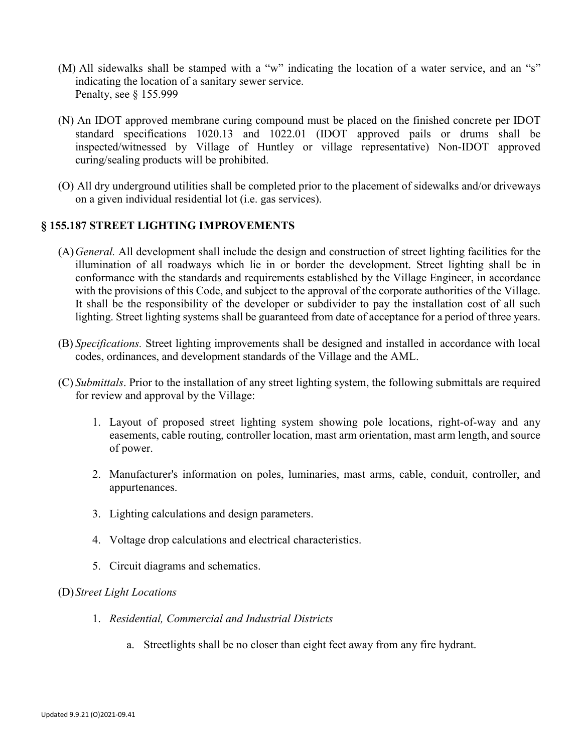(M) All sidewalks shall be stamped with a "w" indicating the location of a water service, and an "s" indicating the location of a sanitary sewer service.
Penalty, see § 155.999

(N) An IDOT approved membrane curing compound must be placed on the finished concrete per IDOT standard specifications 1020.13 and 1022.01 (IDOT approved pails or drums shall be inspected/witnessed by Village of Huntley or village representative) Non-IDOT approved curing/sealing products will be prohibited.

(O) All dry underground utilities shall be completed prior to the placement of sidewalks and/or driveways on a given individual residential lot (i.e. gas services).

## § 155.187 STREET LIGHTING IMPROVEMENTS

(A) *General.* All development shall include the design and construction of street lighting facilities for the illumination of all roadways which lie in or border the development. Street lighting shall be in conformance with the standards and requirements established by the Village Engineer, in accordance with the provisions of this Code, and subject to the approval of the corporate authorities of the Village. It shall be the responsibility of the developer or subdivider to pay the installation cost of all such lighting. Street lighting systems shall be guaranteed from date of acceptance for a period of three years.

(B) *Specifications.* Street lighting improvements shall be designed and installed in accordance with local codes, ordinances, and development standards of the Village and the AML.

(C) *Submittals*. Prior to the installation of any street lighting system, the following submittals are required for review and approval by the Village:

1. Layout of proposed street lighting system showing pole locations, right-of-way and any easements, cable routing, controller location, mast arm orientation, mast arm length, and source of power.

2. Manufacturer's information on poles, luminaries, mast arms, cable, conduit, controller, and appurtenances.

3. Lighting calculations and design parameters.

4. Voltage drop calculations and electrical characteristics.

5. Circuit diagrams and schematics.

(D) *Street Light Locations*

1. *Residential, Commercial and Industrial Districts*

    a. Streetlights shall be no closer than eight feet away from any fire hydrant.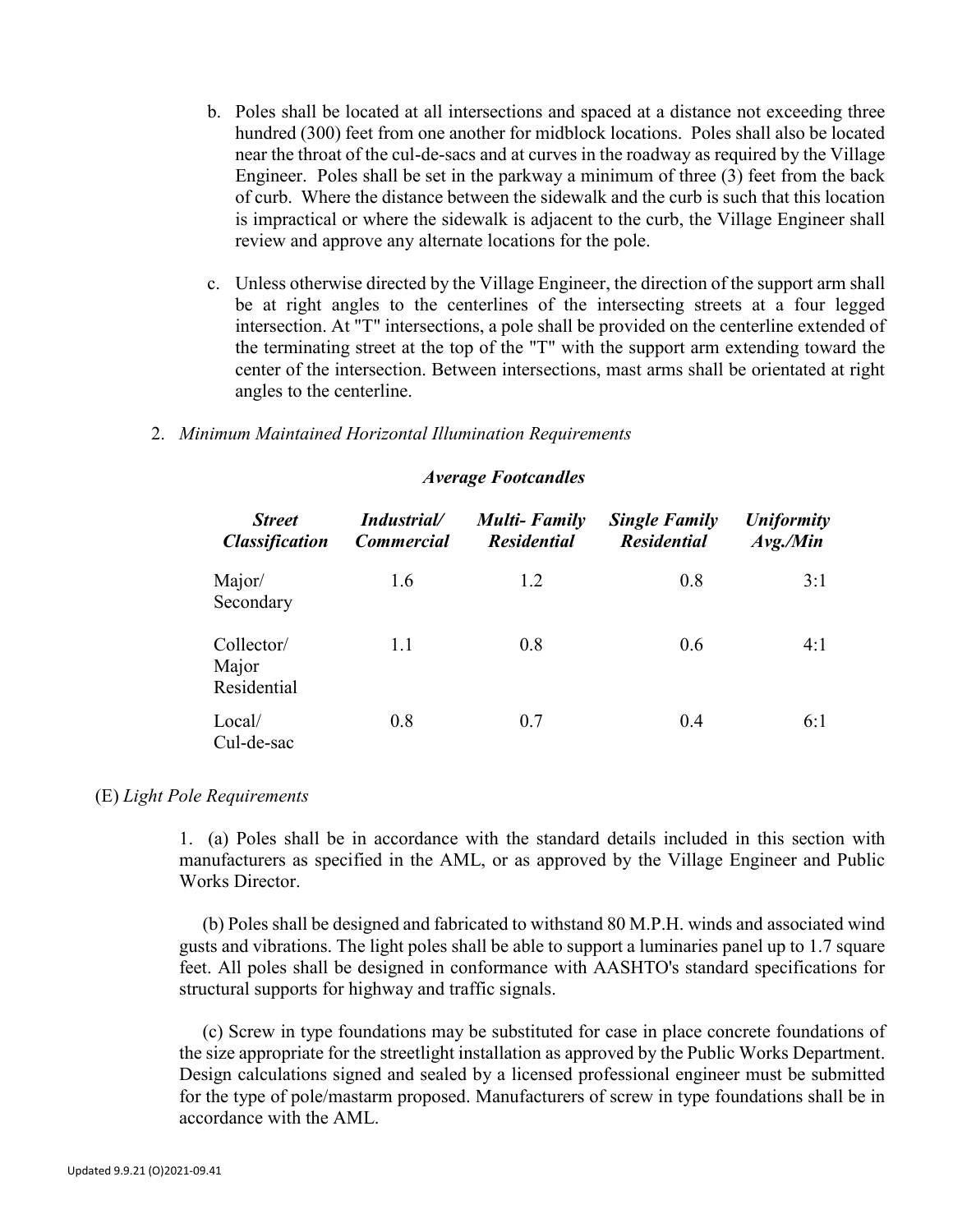b. Poles shall be located at all intersections and spaced at a distance not exceeding three hundred (300) feet from one another for midblock locations. Poles shall also be located near the throat of the cul-de-sacs and at curves in the roadway as required by the Village Engineer. Poles shall be set in the parkway a minimum of three (3) feet from the back of curb. Where the distance between the sidewalk and the curb is such that this location is impractical or where the sidewalk is adjacent to the curb, the Village Engineer shall review and approve any alternate locations for the pole.

c. Unless otherwise directed by the Village Engineer, the direction of the support arm shall be at right angles to the centerlines of the intersecting streets at a four legged intersection. At "T" intersections, a pole shall be provided on the centerline extended of the terminating street at the top of the "T" with the support arm extending toward the center of the intersection. Between intersections, mast arms shall be orientated at right angles to the centerline.

2. *Minimum Maintained Horizontal Illumination Requirements*

***Average Footcandles***

| ***Street Classification*** | ***Industrial/ Commercial*** | ***Multi- Family Residential*** | ***Single Family Residential*** | ***Uniformity Avg./Min*** |
|---|---|---|---|---|
| Major/ Secondary | 1.6 | 1.2 | 0.8 | 3:1 |
| Collector/ Major Residential | 1.1 | 0.8 | 0.6 | 4:1 |
| Local/ Cul-de-sac | 0.8 | 0.7 | 0.4 | 6:1 |

(E) *Light Pole Requirements*

1. (a) Poles shall be in accordance with the standard details included in this section with manufacturers as specified in the AML, or as approved by the Village Engineer and Public Works Director.

(b) Poles shall be designed and fabricated to withstand 80 M.P.H. winds and associated wind gusts and vibrations. The light poles shall be able to support a luminaries panel up to 1.7 square feet. All poles shall be designed in conformance with AASHTO's standard specifications for structural supports for highway and traffic signals.

(c) Screw in type foundations may be substituted for case in place concrete foundations of the size appropriate for the streetlight installation as approved by the Public Works Department. Design calculations signed and sealed by a licensed professional engineer must be submitted for the type of pole/mastarm proposed. Manufacturers of screw in type foundations shall be in accordance with the AML.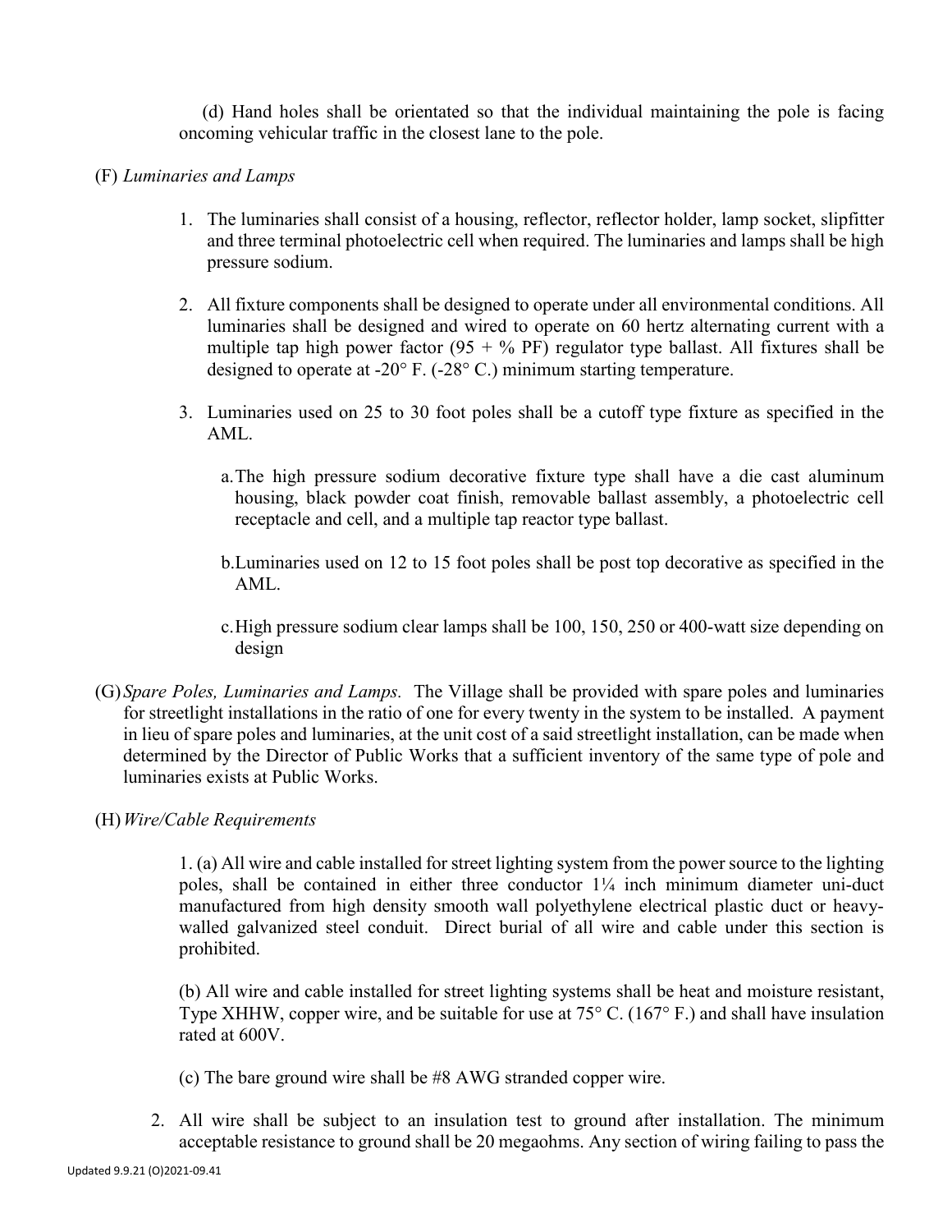(d) Hand holes shall be orientated so that the individual maintaining the pole is facing oncoming vehicular traffic in the closest lane to the pole.

(F) *Luminaries and Lamps*

1. The luminaries shall consist of a housing, reflector, reflector holder, lamp socket, slipfitter and three terminal photoelectric cell when required. The luminaries and lamps shall be high pressure sodium.

2. All fixture components shall be designed to operate under all environmental conditions. All luminaries shall be designed and wired to operate on 60 hertz alternating current with a multiple tap high power factor (95 + % PF) regulator type ballast. All fixtures shall be designed to operate at -20° F. (-28° C.) minimum starting temperature.

3. Luminaries used on 25 to 30 foot poles shall be a cutoff type fixture as specified in the AML.

   a. The high pressure sodium decorative fixture type shall have a die cast aluminum housing, black powder coat finish, removable ballast assembly, a photoelectric cell receptacle and cell, and a multiple tap reactor type ballast.

   b. Luminaries used on 12 to 15 foot poles shall be post top decorative as specified in the AML.

   c. High pressure sodium clear lamps shall be 100, 150, 250 or 400-watt size depending on design

(G) *Spare Poles, Luminaries and Lamps.* The Village shall be provided with spare poles and luminaries for streetlight installations in the ratio of one for every twenty in the system to be installed. A payment in lieu of spare poles and luminaries, at the unit cost of a said streetlight installation, can be made when determined by the Director of Public Works that a sufficient inventory of the same type of pole and luminaries exists at Public Works.

(H) *Wire/Cable Requirements*

1. (a) All wire and cable installed for street lighting system from the power source to the lighting poles, shall be contained in either three conductor 1¼ inch minimum diameter uni-duct manufactured from high density smooth wall polyethylene electrical plastic duct or heavy-walled galvanized steel conduit. Direct burial of all wire and cable under this section is prohibited.

   (b) All wire and cable installed for street lighting systems shall be heat and moisture resistant, Type XHHW, copper wire, and be suitable for use at 75° C. (167° F.) and shall have insulation rated at 600V.

   (c) The bare ground wire shall be #8 AWG stranded copper wire.

2. All wire shall be subject to an insulation test to ground after installation. The minimum acceptable resistance to ground shall be 20 megaohms. Any section of wiring failing to pass the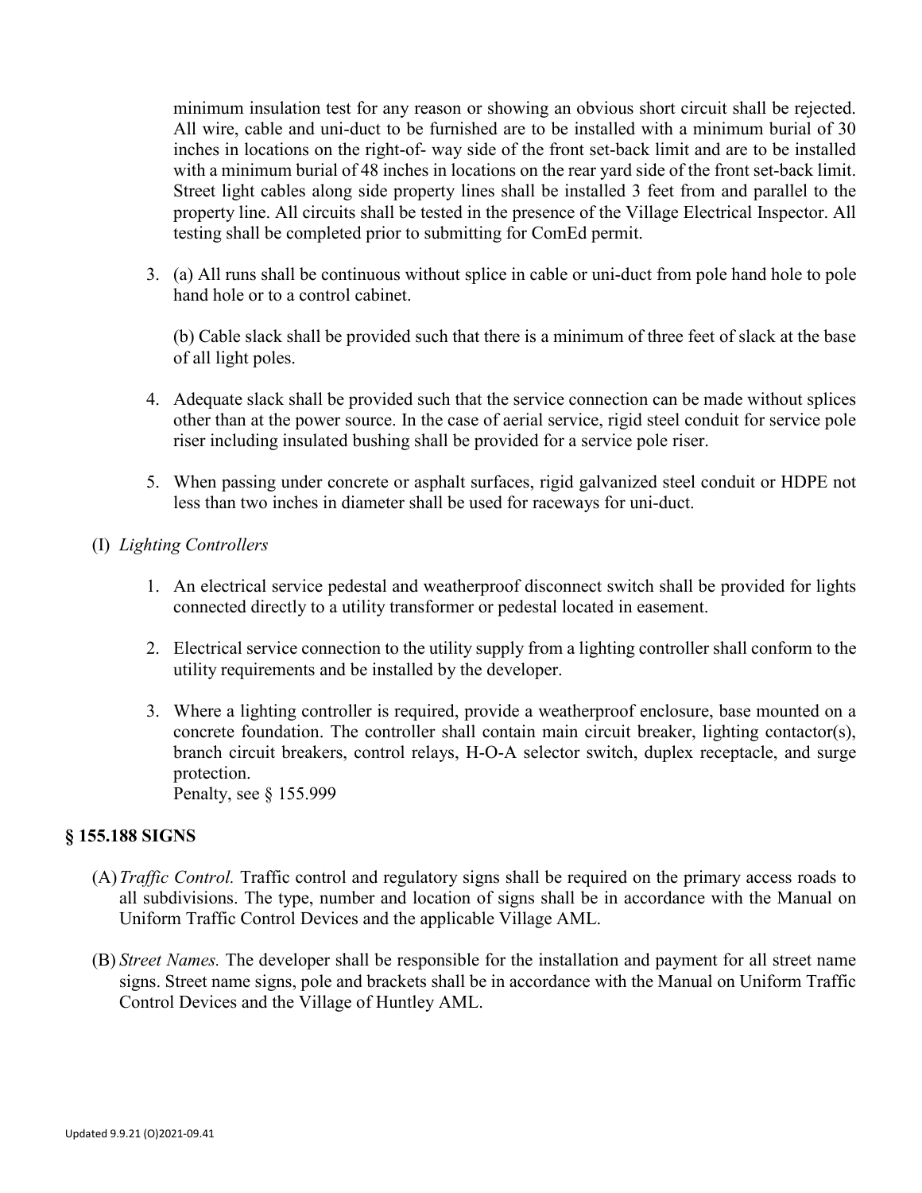minimum insulation test for any reason or showing an obvious short circuit shall be rejected. All wire, cable and uni-duct to be furnished are to be installed with a minimum burial of 30 inches in locations on the right-of- way side of the front set-back limit and are to be installed with a minimum burial of 48 inches in locations on the rear yard side of the front set-back limit. Street light cables along side property lines shall be installed 3 feet from and parallel to the property line. All circuits shall be tested in the presence of the Village Electrical Inspector. All testing shall be completed prior to submitting for ComEd permit.

3. (a) All runs shall be continuous without splice in cable or uni-duct from pole hand hole to pole hand hole or to a control cabinet.

   (b) Cable slack shall be provided such that there is a minimum of three feet of slack at the base of all light poles.

4. Adequate slack shall be provided such that the service connection can be made without splices other than at the power source. In the case of aerial service, rigid steel conduit for service pole riser including insulated bushing shall be provided for a service pole riser.

5. When passing under concrete or asphalt surfaces, rigid galvanized steel conduit or HDPE not less than two inches in diameter shall be used for raceways for uni-duct.

(I) *Lighting Controllers*

1. An electrical service pedestal and weatherproof disconnect switch shall be provided for lights connected directly to a utility transformer or pedestal located in easement.

2. Electrical service connection to the utility supply from a lighting controller shall conform to the utility requirements and be installed by the developer.

3. Where a lighting controller is required, provide a weatherproof enclosure, base mounted on a concrete foundation. The controller shall contain main circuit breaker, lighting contactor(s), branch circuit breakers, control relays, H-O-A selector switch, duplex receptacle, and surge protection.
   Penalty, see § 155.999

## § 155.188 SIGNS

(A) *Traffic Control.* Traffic control and regulatory signs shall be required on the primary access roads to all subdivisions. The type, number and location of signs shall be in accordance with the Manual on Uniform Traffic Control Devices and the applicable Village AML.

(B) *Street Names.* The developer shall be responsible for the installation and payment for all street name signs. Street name signs, pole and brackets shall be in accordance with the Manual on Uniform Traffic Control Devices and the Village of Huntley AML.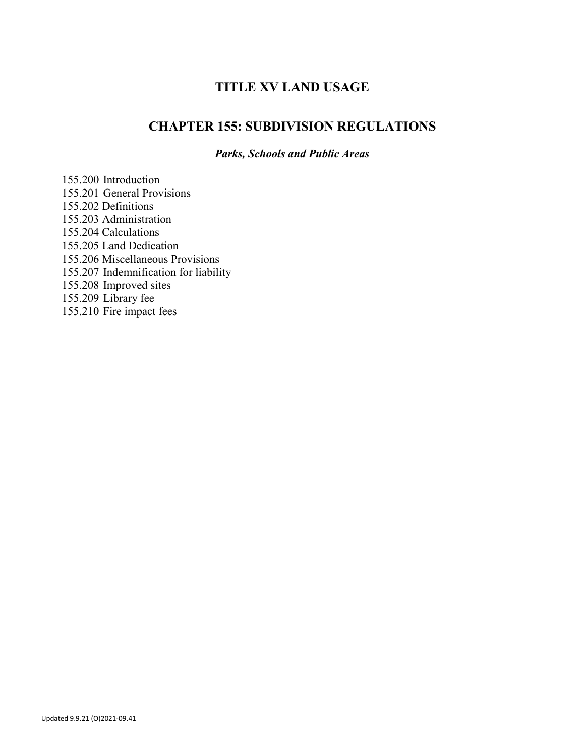# TITLE XV LAND USAGE

## CHAPTER 155: SUBDIVISION REGULATIONS

### *Parks, Schools and Public Areas*

155.200 Introduction
155.201 General Provisions
155.202 Definitions
155.203 Administration
155.204 Calculations
155.205 Land Dedication
155.206 Miscellaneous Provisions
155.207 Indemnification for liability
155.208 Improved sites
155.209 Library fee
155.210 Fire impact fees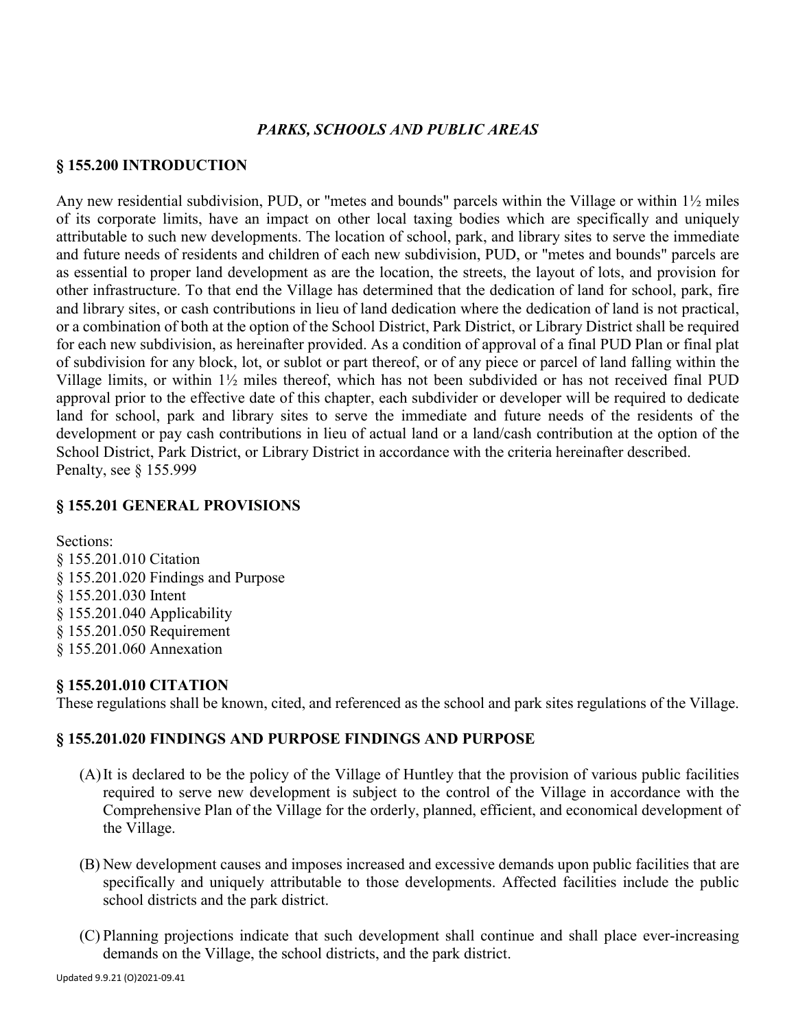## *PARKS, SCHOOLS AND PUBLIC AREAS*

### § 155.200 INTRODUCTION

Any new residential subdivision, PUD, or "metes and bounds" parcels within the Village or within 1½ miles of its corporate limits, have an impact on other local taxing bodies which are specifically and uniquely attributable to such new developments. The location of school, park, and library sites to serve the immediate and future needs of residents and children of each new subdivision, PUD, or "metes and bounds" parcels are as essential to proper land development as are the location, the streets, the layout of lots, and provision for other infrastructure. To that end the Village has determined that the dedication of land for school, park, fire and library sites, or cash contributions in lieu of land dedication where the dedication of land is not practical, or a combination of both at the option of the School District, Park District, or Library District shall be required for each new subdivision, as hereinafter provided. As a condition of approval of a final PUD Plan or final plat of subdivision for any block, lot, or sublot or part thereof, or of any piece or parcel of land falling within the Village limits, or within 1½ miles thereof, which has not been subdivided or has not received final PUD approval prior to the effective date of this chapter, each subdivider or developer will be required to dedicate land for school, park and library sites to serve the immediate and future needs of the residents of the development or pay cash contributions in lieu of actual land or a land/cash contribution at the option of the School District, Park District, or Library District in accordance with the criteria hereinafter described.
Penalty, see § 155.999

### § 155.201 GENERAL PROVISIONS

Sections:
§ 155.201.010 Citation
§ 155.201.020 Findings and Purpose
§ 155.201.030 Intent
§ 155.201.040 Applicability
§ 155.201.050 Requirement
§ 155.201.060 Annexation

### § 155.201.010 CITATION

These regulations shall be known, cited, and referenced as the school and park sites regulations of the Village.

### § 155.201.020 FINDINGS AND PURPOSE FINDINGS AND PURPOSE

(A) It is declared to be the policy of the Village of Huntley that the provision of various public facilities required to serve new development is subject to the control of the Village in accordance with the Comprehensive Plan of the Village for the orderly, planned, efficient, and economical development of the Village.

(B) New development causes and imposes increased and excessive demands upon public facilities that are specifically and uniquely attributable to those developments. Affected facilities include the public school districts and the park district.

(C) Planning projections indicate that such development shall continue and shall place ever-increasing demands on the Village, the school districts, and the park district.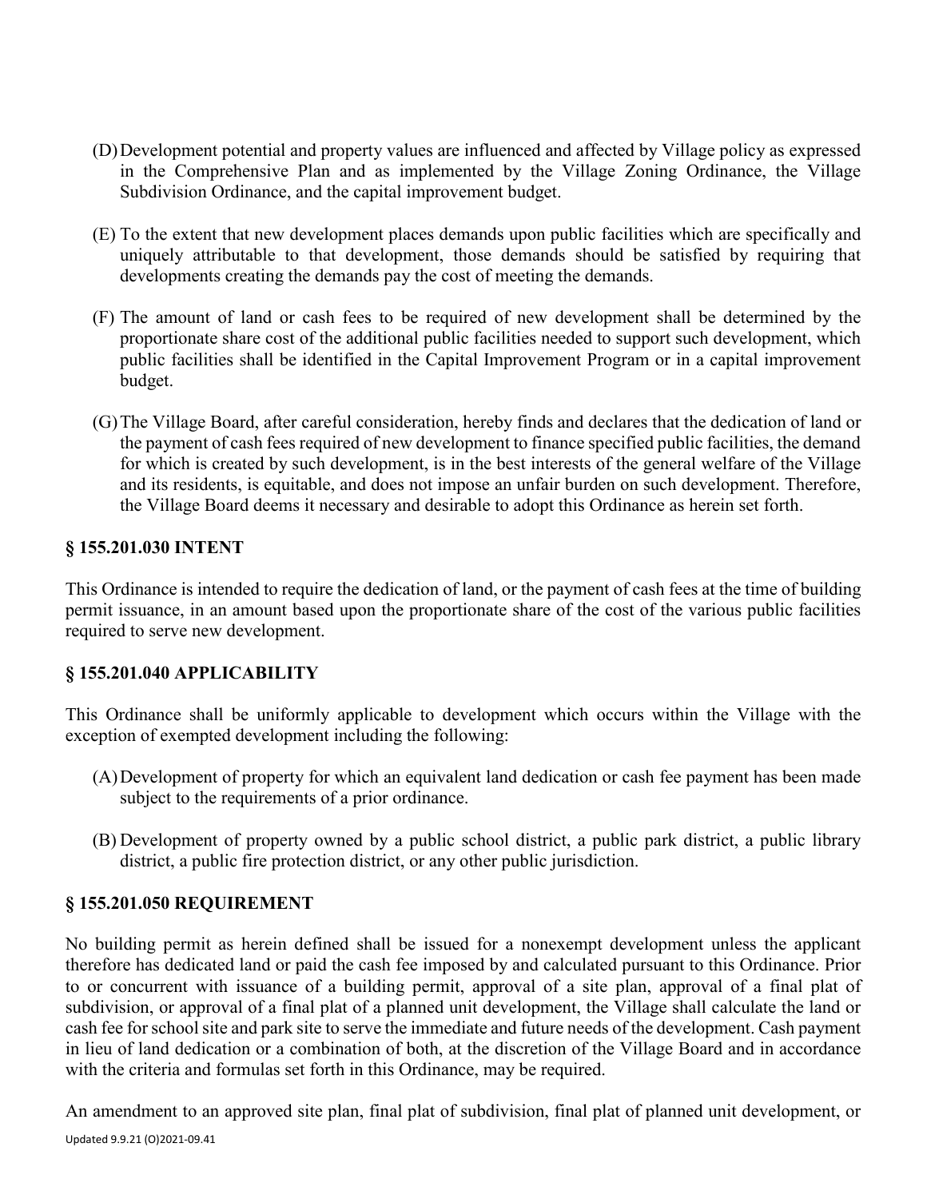(D) Development potential and property values are influenced and affected by Village policy as expressed in the Comprehensive Plan and as implemented by the Village Zoning Ordinance, the Village Subdivision Ordinance, and the capital improvement budget.

(E) To the extent that new development places demands upon public facilities which are specifically and uniquely attributable to that development, those demands should be satisfied by requiring that developments creating the demands pay the cost of meeting the demands.

(F) The amount of land or cash fees to be required of new development shall be determined by the proportionate share cost of the additional public facilities needed to support such development, which public facilities shall be identified in the Capital Improvement Program or in a capital improvement budget.

(G) The Village Board, after careful consideration, hereby finds and declares that the dedication of land or the payment of cash fees required of new development to finance specified public facilities, the demand for which is created by such development, is in the best interests of the general welfare of the Village and its residents, is equitable, and does not impose an unfair burden on such development. Therefore, the Village Board deems it necessary and desirable to adopt this Ordinance as herein set forth.

### § 155.201.030 INTENT

This Ordinance is intended to require the dedication of land, or the payment of cash fees at the time of building permit issuance, in an amount based upon the proportionate share of the cost of the various public facilities required to serve new development.

### § 155.201.040 APPLICABILITY

This Ordinance shall be uniformly applicable to development which occurs within the Village with the exception of exempted development including the following:

(A) Development of property for which an equivalent land dedication or cash fee payment has been made subject to the requirements of a prior ordinance.

(B) Development of property owned by a public school district, a public park district, a public library district, a public fire protection district, or any other public jurisdiction.

### § 155.201.050 REQUIREMENT

No building permit as herein defined shall be issued for a nonexempt development unless the applicant therefore has dedicated land or paid the cash fee imposed by and calculated pursuant to this Ordinance. Prior to or concurrent with issuance of a building permit, approval of a site plan, approval of a final plat of subdivision, or approval of a final plat of a planned unit development, the Village shall calculate the land or cash fee for school site and park site to serve the immediate and future needs of the development. Cash payment in lieu of land dedication or a combination of both, at the discretion of the Village Board and in accordance with the criteria and formulas set forth in this Ordinance, may be required.

An amendment to an approved site plan, final plat of subdivision, final plat of planned unit development, or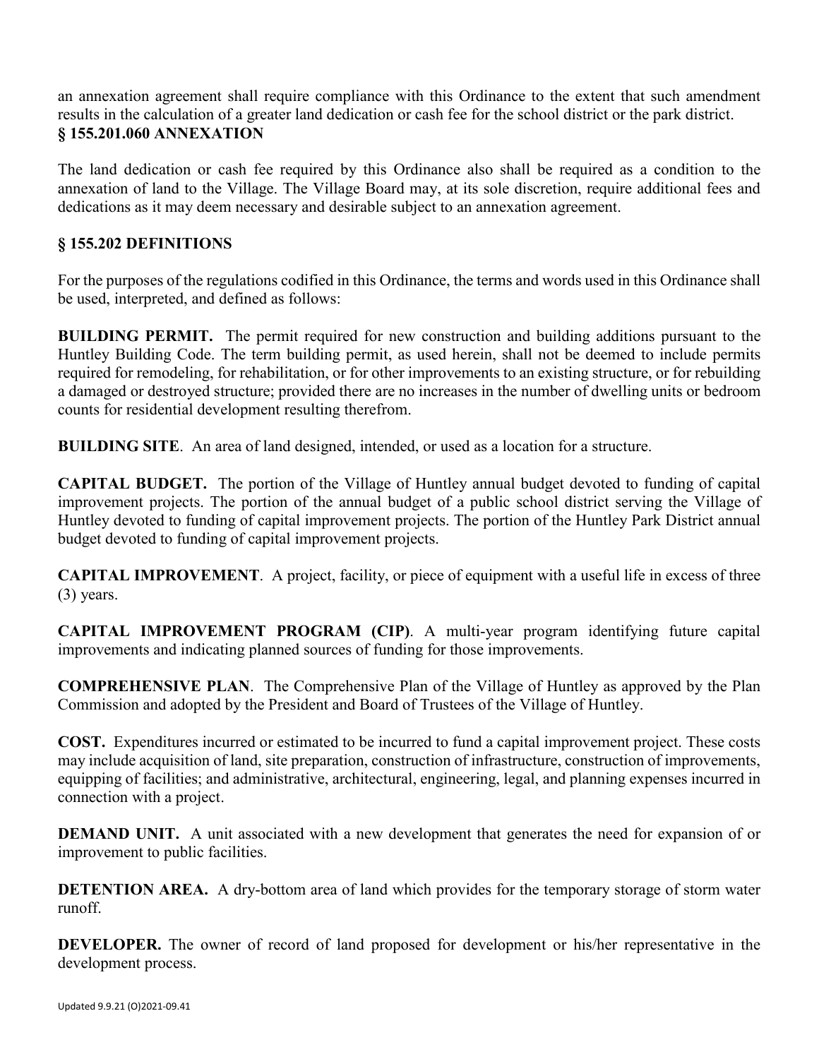an annexation agreement shall require compliance with this Ordinance to the extent that such amendment results in the calculation of a greater land dedication or cash fee for the school district or the park district.

**§ 155.201.060 ANNEXATION**

The land dedication or cash fee required by this Ordinance also shall be required as a condition to the annexation of land to the Village. The Village Board may, at its sole discretion, require additional fees and dedications as it may deem necessary and desirable subject to an annexation agreement.

**§ 155.202 DEFINITIONS**

For the purposes of the regulations codified in this Ordinance, the terms and words used in this Ordinance shall be used, interpreted, and defined as follows:

**BUILDING PERMIT.** The permit required for new construction and building additions pursuant to the Huntley Building Code. The term building permit, as used herein, shall not be deemed to include permits required for remodeling, for rehabilitation, or for other improvements to an existing structure, or for rebuilding a damaged or destroyed structure; provided there are no increases in the number of dwelling units or bedroom counts for residential development resulting therefrom.

**BUILDING SITE**. An area of land designed, intended, or used as a location for a structure.

**CAPITAL BUDGET.** The portion of the Village of Huntley annual budget devoted to funding of capital improvement projects. The portion of the annual budget of a public school district serving the Village of Huntley devoted to funding of capital improvement projects. The portion of the Huntley Park District annual budget devoted to funding of capital improvement projects.

**CAPITAL IMPROVEMENT**. A project, facility, or piece of equipment with a useful life in excess of three (3) years.

**CAPITAL IMPROVEMENT PROGRAM (CIP)**. A multi-year program identifying future capital improvements and indicating planned sources of funding for those improvements.

**COMPREHENSIVE PLAN**. The Comprehensive Plan of the Village of Huntley as approved by the Plan Commission and adopted by the President and Board of Trustees of the Village of Huntley.

**COST.** Expenditures incurred or estimated to be incurred to fund a capital improvement project. These costs may include acquisition of land, site preparation, construction of infrastructure, construction of improvements, equipping of facilities; and administrative, architectural, engineering, legal, and planning expenses incurred in connection with a project.

**DEMAND UNIT.** A unit associated with a new development that generates the need for expansion of or improvement to public facilities.

**DETENTION AREA.** A dry-bottom area of land which provides for the temporary storage of storm water runoff.

**DEVELOPER.** The owner of record of land proposed for development or his/her representative in the development process.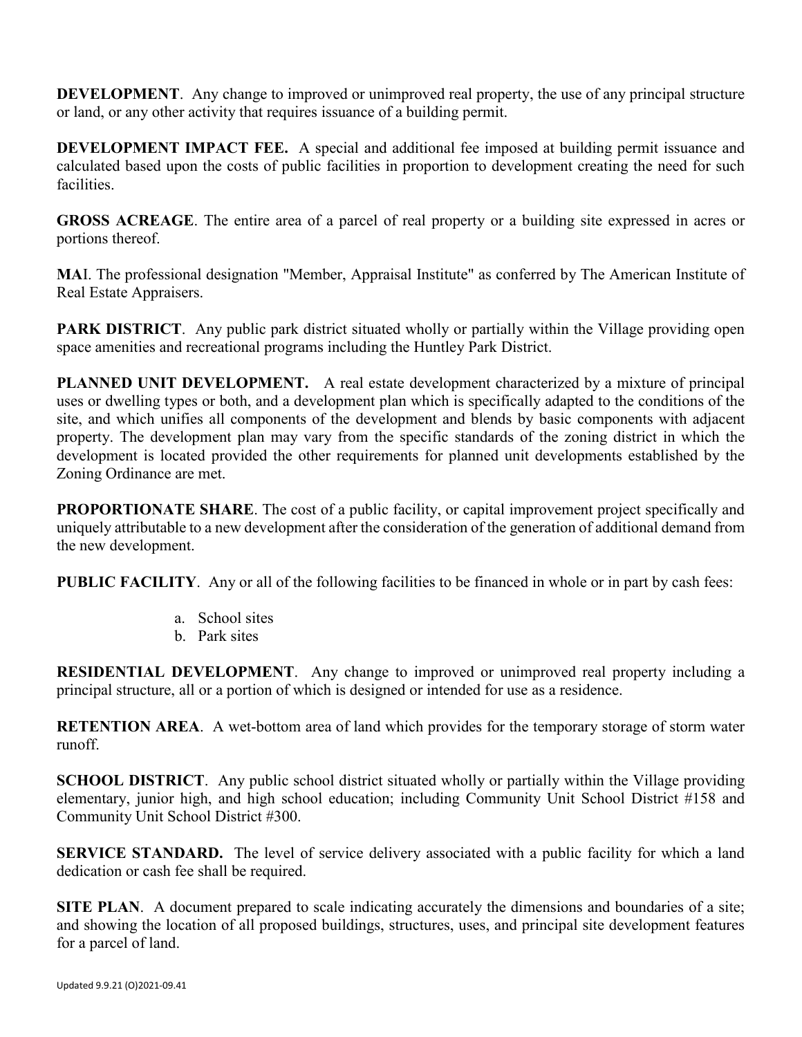**DEVELOPMENT**. Any change to improved or unimproved real property, the use of any principal structure or land, or any other activity that requires issuance of a building permit.

**DEVELOPMENT IMPACT FEE.** A special and additional fee imposed at building permit issuance and calculated based upon the costs of public facilities in proportion to development creating the need for such facilities.

**GROSS ACREAGE**. The entire area of a parcel of real property or a building site expressed in acres or portions thereof.

**MA**I. The professional designation "Member, Appraisal Institute" as conferred by The American Institute of Real Estate Appraisers.

**PARK DISTRICT**. Any public park district situated wholly or partially within the Village providing open space amenities and recreational programs including the Huntley Park District.

**PLANNED UNIT DEVELOPMENT.** A real estate development characterized by a mixture of principal uses or dwelling types or both, and a development plan which is specifically adapted to the conditions of the site, and which unifies all components of the development and blends by basic components with adjacent property. The development plan may vary from the specific standards of the zoning district in which the development is located provided the other requirements for planned unit developments established by the Zoning Ordinance are met.

**PROPORTIONATE SHARE**. The cost of a public facility, or capital improvement project specifically and uniquely attributable to a new development after the consideration of the generation of additional demand from the new development.

**PUBLIC FACILITY**. Any or all of the following facilities to be financed in whole or in part by cash fees:

a. School sites
b. Park sites

**RESIDENTIAL DEVELOPMENT**. Any change to improved or unimproved real property including a principal structure, all or a portion of which is designed or intended for use as a residence.

**RETENTION AREA**. A wet-bottom area of land which provides for the temporary storage of storm water runoff.

**SCHOOL DISTRICT**. Any public school district situated wholly or partially within the Village providing elementary, junior high, and high school education; including Community Unit School District #158 and Community Unit School District #300.

**SERVICE STANDARD.** The level of service delivery associated with a public facility for which a land dedication or cash fee shall be required.

**SITE PLAN**. A document prepared to scale indicating accurately the dimensions and boundaries of a site; and showing the location of all proposed buildings, structures, uses, and principal site development features for a parcel of land.

Updated 9.9.21 (O)2021-09.41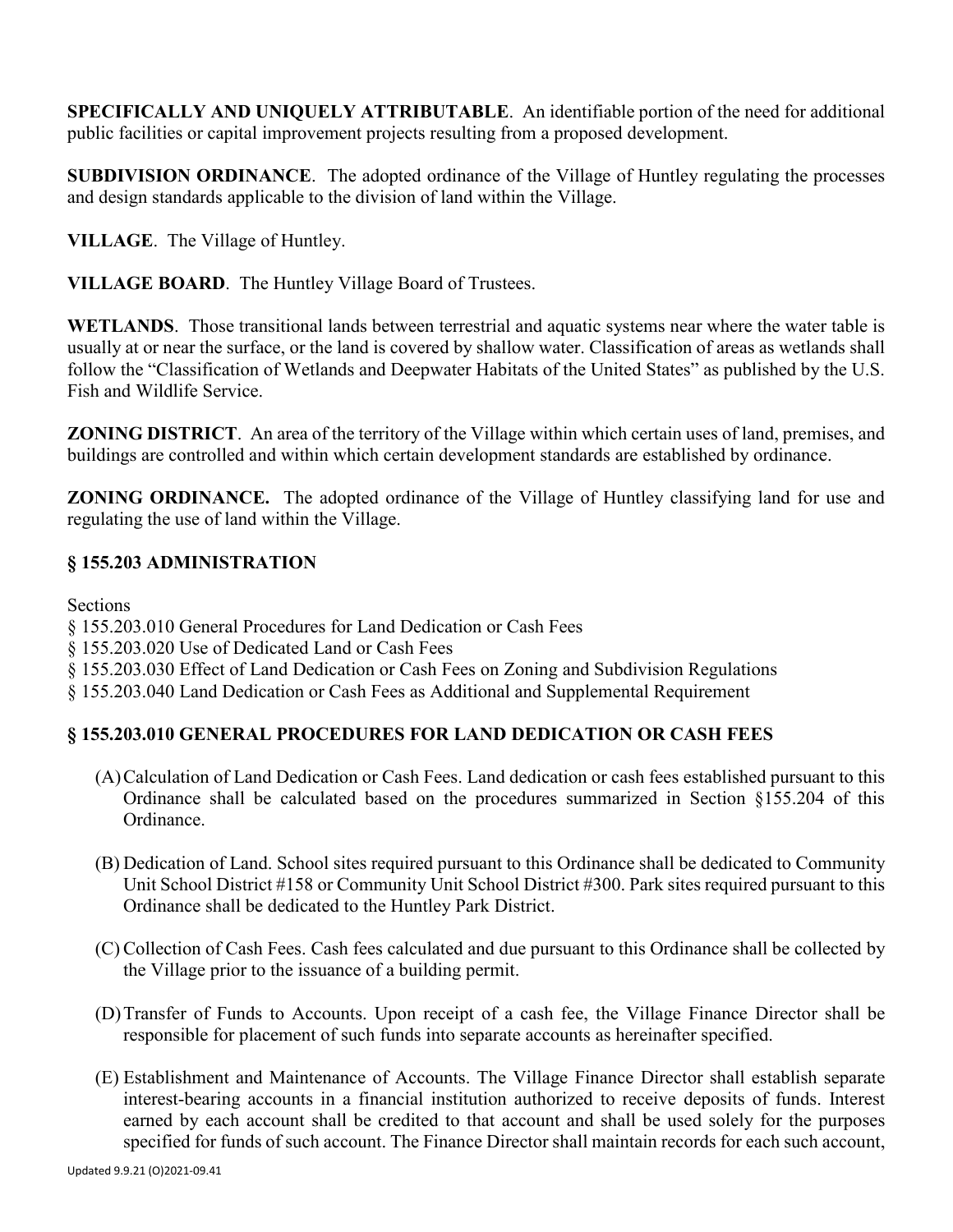**SPECIFICALLY AND UNIQUELY ATTRIBUTABLE**. An identifiable portion of the need for additional public facilities or capital improvement projects resulting from a proposed development.

**SUBDIVISION ORDINANCE**. The adopted ordinance of the Village of Huntley regulating the processes and design standards applicable to the division of land within the Village.

**VILLAGE**. The Village of Huntley.

**VILLAGE BOARD**. The Huntley Village Board of Trustees.

**WETLANDS**. Those transitional lands between terrestrial and aquatic systems near where the water table is usually at or near the surface, or the land is covered by shallow water. Classification of areas as wetlands shall follow the "Classification of Wetlands and Deepwater Habitats of the United States" as published by the U.S. Fish and Wildlife Service.

**ZONING DISTRICT**. An area of the territory of the Village within which certain uses of land, premises, and buildings are controlled and within which certain development standards are established by ordinance.

**ZONING ORDINANCE.** The adopted ordinance of the Village of Huntley classifying land for use and regulating the use of land within the Village.

## § 155.203 ADMINISTRATION

Sections
§ 155.203.010 General Procedures for Land Dedication or Cash Fees
§ 155.203.020 Use of Dedicated Land or Cash Fees
§ 155.203.030 Effect of Land Dedication or Cash Fees on Zoning and Subdivision Regulations
§ 155.203.040 Land Dedication or Cash Fees as Additional and Supplemental Requirement

## § 155.203.010 GENERAL PROCEDURES FOR LAND DEDICATION OR CASH FEES

(A) Calculation of Land Dedication or Cash Fees. Land dedication or cash fees established pursuant to this Ordinance shall be calculated based on the procedures summarized in Section §155.204 of this Ordinance.

(B) Dedication of Land. School sites required pursuant to this Ordinance shall be dedicated to Community Unit School District #158 or Community Unit School District #300. Park sites required pursuant to this Ordinance shall be dedicated to the Huntley Park District.

(C) Collection of Cash Fees. Cash fees calculated and due pursuant to this Ordinance shall be collected by the Village prior to the issuance of a building permit.

(D) Transfer of Funds to Accounts. Upon receipt of a cash fee, the Village Finance Director shall be responsible for placement of such funds into separate accounts as hereinafter specified.

(E) Establishment and Maintenance of Accounts. The Village Finance Director shall establish separate interest-bearing accounts in a financial institution authorized to receive deposits of funds. Interest earned by each account shall be credited to that account and shall be used solely for the purposes specified for funds of such account. The Finance Director shall maintain records for each such account,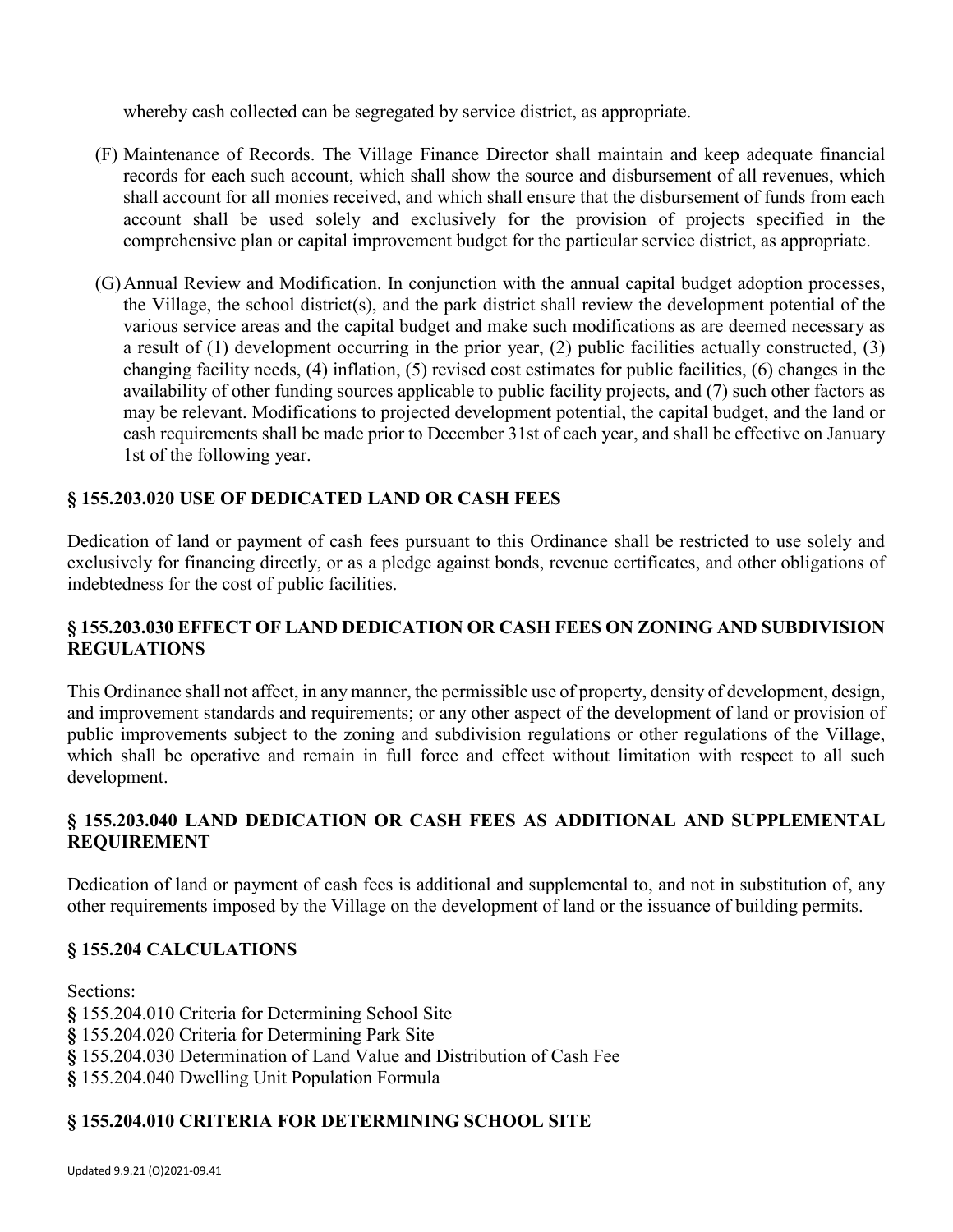whereby cash collected can be segregated by service district, as appropriate.

(F) Maintenance of Records. The Village Finance Director shall maintain and keep adequate financial records for each such account, which shall show the source and disbursement of all revenues, which shall account for all monies received, and which shall ensure that the disbursement of funds from each account shall be used solely and exclusively for the provision of projects specified in the comprehensive plan or capital improvement budget for the particular service district, as appropriate.

(G) Annual Review and Modification. In conjunction with the annual capital budget adoption processes, the Village, the school district(s), and the park district shall review the development potential of the various service areas and the capital budget and make such modifications as are deemed necessary as a result of (1) development occurring in the prior year, (2) public facilities actually constructed, (3) changing facility needs, (4) inflation, (5) revised cost estimates for public facilities, (6) changes in the availability of other funding sources applicable to public facility projects, and (7) such other factors as may be relevant. Modifications to projected development potential, the capital budget, and the land or cash requirements shall be made prior to December 31st of each year, and shall be effective on January 1st of the following year.

## § 155.203.020 USE OF DEDICATED LAND OR CASH FEES

Dedication of land or payment of cash fees pursuant to this Ordinance shall be restricted to use solely and exclusively for financing directly, or as a pledge against bonds, revenue certificates, and other obligations of indebtedness for the cost of public facilities.

## § 155.203.030 EFFECT OF LAND DEDICATION OR CASH FEES ON ZONING AND SUBDIVISION REGULATIONS

This Ordinance shall not affect, in any manner, the permissible use of property, density of development, design, and improvement standards and requirements; or any other aspect of the development of land or provision of public improvements subject to the zoning and subdivision regulations or other regulations of the Village, which shall be operative and remain in full force and effect without limitation with respect to all such development.

## § 155.203.040 LAND DEDICATION OR CASH FEES AS ADDITIONAL AND SUPPLEMENTAL REQUIREMENT

Dedication of land or payment of cash fees is additional and supplemental to, and not in substitution of, any other requirements imposed by the Village on the development of land or the issuance of building permits.

## § 155.204 CALCULATIONS

Sections:
**§** 155.204.010 Criteria for Determining School Site
**§** 155.204.020 Criteria for Determining Park Site
**§** 155.204.030 Determination of Land Value and Distribution of Cash Fee
**§** 155.204.040 Dwelling Unit Population Formula

## § 155.204.010 CRITERIA FOR DETERMINING SCHOOL SITE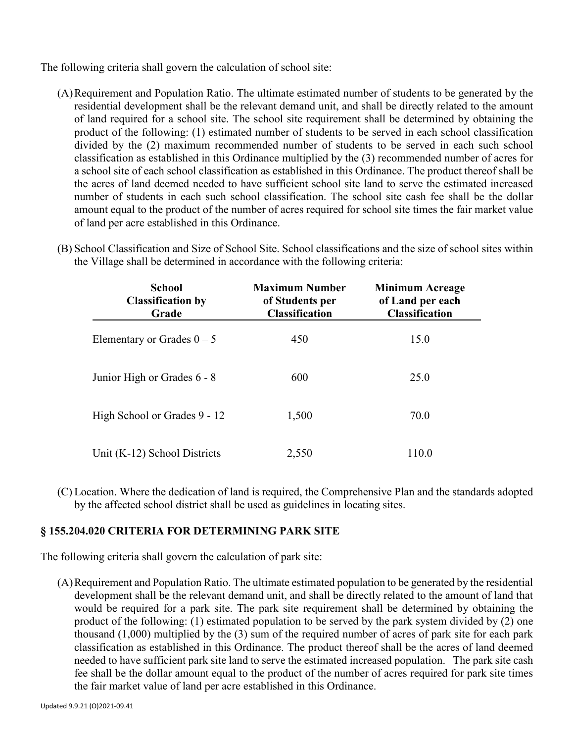The following criteria shall govern the calculation of school site:

(A) Requirement and Population Ratio. The ultimate estimated number of students to be generated by the residential development shall be the relevant demand unit, and shall be directly related to the amount of land required for a school site. The school site requirement shall be determined by obtaining the product of the following: (1) estimated number of students to be served in each school classification divided by the (2) maximum recommended number of students to be served in each such school classification as established in this Ordinance multiplied by the (3) recommended number of acres for a school site of each school classification as established in this Ordinance. The product thereof shall be the acres of land deemed needed to have sufficient school site land to serve the estimated increased number of students in each such school classification. The school site cash fee shall be the dollar amount equal to the product of the number of acres required for school site times the fair market value of land per acre established in this Ordinance.

(B) School Classification and Size of School Site. School classifications and the size of school sites within the Village shall be determined in accordance with the following criteria:

| School Classification by Grade | Maximum Number of Students per Classification | Minimum Acreage of Land per each Classification |
|---|---|---|
| Elementary or Grades 0 – 5 | 450 | 15.0 |
| Junior High or Grades 6 - 8 | 600 | 25.0 |
| High School or Grades 9 - 12 | 1,500 | 70.0 |
| Unit (K-12) School Districts | 2,550 | 110.0 |

(C) Location. Where the dedication of land is required, the Comprehensive Plan and the standards adopted by the affected school district shall be used as guidelines in locating sites.

## § 155.204.020 CRITERIA FOR DETERMINING PARK SITE

The following criteria shall govern the calculation of park site:

(A) Requirement and Population Ratio. The ultimate estimated population to be generated by the residential development shall be the relevant demand unit, and shall be directly related to the amount of land that would be required for a park site. The park site requirement shall be determined by obtaining the product of the following: (1) estimated population to be served by the park system divided by (2) one thousand (1,000) multiplied by the (3) sum of the required number of acres of park site for each park classification as established in this Ordinance. The product thereof shall be the acres of land deemed needed to have sufficient park site land to serve the estimated increased population. The park site cash fee shall be the dollar amount equal to the product of the number of acres required for park site times the fair market value of land per acre established in this Ordinance.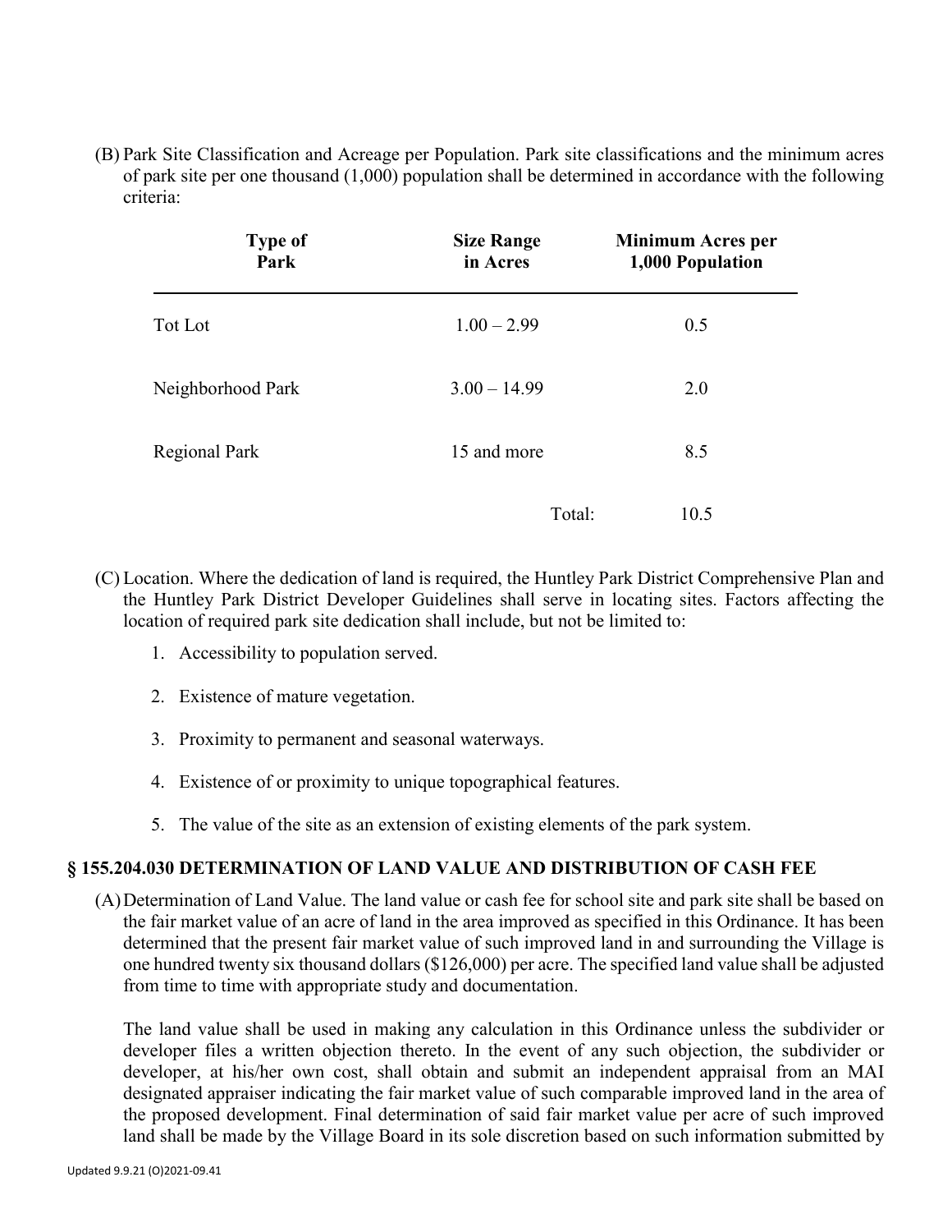(B) Park Site Classification and Acreage per Population. Park site classifications and the minimum acres of park site per one thousand (1,000) population shall be determined in accordance with the following criteria:

| Type of Park | Size Range in Acres | Minimum Acres per 1,000 Population |
|---|---|---|
| Tot Lot | 1.00 – 2.99 | 0.5 |
| Neighborhood Park | 3.00 – 14.99 | 2.0 |
| Regional Park | 15 and more | 8.5 |
| | Total: | 10.5 |

(C) Location. Where the dedication of land is required, the Huntley Park District Comprehensive Plan and the Huntley Park District Developer Guidelines shall serve in locating sites. Factors affecting the location of required park site dedication shall include, but not be limited to:

1. Accessibility to population served.
2. Existence of mature vegetation.
3. Proximity to permanent and seasonal waterways.
4. Existence of or proximity to unique topographical features.
5. The value of the site as an extension of existing elements of the park system.

### § 155.204.030 DETERMINATION OF LAND VALUE AND DISTRIBUTION OF CASH FEE

(A) Determination of Land Value. The land value or cash fee for school site and park site shall be based on the fair market value of an acre of land in the area improved as specified in this Ordinance. It has been determined that the present fair market value of such improved land in and surrounding the Village is one hundred twenty six thousand dollars ($126,000) per acre. The specified land value shall be adjusted from time to time with appropriate study and documentation.

The land value shall be used in making any calculation in this Ordinance unless the subdivider or developer files a written objection thereto. In the event of any such objection, the subdivider or developer, at his/her own cost, shall obtain and submit an independent appraisal from an MAI designated appraiser indicating the fair market value of such comparable improved land in the area of the proposed development. Final determination of said fair market value per acre of such improved land shall be made by the Village Board in its sole discretion based on such information submitted by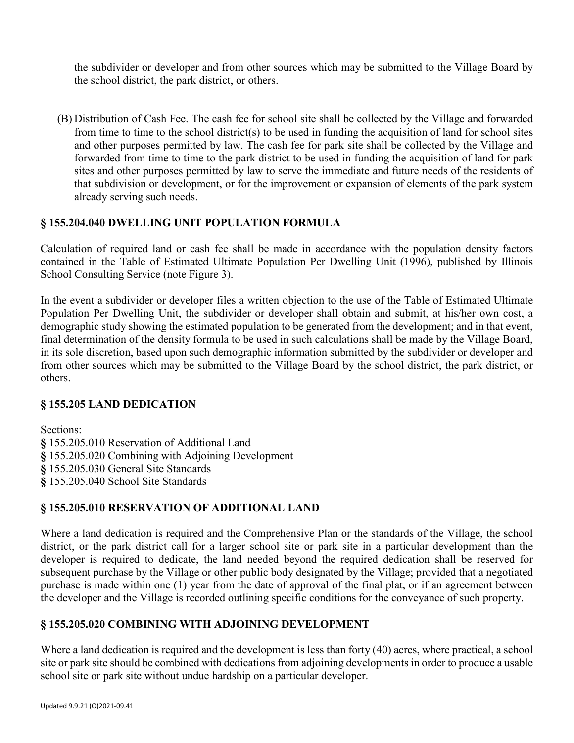the subdivider or developer and from other sources which may be submitted to the Village Board by the school district, the park district, or others.

(B) Distribution of Cash Fee. The cash fee for school site shall be collected by the Village and forwarded from time to time to the school district(s) to be used in funding the acquisition of land for school sites and other purposes permitted by law. The cash fee for park site shall be collected by the Village and forwarded from time to time to the park district to be used in funding the acquisition of land for park sites and other purposes permitted by law to serve the immediate and future needs of the residents of that subdivision or development, or for the improvement or expansion of elements of the park system already serving such needs.

### § 155.204.040 DWELLING UNIT POPULATION FORMULA

Calculation of required land or cash fee shall be made in accordance with the population density factors contained in the Table of Estimated Ultimate Population Per Dwelling Unit (1996), published by Illinois School Consulting Service (note Figure 3).

In the event a subdivider or developer files a written objection to the use of the Table of Estimated Ultimate Population Per Dwelling Unit, the subdivider or developer shall obtain and submit, at his/her own cost, a demographic study showing the estimated population to be generated from the development; and in that event, final determination of the density formula to be used in such calculations shall be made by the Village Board, in its sole discretion, based upon such demographic information submitted by the subdivider or developer and from other sources which may be submitted to the Village Board by the school district, the park district, or others.

## § 155.205 LAND DEDICATION

Sections:
§ 155.205.010 Reservation of Additional Land
§ 155.205.020 Combining with Adjoining Development
§ 155.205.030 General Site Standards
§ 155.205.040 School Site Standards

### § 155.205.010 RESERVATION OF ADDITIONAL LAND

Where a land dedication is required and the Comprehensive Plan or the standards of the Village, the school district, or the park district call for a larger school site or park site in a particular development than the developer is required to dedicate, the land needed beyond the required dedication shall be reserved for subsequent purchase by the Village or other public body designated by the Village; provided that a negotiated purchase is made within one (1) year from the date of approval of the final plat, or if an agreement between the developer and the Village is recorded outlining specific conditions for the conveyance of such property.

### § 155.205.020 COMBINING WITH ADJOINING DEVELOPMENT

Where a land dedication is required and the development is less than forty (40) acres, where practical, a school site or park site should be combined with dedications from adjoining developments in order to produce a usable school site or park site without undue hardship on a particular developer.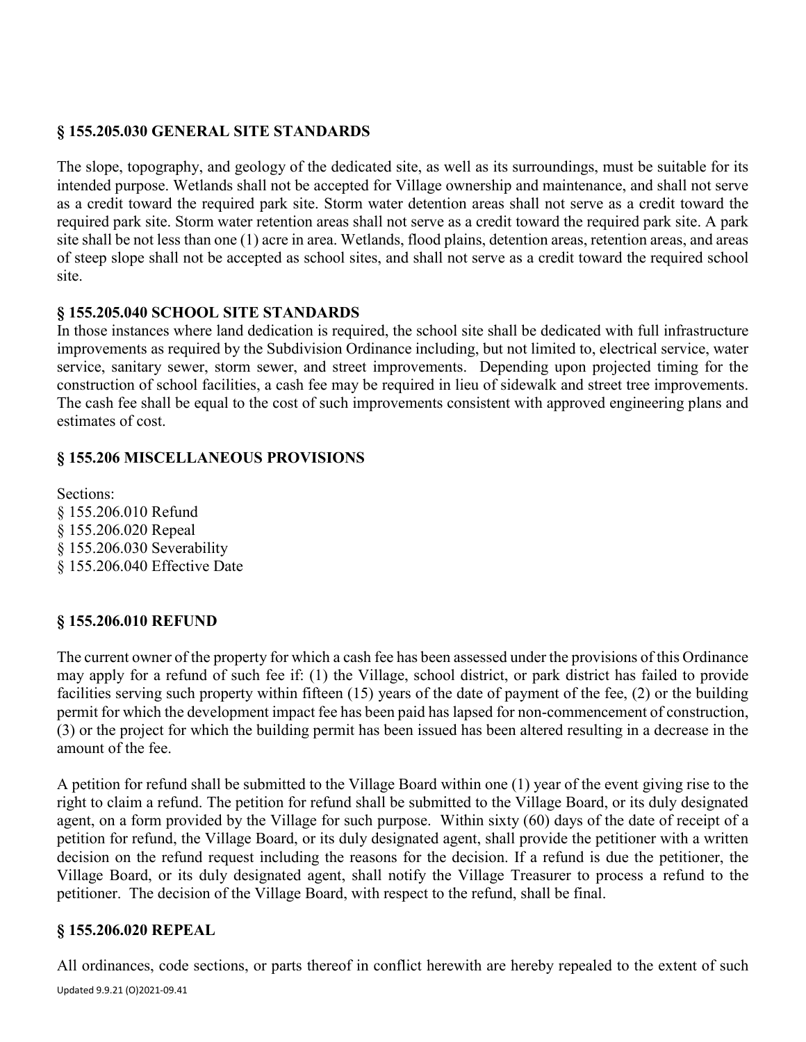### § 155.205.030 GENERAL SITE STANDARDS

The slope, topography, and geology of the dedicated site, as well as its surroundings, must be suitable for its intended purpose. Wetlands shall not be accepted for Village ownership and maintenance, and shall not serve as a credit toward the required park site. Storm water detention areas shall not serve as a credit toward the required park site. Storm water retention areas shall not serve as a credit toward the required park site. A park site shall be not less than one (1) acre in area. Wetlands, flood plains, detention areas, retention areas, and areas of steep slope shall not be accepted as school sites, and shall not serve as a credit toward the required school site.

### § 155.205.040 SCHOOL SITE STANDARDS

In those instances where land dedication is required, the school site shall be dedicated with full infrastructure improvements as required by the Subdivision Ordinance including, but not limited to, electrical service, water service, sanitary sewer, storm sewer, and street improvements. Depending upon projected timing for the construction of school facilities, a cash fee may be required in lieu of sidewalk and street tree improvements. The cash fee shall be equal to the cost of such improvements consistent with approved engineering plans and estimates of cost.

### § 155.206 MISCELLANEOUS PROVISIONS

Sections:
§ 155.206.010 Refund
§ 155.206.020 Repeal
§ 155.206.030 Severability
§ 155.206.040 Effective Date

### § 155.206.010 REFUND

The current owner of the property for which a cash fee has been assessed under the provisions of this Ordinance may apply for a refund of such fee if: (1) the Village, school district, or park district has failed to provide facilities serving such property within fifteen (15) years of the date of payment of the fee, (2) or the building permit for which the development impact fee has been paid has lapsed for non-commencement of construction, (3) or the project for which the building permit has been issued has been altered resulting in a decrease in the amount of the fee.

A petition for refund shall be submitted to the Village Board within one (1) year of the event giving rise to the right to claim a refund. The petition for refund shall be submitted to the Village Board, or its duly designated agent, on a form provided by the Village for such purpose. Within sixty (60) days of the date of receipt of a petition for refund, the Village Board, or its duly designated agent, shall provide the petitioner with a written decision on the refund request including the reasons for the decision. If a refund is due the petitioner, the Village Board, or its duly designated agent, shall notify the Village Treasurer to process a refund to the petitioner. The decision of the Village Board, with respect to the refund, shall be final.

### § 155.206.020 REPEAL

All ordinances, code sections, or parts thereof in conflict herewith are hereby repealed to the extent of such

Updated 9.9.21 (O)2021-09.41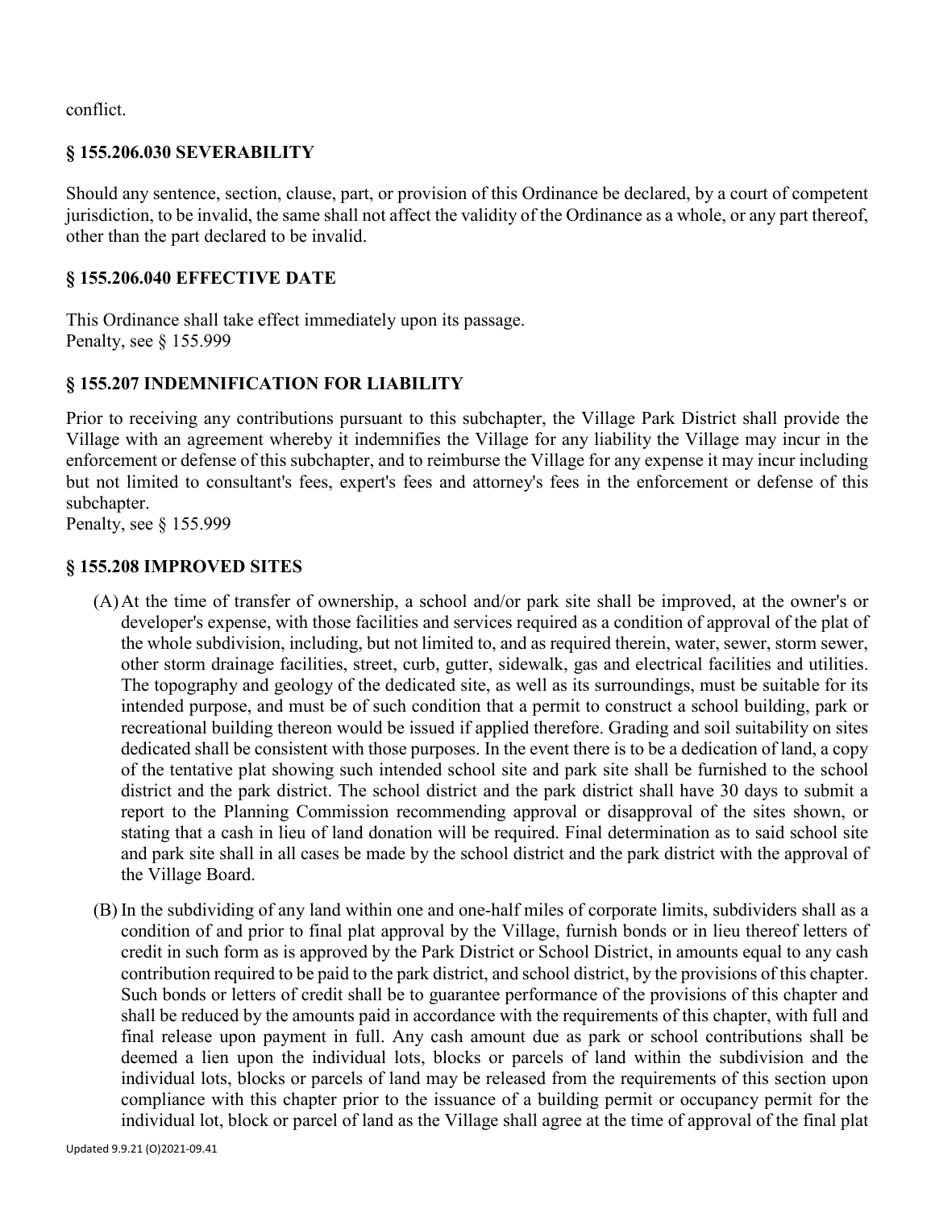conflict.

### § 155.206.030 SEVERABILITY

Should any sentence, section, clause, part, or provision of this Ordinance be declared, by a court of competent jurisdiction, to be invalid, the same shall not affect the validity of the Ordinance as a whole, or any part thereof, other than the part declared to be invalid.

### § 155.206.040 EFFECTIVE DATE

This Ordinance shall take effect immediately upon its passage.
Penalty, see § 155.999

### § 155.207 INDEMNIFICATION FOR LIABILITY

Prior to receiving any contributions pursuant to this subchapter, the Village Park District shall provide the Village with an agreement whereby it indemnifies the Village for any liability the Village may incur in the enforcement or defense of this subchapter, and to reimburse the Village for any expense it may incur including but not limited to consultant's fees, expert's fees and attorney's fees in the enforcement or defense of this subchapter.
Penalty, see § 155.999

### § 155.208 IMPROVED SITES

(A) At the time of transfer of ownership, a school and/or park site shall be improved, at the owner's or developer's expense, with those facilities and services required as a condition of approval of the plat of the whole subdivision, including, but not limited to, and as required therein, water, sewer, storm sewer, other storm drainage facilities, street, curb, gutter, sidewalk, gas and electrical facilities and utilities. The topography and geology of the dedicated site, as well as its surroundings, must be suitable for its intended purpose, and must be of such condition that a permit to construct a school building, park or recreational building thereon would be issued if applied therefore. Grading and soil suitability on sites dedicated shall be consistent with those purposes. In the event there is to be a dedication of land, a copy of the tentative plat showing such intended school site and park site shall be furnished to the school district and the park district. The school district and the park district shall have 30 days to submit a report to the Planning Commission recommending approval or disapproval of the sites shown, or stating that a cash in lieu of land donation will be required. Final determination as to said school site and park site shall in all cases be made by the school district and the park district with the approval of the Village Board.

(B) In the subdividing of any land within one and one-half miles of corporate limits, subdividers shall as a condition of and prior to final plat approval by the Village, furnish bonds or in lieu thereof letters of credit in such form as is approved by the Park District or School District, in amounts equal to any cash contribution required to be paid to the park district, and school district, by the provisions of this chapter. Such bonds or letters of credit shall be to guarantee performance of the provisions of this chapter and shall be reduced by the amounts paid in accordance with the requirements of this chapter, with full and final release upon payment in full. Any cash amount due as park or school contributions shall be deemed a lien upon the individual lots, blocks or parcels of land within the subdivision and the individual lots, blocks or parcels of land may be released from the requirements of this section upon compliance with this chapter prior to the issuance of a building permit or occupancy permit for the individual lot, block or parcel of land as the Village shall agree at the time of approval of the final plat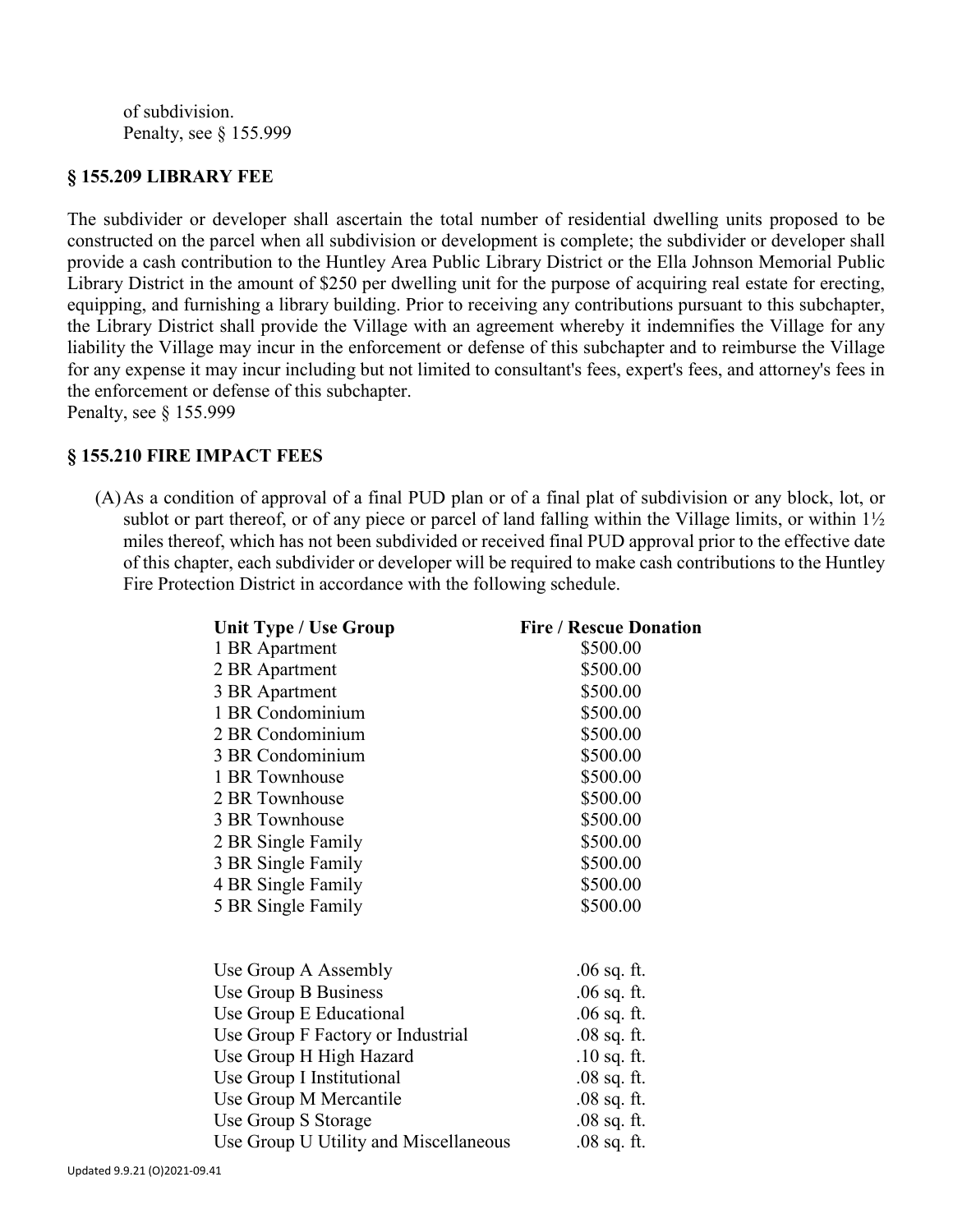of subdivision.
Penalty, see § 155.999

**§ 155.209 LIBRARY FEE**

The subdivider or developer shall ascertain the total number of residential dwelling units proposed to be constructed on the parcel when all subdivision or development is complete; the subdivider or developer shall provide a cash contribution to the Huntley Area Public Library District or the Ella Johnson Memorial Public Library District in the amount of $250 per dwelling unit for the purpose of acquiring real estate for erecting, equipping, and furnishing a library building. Prior to receiving any contributions pursuant to this subchapter, the Library District shall provide the Village with an agreement whereby it indemnifies the Village for any liability the Village may incur in the enforcement or defense of this subchapter and to reimburse the Village for any expense it may incur including but not limited to consultant's fees, expert's fees, and attorney's fees in the enforcement or defense of this subchapter.
Penalty, see § 155.999

**§ 155.210 FIRE IMPACT FEES**

(A) As a condition of approval of a final PUD plan or of a final plat of subdivision or any block, lot, or sublot or part thereof, or of any piece or parcel of land falling within the Village limits, or within 1½ miles thereof, which has not been subdivided or received final PUD approval prior to the effective date of this chapter, each subdivider or developer will be required to make cash contributions to the Huntley Fire Protection District in accordance with the following schedule.

| Unit Type / Use Group | Fire / Rescue Donation |
|---|---|
| 1 BR Apartment | $500.00 |
| 2 BR Apartment | $500.00 |
| 3 BR Apartment | $500.00 |
| 1 BR Condominium | $500.00 |
| 2 BR Condominium | $500.00 |
| 3 BR Condominium | $500.00 |
| 1 BR Townhouse | $500.00 |
| 2 BR Townhouse | $500.00 |
| 3 BR Townhouse | $500.00 |
| 2 BR Single Family | $500.00 |
| 3 BR Single Family | $500.00 |
| 4 BR Single Family | $500.00 |
| 5 BR Single Family | $500.00 |
| | |
| Use Group A Assembly | .06 sq. ft. |
| Use Group B Business | .06 sq. ft. |
| Use Group E Educational | .06 sq. ft. |
| Use Group F Factory or Industrial | .08 sq. ft. |
| Use Group H High Hazard | .10 sq. ft. |
| Use Group I Institutional | .08 sq. ft. |
| Use Group M Mercantile | .08 sq. ft. |
| Use Group S Storage | .08 sq. ft. |
| Use Group U Utility and Miscellaneous | .08 sq. ft. |

Updated 9.9.21 (O)2021-09.41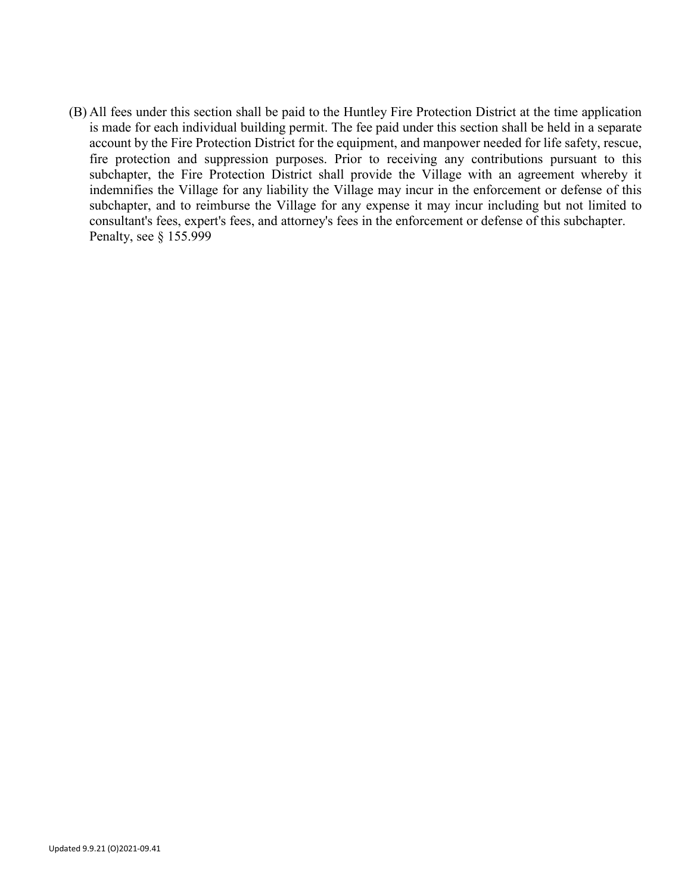(B) All fees under this section shall be paid to the Huntley Fire Protection District at the time application is made for each individual building permit. The fee paid under this section shall be held in a separate account by the Fire Protection District for the equipment, and manpower needed for life safety, rescue, fire protection and suppression purposes. Prior to receiving any contributions pursuant to this subchapter, the Fire Protection District shall provide the Village with an agreement whereby it indemnifies the Village for any liability the Village may incur in the enforcement or defense of this subchapter, and to reimburse the Village for any expense it may incur including but not limited to consultant's fees, expert's fees, and attorney's fees in the enforcement or defense of this subchapter.
Penalty, see § 155.999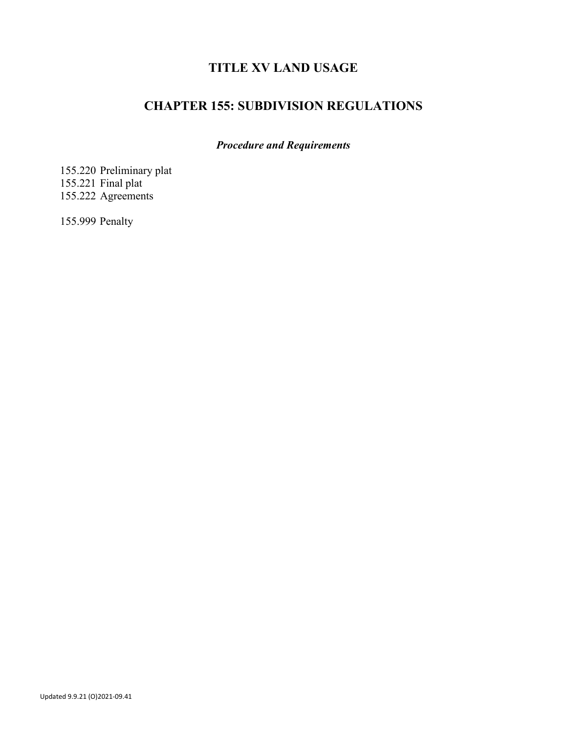# TITLE XV LAND USAGE

## CHAPTER 155: SUBDIVISION REGULATIONS

***Procedure and Requirements***

155.220 Preliminary plat
155.221 Final plat
155.222 Agreements

155.999 Penalty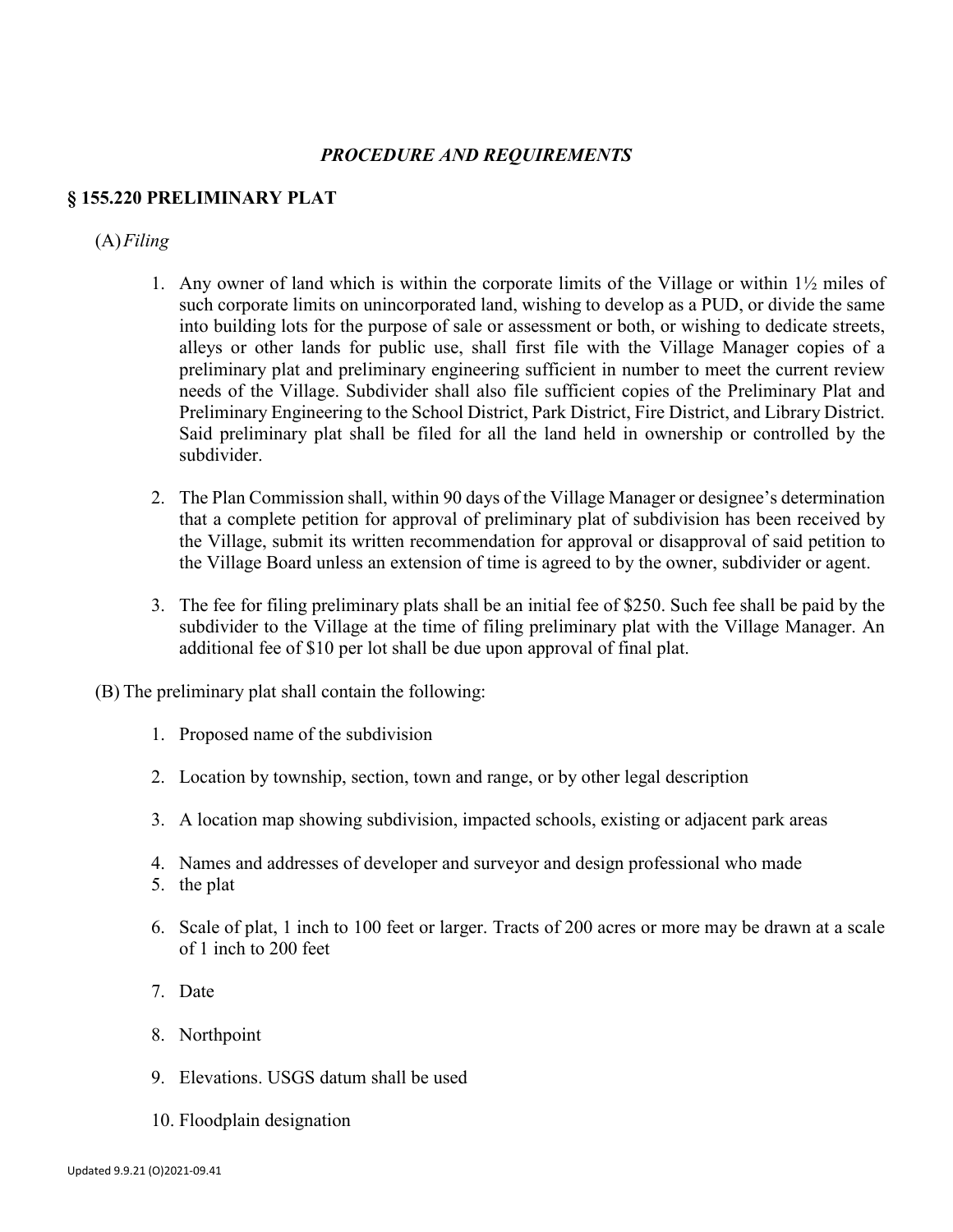### *PROCEDURE AND REQUIREMENTS*

## § 155.220 PRELIMINARY PLAT

(A) *Filing*

1. Any owner of land which is within the corporate limits of the Village or within 1½ miles of such corporate limits on unincorporated land, wishing to develop as a PUD, or divide the same into building lots for the purpose of sale or assessment or both, or wishing to dedicate streets, alleys or other lands for public use, shall first file with the Village Manager copies of a preliminary plat and preliminary engineering sufficient in number to meet the current review needs of the Village. Subdivider shall also file sufficient copies of the Preliminary Plat and Preliminary Engineering to the School District, Park District, Fire District, and Library District. Said preliminary plat shall be filed for all the land held in ownership or controlled by the subdivider.

2. The Plan Commission shall, within 90 days of the Village Manager or designee's determination that a complete petition for approval of preliminary plat of subdivision has been received by the Village, submit its written recommendation for approval or disapproval of said petition to the Village Board unless an extension of time is agreed to by the owner, subdivider or agent.

3. The fee for filing preliminary plats shall be an initial fee of $250. Such fee shall be paid by the subdivider to the Village at the time of filing preliminary plat with the Village Manager. An additional fee of $10 per lot shall be due upon approval of final plat.

(B) The preliminary plat shall contain the following:

1. Proposed name of the subdivision
2. Location by township, section, town and range, or by other legal description
3. A location map showing subdivision, impacted schools, existing or adjacent park areas
4. Names and addresses of developer and surveyor and design professional who made
5. the plat
6. Scale of plat, 1 inch to 100 feet or larger. Tracts of 200 acres or more may be drawn at a scale of 1 inch to 200 feet
7. Date
8. Northpoint
9. Elevations. USGS datum shall be used
10. Floodplain designation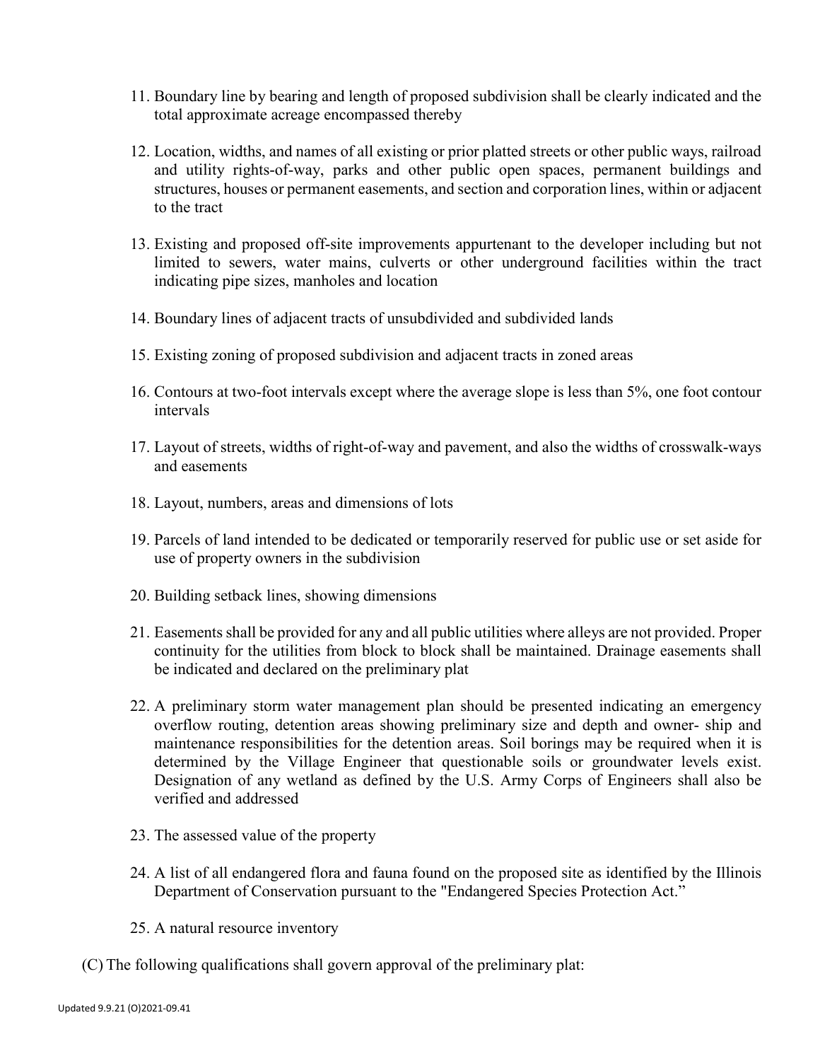11. Boundary line by bearing and length of proposed subdivision shall be clearly indicated and the total approximate acreage encompassed thereby
12. Location, widths, and names of all existing or prior platted streets or other public ways, railroad and utility rights-of-way, parks and other public open spaces, permanent buildings and structures, houses or permanent easements, and section and corporation lines, within or adjacent to the tract
13. Existing and proposed off-site improvements appurtenant to the developer including but not limited to sewers, water mains, culverts or other underground facilities within the tract indicating pipe sizes, manholes and location
14. Boundary lines of adjacent tracts of unsubdivided and subdivided lands
15. Existing zoning of proposed subdivision and adjacent tracts in zoned areas
16. Contours at two-foot intervals except where the average slope is less than 5%, one foot contour intervals
17. Layout of streets, widths of right-of-way and pavement, and also the widths of crosswalk-ways and easements
18. Layout, numbers, areas and dimensions of lots
19. Parcels of land intended to be dedicated or temporarily reserved for public use or set aside for use of property owners in the subdivision
20. Building setback lines, showing dimensions
21. Easements shall be provided for any and all public utilities where alleys are not provided. Proper continuity for the utilities from block to block shall be maintained. Drainage easements shall be indicated and declared on the preliminary plat
22. A preliminary storm water management plan should be presented indicating an emergency overflow routing, detention areas showing preliminary size and depth and owner- ship and maintenance responsibilities for the detention areas. Soil borings may be required when it is determined by the Village Engineer that questionable soils or groundwater levels exist. Designation of any wetland as defined by the U.S. Army Corps of Engineers shall also be verified and addressed
23. The assessed value of the property
24. A list of all endangered flora and fauna found on the proposed site as identified by the Illinois Department of Conservation pursuant to the "Endangered Species Protection Act."
25. A natural resource inventory

(C) The following qualifications shall govern approval of the preliminary plat: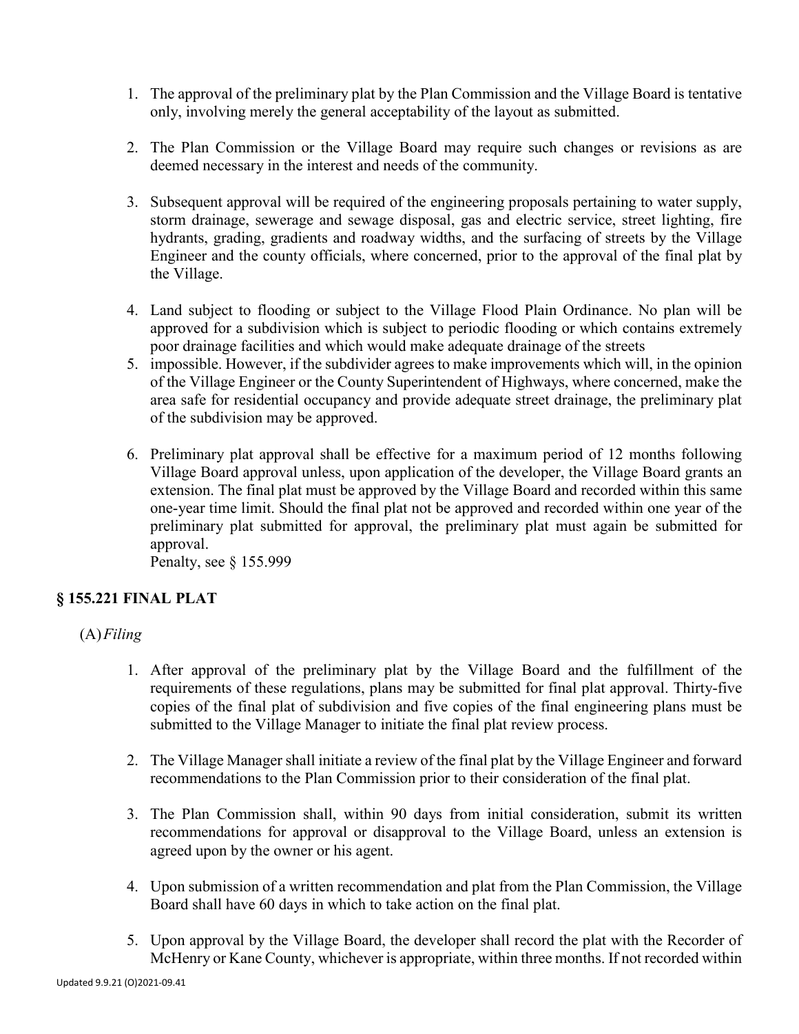1. The approval of the preliminary plat by the Plan Commission and the Village Board is tentative only, involving merely the general acceptability of the layout as submitted.

2. The Plan Commission or the Village Board may require such changes or revisions as are deemed necessary in the interest and needs of the community.

3. Subsequent approval will be required of the engineering proposals pertaining to water supply, storm drainage, sewerage and sewage disposal, gas and electric service, street lighting, fire hydrants, grading, gradients and roadway widths, and the surfacing of streets by the Village Engineer and the county officials, where concerned, prior to the approval of the final plat by the Village.

4. Land subject to flooding or subject to the Village Flood Plain Ordinance. No plan will be approved for a subdivision which is subject to periodic flooding or which contains extremely poor drainage facilities and which would make adequate drainage of the streets
5. impossible. However, if the subdivider agrees to make improvements which will, in the opinion of the Village Engineer or the County Superintendent of Highways, where concerned, make the area safe for residential occupancy and provide adequate street drainage, the preliminary plat of the subdivision may be approved.

6. Preliminary plat approval shall be effective for a maximum period of 12 months following Village Board approval unless, upon application of the developer, the Village Board grants an extension. The final plat must be approved by the Village Board and recorded within this same one-year time limit. Should the final plat not be approved and recorded within one year of the preliminary plat submitted for approval, the preliminary plat must again be submitted for approval.
   Penalty, see § 155.999

## § 155.221 FINAL PLAT

(A) *Filing*

1. After approval of the preliminary plat by the Village Board and the fulfillment of the requirements of these regulations, plans may be submitted for final plat approval. Thirty-five copies of the final plat of subdivision and five copies of the final engineering plans must be submitted to the Village Manager to initiate the final plat review process.

2. The Village Manager shall initiate a review of the final plat by the Village Engineer and forward recommendations to the Plan Commission prior to their consideration of the final plat.

3. The Plan Commission shall, within 90 days from initial consideration, submit its written recommendations for approval or disapproval to the Village Board, unless an extension is agreed upon by the owner or his agent.

4. Upon submission of a written recommendation and plat from the Plan Commission, the Village Board shall have 60 days in which to take action on the final plat.

5. Upon approval by the Village Board, the developer shall record the plat with the Recorder of McHenry or Kane County, whichever is appropriate, within three months. If not recorded within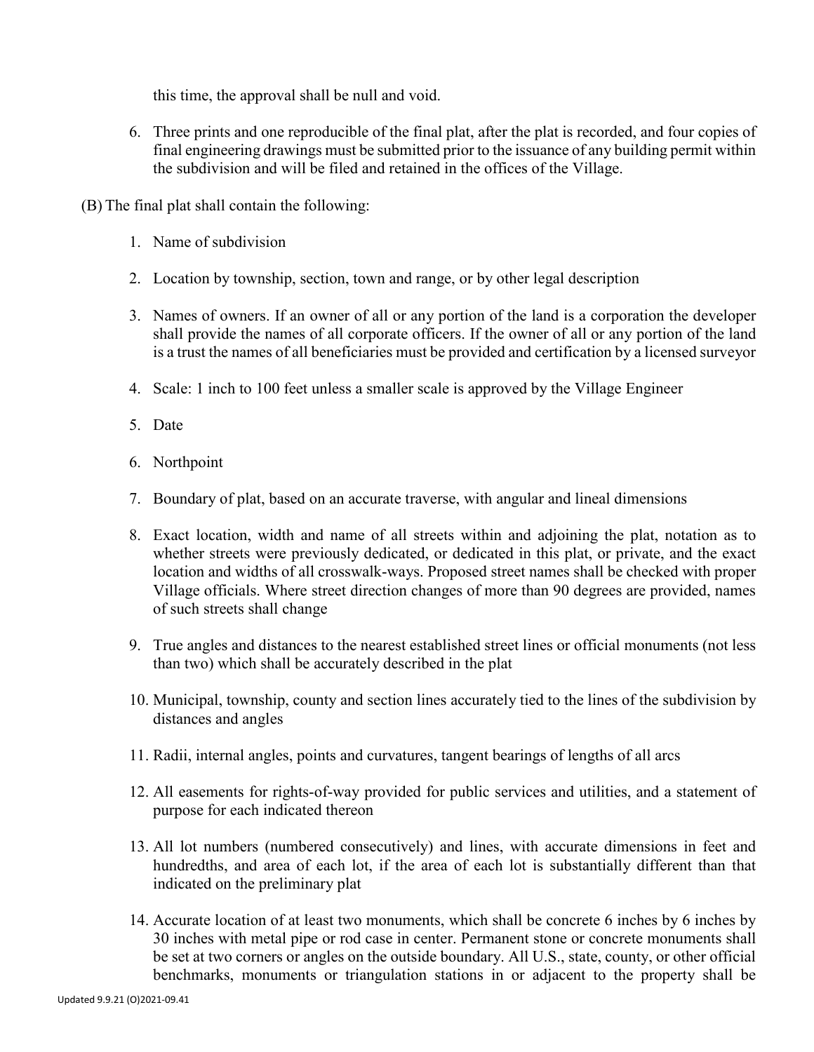this time, the approval shall be null and void.

6. Three prints and one reproducible of the final plat, after the plat is recorded, and four copies of final engineering drawings must be submitted prior to the issuance of any building permit within the subdivision and will be filed and retained in the offices of the Village.

(B) The final plat shall contain the following:

1. Name of subdivision
2. Location by township, section, town and range, or by other legal description
3. Names of owners. If an owner of all or any portion of the land is a corporation the developer shall provide the names of all corporate officers. If the owner of all or any portion of the land is a trust the names of all beneficiaries must be provided and certification by a licensed surveyor
4. Scale: 1 inch to 100 feet unless a smaller scale is approved by the Village Engineer
5. Date
6. Northpoint
7. Boundary of plat, based on an accurate traverse, with angular and lineal dimensions
8. Exact location, width and name of all streets within and adjoining the plat, notation as to whether streets were previously dedicated, or dedicated in this plat, or private, and the exact location and widths of all crosswalk-ways. Proposed street names shall be checked with proper Village officials. Where street direction changes of more than 90 degrees are provided, names of such streets shall change
9. True angles and distances to the nearest established street lines or official monuments (not less than two) which shall be accurately described in the plat
10. Municipal, township, county and section lines accurately tied to the lines of the subdivision by distances and angles
11. Radii, internal angles, points and curvatures, tangent bearings of lengths of all arcs
12. All easements for rights-of-way provided for public services and utilities, and a statement of purpose for each indicated thereon
13. All lot numbers (numbered consecutively) and lines, with accurate dimensions in feet and hundredths, and area of each lot, if the area of each lot is substantially different than that indicated on the preliminary plat
14. Accurate location of at least two monuments, which shall be concrete 6 inches by 6 inches by 30 inches with metal pipe or rod case in center. Permanent stone or concrete monuments shall be set at two corners or angles on the outside boundary. All U.S., state, county, or other official benchmarks, monuments or triangulation stations in or adjacent to the property shall be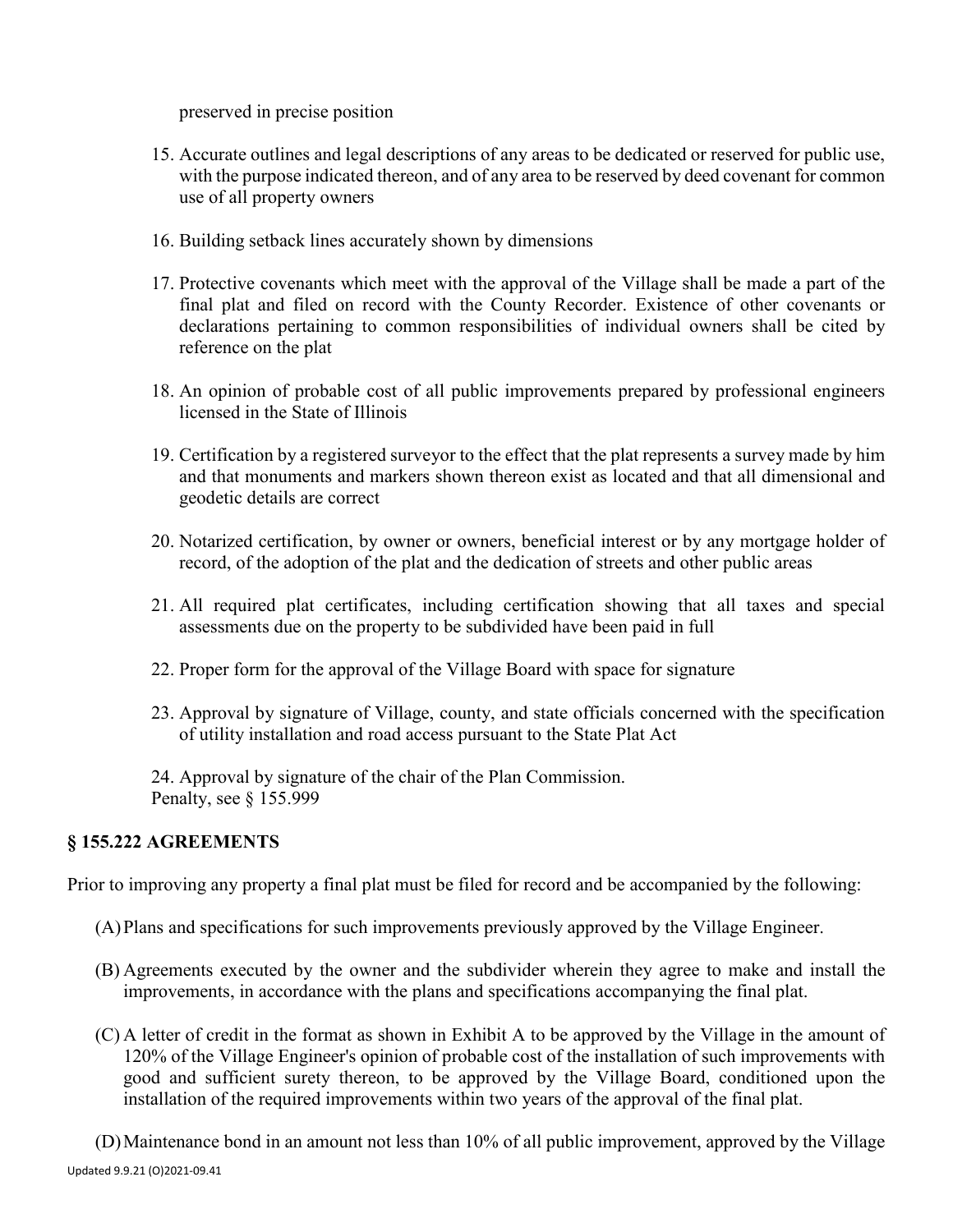preserved in precise position

15. Accurate outlines and legal descriptions of any areas to be dedicated or reserved for public use, with the purpose indicated thereon, and of any area to be reserved by deed covenant for common use of all property owners

16. Building setback lines accurately shown by dimensions

17. Protective covenants which meet with the approval of the Village shall be made a part of the final plat and filed on record with the County Recorder. Existence of other covenants or declarations pertaining to common responsibilities of individual owners shall be cited by reference on the plat

18. An opinion of probable cost of all public improvements prepared by professional engineers licensed in the State of Illinois

19. Certification by a registered surveyor to the effect that the plat represents a survey made by him and that monuments and markers shown thereon exist as located and that all dimensional and geodetic details are correct

20. Notarized certification, by owner or owners, beneficial interest or by any mortgage holder of record, of the adoption of the plat and the dedication of streets and other public areas

21. All required plat certificates, including certification showing that all taxes and special assessments due on the property to be subdivided have been paid in full

22. Proper form for the approval of the Village Board with space for signature

23. Approval by signature of Village, county, and state officials concerned with the specification of utility installation and road access pursuant to the State Plat Act

24. Approval by signature of the chair of the Plan Commission.

Penalty, see § 155.999

### § 155.222 AGREEMENTS

Prior to improving any property a final plat must be filed for record and be accompanied by the following:

(A) Plans and specifications for such improvements previously approved by the Village Engineer.

(B) Agreements executed by the owner and the subdivider wherein they agree to make and install the improvements, in accordance with the plans and specifications accompanying the final plat.

(C) A letter of credit in the format as shown in Exhibit A to be approved by the Village in the amount of 120% of the Village Engineer's opinion of probable cost of the installation of such improvements with good and sufficient surety thereon, to be approved by the Village Board, conditioned upon the installation of the required improvements within two years of the approval of the final plat.

(D) Maintenance bond in an amount not less than 10% of all public improvement, approved by the Village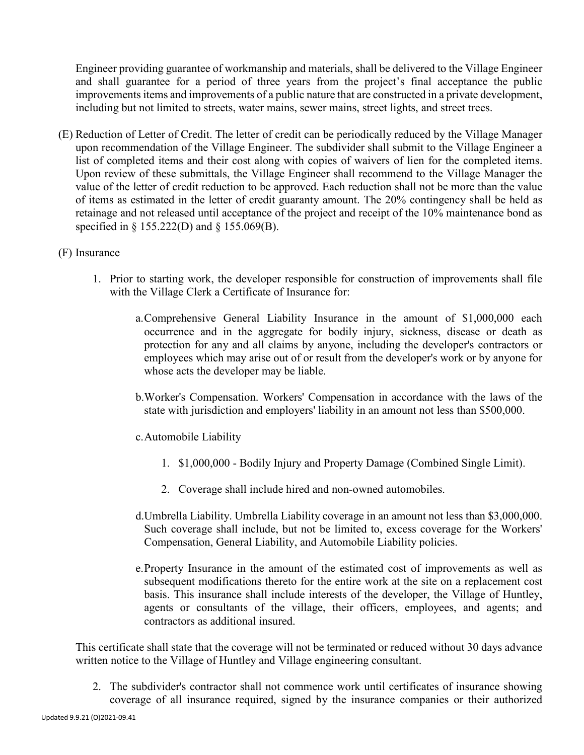Engineer providing guarantee of workmanship and materials, shall be delivered to the Village Engineer and shall guarantee for a period of three years from the project's final acceptance the public improvements items and improvements of a public nature that are constructed in a private development, including but not limited to streets, water mains, sewer mains, street lights, and street trees.

(E) Reduction of Letter of Credit. The letter of credit can be periodically reduced by the Village Manager upon recommendation of the Village Engineer. The subdivider shall submit to the Village Engineer a list of completed items and their cost along with copies of waivers of lien for the completed items. Upon review of these submittals, the Village Engineer shall recommend to the Village Manager the value of the letter of credit reduction to be approved. Each reduction shall not be more than the value of items as estimated in the letter of credit guaranty amount. The 20% contingency shall be held as retainage and not released until acceptance of the project and receipt of the 10% maintenance bond as specified in § 155.222(D) and § 155.069(B).

(F) Insurance

1. Prior to starting work, the developer responsible for construction of improvements shall file with the Village Clerk a Certificate of Insurance for:

    a. Comprehensive General Liability Insurance in the amount of $1,000,000 each occurrence and in the aggregate for bodily injury, sickness, disease or death as protection for any and all claims by anyone, including the developer's contractors or employees which may arise out of or result from the developer's work or by anyone for whose acts the developer may be liable.

    b. Worker's Compensation. Workers' Compensation in accordance with the laws of the state with jurisdiction and employers' liability in an amount not less than $500,000.

    c. Automobile Liability

        1. $1,000,000 - Bodily Injury and Property Damage (Combined Single Limit).

        2. Coverage shall include hired and non-owned automobiles.

    d. Umbrella Liability. Umbrella Liability coverage in an amount not less than $3,000,000. Such coverage shall include, but not be limited to, excess coverage for the Workers' Compensation, General Liability, and Automobile Liability policies.

    e. Property Insurance in the amount of the estimated cost of improvements as well as subsequent modifications thereto for the entire work at the site on a replacement cost basis. This insurance shall include interests of the developer, the Village of Huntley, agents or consultants of the village, their officers, employees, and agents; and contractors as additional insured.

This certificate shall state that the coverage will not be terminated or reduced without 30 days advance written notice to the Village of Huntley and Village engineering consultant.

2. The subdivider's contractor shall not commence work until certificates of insurance showing coverage of all insurance required, signed by the insurance companies or their authorized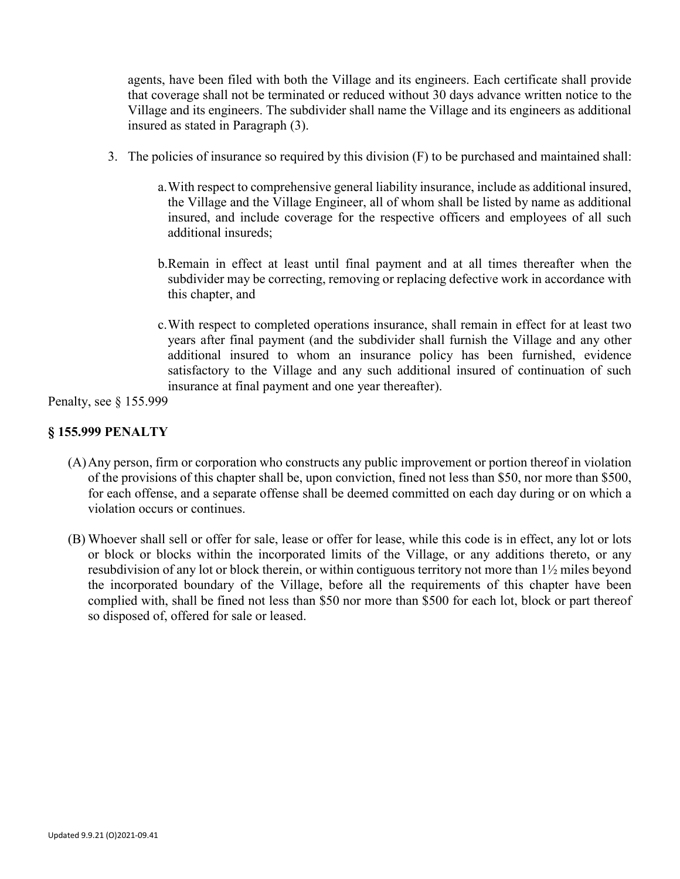agents, have been filed with both the Village and its engineers. Each certificate shall provide that coverage shall not be terminated or reduced without 30 days advance written notice to the Village and its engineers. The subdivider shall name the Village and its engineers as additional insured as stated in Paragraph (3).

3. The policies of insurance so required by this division (F) to be purchased and maintained shall:

   a. With respect to comprehensive general liability insurance, include as additional insured, the Village and the Village Engineer, all of whom shall be listed by name as additional insured, and include coverage for the respective officers and employees of all such additional insureds;

   b. Remain in effect at least until final payment and at all times thereafter when the subdivider may be correcting, removing or replacing defective work in accordance with this chapter, and

   c. With respect to completed operations insurance, shall remain in effect for at least two years after final payment (and the subdivider shall furnish the Village and any other additional insured to whom an insurance policy has been furnished, evidence satisfactory to the Village and any such additional insured of continuation of such insurance at final payment and one year thereafter).

Penalty, see § 155.999

## § 155.999 PENALTY

(A) Any person, firm or corporation who constructs any public improvement or portion thereof in violation of the provisions of this chapter shall be, upon conviction, fined not less than $50, nor more than $500, for each offense, and a separate offense shall be deemed committed on each day during or on which a violation occurs or continues.

(B) Whoever shall sell or offer for sale, lease or offer for lease, while this code is in effect, any lot or lots or block or blocks within the incorporated limits of the Village, or any additions thereto, or any resubdivision of any lot or block therein, or within contiguous territory not more than 1½ miles beyond the incorporated boundary of the Village, before all the requirements of this chapter have been complied with, shall be fined not less than $50 nor more than $500 for each lot, block or part thereof so disposed of, offered for sale or leased.

Updated 9.9.21 (O)2021-09.41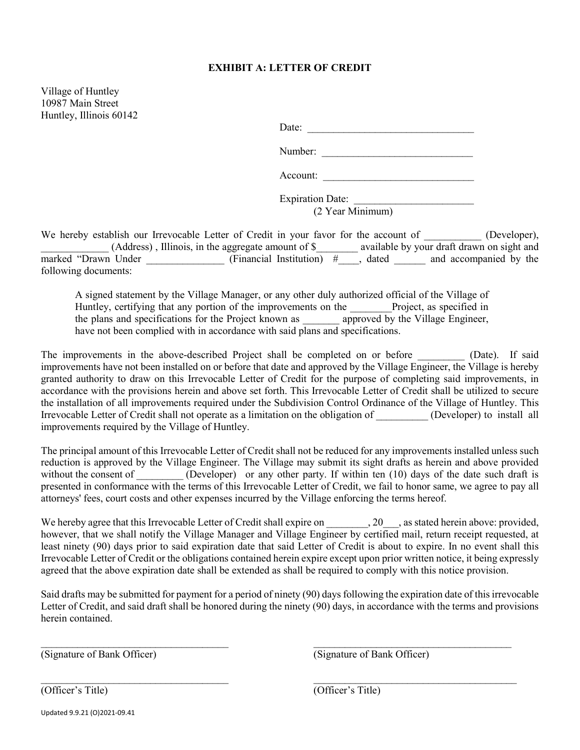**EXHIBIT A: LETTER OF CREDIT**

Village of Huntley
10987 Main Street
Huntley, Illinois 60142

Date: ________________________________

Number: ______________________________

Account: ______________________________

Expiration Date: _______________________
(2 Year Minimum)

We hereby establish our Irrevocable Letter of Credit in your favor for the account of ___________ (Developer), _____________ (Address) , Illinois, in the aggregate amount of $________ available by your draft drawn on sight and marked "Drawn Under _______________ (Financial Institution) #____, dated ______ and accompanied by the following documents:

> A signed statement by the Village Manager, or any other duly authorized official of the Village of Huntley, certifying that any portion of the improvements on the ________Project, as specified in the plans and specifications for the Project known as _______ approved by the Village Engineer, have not been complied with in accordance with said plans and specifications.

The improvements in the above-described Project shall be completed on or before _________ (Date). If said improvements have not been installed on or before that date and approved by the Village Engineer, the Village is hereby granted authority to draw on this Irrevocable Letter of Credit for the purpose of completing said improvements, in accordance with the provisions herein and above set forth. This Irrevocable Letter of Credit shall be utilized to secure the installation of all improvements required under the Subdivision Control Ordinance of the Village of Huntley. This Irrevocable Letter of Credit shall not operate as a limitation on the obligation of __________ (Developer) to install all improvements required by the Village of Huntley.

The principal amount of this Irrevocable Letter of Credit shall not be reduced for any improvements installed unless such reduction is approved by the Village Engineer. The Village may submit its sight drafts as herein and above provided without the consent of _________ (Developer) or any other party. If within ten (10) days of the date such draft is presented in conformance with the terms of this Irrevocable Letter of Credit, we fail to honor same, we agree to pay all attorneys' fees, court costs and other expenses incurred by the Village enforcing the terms hereof.

We hereby agree that this Irrevocable Letter of Credit shall expire on ________, 20___, as stated herein above: provided, however, that we shall notify the Village Manager and Village Engineer by certified mail, return receipt requested, at least ninety (90) days prior to said expiration date that said Letter of Credit is about to expire. In no event shall this Irrevocable Letter of Credit or the obligations contained herein expire except upon prior written notice, it being expressly agreed that the above expiration date shall be extended as shall be required to comply with this notice provision.

Said drafts may be submitted for payment for a period of ninety (90) days following the expiration date of this irrevocable Letter of Credit, and said draft shall be honored during the ninety (90) days, in accordance with the terms and provisions herein contained.

_____________________________________
(Signature of Bank Officer)

_____________________________________
(Officer's Title)

_____________________________________
(Signature of Bank Officer)

_____________________________________
(Officer's Title)

Updated 9.9.21 (O)2021-09.41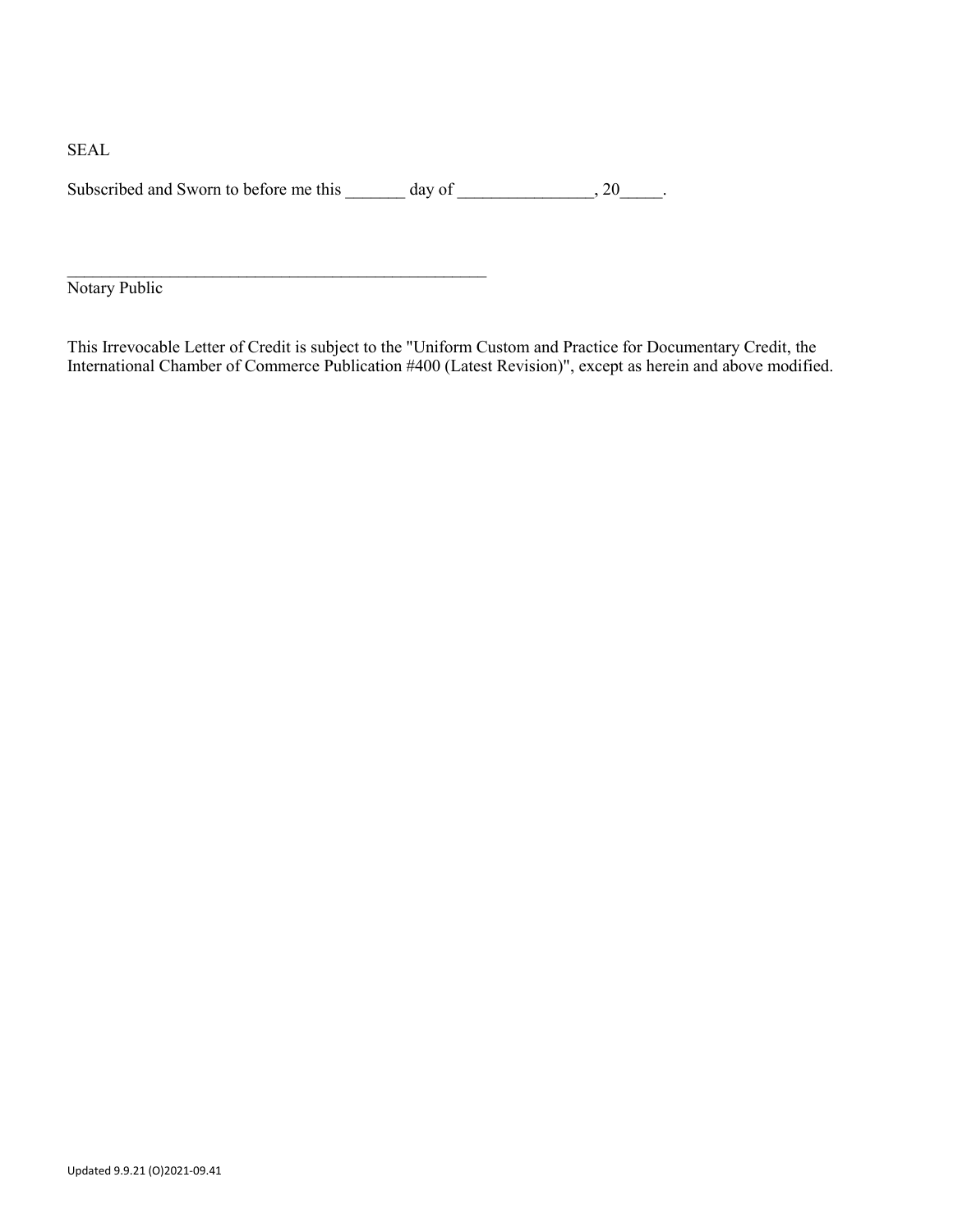SEAL

Subscribed and Sworn to before me this _______ day of ________________, 20_____.

_____________________________________________________
Notary Public

This Irrevocable Letter of Credit is subject to the "Uniform Custom and Practice for Documentary Credit, the International Chamber of Commerce Publication #400 (Latest Revision)", except as herein and above modified.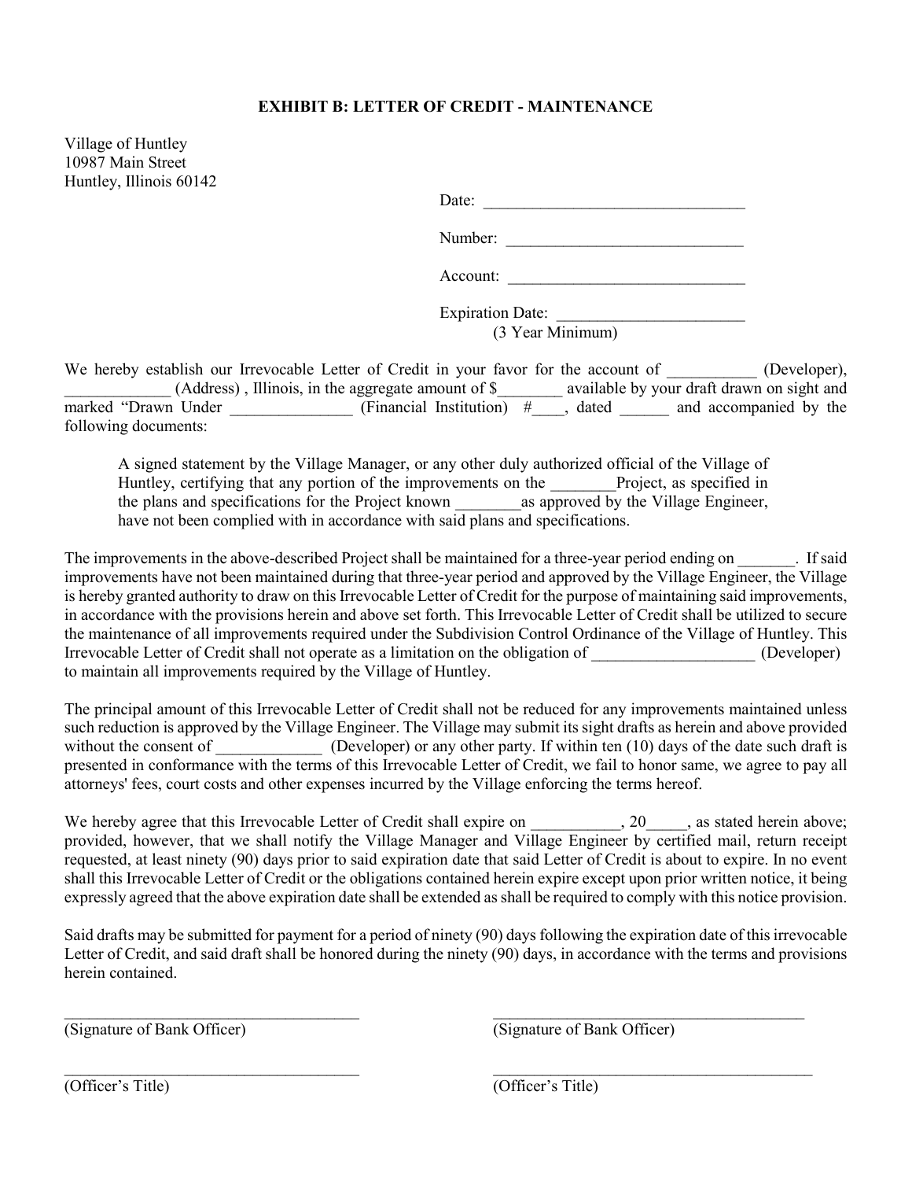**EXHIBIT B: LETTER OF CREDIT - MAINTENANCE**

Village of Huntley
10987 Main Street
Huntley, Illinois 60142

Date: ________________________________

Number: _____________________________

Account: _____________________________

Expiration Date: _______________________
(3 Year Minimum)

We hereby establish our Irrevocable Letter of Credit in your favor for the account of ___________ (Developer), _____________ (Address) , Illinois, in the aggregate amount of $________ available by your draft drawn on sight and marked "Drawn Under _______________ (Financial Institution) #____, dated ______ and accompanied by the following documents:

> A signed statement by the Village Manager, or any other duly authorized official of the Village of Huntley, certifying that any portion of the improvements on the ________Project, as specified in the plans and specifications for the Project known ________as approved by the Village Engineer, have not been complied with in accordance with said plans and specifications.

The improvements in the above-described Project shall be maintained for a three-year period ending on _______. If said improvements have not been maintained during that three-year period and approved by the Village Engineer, the Village is hereby granted authority to draw on this Irrevocable Letter of Credit for the purpose of maintaining said improvements, in accordance with the provisions herein and above set forth. This Irrevocable Letter of Credit shall be utilized to secure the maintenance of all improvements required under the Subdivision Control Ordinance of the Village of Huntley. This Irrevocable Letter of Credit shall not operate as a limitation on the obligation of ____________________ (Developer) to maintain all improvements required by the Village of Huntley.

The principal amount of this Irrevocable Letter of Credit shall not be reduced for any improvements maintained unless such reduction is approved by the Village Engineer. The Village may submit its sight drafts as herein and above provided without the consent of _____________ (Developer) or any other party. If within ten (10) days of the date such draft is presented in conformance with the terms of this Irrevocable Letter of Credit, we fail to honor same, we agree to pay all attorneys' fees, court costs and other expenses incurred by the Village enforcing the terms hereof.

We hereby agree that this Irrevocable Letter of Credit shall expire on ___________, 20_____, as stated herein above; provided, however, that we shall notify the Village Manager and Village Engineer by certified mail, return receipt requested, at least ninety (90) days prior to said expiration date that said Letter of Credit is about to expire. In no event shall this Irrevocable Letter of Credit or the obligations contained herein expire except upon prior written notice, it being expressly agreed that the above expiration date shall be extended as shall be required to comply with this notice provision.

Said drafts may be submitted for payment for a period of ninety (90) days following the expiration date of this irrevocable Letter of Credit, and said draft shall be honored during the ninety (90) days, in accordance with the terms and provisions herein contained.

____________________________________
(Signature of Bank Officer)

____________________________________
(Officer's Title)

____________________________________
(Signature of Bank Officer)

____________________________________
(Officer's Title)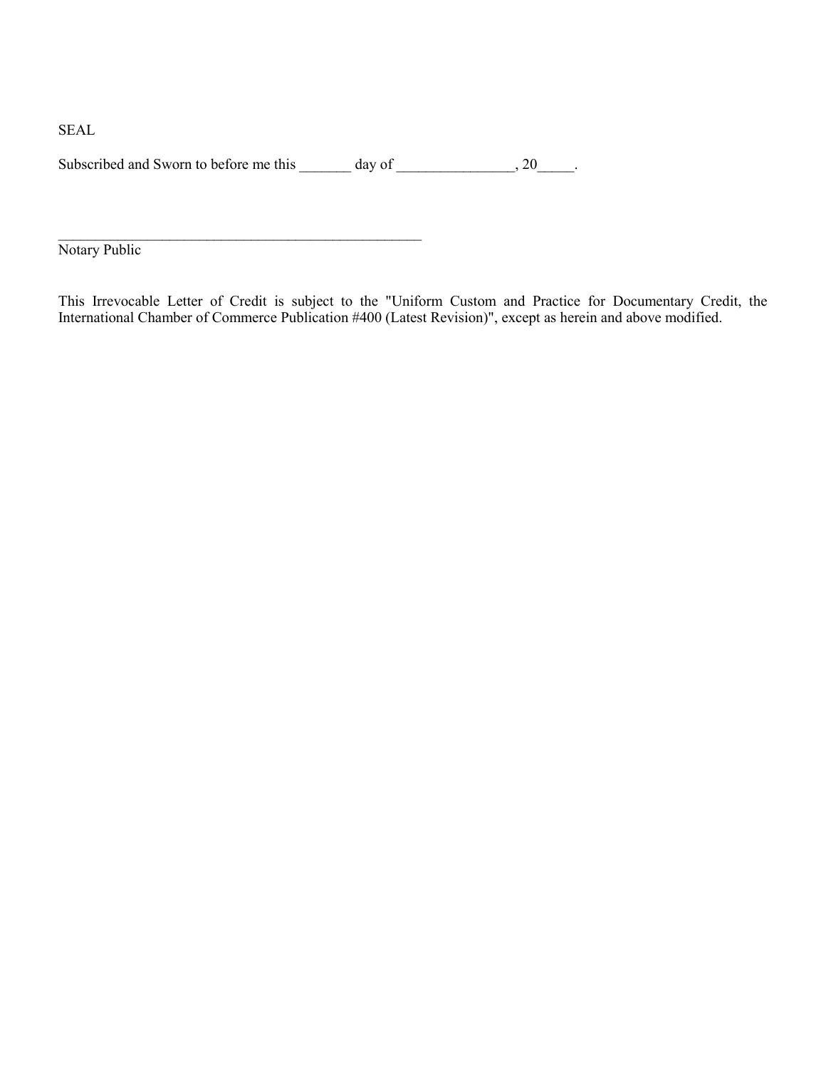SEAL

Subscribed and Sworn to before me this _______ day of ________________, 20_____.

_____________________________________________________

Notary Public

This Irrevocable Letter of Credit is subject to the "Uniform Custom and Practice for Documentary Credit, the International Chamber of Commerce Publication #400 (Latest Revision)", except as herein and above modified.